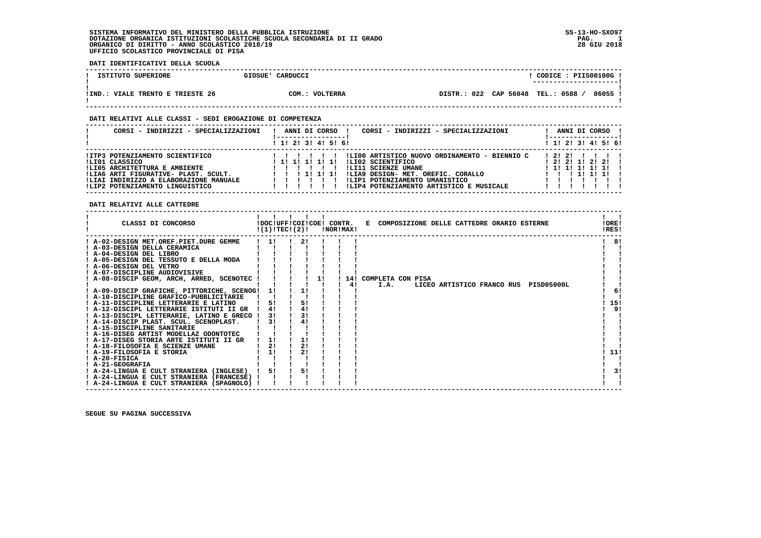SISTEMA INFORMATIVO DEL MINISTERO DELLA PUBBLICA ISTRUZIONE
DOTAZIONE ORGANICA ISTITUZIONI SCOLASTICHE SCUOLA SECONDARIA DI II GRADO
ORGANICO DI DIRITTO - ANNO SCOLASTICO 2018/19
UFFICIO SCOLASTICO PROVINCIALE DI PISA

SS-13-HO-SXO97
28 GIU 2018

**DATI IDENTIFICATIVI DELLA SCUOLA**

| ISTITUTO SUPERIORE | GIOSUE' CARDUCCI | | CODICE : PIIS00100G |
|---|---|---|---|
| IND.: VIALE TRENTO E TRIESTE 26 | COM.: VOLTERRA | DISTR.: 022 CAP 56048 | TEL.: 0588 / 86055 |

**DATI RELATIVI ALLE CLASSI - SEDI EROGAZIONE DI COMPETENZA**

| CORSI - INDIRIZZI - SPECIALIZZAZIONI | 1 | 2 | 3 | 4 | 5 | 6 | CORSI - INDIRIZZI - SPECIALIZZAZIONI | 1 | 2 | 3 | 4 | 5 | 6 |
|---|---|---|---|---|---|---|---|---|---|---|---|---|---|
| ITP3 POTENZIAMENTO SCIENTIFICO | | | | | | | LI00 ARTISTICO NUOVO ORDINAMENTO - BIENNIO C | 2 | 2 | | | | |
| LI01 CLASSICO | 1 | 1 | 1 | 1 | 1 | | LI02 SCIENTIFICO | 2 | 2 | 1 | 2 | 2 | |
| LI05 ARCHITETTURA E AMBIENTE | | | | | | | LI11 SCIENZE UMANE | 1 | 1 | 1 | 1 | 1 | |
| LIA6 ARTI FIGURATIVE- PLAST. SCULT. | | | 1 | 1 | 1 | | LIA9 DESIGN- MET. OREFIC. CORALLO | | | 1 | 1 | 1 | |
| LIAI INDIRIZZO A ELABORAZIONE MANUALE | | | | | | | LIP1 POTENZIAMENTO UMANISTICO | | | | | | |
| LIP2 POTENZIAMENTO LINGUISTICO | | | | | | | LIP4 POTENZIAMENTO ARTISTICO E MUSICALE | | | | | | |

**DATI RELATIVI ALLE CATTEDRE**

| CLASSI DI CONCORSO | DOC (1) | UFF TEC | COI (2) | COE | CONTR. NOR | CONTR. MAX | E COMPOSIZIONE DELLE CATTEDRE ORARIO ESTERNE | ORE RES |
|---|---|---|---|---|---|---|---|---|
| A-02-DESIGN MET.OREF.PIET.DURE GEMME | 1 | | 2 | | | | | 8 |
| A-03-DESIGN DELLA CERAMICA | | | | | | | | |
| A-04-DESIGN DEL LIBRO | | | | | | | | |
| A-05-DESIGN DEL TESSUTO E DELLA MODA | | | | | | | | |
| A-06-DESIGN DEL VETRO | | | | | | | | |
| A-07-DISCIPLINE AUDIOVISIVE | | | | | | | | |
| A-08-DISCIP GEOM, ARCH, ARRED, SCENOTEC | | | | 1 | 14 | | COMPLETA CON PISA | |
| | | | | | 4 | | I.A. LICEO ARTISTICO FRANCO RUS PISD05000L | |
| A-09-DISCIP GRAFICHE, PITTORICHE, SCENOG | 1 | | 1 | | | | | 6 |
| A-10-DISCIPLINE GRAFICO-PUBBLICITARIE | | | | | | | | |
| A-11-DISCIPLINE LETTERARIE E LATINO | 5 | | 5 | | | | | 15 |
| A-12-DISCIPL LETTERARIE ISTITUTI II GR | 4 | | 4 | | | | | 9 |
| A-13-DISCIPL LETTERARIE, LATINO E GRECO | 3 | | 3 | | | | | |
| A-14-DISCIP PLAST. SCUL. SCENOPLAST. | 3 | | 4 | | | | | |
| A-15-DISCIPLINE SANITARIE | | | | | | | | |
| A-16-DISEG ARTIST MODELLAZ ODONTOTEC | | | | | | | | |
| A-17-DISEG STORIA ARTE ISTITUTI II GR | 1 | | 1 | | | | | |
| A-18-FILOSOFIA E SCIENZE UMANE | 2 | | 2 | | | | | |
| A-19-FILOSOFIA E STORIA | 1 | | 2 | | | | | 11 |
| A-20-FISICA | | | | | | | | |
| A-21-GEOGRAFIA | | | | | | | | |
| A-24-LINGUA E CULT STRANIERA (INGLESE) | 5 | | 5 | | | | | 3 |
| A-24-LINGUA E CULT STRANIERA (FRANCESE) | | | | | | | | |
| A-24-LINGUA E CULT STRANIERA (SPAGNOLO) | | | | | | | | |

SEGUE SU PAGINA SUCCESSIVA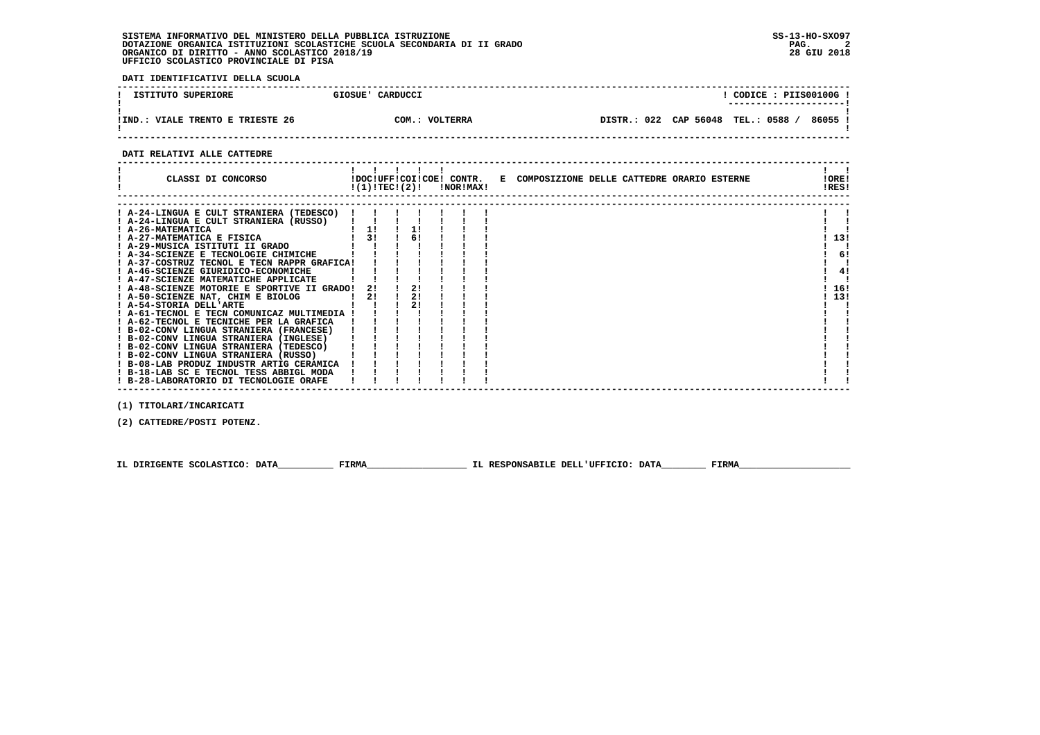SISTEMA INFORMATIVO DEL MINISTERO DELLA PUBBLICA ISTRUZIONE
DOTAZIONE ORGANICA ISTITUZIONI SCOLASTICHE SCUOLA SECONDARIA DI II GRADO
ORGANICO DI DIRITTO - ANNO SCOLASTICO 2018/19
UFFICIO SCOLASTICO PROVINCIALE DI PISA

SS-13-HO-SXO97
28 GIU 2018

**DATI IDENTIFICATIVI DELLA SCUOLA**

| ISTITUTO SUPERIORE | GIOSUE' CARDUCCI | | CODICE : PIIS00100G |
|---|---|---|---|
| IND.: VIALE TRENTO E TRIESTE 26 | COM.: VOLTERRA | DISTR.: 022 CAP 56048 | TEL.: 0588 / 86055 |

**DATI RELATIVI ALLE CATTEDRE**

| CLASSI DI CONCORSO | DOC (1) | UFF TEC | COI (2) | COE | CONTR. NOR | CONTR. MAX | E COMPOSIZIONE DELLE CATTEDRE ORARIO ESTERNE | ORE RES |
|---|---|---|---|---|---|---|---|---|
| A-24-LINGUA E CULT STRANIERA (TEDESCO) | | | | | | | | |
| A-24-LINGUA E CULT STRANIERA (RUSSO) | | | | | | | | |
| A-26-MATEMATICA | 1 | | 1 | | | | | |
| A-27-MATEMATICA E FISICA | 3 | | 6 | | | | | 13 |
| A-29-MUSICA ISTITUTI II GRADO | | | | | | | | |
| A-34-SCIENZE E TECNOLOGIE CHIMICHE | | | | | | | | 6 |
| A-37-COSTRUZ TECNOL E TECN RAPPR GRAFICA | | | | | | | | |
| A-46-SCIENZE GIURIDICO-ECONOMICHE | | | | | | | | 4 |
| A-47-SCIENZE MATEMATICHE APPLICATE | | | | | | | | |
| A-48-SCIENZE MOTORIE E SPORTIVE II GRADO | 2 | | 2 | | | | | 16 |
| A-50-SCIENZE NAT, CHIM E BIOLOG | 2 | | 2 | | | | | 13 |
| A-54-STORIA DELL'ARTE | | | 2 | | | | | |
| A-61-TECNOL E TECN COMUNICAZ MULTIMEDIA | | | | | | | | |
| A-62-TECNOL E TECNICHE PER LA GRAFICA | | | | | | | | |
| B-02-CONV LINGUA STRANIERA (FRANCESE) | | | | | | | | |
| B-02-CONV LINGUA STRANIERA (INGLESE) | | | | | | | | |
| B-02-CONV LINGUA STRANIERA (TEDESCO) | | | | | | | | |
| B-02-CONV LINGUA STRANIERA (RUSSO) | | | | | | | | |
| B-08-LAB PRODUZ INDUSTR ARTIG CERAMICA | | | | | | | | |
| B-18-LAB SC E TECNOL TESS ABBIGL MODA | | | | | | | | |
| B-28-LABORATORIO DI TECNOLOGIE ORAFE | | | | | | | | |

(1) TITOLARI/INCARICATI

(2) CATTEDRE/POSTI POTENZ.

IL DIRIGENTE SCOLASTICO: DATA__________ FIRMA__________________ IL RESPONSABILE DELL'UFFICIO: DATA________ FIRMA____________________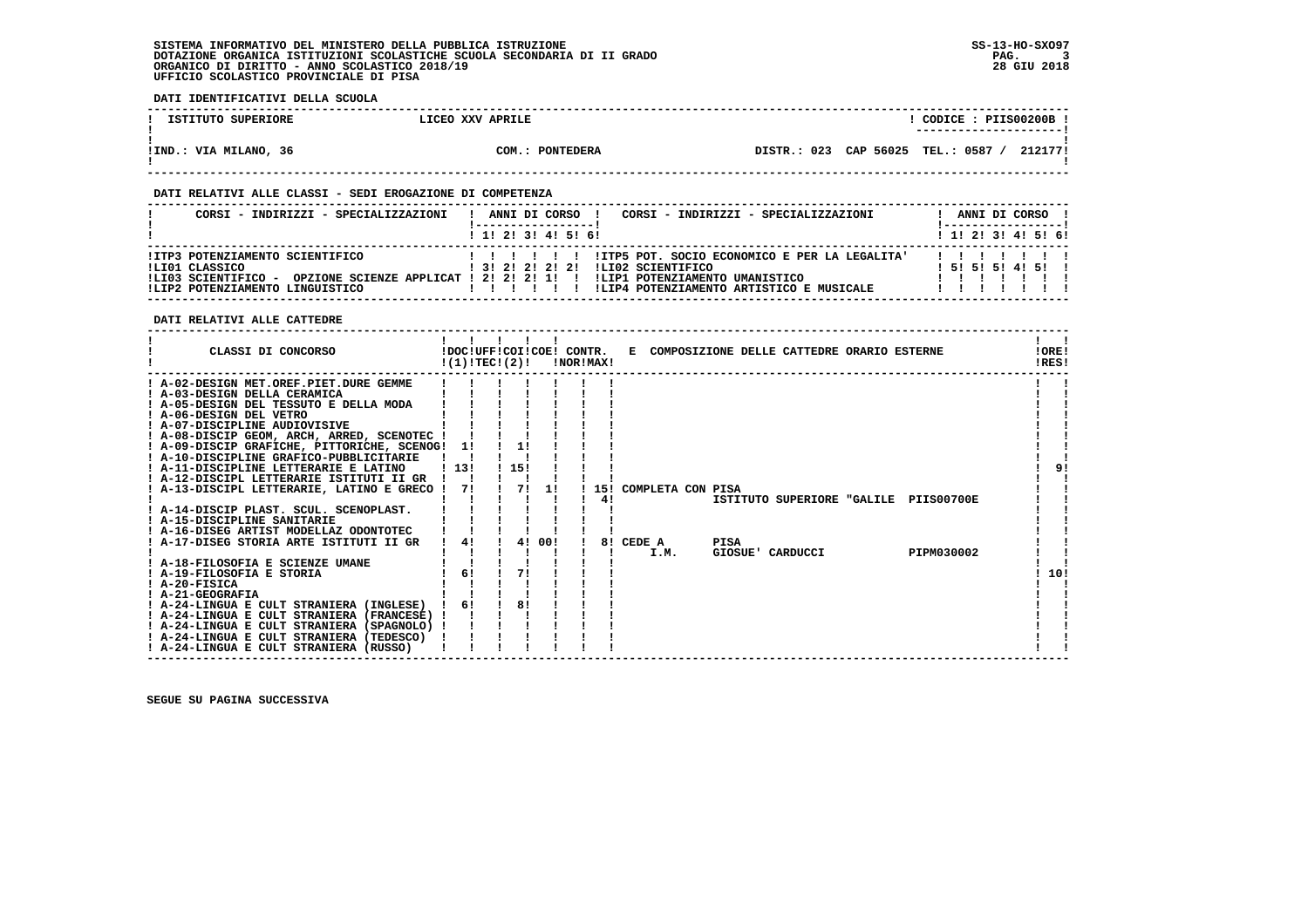SISTEMA INFORMATIVO DEL MINISTERO DELLA PUBBLICA ISTRUZIONE
DOTAZIONE ORGANICA ISTITUZIONI SCOLASTICHE SCUOLA SECONDARIA DI II GRADO
ORGANICO DI DIRITTO - ANNO SCOLASTICO 2018/19
UFFICIO SCOLASTICO PROVINCIALE DI PISA

SS-13-HO-SXO97
28 GIU 2018

**DATI IDENTIFICATIVI DELLA SCUOLA**

| ISTITUTO SUPERIORE | LICEO XXV APRILE | | CODICE : PIIS00200B |
|---|---|---|---|
| IND.: VIA MILANO, 36 | COM.: PONTEDERA | DISTR.: 023 CAP 56025 | TEL.: 0587 / 212177 |

**DATI RELATIVI ALLE CLASSI - SEDI EROGAZIONE DI COMPETENZA**

| CORSI - INDIRIZZI - SPECIALIZZAZIONI | 1 | 2 | 3 | 4 | 5 | 6 | CORSI - INDIRIZZI - SPECIALIZZAZIONI | 1 | 2 | 3 | 4 | 5 | 6 |
|---|---|---|---|---|---|---|---|---|---|---|---|---|---|
| ITP3 POTENZIAMENTO SCIENTIFICO | | | | | | | ITP5 POT. SOCIO ECONOMICO E PER LA LEGALITA' | | | | | | |
| LI01 CLASSICO | 3 | 2 | 2 | 2 | 2 | | LI02 SCIENTIFICO | 5 | 5 | 5 | 4 | 5 | |
| LI03 SCIENTIFICO - OPZIONE SCIENZE APPLICAT | 2 | 2 | 2 | 1 | | | LIP1 POTENZIAMENTO UMANISTICO | | | | | | |
| LIP2 POTENZIAMENTO LINGUISTICO | | | | | | | LIP4 POTENZIAMENTO ARTISTICO E MUSICALE | | | | | | |

**DATI RELATIVI ALLE CATTEDRE**

| CLASSI DI CONCORSO | DOC (1) | UFF TEC (2) | COI | COE | CONTR. NOR | CONTR. MAX | E COMPOSIZIONE DELLE CATTEDRE ORARIO ESTERNE | ORE RES |
|---|---|---|---|---|---|---|---|---|
| A-02-DESIGN MET.OREF.PIET.DURE GEMME | | | | | | | | |
| A-03-DESIGN DELLA CERAMICA | | | | | | | | |
| A-05-DESIGN DEL TESSUTO E DELLA MODA | | | | | | | | |
| A-06-DESIGN DEL VETRO | | | | | | | | |
| A-07-DISCIPLINE AUDIOVISIVE | | | | | | | | |
| A-08-DISCIP GEOM, ARCH, ARRED, SCENOTEC | | | | | | | | |
| A-09-DISCIP GRAFICHE, PITTORICHE, SCENOG | 1 | | 1 | | | | | |
| A-10-DISCIPLINE GRAFICO-PUBBLICITARIE | | | | | | | | |
| A-11-DISCIPLINE LETTERARIE E LATINO | 13 | | 15 | | | | | 9 |
| A-12-DISCIPL LETTERARIE ISTITUTI II GR | | | | | | | | |
| A-13-DISCIPL LETTERARIE, LATINO E GRECO | 7 | | 7 | 1 | 15 | 4 | COMPLETA CON PISA ISTITUTO SUPERIORE "GALILE PIIS00700E | |
| A-14-DISCIP PLAST. SCUL. SCENOPLAST. | | | | | | | | |
| A-15-DISCIPLINE SANITARIE | | | | | | | | |
| A-16-DISEG ARTIST MODELLAZ ODONTOTEC | | | | | | | | |
| A-17-DISEG STORIA ARTE ISTITUTI II GR | 4 | | 4 | 00 | 8 | | CEDE A PISA I.M. GIOSUE' CARDUCCI PIPM030002 | |
| A-18-FILOSOFIA E SCIENZE UMANE | | | | | | | | |
| A-19-FILOSOFIA E STORIA | 6 | | 7 | | | | | 10 |
| A-20-FISICA | | | | | | | | |
| A-21-GEOGRAFIA | | | | | | | | |
| A-24-LINGUA E CULT STRANIERA (INGLESE) | 6 | | 8 | | | | | |
| A-24-LINGUA E CULT STRANIERA (FRANCESE) | | | | | | | | |
| A-24-LINGUA E CULT STRANIERA (SPAGNOLO) | | | | | | | | |
| A-24-LINGUA E CULT STRANIERA (TEDESCO) | | | | | | | | |
| A-24-LINGUA E CULT STRANIERA (RUSSO) | | | | | | | | |

SEGUE SU PAGINA SUCCESSIVA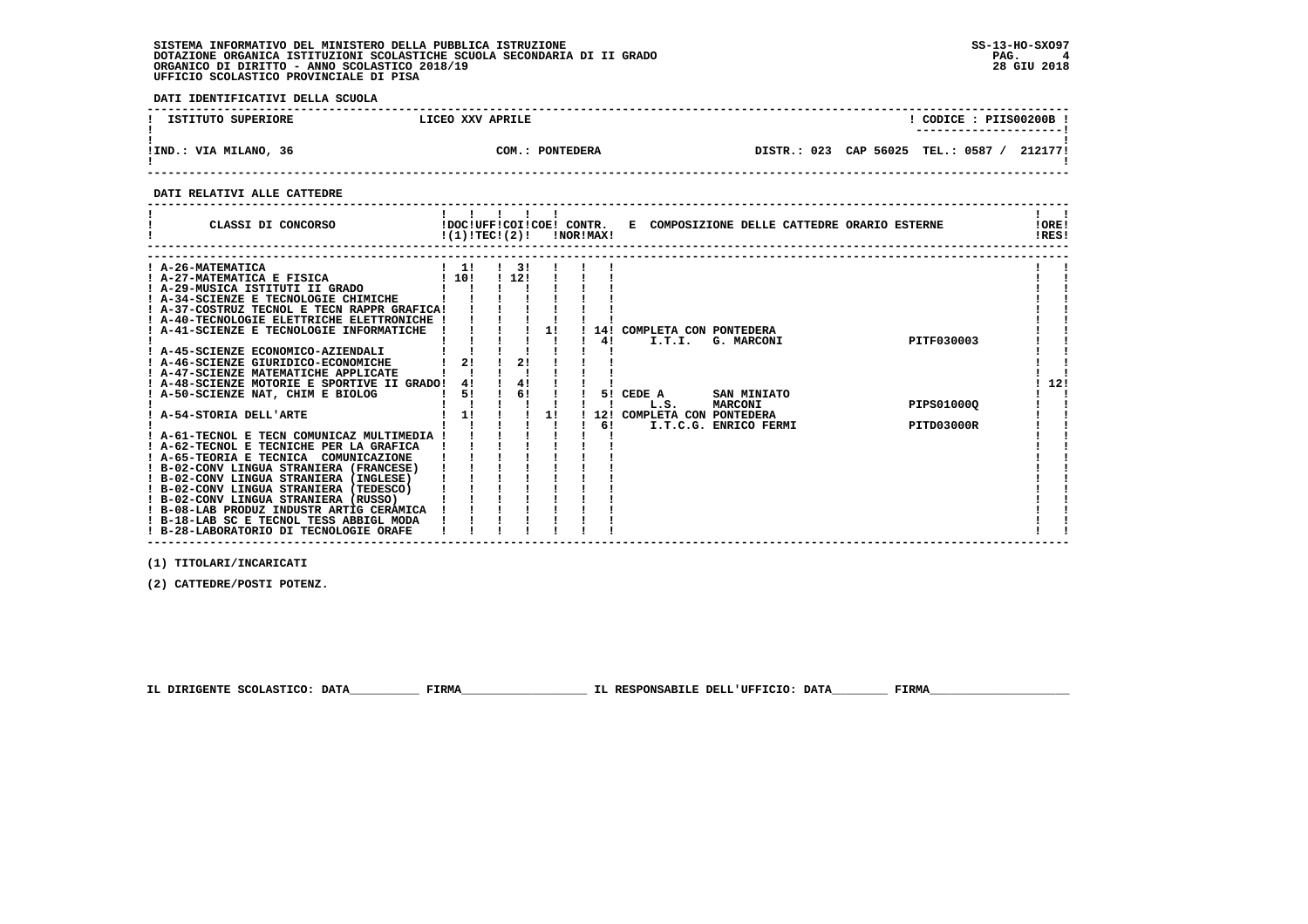SISTEMA INFORMATIVO DEL MINISTERO DELLA PUBBLICA ISTRUZIONE
DOTAZIONE ORGANICA ISTITUZIONI SCOLASTICHE SCUOLA SECONDARIA DI II GRADO
ORGANICO DI DIRITTO - ANNO SCOLASTICO 2018/19
UFFICIO SCOLASTICO PROVINCIALE DI PISA

SS-13-HO-SXO97
28 GIU 2018

**DATI IDENTIFICATIVI DELLA SCUOLA**

| ISTITUTO SUPERIORE | LICEO XXV APRILE | CODICE : PIIS00200B |
|---|---|---|
| IND.: VIA MILANO, 36 | COM.: PONTEDERA | DISTR.: 023 CAP 56025 TEL.: 0587 / 212177 |

**DATI RELATIVI ALLE CATTEDRE**

| CLASSI DI CONCORSO | DOC (1) | UFF TEC | COI (2) | COE | CONTR. NOR | CONTR. MAX | E COMPOSIZIONE DELLE CATTEDRE ORARIO ESTERNE | | ORE RES |
|---|---|---|---|---|---|---|---|---|---|
| A-26-MATEMATICA | 1 | | 3 | | | | | | |
| A-27-MATEMATICA E FISICA | 10 | | 12 | | | | | | |
| A-29-MUSICA ISTITUTI II GRADO | | | | | | | | | |
| A-34-SCIENZE E TECNOLOGIE CHIMICHE | | | | | | | | | |
| A-37-COSTRUZ TECNOL E TECN RAPPR GRAFICA | | | | | | | | | |
| A-40-TECNOLOGIE ELETTRICHE ELETTRONICHE | | | | | | | | | |
| A-41-SCIENZE E TECNOLOGIE INFORMATICHE | | | | 1 | | 14 | COMPLETA CON PONTEDERA | | |
| | | | | | | 4 | I.T.I. G. MARCONI | PITF030003 | |
| A-45-SCIENZE ECONOMICO-AZIENDALI | | | | | | | | | |
| A-46-SCIENZE GIURIDICO-ECONOMICHE | 2 | | 2 | | | | | | |
| A-47-SCIENZE MATEMATICHE APPLICATE | | | | | | | | | |
| A-48-SCIENZE MOTORIE E SPORTIVE II GRADO | 4 | | 4 | | | | | | 12 |
| A-50-SCIENZE NAT, CHIM E BIOLOG | 5 | | 6 | | | 5 | CEDE A SAN MINIATO | | |
| | | | | | | | L.S. MARCONI | PIPS01000Q | |
| A-54-STORIA DELL'ARTE | 1 | | | 1 | | 12 | COMPLETA CON PONTEDERA | | |
| | | | | | | 6 | I.T.C.G. ENRICO FERMI | PITD03000R | |
| A-61-TECNOL E TECN COMUNICAZ MULTIMEDIA | | | | | | | | | |
| A-62-TECNOL E TECNICHE PER LA GRAFICA | | | | | | | | | |
| A-65-TEORIA E TECNICA COMUNICAZIONE | | | | | | | | | |
| B-02-CONV LINGUA STRANIERA (FRANCESE) | | | | | | | | | |
| B-02-CONV LINGUA STRANIERA (INGLESE) | | | | | | | | | |
| B-02-CONV LINGUA STRANIERA (TEDESCO) | | | | | | | | | |
| B-02-CONV LINGUA STRANIERA (RUSSO) | | | | | | | | | |
| B-08-LAB PRODUZ INDUSTR ARTIG CERAMICA | | | | | | | | | |
| B-18-LAB SC E TECNOL TESS ABBIGL MODA | | | | | | | | | |
| B-28-LABORATORIO DI TECNOLOGIE ORAFE | | | | | | | | | |

(1) TITOLARI/INCARICATI

(2) CATTEDRE/POSTI POTENZ.

IL DIRIGENTE SCOLASTICO: DATA__________ FIRMA__________________ IL RESPONSABILE DELL'UFFICIO: DATA________ FIRMA____________________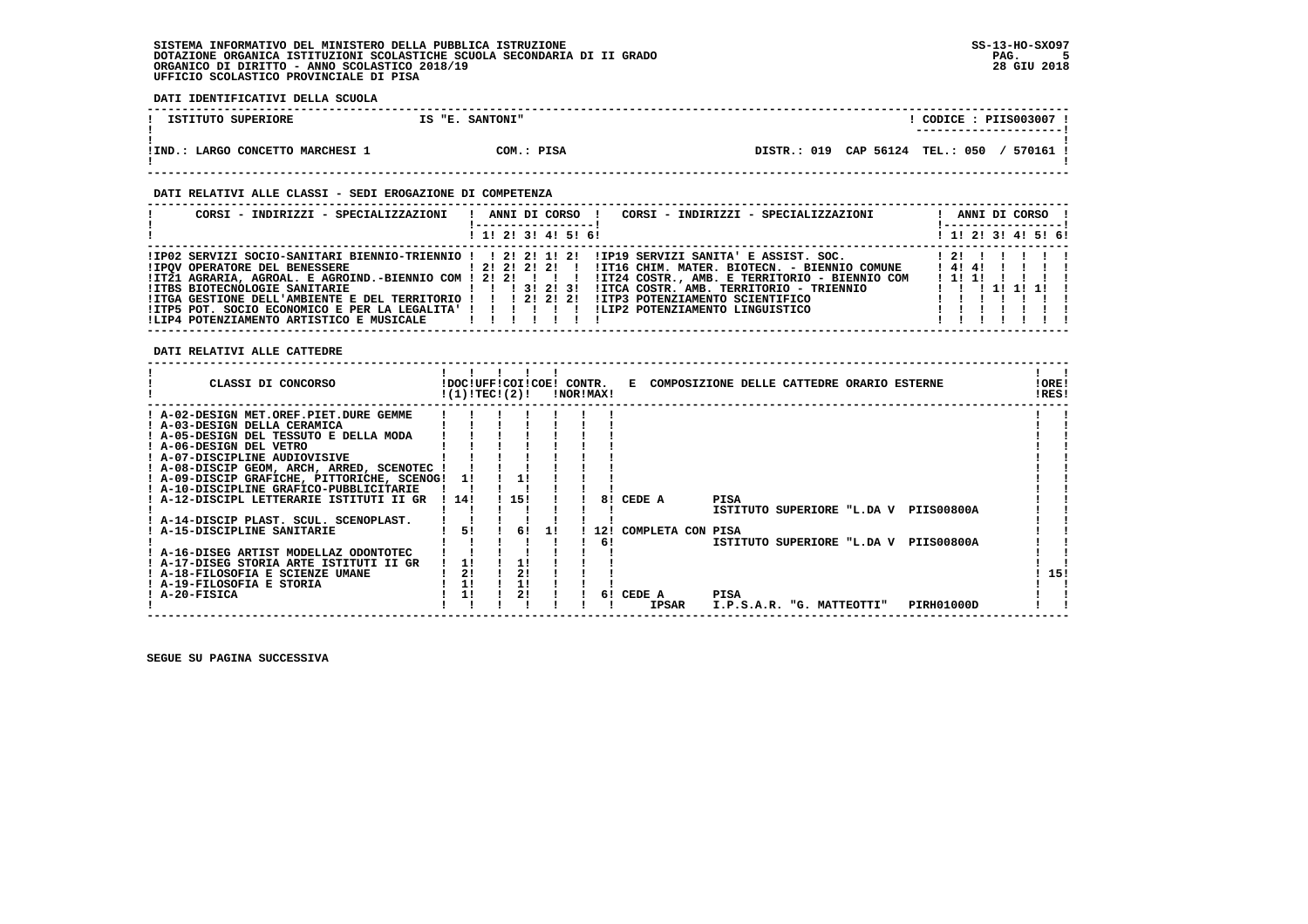SISTEMA INFORMATIVO DEL MINISTERO DELLA PUBBLICA ISTRUZIONE
DOTAZIONE ORGANICA ISTITUZIONI SCOLASTICHE SCUOLA SECONDARIA DI II GRADO
ORGANICO DI DIRITTO - ANNO SCOLASTICO 2018/19
UFFICIO SCOLASTICO PROVINCIALE DI PISA

SS-13-HO-SXO97
28 GIU 2018

**DATI IDENTIFICATIVI DELLA SCUOLA**

| ISTITUTO SUPERIORE | IS "E. SANTONI" | CODICE : PIIS003007 |
|---|---|---|
| IND.: LARGO CONCETTO MARCHESI 1 | COM.: PISA | DISTR.: 019 CAP 56124 TEL.: 050 / 570161 |

**DATI RELATIVI ALLE CLASSI - SEDI EROGAZIONE DI COMPETENZA**

| CORSI - INDIRIZZI - SPECIALIZZAZIONI | 1 | 2 | 3 | 4 | 5 | 6 | CORSI - INDIRIZZI - SPECIALIZZAZIONI | 1 | 2 | 3 | 4 | 5 | 6 |
|---|---|---|---|---|---|---|---|---|---|---|---|---|---|
| IP02 SERVIZI SOCIO-SANITARI BIENNIO-TRIENNIO | | 2 | 2 | 1 | 2 | | IP19 SERVIZI SANITA' E ASSIST. SOC. | 2 | | | | | |
| IPQV OPERATORE DEL BENESSERE | 2 | 2 | 2 | 2 | | | IT16 CHIM. MATER. BIOTECN. - BIENNIO COMUNE | 4 | 4 | | | | |
| IT21 AGRARIA, AGROAL. E AGROIND.-BIENNIO COM | 2 | 2 | | | | | IT24 COSTR., AMB. E TERRITORIO - BIENNIO COM | 1 | 1 | | | | |
| ITBS BIOTECNOLOGIE SANITARIE | | | 3 | 2 | 3 | | ITCA COSTR. AMB. TERRITORIO - TRIENNIO | | | 1 | 1 | 1 | |
| ITGA GESTIONE DELL'AMBIENTE E DEL TERRITORIO | | | 2 | 2 | 2 | | ITP3 POTENZIAMENTO SCIENTIFICO | | | | | | |
| ITP5 POT. SOCIO ECONOMICO E PER LA LEGALITA' | | | | | | | LIP2 POTENZIAMENTO LINGUISTICO | | | | | | |
| LIP4 POTENZIAMENTO ARTISTICO E MUSICALE | | | | | | | | | | | | | |

**DATI RELATIVI ALLE CATTEDRE**

| CLASSI DI CONCORSO | DOC (1) | UFF TEC | COI (2) | COE | CONTR. NOR | CONTR. MAX | E COMPOSIZIONE DELLE CATTEDRE ORARIO ESTERNE | ORE RES |
|---|---|---|---|---|---|---|---|---|
| A-02-DESIGN MET.OREF.PIET.DURE GEMME | | | | | | | | |
| A-03-DESIGN DELLA CERAMICA | | | | | | | | |
| A-05-DESIGN DEL TESSUTO E DELLA MODA | | | | | | | | |
| A-06-DESIGN DEL VETRO | | | | | | | | |
| A-07-DISCIPLINE AUDIOVISIVE | | | | | | | | |
| A-08-DISCIP GEOM, ARCH, ARRED, SCENOTEC | | | | | | | | |
| A-09-DISCIP GRAFICHE, PITTORICHE, SCENOG | 1 | | 1 | | | | | |
| A-10-DISCIPLINE GRAFICO-PUBBLICITARIE | | | | | | | | |
| A-12-DISCIPL LETTERARIE ISTITUTI II GR | 14 | | 15 | | | 8 | CEDE A PISA ISTITUTO SUPERIORE "L.DA V PIIS00800A | |
| A-14-DISCIP PLAST. SCUL. SCENOPLAST. | | | | | | | | |
| A-15-DISCIPLINE SANITARIE | 5 | | 6 | 1 | | 12 / 6 | COMPLETA CON PISA ISTITUTO SUPERIORE "L.DA V PIIS00800A | |
| A-16-DISEG ARTIST MODELLAZ ODONTOTEC | | | | | | | | |
| A-17-DISEG STORIA ARTE ISTITUTI II GR | 1 | | 1 | | | | | |
| A-18-FILOSOFIA E SCIENZE UMANE | 2 | | 2 | | | | | 15 |
| A-19-FILOSOFIA E STORIA | 1 | | 1 | | | | | |
| A-20-FISICA | 1 | | 2 | | | 6 | CEDE A PISA IPSAR I.P.S.A.R. "G. MATTEOTTI" PIRH01000D | |

SEGUE SU PAGINA SUCCESSIVA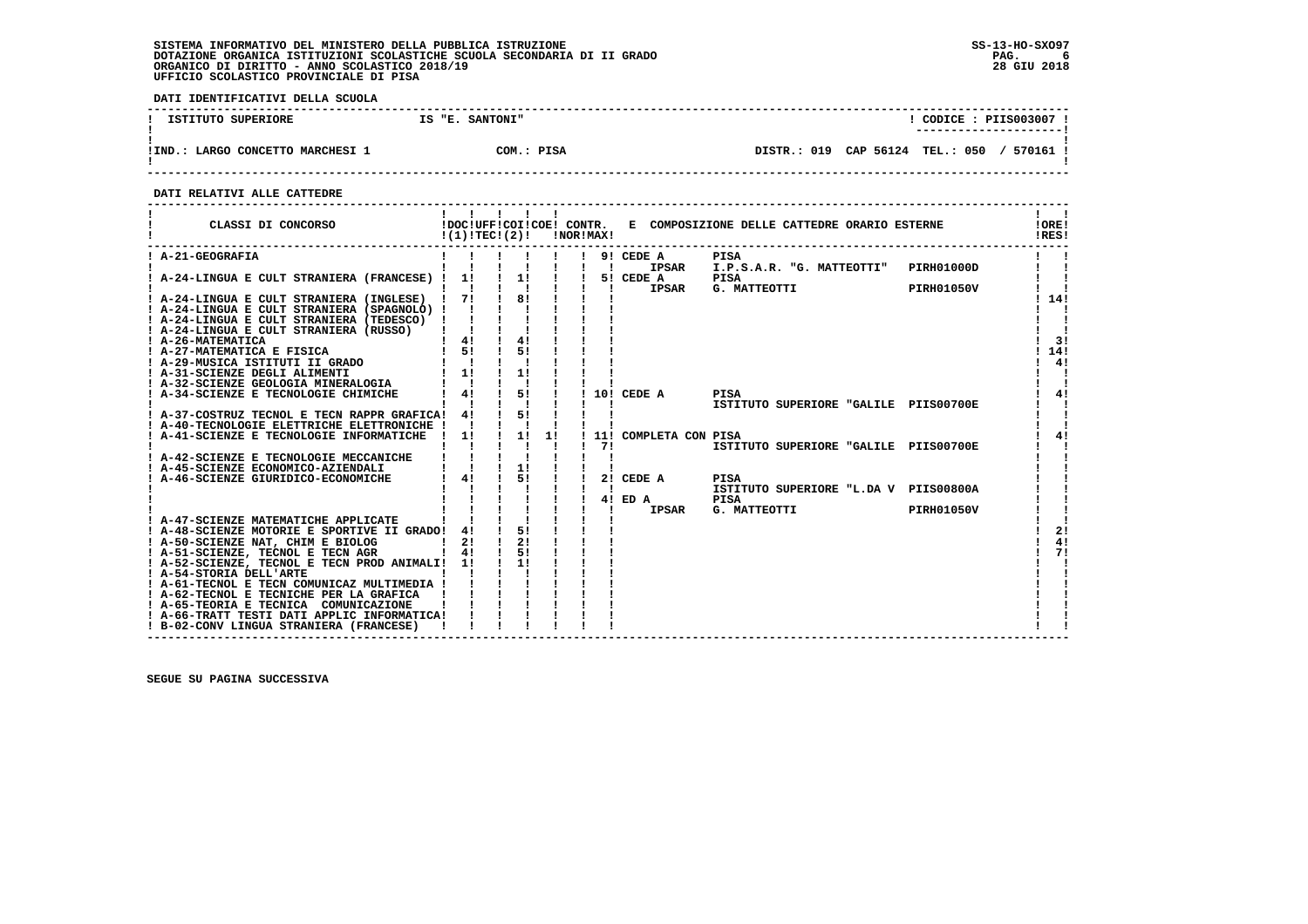SISTEMA INFORMATIVO DEL MINISTERO DELLA PUBBLICA ISTRUZIONE
DOTAZIONE ORGANICA ISTITUZIONI SCOLASTICHE SCUOLA SECONDARIA DI II GRADO
ORGANICO DI DIRITTO - ANNO SCOLASTICO 2018/19
UFFICIO SCOLASTICO PROVINCIALE DI PISA

SS-13-HO-SXO97
28 GIU 2018

**DATI IDENTIFICATIVI DELLA SCUOLA**

| ISTITUTO SUPERIORE | IS "E. SANTONI" | | CODICE : PIIS003007 |
|---|---|---|---|
| IND.: LARGO CONCETTO MARCHESI 1 | COM.: PISA | DISTR.: 019 CAP 56124 | TEL.: 050 / 570161 |

**DATI RELATIVI ALLE CATTEDRE**

| CLASSI DI CONCORSO | DOC (1) | UFF TEC | COI (2) | COE | CONTR. NOR | CONTR. MAX | E COMPOSIZIONE DELLE CATTEDRE ORARIO ESTERNE | ORE RES |
|---|---|---|---|---|---|---|---|---|
| A-21-GEOGRAFIA | | | | | | 9 | CEDE A PISA IPSAR I.P.S.A.R. "G. MATTEOTTI" PIRH01000D | |
| A-24-LINGUA E CULT STRANIERA (FRANCESE) | 1 | | 1 | | | 5 | CEDE A PISA IPSAR G. MATTEOTTI PIRH01050V | |
| A-24-LINGUA E CULT STRANIERA (INGLESE) | 7 | | 8 | | | | | 14 |
| A-24-LINGUA E CULT STRANIERA (SPAGNOLO) | | | | | | | | |
| A-24-LINGUA E CULT STRANIERA (TEDESCO) | | | | | | | | |
| A-24-LINGUA E CULT STRANIERA (RUSSO) | | | | | | | | |
| A-26-MATEMATICA | 4 | | 4 | | | | | 3 |
| A-27-MATEMATICA E FISICA | 5 | | 5 | | | | | 14 |
| A-29-MUSICA ISTITUTI II GRADO | | | | | | | | 4 |
| A-31-SCIENZE DEGLI ALIMENTI | 1 | | 1 | | | | | |
| A-32-SCIENZE GEOLOGIA MINERALOGIA | | | | | | | | |
| A-34-SCIENZE E TECNOLOGIE CHIMICHE | 4 | | 5 | | | 10 | CEDE A PISA ISTITUTO SUPERIORE "GALILE PIIS00700E | 4 |
| A-37-COSTRUZ TECNOL E TECN RAPPR GRAFICA | 4 | | 5 | | | | | |
| A-40-TECNOLOGIE ELETTRICHE ELETTRONICHE | | | | | | | | |
| A-41-SCIENZE E TECNOLOGIE INFORMATICHE | 1 | | 1 | 1 | | 11 / 7 | COMPLETA CON PISA ISTITUTO SUPERIORE "GALILE PIIS00700E | 4 |
| A-42-SCIENZE E TECNOLOGIE MECCANICHE | | | | | | | | |
| A-45-SCIENZE ECONOMICO-AZIENDALI | | | 1 | | | | | |
| A-46-SCIENZE GIURIDICO-ECONOMICHE | 4 | | 5 | | | 2 | CEDE A PISA ISTITUTO SUPERIORE "L.DA V PIIS00800A | |
| | | | | | | 4 | ED A PISA IPSAR G. MATTEOTTI PIRH01050V | |
| A-47-SCIENZE MATEMATICHE APPLICATE | | | | | | | | |
| A-48-SCIENZE MOTORIE E SPORTIVE II GRADO | 4 | | 5 | | | | | 2 |
| A-50-SCIENZE NAT, CHIM E BIOLOG | 2 | | 2 | | | | | 4 |
| A-51-SCIENZE, TECNOL E TECN AGR | 4 | | 5 | | | | | 7 |
| A-52-SCIENZE, TECNOL E TECN PROD ANIMALI | 1 | | 1 | | | | | |
| A-54-STORIA DELL'ARTE | | | | | | | | |
| A-61-TECNOL E TECN COMUNICAZ MULTIMEDIA | | | | | | | | |
| A-62-TECNOL E TECNICHE PER LA GRAFICA | | | | | | | | |
| A-65-TEORIA E TECNICA COMUNICAZIONE | | | | | | | | |
| A-66-TRATT TESTI DATI APPLIC INFORMATICA | | | | | | | | |
| B-02-CONV LINGUA STRANIERA (FRANCESE) | | | | | | | | |

SEGUE SU PAGINA SUCCESSIVA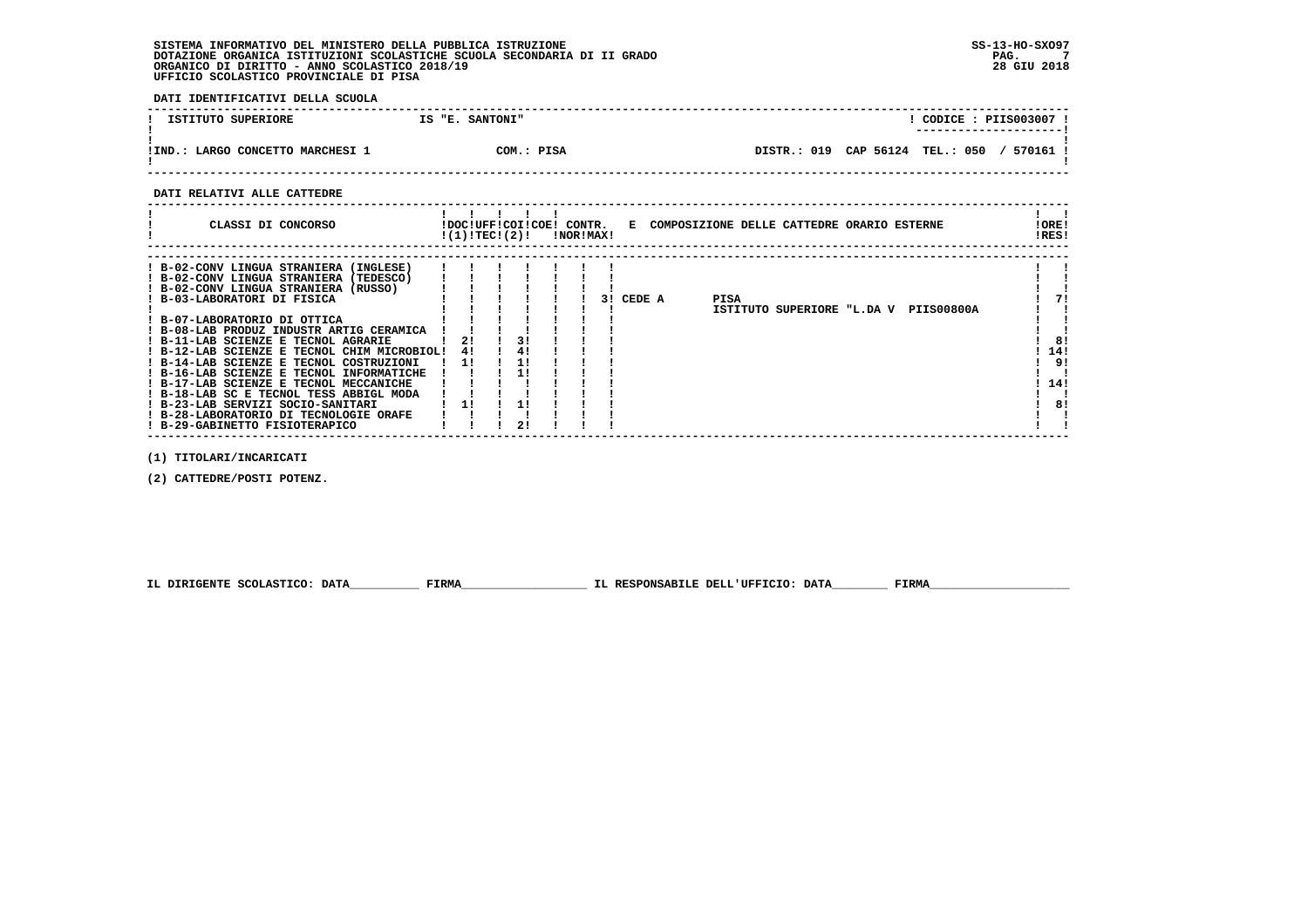SISTEMA INFORMATIVO DEL MINISTERO DELLA PUBBLICA ISTRUZIONE
DOTAZIONE ORGANICA ISTITUZIONI SCOLASTICHE SCUOLA SECONDARIA DI II GRADO
ORGANICO DI DIRITTO - ANNO SCOLASTICO 2018/19
UFFICIO SCOLASTICO PROVINCIALE DI PISA

SS-13-HO-SXO97
28 GIU 2018

**DATI IDENTIFICATIVI DELLA SCUOLA**

| ISTITUTO SUPERIORE | IS "E. SANTONI" | CODICE : PIIS003007 |
|---|---|---|
| IND.: LARGO CONCETTO MARCHESI 1 | COM.: PISA | DISTR.: 019 CAP 56124 TEL.: 050 / 570161 |

**DATI RELATIVI ALLE CATTEDRE**

| CLASSI DI CONCORSO | DOC (1) | UFF TEC | COI (2) | COE | CONTR. NOR | CONTR. MAX | E | COMPOSIZIONE DELLE CATTEDRE ORARIO ESTERNE | ORE RES |
|---|---|---|---|---|---|---|---|---|---|
| B-02-CONV LINGUA STRANIERA (INGLESE) | | | | | | | | | |
| B-02-CONV LINGUA STRANIERA (TEDESCO) | | | | | | | | | |
| B-02-CONV LINGUA STRANIERA (RUSSO) | | | | | | | | | |
| B-03-LABORATORI DI FISICA | | | | | | | 3 | CEDE A PISA ISTITUTO SUPERIORE "L.DA V PIIS00800A | 7 |
| B-07-LABORATORIO DI OTTICA | | | | | | | | | |
| B-08-LAB PRODUZ INDUSTR ARTIG CERAMICA | | | | | | | | | |
| B-11-LAB SCIENZE E TECNOL AGRARIE | 2 | | 3 | | | | | | 8 |
| B-12-LAB SCIENZE E TECNOL CHIM MICROBIOL | 4 | | 4 | | | | | | 14 |
| B-14-LAB SCIENZE E TECNOL COSTRUZIONI | 1 | | 1 | | | | | | 9 |
| B-16-LAB SCIENZE E TECNOL INFORMATICHE | | | 1 | | | | | | |
| B-17-LAB SCIENZE E TECNOL MECCANICHE | | | | | | | | | 14 |
| B-18-LAB SC E TECNOL TESS ABBIGL MODA | | | | | | | | | |
| B-23-LAB SERVIZI SOCIO-SANITARI | 1 | | 1 | | | | | | 8 |
| B-28-LABORATORIO DI TECNOLOGIE ORAFE | | | | | | | | | |
| B-29-GABINETTO FISIOTERAPICO | | | 2 | | | | | | |

(1) TITOLARI/INCARICATI

(2) CATTEDRE/POSTI POTENZ.

IL DIRIGENTE SCOLASTICO: DATA__________ FIRMA__________________ IL RESPONSABILE DELL'UFFICIO: DATA________ FIRMA____________________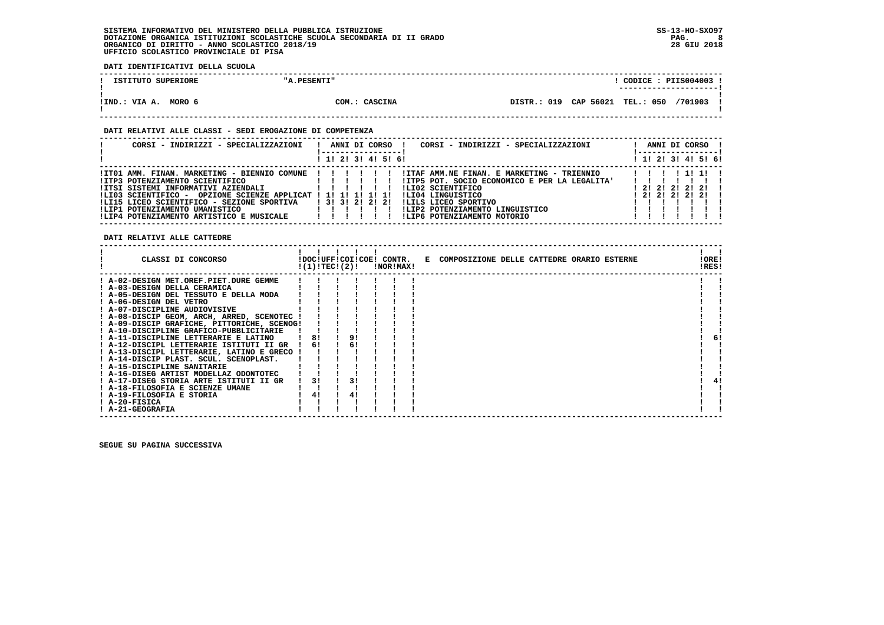SISTEMA INFORMATIVO DEL MINISTERO DELLA PUBBLICA ISTRUZIONE
DOTAZIONE ORGANICA ISTITUZIONI SCOLASTICHE SCUOLA SECONDARIA DI II GRADO
ORGANICO DI DIRITTO - ANNO SCOLASTICO 2018/19
UFFICIO SCOLASTICO PROVINCIALE DI PISA

SS-13-HO-SXO97
28 GIU 2018

**DATI IDENTIFICATIVI DELLA SCUOLA**

| ISTITUTO SUPERIORE | "A.PESENTI" | CODICE : PIIS004003 |
|---|---|---|
| IND.: VIA A. MORO 6 | COM.: CASCINA | DISTR.: 019 CAP 56021 TEL.: 050 /701903 |

**DATI RELATIVI ALLE CLASSI - SEDI EROGAZIONE DI COMPETENZA**

| CORSI - INDIRIZZI - SPECIALIZZAZIONI | 1 | 2 | 3 | 4 | 5 | 6 | CORSI - INDIRIZZI - SPECIALIZZAZIONI | 1 | 2 | 3 | 4 | 5 | 6 |
|---|---|---|---|---|---|---|---|---|---|---|---|---|---|
| IT01 AMM. FINAN. MARKETING - BIENNIO COMUNE | | | | | | | ITAF AMM.NE FINAN. E MARKETING - TRIENNIO | | | | 1 | 1 | |
| ITP3 POTENZIAMENTO SCIENTIFICO | | | | | | | ITP5 POT. SOCIO ECONOMICO E PER LA LEGALITA' | | | | | | |
| ITSI SISTEMI INFORMATIVI AZIENDALI | | | | | | | LI02 SCIENTIFICO | 2 | 2 | 2 | 2 | 2 | |
| LI03 SCIENTIFICO - OPZIONE SCIENZE APPLICAT | 1 | 1 | 1 | 1 | 1 | | LI04 LINGUISTICO | 2 | 2 | 2 | 2 | 2 | |
| LI15 LICEO SCIENTIFICO - SEZIONE SPORTIVA | 3 | 3 | 2 | 2 | 2 | | LILS LICEO SPORTIVO | | | | | | |
| LIP1 POTENZIAMENTO UMANISTICO | | | | | | | LIP2 POTENZIAMENTO LINGUISTICO | | | | | | |
| LIP4 POTENZIAMENTO ARTISTICO E MUSICALE | | | | | | | LIP6 POTENZIAMENTO MOTORIO | | | | | | |

**DATI RELATIVI ALLE CATTEDRE**

| CLASSI DI CONCORSO | DOC (1) | UFF TEC (2) | COI | COE | CONTR. NOR | CONTR. MAX | E COMPOSIZIONE DELLE CATTEDRE ORARIO ESTERNE | ORE RES |
|---|---|---|---|---|---|---|---|---|
| A-02-DESIGN MET.OREF.PIET.DURE GEMME | | | | | | | | |
| A-03-DESIGN DELLA CERAMICA | | | | | | | | |
| A-05-DESIGN DEL TESSUTO E DELLA MODA | | | | | | | | |
| A-06-DESIGN DEL VETRO | | | | | | | | |
| A-07-DISCIPLINE AUDIOVISIVE | | | | | | | | |
| A-08-DISCIP GEOM, ARCH, ARRED, SCENOTEC | | | | | | | | |
| A-09-DISCIP GRAFICHE, PITTORICHE, SCENOG | | | | | | | | |
| A-10-DISCIPLINE GRAFICO-PUBBLICITARIE | | | | | | | | |
| A-11-DISCIPLINE LETTERARIE E LATINO | 8 | | 9 | | | | | 6 |
| A-12-DISCIPL LETTERARIE ISTITUTI II GR | 6 | | 6 | | | | | |
| A-13-DISCIPL LETTERARIE, LATINO E GRECO | | | | | | | | |
| A-14-DISCIP PLAST. SCUL. SCENOPLAST. | | | | | | | | |
| A-15-DISCIPLINE SANITARIE | | | | | | | | |
| A-16-DISEG ARTIST MODELLAZ ODONTOTEC | | | | | | | | |
| A-17-DISEG STORIA ARTE ISTITUTI II GR | 3 | | 3 | | | | | 4 |
| A-18-FILOSOFIA E SCIENZE UMANE | | | | | | | | |
| A-19-FILOSOFIA E STORIA | 4 | | 4 | | | | | |
| A-20-FISICA | | | | | | | | |
| A-21-GEOGRAFIA | | | | | | | | |

SEGUE SU PAGINA SUCCESSIVA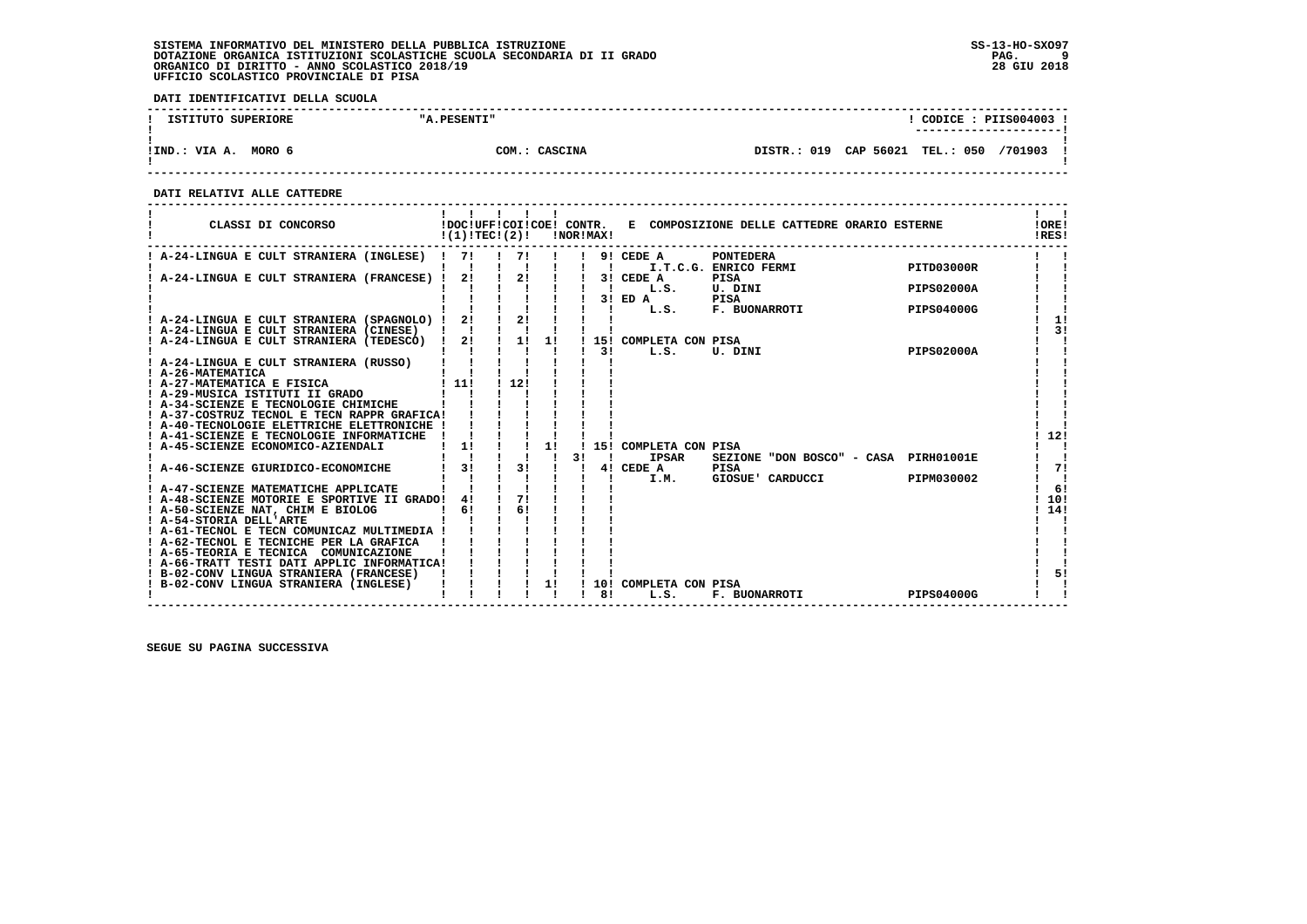SISTEMA INFORMATIVO DEL MINISTERO DELLA PUBBLICA ISTRUZIONE
DOTAZIONE ORGANICA ISTITUZIONI SCOLASTICHE SCUOLA SECONDARIA DI II GRADO
ORGANICO DI DIRITTO - ANNO SCOLASTICO 2018/19
UFFICIO SCOLASTICO PROVINCIALE DI PISA

**DATI IDENTIFICATIVI DELLA SCUOLA**

| ISTITUTO SUPERIORE | "A.PESENTI" | | CODICE : PIIS004003 |
|---|---|---|---|
| IND.: VIA A. MORO 6 | COM.: CASCINA | DISTR.: 019 CAP 56021 | TEL.: 050 /701903 |

**DATI RELATIVI ALLE CATTEDRE**

| CLASSI DI CONCORSO | DOC (1) | UFF TEC | COI (2) | COE | CONTR. NOR | CONTR. MAX | E COMPOSIZIONE DELLE CATTEDRE ORARIO ESTERNE | | | ORE RES |
|---|---|---|---|---|---|---|---|---|---|---|
| A-24-LINGUA E CULT STRANIERA (INGLESE) | 7 | | 7 | | | 9 | CEDE A | PONTEDERA | | |
| | | | | | | | I.T.C.G. | ENRICO FERMI | PITD03000R | |
| A-24-LINGUA E CULT STRANIERA (FRANCESE) | 2 | | 2 | | | 3 | CEDE A | PISA | | |
| | | | | | | | L.S. | U. DINI | PIPS02000A | |
| | | | | | | 3 | ED A | PISA | | |
| | | | | | | | L.S. | F. BUONARROTI | PIPS04000G | |
| A-24-LINGUA E CULT STRANIERA (SPAGNOLO) | 2 | | 2 | | | | | | | 1 |
| A-24-LINGUA E CULT STRANIERA (CINESE) | | | | | | | | | | 3 |
| A-24-LINGUA E CULT STRANIERA (TEDESCO) | 2 | | 1 | 1 | | 15 | COMPLETA CON PISA | | | |
| | | | | | | 3 | L.S. | U. DINI | PIPS02000A | |
| A-24-LINGUA E CULT STRANIERA (RUSSO) | | | | | | | | | | |
| A-26-MATEMATICA | | | | | | | | | | |
| A-27-MATEMATICA E FISICA | 11 | | 12 | | | | | | | |
| A-29-MUSICA ISTITUTI II GRADO | | | | | | | | | | |
| A-34-SCIENZE E TECNOLOGIE CHIMICHE | | | | | | | | | | |
| A-37-COSTRUZ TECNOL E TECN RAPPR GRAFICA | | | | | | | | | | |
| A-40-TECNOLOGIE ELETTRICHE ELETTRONICHE | | | | | | | | | | |
| A-41-SCIENZE E TECNOLOGIE INFORMATICHE | | | | | | | | | | 12 |
| A-45-SCIENZE ECONOMICO-AZIENDALI | 1 | | | 1 | | 15 | COMPLETA CON PISA | | | |
| | | | | | 3 | | IPSAR | SEZIONE "DON BOSCO" - CASA | PIRH01001E | |
| A-46-SCIENZE GIURIDICO-ECONOMICHE | 3 | | 3 | | | 4 | CEDE A | PISA | | 7 |
| | | | | | | | I.M. | GIOSUE' CARDUCCI | PIPM030002 | |
| A-47-SCIENZE MATEMATICHE APPLICATE | | | | | | | | | | 6 |
| A-48-SCIENZE MOTORIE E SPORTIVE II GRADO | 4 | | 7 | | | | | | | 10 |
| A-50-SCIENZE NAT, CHIM E BIOLOG | 6 | | 6 | | | | | | | 14 |
| A-54-STORIA DELL'ARTE | | | | | | | | | | |
| A-61-TECNOL E TECN COMUNICAZ MULTIMEDIA | | | | | | | | | | |
| A-62-TECNOL E TECNICHE PER LA GRAFICA | | | | | | | | | | |
| A-65-TEORIA E TECNICA COMUNICAZIONE | | | | | | | | | | |
| A-66-TRATT TESTI DATI APPLIC INFORMATICA | | | | | | | | | | |
| B-02-CONV LINGUA STRANIERA (FRANCESE) | | | | | | | | | | 5 |
| B-02-CONV LINGUA STRANIERA (INGLESE) | | | | 1 | | 10 | COMPLETA CON PISA | | | |
| | | | | | | 8 | L.S. | F. BUONARROTI | PIPS04000G | |

SEGUE SU PAGINA SUCCESSIVA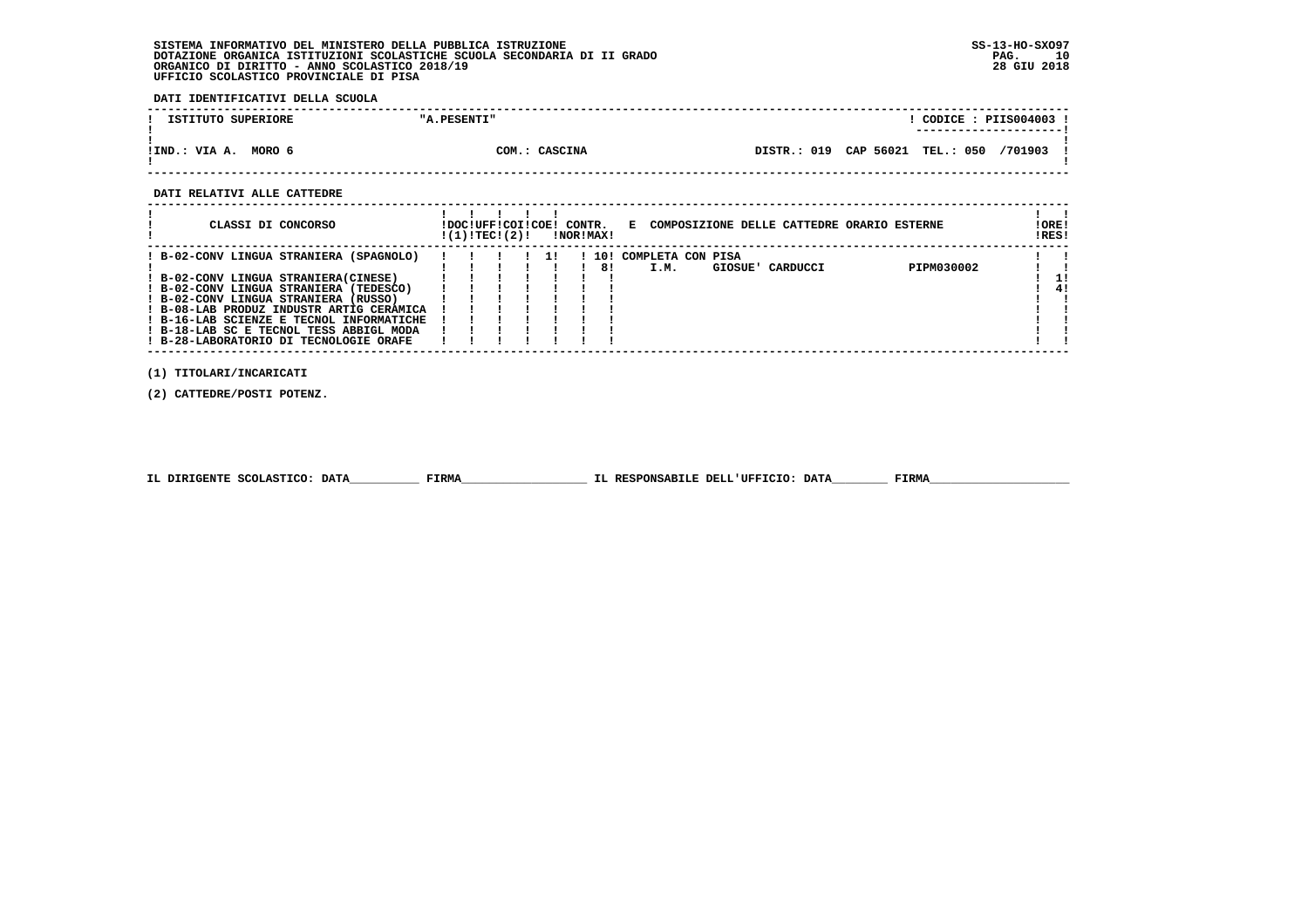SISTEMA INFORMATIVO DEL MINISTERO DELLA PUBBLICA ISTRUZIONE
DOTAZIONE ORGANICA ISTITUZIONI SCOLASTICHE SCUOLA SECONDARIA DI II GRADO
ORGANICO DI DIRITTO - ANNO SCOLASTICO 2018/19
UFFICIO SCOLASTICO PROVINCIALE DI PISA

SS-13-HO-SXO97
28 GIU 2018

**DATI IDENTIFICATIVI DELLA SCUOLA**

| ISTITUTO SUPERIORE | "A.PESENTI" | | CODICE : PIIS004003 |
|---|---|---|---|
| IND.: VIA A. MORO 6 | COM.: CASCINA | DISTR.: 019 CAP 56021 TEL.: 050 /701903 | |

**DATI RELATIVI ALLE CATTEDRE**

| CLASSI DI CONCORSO | DOC (1) | UFF TEC | COI (2) | COE | CONTR. NOR | CONTR. MAX | E COMPOSIZIONE DELLE CATTEDRE ORARIO ESTERNE | ORE RES |
|---|---|---|---|---|---|---|---|---|
| B-02-CONV LINGUA STRANIERA (SPAGNOLO) | | | | 1 | | 10 | COMPLETA CON PISA | |
| | | | | | | 8 | I.M. GIOSUE' CARDUCCI PIPM030002 | |
| B-02-CONV LINGUA STRANIERA(CINESE) | | | | | | | | 1 |
| B-02-CONV LINGUA STRANIERA (TEDESCO) | | | | | | | | 4 |
| B-02-CONV LINGUA STRANIERA (RUSSO) | | | | | | | | |
| B-08-LAB PRODUZ INDUSTR ARTIG CERAMICA | | | | | | | | |
| B-16-LAB SCIENZE E TECNOL INFORMATICHE | | | | | | | | |
| B-18-LAB SC E TECNOL TESS ABBIGL MODA | | | | | | | | |
| B-28-LABORATORIO DI TECNOLOGIE ORAFE | | | | | | | | |

(1) TITOLARI/INCARICATI

(2) CATTEDRE/POSTI POTENZ.

IL DIRIGENTE SCOLASTICO: DATA__________ FIRMA__________________ IL RESPONSABILE DELL'UFFICIO: DATA________ FIRMA____________________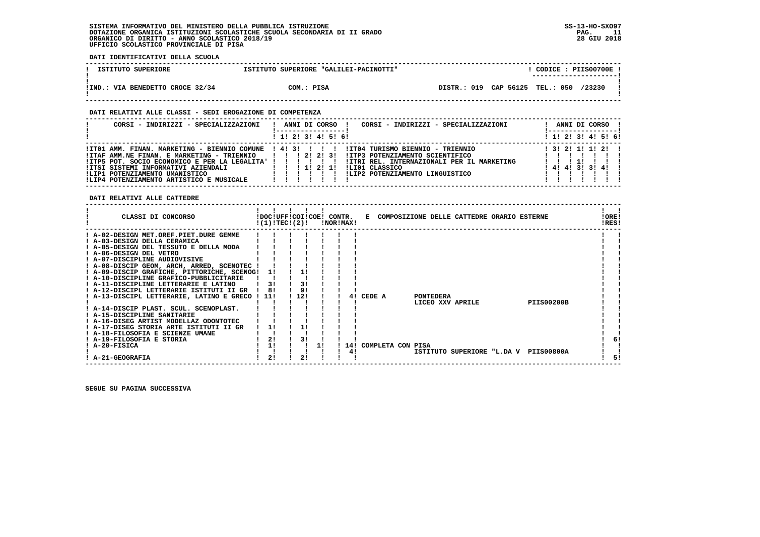SISTEMA INFORMATIVO DEL MINISTERO DELLA PUBBLICA ISTRUZIONE
DOTAZIONE ORGANICA ISTITUZIONI SCOLASTICHE SCUOLA SECONDARIA DI II GRADO
ORGANICO DI DIRITTO - ANNO SCOLASTICO 2018/19
UFFICIO SCOLASTICO PROVINCIALE DI PISA

SS-13-HO-SXO97
28 GIU 2018

**DATI IDENTIFICATIVI DELLA SCUOLA**

| ISTITUTO SUPERIORE | ISTITUTO SUPERIORE "GALILEI-PACINOTTI" | CODICE : PIIS00700E |
|---|---|---|
| IND.: VIA BENEDETTO CROCE 32/34 | COM.: PISA | DISTR.: 019 CAP 56125 TEL.: 050 /23230 |

**DATI RELATIVI ALLE CLASSI - SEDI EROGAZIONE DI COMPETENZA**

| CORSI - INDIRIZZI - SPECIALIZZAZIONI | 1 | 2 | 3 | 4 | 5 | 6 | CORSI - INDIRIZZI - SPECIALIZZAZIONI | 1 | 2 | 3 | 4 | 5 | 6 |
|---|---|---|---|---|---|---|---|---|---|---|---|---|---|
| IT01 AMM. FINAN. MARKETING - BIENNIO COMUNE | 4 | 3 | | | | | IT04 TURISMO BIENNIO - TRIENNIO | 3 | 2 | 1 | 1 | 2 | |
| ITAF AMM.NE FINAN. E MARKETING - TRIENNIO | | | 2 | 2 | 3 | | ITP3 POTENZIAMENTO SCIENTIFICO | | | | | | |
| ITP5 POT. SOCIO ECONOMICO E PER LA LEGALITA' | | | | | | | ITRI REL. INTERNAZIONALI PER IL MARKETING | | | 1 | | | |
| ITSI SISTEMI INFORMATIVI AZIENDALI | | | 1 | 2 | 1 | | LI01 CLASSICO | 4 | 4 | 3 | 3 | 4 | |
| LIP1 POTENZIAMENTO UMANISTICO | | | | | | | LIP2 POTENZIAMENTO LINGUISTICO | | | | | | |
| LIP4 POTENZIAMENTO ARTISTICO E MUSICALE | | | | | | | | | | | | | |

**DATI RELATIVI ALLE CATTEDRE**

| CLASSI DI CONCORSO | DOC (1) | UFF TEC (2) | COI | COE | CONTR. NOR | CONTR. MAX | E COMPOSIZIONE DELLE CATTEDRE ORARIO ESTERNE | ORE RES |
|---|---|---|---|---|---|---|---|---|
| A-02-DESIGN MET.OREF.PIET.DURE GEMME | | | | | | | | |
| A-03-DESIGN DELLA CERAMICA | | | | | | | | |
| A-05-DESIGN DEL TESSUTO E DELLA MODA | | | | | | | | |
| A-06-DESIGN DEL VETRO | | | | | | | | |
| A-07-DISCIPLINE AUDIOVISIVE | | | | | | | | |
| A-08-DISCIP GEOM, ARCH, ARRED, SCENOTEC | | | | | | | | |
| A-09-DISCIP GRAFICHE, PITTORICHE, SCENOG | 1 | | 1 | | | | | |
| A-10-DISCIPLINE GRAFICO-PUBBLICITARIE | | | | | | | | |
| A-11-DISCIPLINE LETTERARIE E LATINO | 3 | | 3 | | | | | |
| A-12-DISCIPL LETTERARIE ISTITUTI II GR | 8 | | 9 | | | | | |
| A-13-DISCIPL LETTERARIE, LATINO E GRECO | 11 | | 12 | | | 4 | CEDE A PONTEDERA LICEO XXV APRILE PIIS00200B | |
| A-14-DISCIP PLAST. SCUL. SCENOPLAST. | | | | | | | | |
| A-15-DISCIPLINE SANITARIE | | | | | | | | |
| A-16-DISEG ARTIST MODELLAZ ODONTOTEC | | | | | | | | |
| A-17-DISEG STORIA ARTE ISTITUTI II GR | 1 | | 1 | | | | | |
| A-18-FILOSOFIA E SCIENZE UMANE | | | | | | | | |
| A-19-FILOSOFIA E STORIA | 2 | | 3 | | | | | 6 |
| A-20-FISICA | 1 | | | 1 | 14 | 4 | COMPLETA CON PISA ISTITUTO SUPERIORE "L.DA V PIIS00800A | |
| A-21-GEOGRAFIA | 2 | | 2 | | | | | 5 |

**SEGUE SU PAGINA SUCCESSIVA**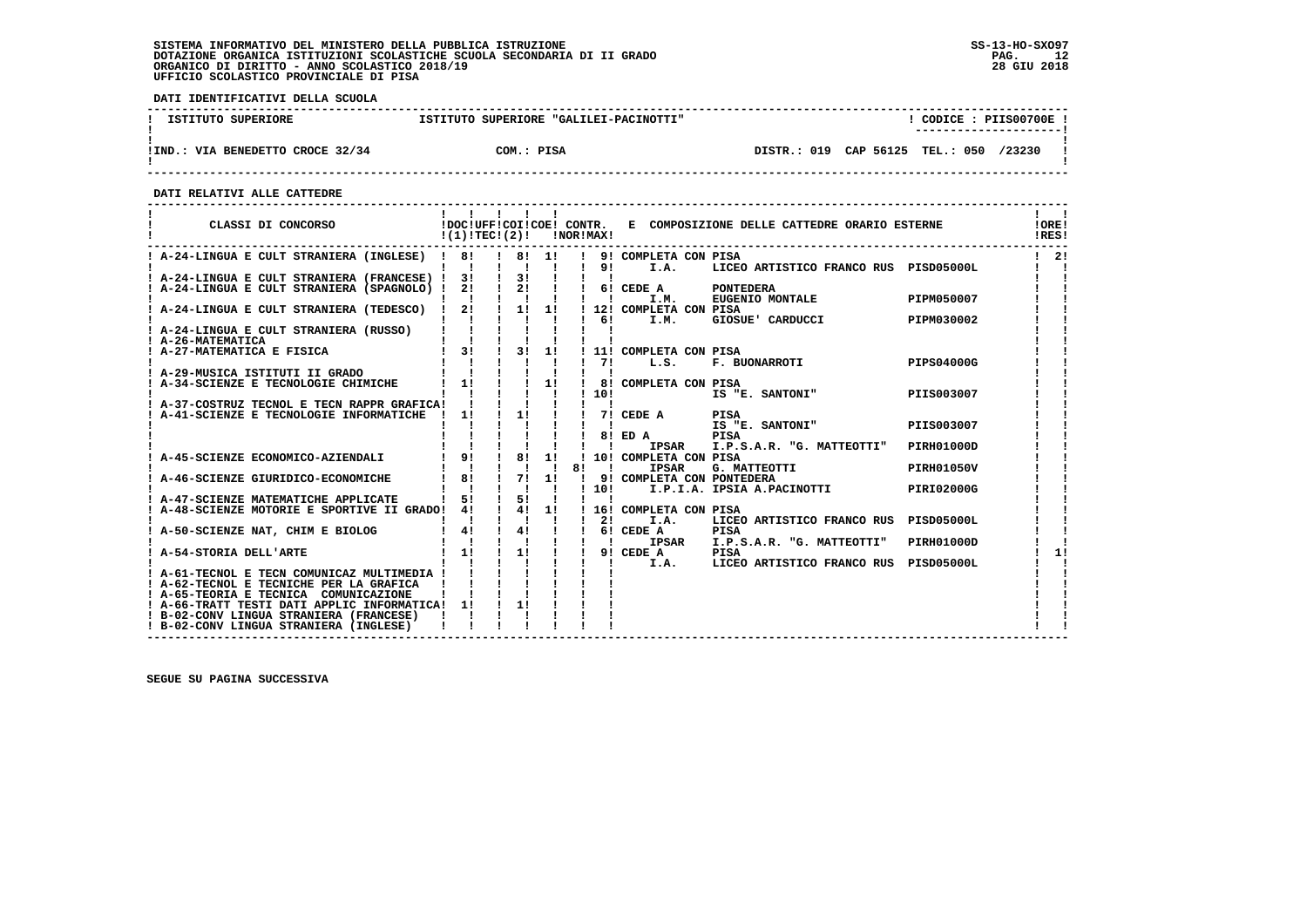SISTEMA INFORMATIVO DEL MINISTERO DELLA PUBBLICA ISTRUZIONE
DOTAZIONE ORGANICA ISTITUZIONI SCOLASTICHE SCUOLA SECONDARIA DI II GRADO
ORGANICO DI DIRITTO - ANNO SCOLASTICO 2018/19
UFFICIO SCOLASTICO PROVINCIALE DI PISA

**DATI IDENTIFICATIVI DELLA SCUOLA**

| ISTITUTO SUPERIORE | ISTITUTO SUPERIORE "GALILEI-PACINOTTI" | CODICE : PIIS00700E |
|---|---|---|
| IND.: VIA BENEDETTO CROCE 32/34 | COM.: PISA | DISTR.: 019 CAP 56125 TEL.: 050 /23230 |

**DATI RELATIVI ALLE CATTEDRE**

| CLASSI DI CONCORSO | DOC (1) | UFF TEC | COI (2) | COE | CONTR. NOR | CONTR. MAX | E COMPOSIZIONE DELLE CATTEDRE ORARIO ESTERNE | | | ORE RES |
|---|---|---|---|---|---|---|---|---|---|---|
| A-24-LINGUA E CULT STRANIERA (INGLESE) | 8 | | 8 | 1 | | 9 | COMPLETA CON PISA | | | 2 |
| | | | | | | 9 | I.A. | LICEO ARTISTICO FRANCO RUS | PISD05000L | |
| A-24-LINGUA E CULT STRANIERA (FRANCESE) | 3 | | 3 | | | | | | | |
| A-24-LINGUA E CULT STRANIERA (SPAGNOLO) | 2 | | 2 | | | 6 | CEDE A | PONTEDERA | | |
| | | | | | | | I.M. | EUGENIO MONTALE | PIPM050007 | |
| A-24-LINGUA E CULT STRANIERA (TEDESCO) | 2 | | 1 | 1 | | 12 | COMPLETA CON PISA | | | |
| | | | | | | 6 | I.M. | GIOSUE' CARDUCCI | PIPM030002 | |
| A-24-LINGUA E CULT STRANIERA (RUSSO) | | | | | | | | | | |
| A-26-MATEMATICA | | | | | | | | | | |
| A-27-MATEMATICA E FISICA | 3 | | 3 | 1 | | 11 | COMPLETA CON PISA | | | |
| | | | | | | 7 | L.S. | F. BUONARROTI | PIPS04000G | |
| A-29-MUSICA ISTITUTI II GRADO | | | | | | | | | | |
| A-34-SCIENZE E TECNOLOGIE CHIMICHE | 1 | | | 1 | | 8 | COMPLETA CON PISA | | | |
| | | | | | | 10 | | IS "E. SANTONI" | PIIS003007 | |
| A-37-COSTRUZ TECNOL E TECN RAPPR GRAFICA | | | | | | | | | | |
| A-41-SCIENZE E TECNOLOGIE INFORMATICHE | 1 | | 1 | | | 7 | CEDE A | PISA | | |
| | | | | | | | | IS "E. SANTONI" | PIIS003007 | |
| | | | | | | 8 | ED A | PISA | | |
| | | | | | | | IPSAR | I.P.S.A.R. "G. MATTEOTTI" | PIRH01000D | |
| A-45-SCIENZE ECONOMICO-AZIENDALI | 9 | | 8 | 1 | | 10 | COMPLETA CON PISA | | | |
| | | | | | 8 | | IPSAR | G. MATTEOTTI | PIRH01050V | |
| A-46-SCIENZE GIURIDICO-ECONOMICHE | 8 | | 7 | 1 | | 9 | COMPLETA CON PONTEDERA | | | |
| | | | | | | 10 | | I.P.I.A. IPSIA A.PACINOTTI | PIRI02000G | |
| A-47-SCIENZE MATEMATICHE APPLICATE | 5 | | 5 | | | | | | | |
| A-48-SCIENZE MOTORIE E SPORTIVE II GRADO | 4 | | 4 | 1 | | 16 | COMPLETA CON PISA | | | |
| | | | | | | 2 | I.A. | LICEO ARTISTICO FRANCO RUS | PISD05000L | |
| A-50-SCIENZE NAT, CHIM E BIOLOG | 4 | | 4 | | | 6 | CEDE A | PISA | | |
| | | | | | | | IPSAR | I.P.S.A.R. "G. MATTEOTTI" | PIRH01000D | |
| A-54-STORIA DELL'ARTE | 1 | | 1 | | | 9 | CEDE A | PISA | | 1 |
| | | | | | | | I.A. | LICEO ARTISTICO FRANCO RUS | PISD05000L | |
| A-61-TECNOL E TECN COMUNICAZ MULTIMEDIA | | | | | | | | | | |
| A-62-TECNOL E TECNICHE PER LA GRAFICA | | | | | | | | | | |
| A-65-TEORIA E TECNICA COMUNICAZIONE | | | | | | | | | | |
| A-66-TRATT TESTI DATI APPLIC INFORMATICA | 1 | | 1 | | | | | | | |
| B-02-CONV LINGUA STRANIERA (FRANCESE) | | | | | | | | | | |
| B-02-CONV LINGUA STRANIERA (INGLESE) | | | | | | | | | | |

SEGUE SU PAGINA SUCCESSIVA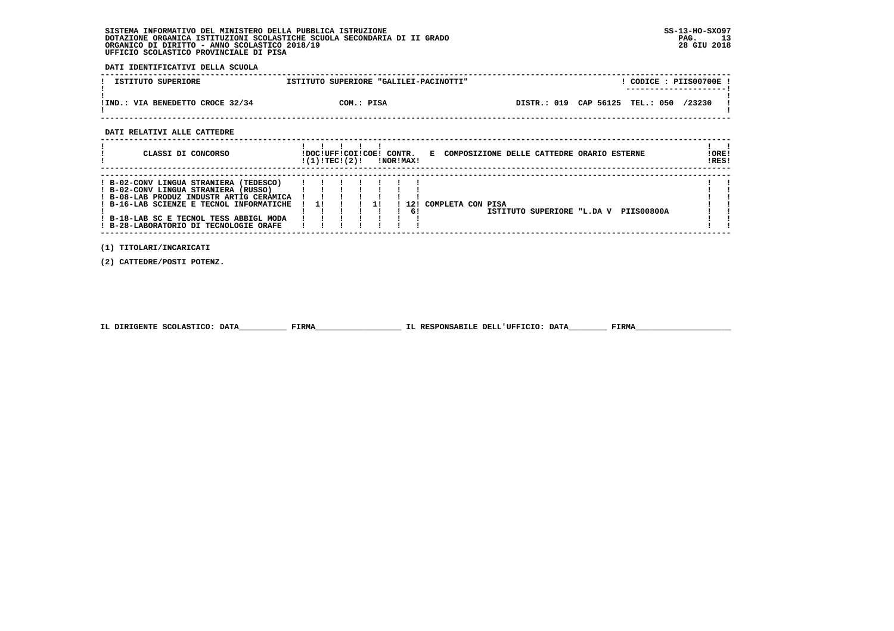SISTEMA INFORMATIVO DEL MINISTERO DELLA PUBBLICA ISTRUZIONE
DOTAZIONE ORGANICA ISTITUZIONI SCOLASTICHE SCUOLA SECONDARIA DI II GRADO
ORGANICO DI DIRITTO - ANNO SCOLASTICO 2018/19
UFFICIO SCOLASTICO PROVINCIALE DI PISA

SS-13-HO-SXO97
28 GIU 2018

**DATI IDENTIFICATIVI DELLA SCUOLA**

| ISTITUTO SUPERIORE | ISTITUTO SUPERIORE "GALILEI-PACINOTTI" | CODICE : PIIS00700E |
|---|---|---|
| IND.: VIA BENEDETTO CROCE 32/34 | COM.: PISA | DISTR.: 019 CAP 56125 TEL.: 050 /23230 |

**DATI RELATIVI ALLE CATTEDRE**

| CLASSI DI CONCORSO | DOC (1) | UFF | COI TEC | COE (2) | CONTR. NOR | CONTR. MAX | E COMPOSIZIONE DELLE CATTEDRE ORARIO ESTERNE | ORE RES |
|---|---|---|---|---|---|---|---|---|
| B-02-CONV LINGUA STRANIERA (TEDESCO) | | | | | | | | |
| B-02-CONV LINGUA STRANIERA (RUSSO) | | | | | | | | |
| B-08-LAB PRODUZ INDUSTR ARTIG CERAMICA | | | | | | | | |
| B-16-LAB SCIENZE E TECNOL INFORMATICHE | 1 | | | 1 | | 12 | COMPLETA CON PISA | |
| | | | | | | 6 | ISTITUTO SUPERIORE "L.DA V PIIS00800A | |
| B-18-LAB SC E TECNOL TESS ABBIGL MODA | | | | | | | | |
| B-28-LABORATORIO DI TECNOLOGIE ORAFE | | | | | | | | |

(1) TITOLARI/INCARICATI

(2) CATTEDRE/POSTI POTENZ.

IL DIRIGENTE SCOLASTICO: DATA__________ FIRMA__________________ IL RESPONSABILE DELL'UFFICIO: DATA________ FIRMA____________________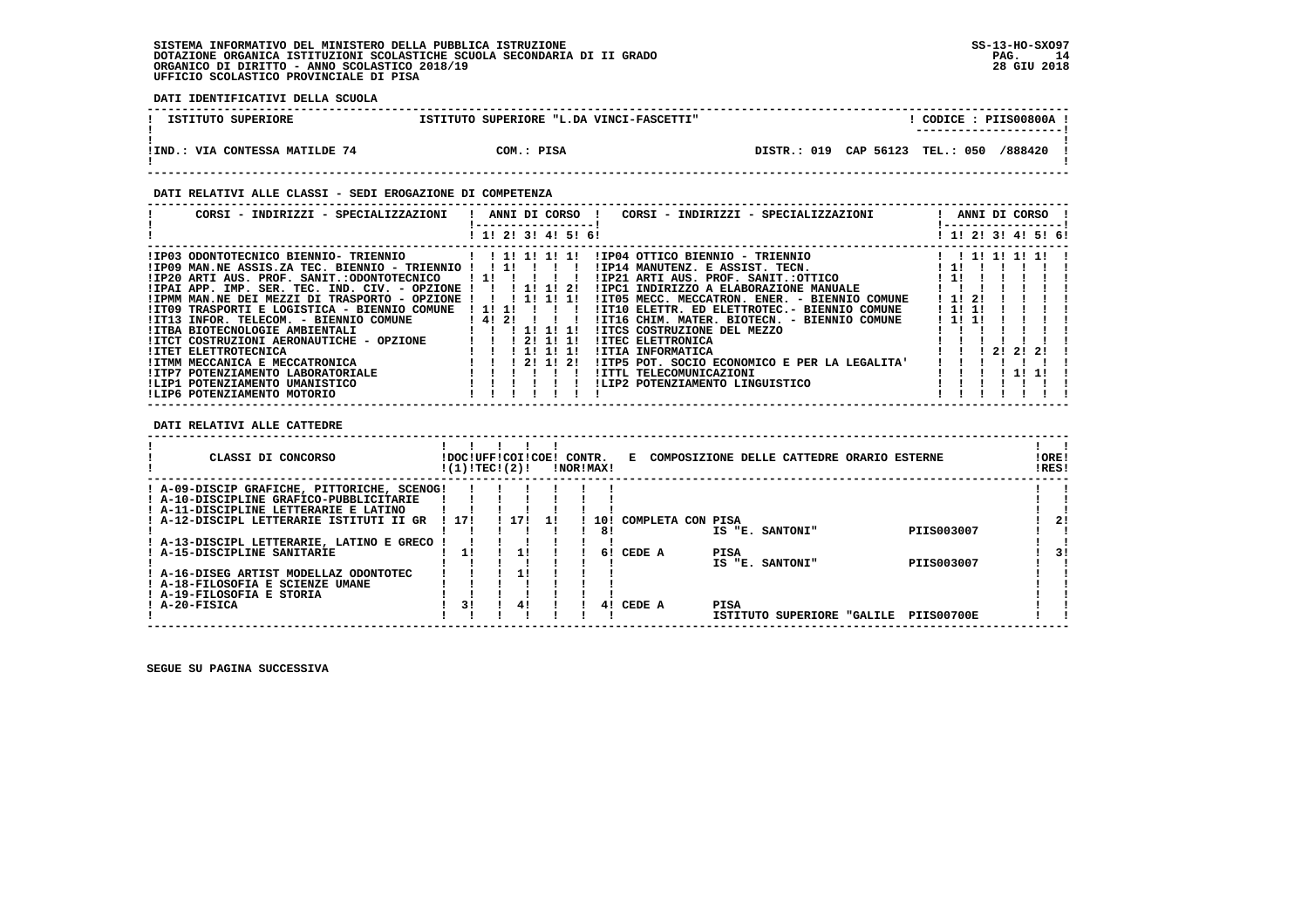SISTEMA INFORMATIVO DEL MINISTERO DELLA PUBBLICA ISTRUZIONE
DOTAZIONE ORGANICA ISTITUZIONI SCOLASTICHE SCUOLA SECONDARIA DI II GRADO
ORGANICO DI DIRITTO - ANNO SCOLASTICO 2018/19
UFFICIO SCOLASTICO PROVINCIALE DI PISA

SS-13-HO-SXO97
28 GIU 2018

**DATI IDENTIFICATIVI DELLA SCUOLA**

| ISTITUTO SUPERIORE | ISTITUTO SUPERIORE "L.DA VINCI-FASCETTI" | CODICE : PIIS00800A |
|---|---|---|
| IND.: VIA CONTESSA MATILDE 74 | COM.: PISA | DISTR.: 019 CAP 56123 TEL.: 050 /888420 |

**DATI RELATIVI ALLE CLASSI - SEDI EROGAZIONE DI COMPETENZA**

| CORSI - INDIRIZZI - SPECIALIZZAZIONI | 1 | 2 | 3 | 4 | 5 | 6 | CORSI - INDIRIZZI - SPECIALIZZAZIONI | 1 | 2 | 3 | 4 | 5 | 6 |
|---|---|---|---|---|---|---|---|---|---|---|---|---|---|
| IP03 ODONTOTECNICO BIENNIO- TRIENNIO | | 1 | 1 | 1 | 1 | | IP04 OTTICO BIENNIO - TRIENNIO | | 1 | 1 | 1 | 1 | |
| IP09 MAN.NE ASSIS.ZA TEC. BIENNIO - TRIENNIO | 1 | | | | | | IP14 MANUTENZ. E ASSIST. TECN. | 1 | | | | | |
| IP20 ARTI AUS. PROF. SANIT.:ODONTOTECNICO | 1 | | | | | | IP21 ARTI AUS. PROF. SANIT.:OTTICO | 1 | | | | | |
| IPAI APP. IMP. SER. TEC. IND. CIV. - OPZIONE | | | 1 | 1 | 2 | | IPC1 INDIRIZZO A ELABORAZIONE MANUALE | | | | | | |
| IPMM MAN.NE DEI MEZZI DI TRASPORTO - OPZIONE | | | 1 | 1 | 1 | | IT05 MECC. MECCATRON. ENER. - BIENNIO COMUNE | 1 | 2 | | | | |
| IT09 TRASPORTI E LOGISTICA - BIENNIO COMUNE | 1 | 1 | | | | | IT10 ELETTR. ED ELETTROTEC.- BIENNIO COMUNE | 1 | 1 | | | | |
| IT13 INFOR. TELECOM. - BIENNIO COMUNE | 4 | 2 | | | | | IT16 CHIM. MATER. BIOTECN. - BIENNIO COMUNE | 1 | 1 | | | | |
| ITBA BIOTECNOLOGIE AMBIENTALI | | | 1 | 1 | 1 | | ITCS COSTRUZIONE DEL MEZZO | | | | | | |
| ITCT COSTRUZIONI AERONAUTICHE - OPZIONE | | | 2 | 1 | 1 | | ITEC ELETTRONICA | | | | | | |
| ITET ELETTROTECNICA | | | 1 | 1 | 1 | | ITIA INFORMATICA | | | 2 | 2 | 2 | |
| ITMM MECCANICA E MECCATRONICA | | | 2 | 1 | 2 | | ITP5 POT. SOCIO ECONOMICO E PER LA LEGALITA' | | | | | | |
| ITP7 POTENZIAMENTO LABORATORIALE | | | | | | | ITTL TELECOMUNICAZIONI | | | | 1 | 1 | |
| LIP1 POTENZIAMENTO UMANISTICO | | | | | | | LIP2 POTENZIAMENTO LINGUISTICO | | | | | | |
| LIP6 POTENZIAMENTO MOTORIO | | | | | | | | | | | | | |

**DATI RELATIVI ALLE CATTEDRE**

| CLASSI DI CONCORSO | DOC (1) | UFF TEC (2) | COI | COE | CONTR. NOR | MAX | E COMPOSIZIONE DELLE CATTEDRE ORARIO ESTERNE | | | ORE RES |
|---|---|---|---|---|---|---|---|---|---|---|
| A-09-DISCIP GRAFICHE, PITTORICHE, SCENOG | | | | | | | | | | |
| A-10-DISCIPLINE GRAFICO-PUBBLICITARIE | | | | | | | | | | |
| A-11-DISCIPLINE LETTERARIE E LATINO | | | | | | | | | | |
| A-12-DISCIPL LETTERARIE ISTITUTI II GR | 17 | | 17 | 1 | | 10 | COMPLETA CON | PISA | | 2 |
| | | | | | | 8 | | IS "E. SANTONI" | PIIS003007 | |
| A-13-DISCIPL LETTERARIE, LATINO E GRECO | | | | | | | | | | |
| A-15-DISCIPLINE SANITARIE | 1 | | 1 | | | 6 | CEDE A | PISA | | 3 |
| | | | | | | | | IS "E. SANTONI" | PIIS003007 | |
| A-16-DISEG ARTIST MODELLAZ ODONTOTEC | | | 1 | | | | | | | |
| A-18-FILOSOFIA E SCIENZE UMANE | | | | | | | | | | |
| A-19-FILOSOFIA E STORIA | | | | | | | | | | |
| A-20-FISICA | 3 | | 4 | | | 4 | CEDE A | PISA | | |
| | | | | | | | | ISTITUTO SUPERIORE "GALILE | PIIS00700E | |

SEGUE SU PAGINA SUCCESSIVA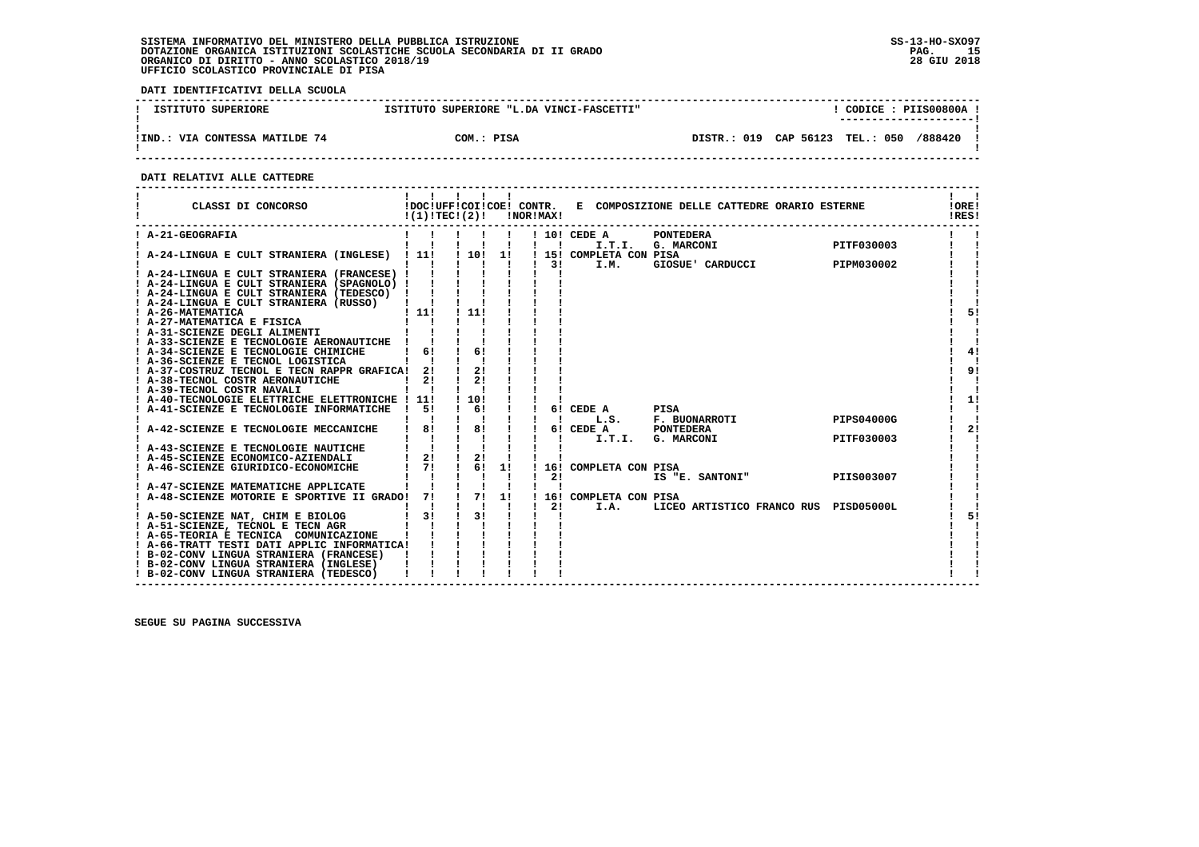**SISTEMA INFORMATIVO DEL MINISTERO DELLA PUBBLICA ISTRUZIONE**
**DOTAZIONE ORGANICA ISTITUZIONI SCOLASTICHE SCUOLA SECONDARIA DI II GRADO**
**ORGANICO DI DIRITTO - ANNO SCOLASTICO 2018/19**
**UFFICIO SCOLASTICO PROVINCIALE DI PISA**

SS-13-HO-SXO97
28 GIU 2018

**DATI IDENTIFICATIVI DELLA SCUOLA**

| ISTITUTO SUPERIORE | ISTITUTO SUPERIORE "L.DA VINCI-FASCETTI" | CODICE : PIIS00800A |
|---|---|---|
| IND.: VIA CONTESSA MATILDE 74 | COM.: PISA | DISTR.: 019 CAP 56123 TEL.: 050 /888420 |

**DATI RELATIVI ALLE CATTEDRE**

| CLASSI DI CONCORSO | DOC (1) | UFF TEC | COI (2) | COE | CONTR. NOR | CONTR. MAX | E COMPOSIZIONE DELLE CATTEDRE ORARIO ESTERNE | | | ORE RES |
|---|---|---|---|---|---|---|---|---|---|---|
| A-21-GEOGRAFIA | | | | | | 10 | CEDE A | PONTEDERA | | |
| | | | | | | | I.T.I. | G. MARCONI | PITF030003 | |
| A-24-LINGUA E CULT STRANIERA (INGLESE) | 11 | | 10 | 1 | | 15 | COMPLETA CON PISA | | | |
| | | | | | | 3 | I.M. | GIOSUE' CARDUCCI | PIPM030002 | |
| A-24-LINGUA E CULT STRANIERA (FRANCESE) | | | | | | | | | | |
| A-24-LINGUA E CULT STRANIERA (SPAGNOLO) | | | | | | | | | | |
| A-24-LINGUA E CULT STRANIERA (TEDESCO) | | | | | | | | | | |
| A-24-LINGUA E CULT STRANIERA (RUSSO) | | | | | | | | | | |
| A-26-MATEMATICA | 11 | | 11 | | | | | | | 5 |
| A-27-MATEMATICA E FISICA | | | | | | | | | | |
| A-31-SCIENZE DEGLI ALIMENTI | | | | | | | | | | |
| A-33-SCIENZE E TECNOLOGIE AERONAUTICHE | | | | | | | | | | |
| A-34-SCIENZE E TECNOLOGIE CHIMICHE | 6 | | 6 | | | | | | | 4 |
| A-36-SCIENZE E TECNOL LOGISTICA | | | | | | | | | | |
| A-37-COSTRUZ TECNOL E TECN RAPPR GRAFICA | 2 | | 2 | | | | | | | 9 |
| A-38-TECNOL COSTR AERONAUTICHE | 2 | | 2 | | | | | | | |
| A-39-TECNOL COSTR NAVALI | | | | | | | | | | |
| A-40-TECNOLOGIE ELETTRICHE ELETTRONICHE | 11 | | 10 | | | | | | | 1 |
| A-41-SCIENZE E TECNOLOGIE INFORMATICHE | 5 | | 6 | | | 6 | CEDE A | PISA | | |
| | | | | | | | L.S. | F. BUONARROTI | PIPS04000G | |
| A-42-SCIENZE E TECNOLOGIE MECCANICHE | 8 | | 8 | | | 6 | CEDE A | PONTEDERA | | 2 |
| | | | | | | | I.T.I. | G. MARCONI | PITF030003 | |
| A-43-SCIENZE E TECNOLOGIE NAUTICHE | | | | | | | | | | |
| A-45-SCIENZE ECONOMICO-AZIENDALI | 2 | | 2 | | | | | | | |
| A-46-SCIENZE GIURIDICO-ECONOMICHE | 7 | | 6 | 1 | | 16 | COMPLETA CON PISA | | | |
| | | | | | | 2 | | IS "E. SANTONI" | PIIS003007 | |
| A-47-SCIENZE MATEMATICHE APPLICATE | | | | | | | | | | |
| A-48-SCIENZE MOTORIE E SPORTIVE II GRADO | 7 | | 7 | 1 | | 16 | COMPLETA CON PISA | | | |
| | | | | | | 2 | I.A. | LICEO ARTISTICO FRANCO RUS | PISD05000L | |
| A-50-SCIENZE NAT, CHIM E BIOLOG | 3 | | 3 | | | | | | | 5 |
| A-51-SCIENZE, TECNOL E TECN AGR | | | | | | | | | | |
| A-65-TEORIA E TECNICA COMUNICAZIONE | | | | | | | | | | |
| A-66-TRATT TESTI DATI APPLIC INFORMATICA | | | | | | | | | | |
| B-02-CONV LINGUA STRANIERA (FRANCESE) | | | | | | | | | | |
| B-02-CONV LINGUA STRANIERA (INGLESE) | | | | | | | | | | |
| B-02-CONV LINGUA STRANIERA (TEDESCO) | | | | | | | | | | |

**SEGUE SU PAGINA SUCCESSIVA**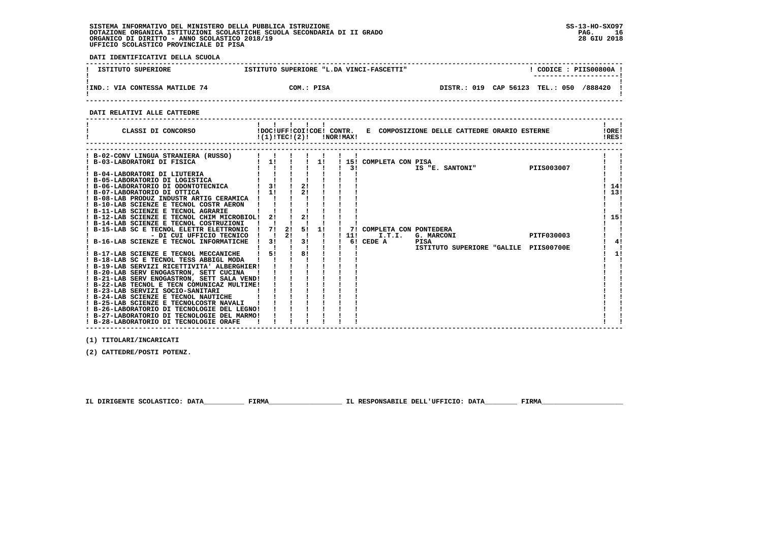SISTEMA INFORMATIVO DEL MINISTERO DELLA PUBBLICA ISTRUZIONE
DOTAZIONE ORGANICA ISTITUZIONI SCOLASTICHE SCUOLA SECONDARIA DI II GRADO
ORGANICO DI DIRITTO - ANNO SCOLASTICO 2018/19
UFFICIO SCOLASTICO PROVINCIALE DI PISA

SS-13-HO-SXO97
28 GIU 2018

**DATI IDENTIFICATIVI DELLA SCUOLA**

| ISTITUTO SUPERIORE | ISTITUTO SUPERIORE "L.DA VINCI-FASCETTI" | CODICE : PIIS00800A |
|---|---|---|
| IND.: VIA CONTESSA MATILDE 74 | COM.: PISA | DISTR.: 019 CAP 56123 TEL.: 050 /888420 |

**DATI RELATIVI ALLE CATTEDRE**

| CLASSI DI CONCORSO | DOC (1) | UFF TEC | COI (2) | COE | CONTR. NOR | CONTR. MAX | E COMPOSIZIONE DELLE CATTEDRE ORARIO ESTERNE | ORE RES |
|---|---|---|---|---|---|---|---|---|
| B-02-CONV LINGUA STRANIERA (RUSSO) | | | | | | | | |
| B-03-LABORATORI DI FISICA | 1 | | | 1 | | 15 | COMPLETA CON PISA | |
| | | | | | | 3 | IS "E. SANTONI" PIIS003007 | |
| B-04-LABORATORI DI LIUTERIA | | | | | | | | |
| B-05-LABORATORIO DI LOGISTICA | | | | | | | | |
| B-06-LABORATORIO DI ODONTOTECNICA | 3 | | 2 | | | | | 14 |
| B-07-LABORATORIO DI OTTICA | 1 | | 2 | | | | | 13 |
| B-08-LAB PRODUZ INDUSTR ARTIG CERAMICA | | | | | | | | |
| B-10-LAB SCIENZE E TECNOL COSTR AERON | | | | | | | | |
| B-11-LAB SCIENZE E TECNOL AGRARIE | | | | | | | | |
| B-12-LAB SCIENZE E TECNOL CHIM MICROBIOL | 2 | | 2 | | | | | 15 |
| B-14-LAB SCIENZE E TECNOL COSTRUZIONI | | | | | | | | |
| B-15-LAB SC E TECNOL ELETTR ELETTRONIC | 7 | 2 | 5 | 1 | | 7 | COMPLETA CON PONTEDERA | |
| - DI CUI UFFICIO TECNICO | | 2 | | | | 11 | I.T.I. G. MARCONI PITF030003 | |
| B-16-LAB SCIENZE E TECNOL INFORMATICHE | 3 | | 3 | | | 6 | CEDE A PISA | 4 |
| | | | | | | | ISTITUTO SUPERIORE "GALILE PIIS00700E | |
| B-17-LAB SCIENZE E TECNOL MECCANICHE | 5 | | 8 | | | | | 1 |
| B-18-LAB SC E TECNOL TESS ABBIGL MODA | | | | | | | | |
| B-19-LAB SERVIZI RICETTIVITA' ALBERGHIER | | | | | | | | |
| B-20-LAB SERV ENOGASTRON, SETT CUCINA | | | | | | | | |
| B-21-LAB SERV ENOGASTRON, SETT SALA VEND | | | | | | | | |
| B-22-LAB TECNOL E TECN COMUNICAZ MULTIME | | | | | | | | |
| B-23-LAB SERVIZI SOCIO-SANITARI | | | | | | | | |
| B-24-LAB SCIENZE E TECNOL NAUTICHE | | | | | | | | |
| B-25-LAB SCIENZE E TECNOLCOSTR NAVALI | | | | | | | | |
| B-26-LABORATORIO DI TECNOLOGIE DEL LEGNO | | | | | | | | |
| B-27-LABORATORIO DI TECNOLOGIE DEL MARMO | | | | | | | | |
| B-28-LABORATORIO DI TECNOLOGIE ORAFE | | | | | | | | |

(1) TITOLARI/INCARICATI

(2) CATTEDRE/POSTI POTENZ.

IL DIRIGENTE SCOLASTICO: DATA__________ FIRMA__________________ IL RESPONSABILE DELL'UFFICIO: DATA________ FIRMA____________________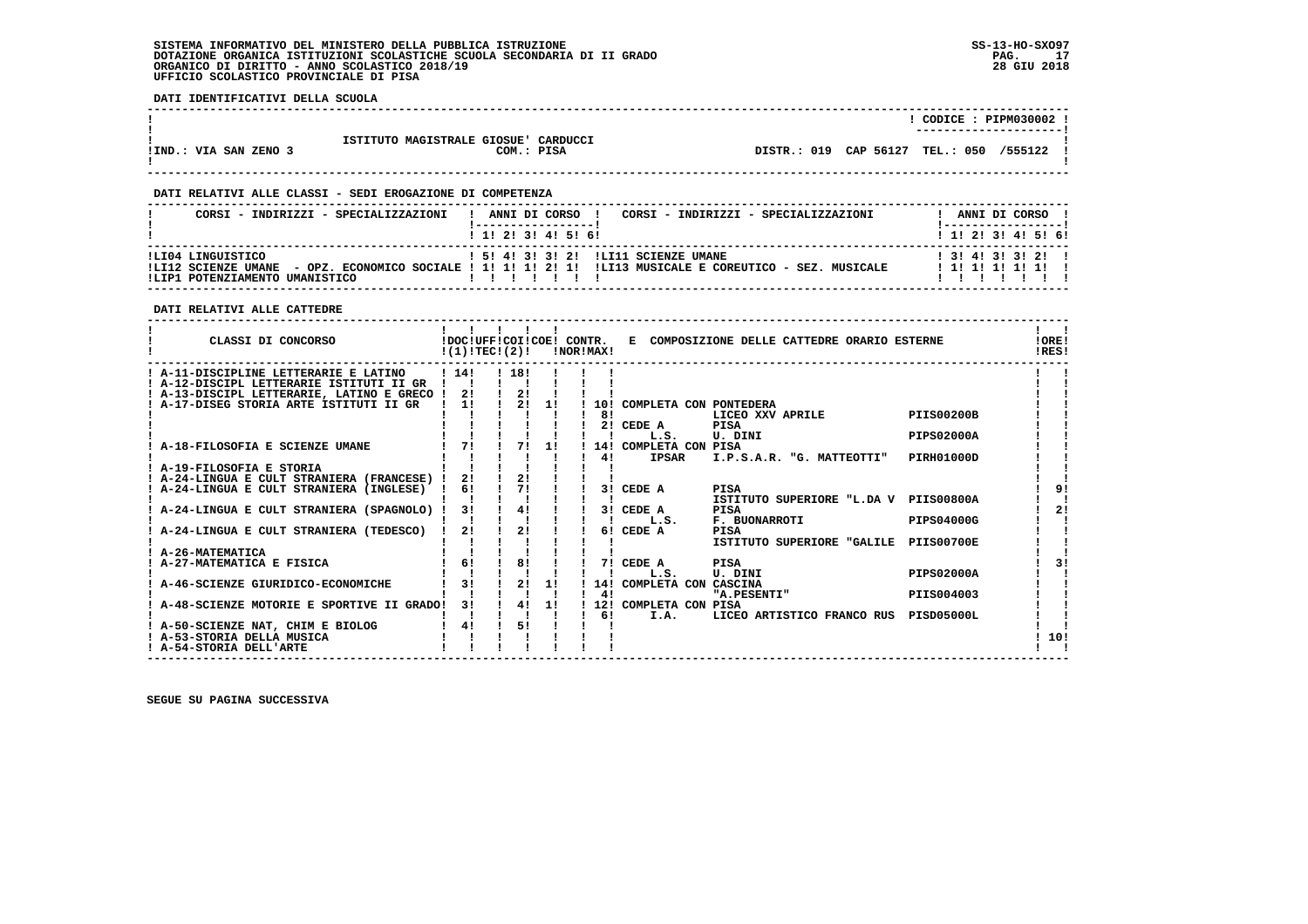SISTEMA INFORMATIVO DEL MINISTERO DELLA PUBBLICA ISTRUZIONE
DOTAZIONE ORGANICA ISTITUZIONI SCOLASTICHE SCUOLA SECONDARIA DI II GRADO
ORGANICO DI DIRITTO - ANNO SCOLASTICO 2018/19
UFFICIO SCOLASTICO PROVINCIALE DI PISA

SS-13-HO-SXO97
28 GIU 2018

**DATI IDENTIFICATIVI DELLA SCUOLA**

| | | CODICE : PIPM030002 |
|---|---|---|
| IND.: VIA SAN ZENO 3 | ISTITUTO MAGISTRALE GIOSUE' CARDUCCI<br>COM.: PISA | DISTR.: 019 CAP 56127 TEL.: 050 /555122 |

**DATI RELATIVI ALLE CLASSI - SEDI EROGAZIONE DI COMPETENZA**

| CORSI - INDIRIZZI - SPECIALIZZAZIONI | 1 | 2 | 3 | 4 | 5 | 6 | CORSI - INDIRIZZI - SPECIALIZZAZIONI | 1 | 2 | 3 | 4 | 5 | 6 |
|---|---|---|---|---|---|---|---|---|---|---|---|---|---|
| LI04 LINGUISTICO | 5 | 4 | 3 | 3 | 2 | | LI11 SCIENZE UMANE | 3 | 4 | 3 | 3 | 2 | |
| LI12 SCIENZE UMANE - OPZ. ECONOMICO SOCIALE | 1 | 1 | 1 | 2 | 1 | | LI13 MUSICALE E COREUTICO - SEZ. MUSICALE | 1 | 1 | 1 | 1 | 1 | |
| LIP1 POTENZIAMENTO UMANISTICO | | | | | | | | | | | | | |

**DATI RELATIVI ALLE CATTEDRE**

| CLASSI DI CONCORSO | DOC (1) | UFF TEC | COI (2) | COE | CONTR. NOR | MAX | E COMPOSIZIONE DELLE CATTEDRE ORARIO ESTERNE | | | ORE RES |
|---|---|---|---|---|---|---|---|---|---|---|
| A-11-DISCIPLINE LETTERARIE E LATINO | 14 | | 18 | | | | | | | |
| A-12-DISCIPL LETTERARIE ISTITUTI II GR | | | | | | | | | | |
| A-13-DISCIPL LETTERARIE, LATINO E GRECO | 2 | | 2 | | | | | | | |
| A-17-DISEG STORIA ARTE ISTITUTI II GR | 1 | | 2 | 1 | | 10 | COMPLETA CON PONTEDERA | | | |
| | | | | | | 8 | | LICEO XXV APRILE | PIIS00200B | |
| | | | | | | 2 | CEDE A | PISA | | |
| | | | | | | | L.S. | U. DINI | PIPS02000A | |
| A-18-FILOSOFIA E SCIENZE UMANE | 7 | | 7 | 1 | | 14 | COMPLETA CON PISA | | | |
| | | | | | | 4 | IPSAR | I.P.S.A.R. "G. MATTEOTTI" | PIRH01000D | |
| A-19-FILOSOFIA E STORIA | | | | | | | | | | |
| A-24-LINGUA E CULT STRANIERA (FRANCESE) | 2 | | 2 | | | | | | | |
| A-24-LINGUA E CULT STRANIERA (INGLESE) | 6 | | 7 | | | 3 | CEDE A | PISA | | 9 |
| | | | | | | | | ISTITUTO SUPERIORE "L.DA V | PIIS00800A | |
| A-24-LINGUA E CULT STRANIERA (SPAGNOLO) | 3 | | 4 | | | 3 | CEDE A | PISA | | 2 |
| | | | | | | | L.S. | F. BUONARROTI | PIPS04000G | |
| A-24-LINGUA E CULT STRANIERA (TEDESCO) | 2 | | 2 | | | 6 | CEDE A | PISA | | |
| | | | | | | | | ISTITUTO SUPERIORE "GALILE | PIIS00700E | |
| A-26-MATEMATICA | | | | | | | | | | |
| A-27-MATEMATICA E FISICA | 6 | | 8 | | | 7 | CEDE A | PISA | | 3 |
| | | | | | | | L.S. | U. DINI | PIPS02000A | |
| A-46-SCIENZE GIURIDICO-ECONOMICHE | 3 | | 2 | 1 | | 14 | COMPLETA CON CASCINA | | | |
| | | | | | | 4 | | "A.PESENTI" | PIIS004003 | |
| A-48-SCIENZE MOTORIE E SPORTIVE II GRADO | 3 | | 4 | 1 | | 12 | COMPLETA CON PISA | | | |
| | | | | | | 6 | I.A. | LICEO ARTISTICO FRANCO RUS | PISD05000L | |
| A-50-SCIENZE NAT, CHIM E BIOLOG | 4 | | 5 | | | | | | | |
| A-53-STORIA DELLA MUSICA | | | | | | | | | | 10 |
| A-54-STORIA DELL'ARTE | | | | | | | | | | |

SEGUE SU PAGINA SUCCESSIVA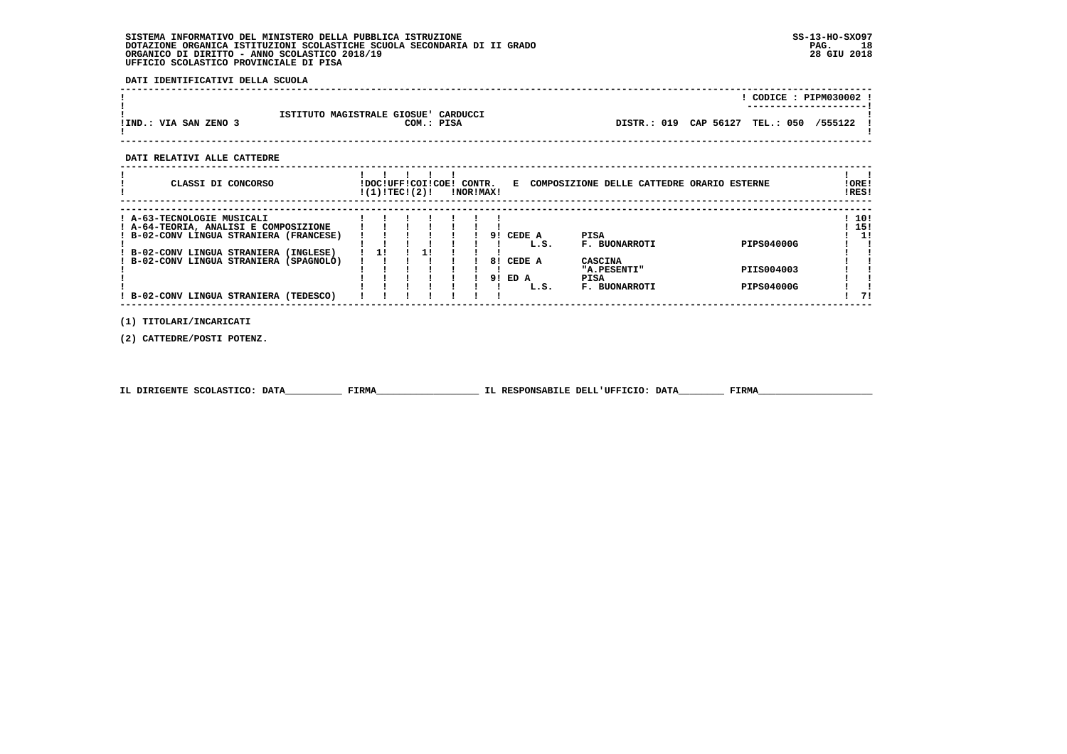SISTEMA INFORMATIVO DEL MINISTERO DELLA PUBBLICA ISTRUZIONE
DOTAZIONE ORGANICA ISTITUZIONI SCOLASTICHE SCUOLA SECONDARIA DI II GRADO
ORGANICO DI DIRITTO - ANNO SCOLASTICO 2018/19
UFFICIO SCOLASTICO PROVINCIALE DI PISA

SS-13-HO-SXO97
28 GIU 2018

**DATI IDENTIFICATIVI DELLA SCUOLA**

| | | CODICE : PIPM030002 |
|---|---|---|
| !IND.: VIA SAN ZENO 3 | ISTITUTO MAGISTRALE GIOSUE' CARDUCCI COM.: PISA | DISTR.: 019 CAP 56127 TEL.: 050 /555122 |

**DATI RELATIVI ALLE CATTEDRE**

| CLASSI DI CONCORSO | DOC (1) | UFF TEC | COI (2) | COE | CONTR. NOR | CONTR. MAX | E COMPOSIZIONE DELLE CATTEDRE ORARIO ESTERNE | | | | ORE RES |
|---|---|---|---|---|---|---|---|---|---|---|---|
| A-63-TECNOLOGIE MUSICALI | | | | | | | | | | | 10 |
| A-64-TEORIA, ANALISI E COMPOSIZIONE | | | | | | | | | | | 15 |
| B-02-CONV LINGUA STRANIERA (FRANCESE) | | | | | | | 9 | CEDE A | PISA | | 1 |
| | | | | | | | | L.S. | F. BUONARROTI | PIPS04000G | |
| B-02-CONV LINGUA STRANIERA (INGLESE) | 1 | | 1 | | | | | | | | |
| B-02-CONV LINGUA STRANIERA (SPAGNOLO) | | | | | | | 8 | CEDE A | CASCINA | | |
| | | | | | | | | | "A.PESENTI" | PIIS004003 | |
| | | | | | | | 9 | ED A | PISA | | |
| | | | | | | | | L.S. | F. BUONARROTI | PIPS04000G | |
| B-02-CONV LINGUA STRANIERA (TEDESCO) | | | | | | | | | | | 7 |

(1) TITOLARI/INCARICATI

(2) CATTEDRE/POSTI POTENZ.

IL DIRIGENTE SCOLASTICO: DATA__________ FIRMA__________________ IL RESPONSABILE DELL'UFFICIO: DATA________ FIRMA____________________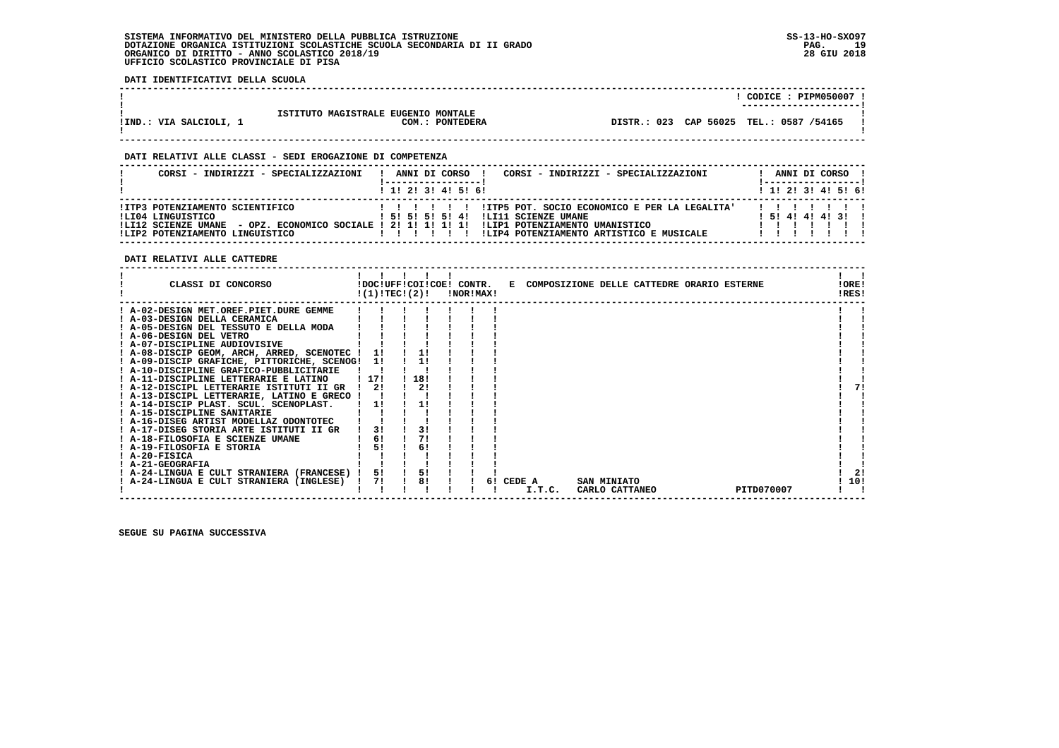SISTEMA INFORMATIVO DEL MINISTERO DELLA PUBBLICA ISTRUZIONE
DOTAZIONE ORGANICA ISTITUZIONI SCOLASTICHE SCUOLA SECONDARIA DI II GRADO
ORGANICO DI DIRITTO - ANNO SCOLASTICO 2018/19
UFFICIO SCOLASTICO PROVINCIALE DI PISA

SS-13-HO-SXO97
28 GIU 2018

**DATI IDENTIFICATIVI DELLA SCUOLA**

CODICE : PIPM050007

ISTITUTO MAGISTRALE EUGENIO MONTALE

IND.: VIA SALCIOLI, 1 — COM.: PONTEDERA — DISTR.: 023 CAP 56025 TEL.: 0587 /54165

**DATI RELATIVI ALLE CLASSI - SEDI EROGAZIONE DI COMPETENZA**

| CORSI - INDIRIZZI - SPECIALIZZAZIONI | 1 | 2 | 3 | 4 | 5 | 6 | CORSI - INDIRIZZI - SPECIALIZZAZIONI | 1 | 2 | 3 | 4 | 5 | 6 |
|---|---|---|---|---|---|---|---|---|---|---|---|---|---|
| ITP3 POTENZIAMENTO SCIENTIFICO | | | | | | | ITP5 POT. SOCIO ECONOMICO E PER LA LEGALITA' | | | | | | |
| LI04 LINGUISTICO | 5 | 5 | 5 | 5 | 4 | | LI11 SCIENZE UMANE | 5 | 4 | 4 | 4 | 3 | |
| LI12 SCIENZE UMANE - OPZ. ECONOMICO SOCIALE | 2 | 1 | 1 | 1 | 1 | | LIP1 POTENZIAMENTO UMANISTICO | | | | | | |
| LIP2 POTENZIAMENTO LINGUISTICO | | | | | | | LIP4 POTENZIAMENTO ARTISTICO E MUSICALE | | | | | | |

**DATI RELATIVI ALLE CATTEDRE**

| CLASSI DI CONCORSO | DOC (1) | UFF TEC (2) | COI | COE | CONTR. NOR | CONTR. MAX | E COMPOSIZIONE DELLE CATTEDRE ORARIO ESTERNE | ORE RES |
|---|---|---|---|---|---|---|---|---|
| A-02-DESIGN MET.OREF.PIET.DURE GEMME | | | | | | | | |
| A-03-DESIGN DELLA CERAMICA | | | | | | | | |
| A-05-DESIGN DEL TESSUTO E DELLA MODA | | | | | | | | |
| A-06-DESIGN DEL VETRO | | | | | | | | |
| A-07-DISCIPLINE AUDIOVISIVE | | | | | | | | |
| A-08-DISCIP GEOM, ARCH, ARRED, SCENOTEC | 1 | | 1 | | | | | |
| A-09-DISCIP GRAFICHE, PITTORICHE, SCENOG | 1 | | 1 | | | | | |
| A-10-DISCIPLINE GRAFICO-PUBBLICITARIE | | | | | | | | |
| A-11-DISCIPLINE LETTERARIE E LATINO | 17 | | 18 | | | | | |
| A-12-DISCIPL LETTERARIE ISTITUTI II GR | 2 | | 2 | | | | | 7 |
| A-13-DISCIPL LETTERARIE, LATINO E GRECO | | | | | | | | |
| A-14-DISCIP PLAST. SCUL. SCENOPLAST. | 1 | | 1 | | | | | |
| A-15-DISCIPLINE SANITARIE | | | | | | | | |
| A-16-DISEG ARTIST MODELLAZ ODONTOTEC | | | | | | | | |
| A-17-DISEG STORIA ARTE ISTITUTI II GR | 3 | | 3 | | | | | |
| A-18-FILOSOFIA E SCIENZE UMANE | 6 | | 7 | | | | | |
| A-19-FILOSOFIA E STORIA | 5 | | 6 | | | | | |
| A-20-FISICA | | | | | | | | |
| A-21-GEOGRAFIA | | | | | | | | |
| A-24-LINGUA E CULT STRANIERA (FRANCESE) | 5 | | 5 | | | | | 2 |
| A-24-LINGUA E CULT STRANIERA (INGLESE) | 7 | | 8 | | | | 6 CEDE A I.T.C. SAN MINIATO CARLO CATTANEO PITD070007 | 10 |

SEGUE SU PAGINA SUCCESSIVA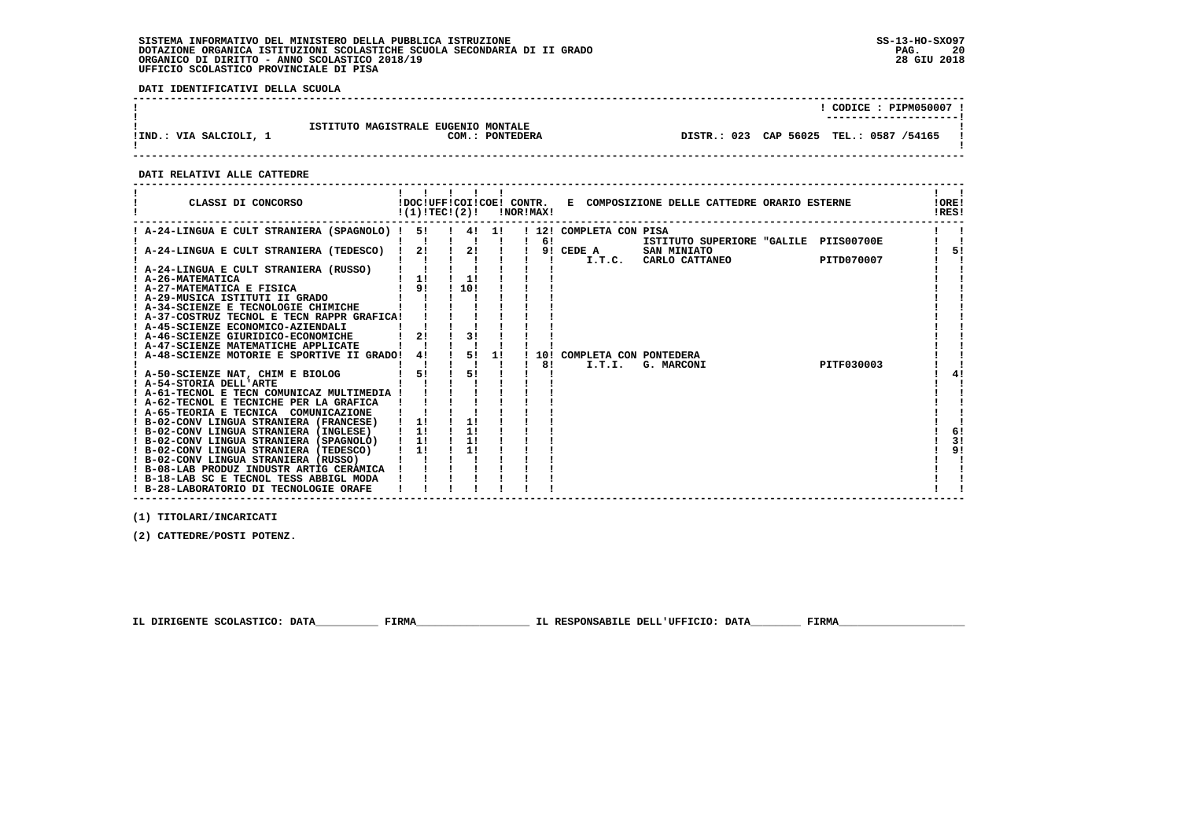SISTEMA INFORMATIVO DEL MINISTERO DELLA PUBBLICA ISTRUZIONE
DOTAZIONE ORGANICA ISTITUZIONI SCOLASTICHE SCUOLA SECONDARIA DI II GRADO
ORGANICO DI DIRITTO - ANNO SCOLASTICO 2018/19
UFFICIO SCOLASTICO PROVINCIALE DI PISA

SS-13-HO-SXO97
28 GIU 2018

**DATI IDENTIFICATIVI DELLA SCUOLA**

| | | |
|---|---|---|
| | | CODICE : PIPM050007 |
| ISTITUTO MAGISTRALE EUGENIO MONTALE | | |
| IND.: VIA SALCIOLI, 1 | COM.: PONTEDERA | DISTR.: 023 CAP 56025 TEL.: 0587 /54165 |

**DATI RELATIVI ALLE CATTEDRE**

| CLASSI DI CONCORSO | DOC (1) | UFF TEC | COI (2) | COE | CONTR. NOR | CONTR. MAX | E COMPOSIZIONE DELLE CATTEDRE ORARIO ESTERNE | ORE RES |
|---|---|---|---|---|---|---|---|---|
| A-24-LINGUA E CULT STRANIERA (SPAGNOLO) | 5 | | 4 | 1 | | 12 / 6 | COMPLETA CON PISA ISTITUTO SUPERIORE "GALILE PIIS00700E | |
| A-24-LINGUA E CULT STRANIERA (TEDESCO) | 2 | | 2 | | | 9 | CEDE A SAN MINIATO I.T.C. CARLO CATTANEO PITD070007 | 5 |
| A-24-LINGUA E CULT STRANIERA (RUSSO) | | | | | | | | |
| A-26-MATEMATICA | 1 | | 1 | | | | | |
| A-27-MATEMATICA E FISICA | 9 | | 10 | | | | | |
| A-29-MUSICA ISTITUTI II GRADO | | | | | | | | |
| A-34-SCIENZE E TECNOLOGIE CHIMICHE | | | | | | | | |
| A-37-COSTRUZ TECNOL E TECN RAPPR GRAFICA | | | | | | | | |
| A-45-SCIENZE ECONOMICO-AZIENDALI | | | | | | | | |
| A-46-SCIENZE GIURIDICO-ECONOMICHE | 2 | | 3 | | | | | |
| A-47-SCIENZE MATEMATICHE APPLICATE | | | | | | | | |
| A-48-SCIENZE MOTORIE E SPORTIVE II GRADO | 4 | | 5 | 1 | | 10 / 8 | COMPLETA CON PONTEDERA I.T.I. G. MARCONI PITF030003 | |
| A-50-SCIENZE NAT, CHIM E BIOLOG | 5 | | 5 | | | | | 4 |
| A-54-STORIA DELL'ARTE | | | | | | | | |
| A-61-TECNOL E TECN COMUNICAZ MULTIMEDIA | | | | | | | | |
| A-62-TECNOL E TECNICHE PER LA GRAFICA | | | | | | | | |
| A-65-TEORIA E TECNICA COMUNICAZIONE | | | | | | | | |
| B-02-CONV LINGUA STRANIERA (FRANCESE) | 1 | | 1 | | | | | |
| B-02-CONV LINGUA STRANIERA (INGLESE) | 1 | | 1 | | | | | 6 |
| B-02-CONV LINGUA STRANIERA (SPAGNOLO) | 1 | | 1 | | | | | 3 |
| B-02-CONV LINGUA STRANIERA (TEDESCO) | 1 | | 1 | | | | | 9 |
| B-02-CONV LINGUA STRANIERA (RUSSO) | | | | | | | | |
| B-08-LAB PRODUZ INDUSTR ARTIG CERAMICA | | | | | | | | |
| B-18-LAB SC E TECNOL TESS ABBIGL MODA | | | | | | | | |
| B-28-LABORATORIO DI TECNOLOGIE ORAFE | | | | | | | | |

(1) TITOLARI/INCARICATI

(2) CATTEDRE/POSTI POTENZ.

IL DIRIGENTE SCOLASTICO: DATA__________ FIRMA__________________ IL RESPONSABILE DELL'UFFICIO: DATA________ FIRMA____________________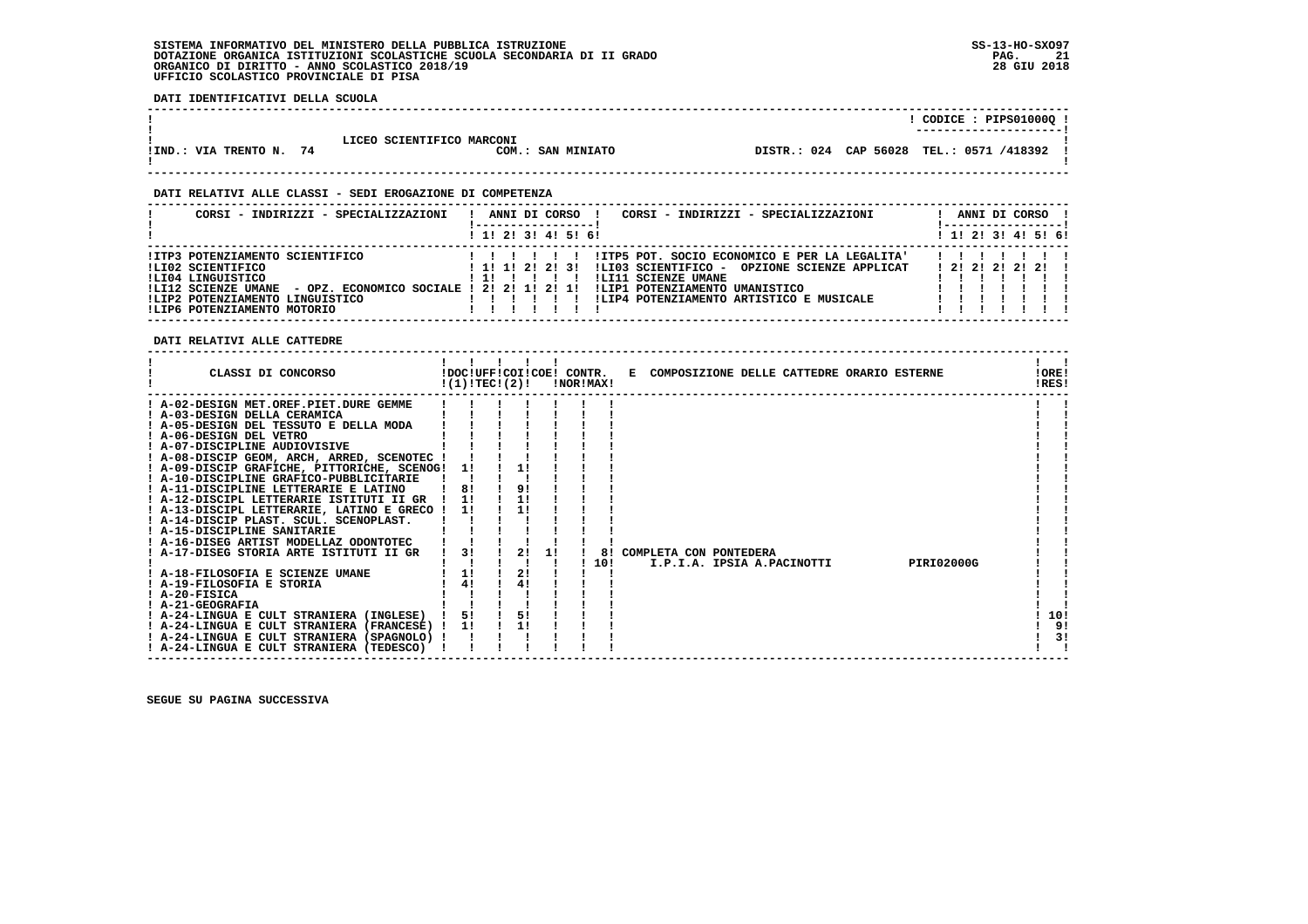SISTEMA INFORMATIVO DEL MINISTERO DELLA PUBBLICA ISTRUZIONE
DOTAZIONE ORGANICA ISTITUZIONI SCOLASTICHE SCUOLA SECONDARIA DI II GRADO
ORGANICO DI DIRITTO - ANNO SCOLASTICO 2018/19
UFFICIO SCOLASTICO PROVINCIALE DI PISA

SS-13-HO-SXO97
28 GIU 2018

**DATI IDENTIFICATIVI DELLA SCUOLA**

CODICE : PIPS01000Q

LICEO SCIENTIFICO MARCONI

IND.: VIA TRENTO N. 74 — COM.: SAN MINIATO — DISTR.: 024 CAP 56028 TEL.: 0571 /418392

**DATI RELATIVI ALLE CLASSI - SEDI EROGAZIONE DI COMPETENZA**

| CORSI - INDIRIZZI - SPECIALIZZAZIONI | 1 | 2 | 3 | 4 | 5 | 6 | CORSI - INDIRIZZI - SPECIALIZZAZIONI | 1 | 2 | 3 | 4 | 5 | 6 |
|---|---|---|---|---|---|---|---|---|---|---|---|---|---|
| ITP3 POTENZIAMENTO SCIENTIFICO | | | | | | | ITP5 POT. SOCIO ECONOMICO E PER LA LEGALITA' | | | | | | |
| LI02 SCIENTIFICO | 1 | 1 | 2 | 2 | 3 | | LI03 SCIENTIFICO - OPZIONE SCIENZE APPLICAT | 2 | 2 | 2 | 2 | 2 | |
| LI04 LINGUISTICO | 1 | | | | | | LI11 SCIENZE UMANE | | | | | | |
| LI12 SCIENZE UMANE - OPZ. ECONOMICO SOCIALE | 2 | 2 | 1 | 2 | 1 | | LIP1 POTENZIAMENTO UMANISTICO | | | | | | |
| LIP2 POTENZIAMENTO LINGUISTICO | | | | | | | LIP4 POTENZIAMENTO ARTISTICO E MUSICALE | | | | | | |
| LIP6 POTENZIAMENTO MOTORIO | | | | | | | | | | | | | |

**DATI RELATIVI ALLE CATTEDRE**

| CLASSI DI CONCORSO | DOC (1) | UFF TEC | COI (2) | COE | CONTR. NOR | CONTR. MAX | E COMPOSIZIONE DELLE CATTEDRE ORARIO ESTERNE | ORE RES |
|---|---|---|---|---|---|---|---|---|
| A-02-DESIGN MET.OREF.PIET.DURE GEMME | | | | | | | | |
| A-03-DESIGN DELLA CERAMICA | | | | | | | | |
| A-05-DESIGN DEL TESSUTO E DELLA MODA | | | | | | | | |
| A-06-DESIGN DEL VETRO | | | | | | | | |
| A-07-DISCIPLINE AUDIOVISIVE | | | | | | | | |
| A-08-DISCIP GEOM, ARCH, ARRED, SCENOTEC | | | | | | | | |
| A-09-DISCIP GRAFICHE, PITTORICHE, SCENOG | 1 | | 1 | | | | | |
| A-10-DISCIPLINE GRAFICO-PUBBLICITARIE | | | | | | | | |
| A-11-DISCIPLINE LETTERARIE E LATINO | 8 | | 9 | | | | | |
| A-12-DISCIPL LETTERARIE ISTITUTI II GR | 1 | | 1 | | | | | |
| A-13-DISCIPL LETTERARIE, LATINO E GRECO | 1 | | 1 | | | | | |
| A-14-DISCIP PLAST. SCUL. SCENOPLAST. | | | | | | | | |
| A-15-DISCIPLINE SANITARIE | | | | | | | | |
| A-16-DISEG ARTIST MODELLAZ ODONTOTEC | | | | | | | | |
| A-17-DISEG STORIA ARTE ISTITUTI II GR | 3 | | 2 | 1 | | 8 | COMPLETA CON PONTEDERA | |
| | | | | | | 10 | I.P.I.A. IPSIA A.PACINOTTI PIRI02000G | |
| A-18-FILOSOFIA E SCIENZE UMANE | 1 | | 2 | | | | | |
| A-19-FILOSOFIA E STORIA | 4 | | 4 | | | | | |
| A-20-FISICA | | | | | | | | |
| A-21-GEOGRAFIA | | | | | | | | |
| A-24-LINGUA E CULT STRANIERA (INGLESE) | 5 | | 5 | | | | | 10 |
| A-24-LINGUA E CULT STRANIERA (FRANCESE) | 1 | | 1 | | | | | 9 |
| A-24-LINGUA E CULT STRANIERA (SPAGNOLO) | | | | | | | | 3 |
| A-24-LINGUA E CULT STRANIERA (TEDESCO) | | | | | | | | |

SEGUE SU PAGINA SUCCESSIVA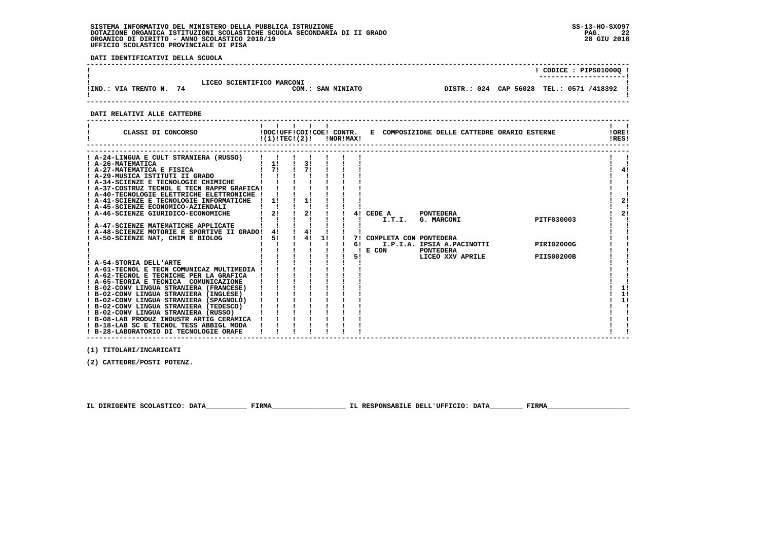SISTEMA INFORMATIVO DEL MINISTERO DELLA PUBBLICA ISTRUZIONE
DOTAZIONE ORGANICA ISTITUZIONI SCOLASTICHE SCUOLA SECONDARIA DI II GRADO
ORGANICO DI DIRITTO - ANNO SCOLASTICO 2018/19
UFFICIO SCOLASTICO PROVINCIALE DI PISA

SS-13-HO-SXO97
28 GIU 2018

**DATI IDENTIFICATIVI DELLA SCUOLA**

CODICE : PIPS01000Q

LICEO SCIENTIFICO MARCONI
IND.: VIA TRENTO N. 74 — COM.: SAN MINIATO — DISTR.: 024 CAP 56028 TEL.: 0571 /418392

**DATI RELATIVI ALLE CATTEDRE**

| CLASSI DI CONCORSO | DOC (1) | UFF TEC | COI (2) | COE | CONTR. NOR | CONTR. MAX | E COMPOSIZIONE DELLE CATTEDRE ORARIO ESTERNE | | | ORE RES |
|---|---|---|---|---|---|---|---|---|---|---|
| A-24-LINGUA E CULT STRANIERA (RUSSO) | | | | | | | | | | |
| A-26-MATEMATICA | 1 | | 3 | | | | | | | |
| A-27-MATEMATICA E FISICA | 7 | | 7 | | | | | | | 4 |
| A-29-MUSICA ISTITUTI II GRADO | | | | | | | | | | |
| A-34-SCIENZE E TECNOLOGIE CHIMICHE | | | | | | | | | | |
| A-37-COSTRUZ TECNOL E TECN RAPPR GRAFICA | | | | | | | | | | |
| A-40-TECNOLOGIE ELETTRICHE ELETTRONICHE | | | | | | | | | | |
| A-41-SCIENZE E TECNOLOGIE INFORMATICHE | 1 | | 1 | | | | | | | 2 |
| A-45-SCIENZE ECONOMICO-AZIENDALI | | | | | | | | | | |
| A-46-SCIENZE GIURIDICO-ECONOMICHE | 2 | | 2 | | | 4 | CEDE A | PONTEDERA | | 2 |
| | | | | | | | I.T.I. | G. MARCONI | PITF030003 | |
| A-47-SCIENZE MATEMATICHE APPLICATE | | | | | | | | | | |
| A-48-SCIENZE MOTORIE E SPORTIVE II GRADO | 4 | | 4 | | | | | | | |
| A-50-SCIENZE NAT, CHIM E BIOLOG | 5 | | 4 | 1 | | 7 | COMPLETA CON | PONTEDERA | | |
| | | | | | | 6 | I.P.I.A. | IPSIA A.PACINOTTI | PIRI02000G | |
| | | | | | | | E CON | PONTEDERA | | |
| | | | | | | 5 | | LICEO XXV APRILE | PIIS00200B | |
| A-54-STORIA DELL'ARTE | | | | | | | | | | |
| A-61-TECNOL E TECN COMUNICAZ MULTIMEDIA | | | | | | | | | | |
| A-62-TECNOL E TECNICHE PER LA GRAFICA | | | | | | | | | | |
| A-65-TEORIA E TECNICA COMUNICAZIONE | | | | | | | | | | |
| B-02-CONV LINGUA STRANIERA (FRANCESE) | | | | | | | | | | 1 |
| B-02-CONV LINGUA STRANIERA (INGLESE) | | | | | | | | | | 1 |
| B-02-CONV LINGUA STRANIERA (SPAGNOLO) | | | | | | | | | | 1 |
| B-02-CONV LINGUA STRANIERA (TEDESCO) | | | | | | | | | | |
| B-02-CONV LINGUA STRANIERA (RUSSO) | | | | | | | | | | |
| B-08-LAB PRODUZ INDUSTR ARTIG CERAMICA | | | | | | | | | | |
| B-18-LAB SC E TECNOL TESS ABBIGL MODA | | | | | | | | | | |
| B-28-LABORATORIO DI TECNOLOGIE ORAFE | | | | | | | | | | |

(1) TITOLARI/INCARICATI

(2) CATTEDRE/POSTI POTENZ.

IL DIRIGENTE SCOLASTICO: DATA__________ FIRMA__________________ IL RESPONSABILE DELL'UFFICIO: DATA________ FIRMA____________________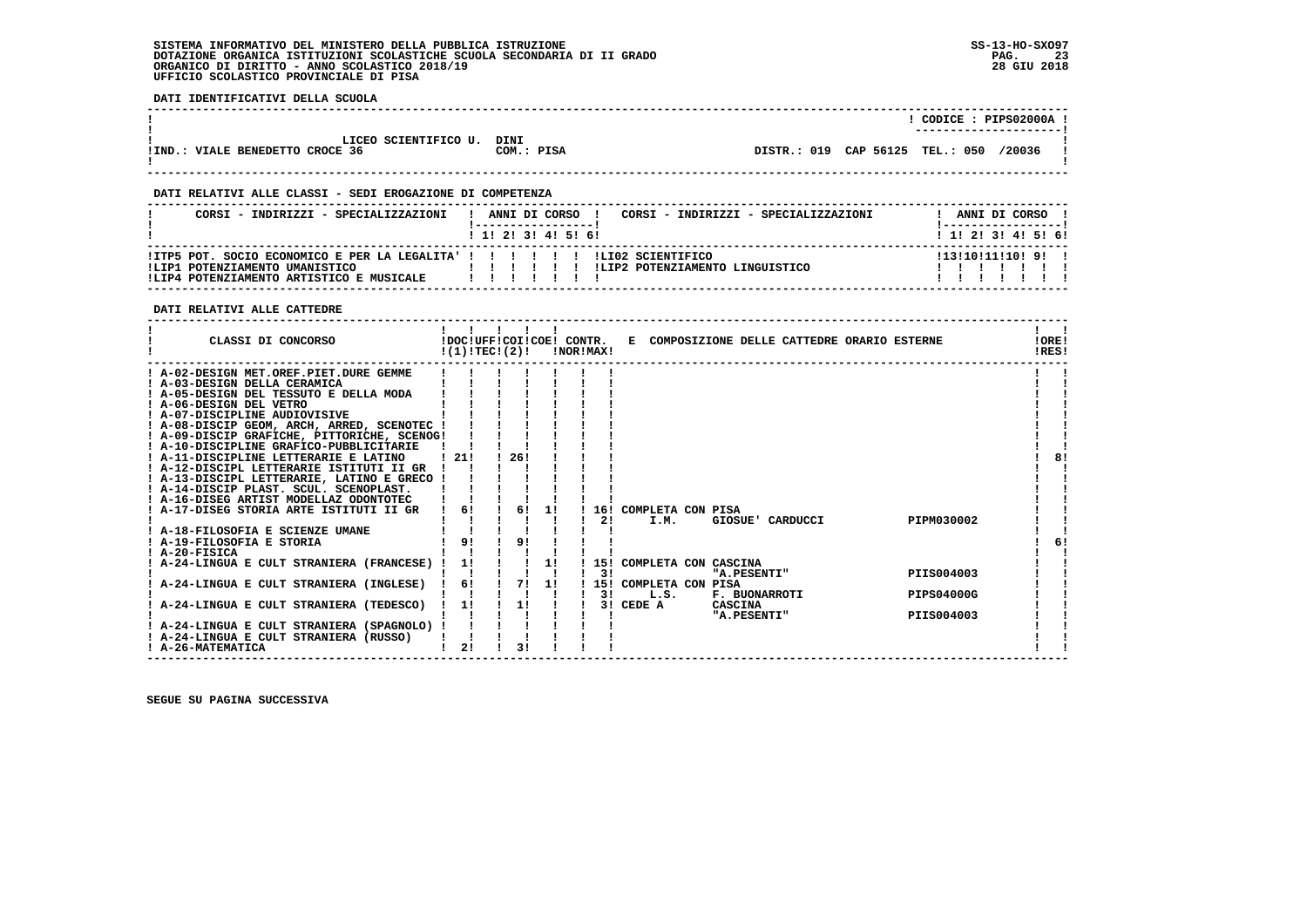SISTEMA INFORMATIVO DEL MINISTERO DELLA PUBBLICA ISTRUZIONE
DOTAZIONE ORGANICA ISTITUZIONI SCOLASTICHE SCUOLA SECONDARIA DI II GRADO
ORGANICO DI DIRITTO - ANNO SCOLASTICO 2018/19
UFFICIO SCOLASTICO PROVINCIALE DI PISA

SS-13-HO-SXO97
28 GIU 2018

**DATI IDENTIFICATIVI DELLA SCUOLA**

CODICE : PIPS02000A

LICEO SCIENTIFICO U. DINI
IND.: VIALE BENEDETTO CROCE 36 — COM.: PISA — DISTR.: 019 CAP 56125 TEL.: 050 /20036

**DATI RELATIVI ALLE CLASSI - SEDI EROGAZIONE DI COMPETENZA**

| CORSI - INDIRIZZI - SPECIALIZZAZIONI | 1 | 2 | 3 | 4 | 5 | 6 | CORSI - INDIRIZZI - SPECIALIZZAZIONI | 1 | 2 | 3 | 4 | 5 | 6 |
|---|---|---|---|---|---|---|---|---|---|---|---|---|---|
| ITP5 POT. SOCIO ECONOMICO E PER LA LEGALITA' | | | | | | | LI02 SCIENTIFICO | 13 | 10 | 11 | 10 | 9 | |
| LIP1 POTENZIAMENTO UMANISTICO | | | | | | | LIP2 POTENZIAMENTO LINGUISTICO | | | | | | |
| LIP4 POTENZIAMENTO ARTISTICO E MUSICALE | | | | | | | | | | | | | |

**DATI RELATIVI ALLE CATTEDRE**

| CLASSI DI CONCORSO | DOC (1) | UFF TEC | COI (2) | COE | CONTR. NOR | CONTR. MAX | E COMPOSIZIONE DELLE CATTEDRE ORARIO ESTERNE | ORE RES |
|---|---|---|---|---|---|---|---|---|
| A-02-DESIGN MET.OREF.PIET.DURE GEMME | | | | | | | | |
| A-03-DESIGN DELLA CERAMICA | | | | | | | | |
| A-05-DESIGN DEL TESSUTO E DELLA MODA | | | | | | | | |
| A-06-DESIGN DEL VETRO | | | | | | | | |
| A-07-DISCIPLINE AUDIOVISIVE | | | | | | | | |
| A-08-DISCIP GEOM, ARCH, ARRED, SCENOTEC | | | | | | | | |
| A-09-DISCIP GRAFICHE, PITTORICHE, SCENOG | | | | | | | | |
| A-10-DISCIPLINE GRAFICO-PUBBLICITARIE | | | | | | | | |
| A-11-DISCIPLINE LETTERARIE E LATINO | 21 | | 26 | | | | | 8 |
| A-12-DISCIPL LETTERARIE ISTITUTI II GR | | | | | | | | |
| A-13-DISCIPL LETTERARIE, LATINO E GRECO | | | | | | | | |
| A-14-DISCIP PLAST. SCUL. SCENOPLAST. | | | | | | | | |
| A-16-DISEG ARTIST MODELLAZ ODONTOTEC | | | | | | | | |
| A-17-DISEG STORIA ARTE ISTITUTI II GR | 6 | | 6 | 1 | | 16 | COMPLETA CON PISA | |
| | | | | | | 2 | I.M. GIOSUE' CARDUCCI PIPM030002 | |
| A-18-FILOSOFIA E SCIENZE UMANE | | | | | | | | |
| A-19-FILOSOFIA E STORIA | 9 | | 9 | | | | | 6 |
| A-20-FISICA | | | | | | | | |
| A-24-LINGUA E CULT STRANIERA (FRANCESE) | 1 | | | 1 | | 15 | COMPLETA CON CASCINA | |
| | | | | | | 3 | "A.PESENTI" PIIS004003 | |
| A-24-LINGUA E CULT STRANIERA (INGLESE) | 6 | | 7 | 1 | | 15 | COMPLETA CON PISA | |
| | | | | | | 3 | L.S. F. BUONARROTI PIPS04000G | |
| A-24-LINGUA E CULT STRANIERA (TEDESCO) | 1 | | 1 | | | 3 | CEDE A CASCINA "A.PESENTI" PIIS004003 | |
| A-24-LINGUA E CULT STRANIERA (SPAGNOLO) | | | | | | | | |
| A-24-LINGUA E CULT STRANIERA (RUSSO) | | | | | | | | |
| A-26-MATEMATICA | 2 | | 3 | | | | | |

SEGUE SU PAGINA SUCCESSIVA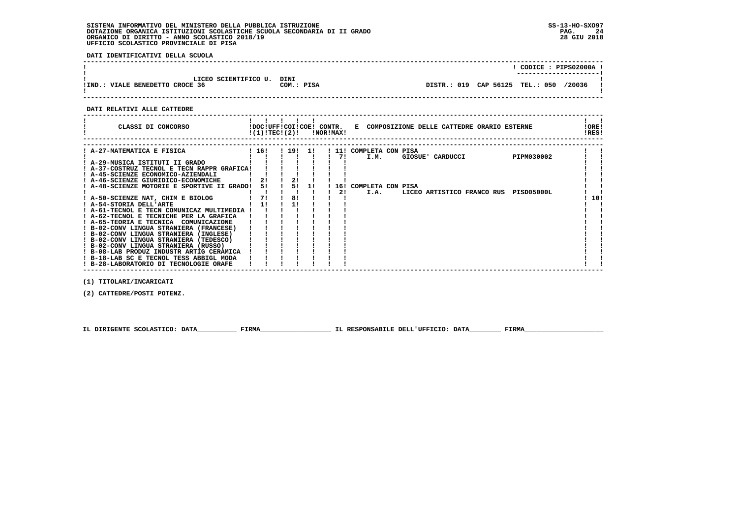SISTEMA INFORMATIVO DEL MINISTERO DELLA PUBBLICA ISTRUZIONE
DOTAZIONE ORGANICA ISTITUZIONI SCOLASTICHE SCUOLA SECONDARIA DI II GRADO
ORGANICO DI DIRITTO - ANNO SCOLASTICO 2018/19
UFFICIO SCOLASTICO PROVINCIALE DI PISA

SS-13-HO-SXO97
28 GIU 2018

**DATI IDENTIFICATIVI DELLA SCUOLA**

CODICE : PIPS02000A

LICEO SCIENTIFICO U. DINI
IND.: VIALE BENEDETTO CROCE 36 — COM.: PISA — DISTR.: 019 CAP 56125 TEL.: 050 /20036

**DATI RELATIVI ALLE CATTEDRE**

| CLASSI DI CONCORSO | DOC (1) | UFF TEC | COI (2) | COE | CONTR. NOR | CONTR. MAX | E COMPOSIZIONE DELLE CATTEDRE ORARIO ESTERNE | ORE RES |
|---|---|---|---|---|---|---|---|---|
| A-27-MATEMATICA E FISICA | 16 | | 19 | 1 | | 11 | COMPLETA CON PISA | |
| | | | | | | 7 | I.M. GIOSUE' CARDUCCI PIPM030002 | |
| A-29-MUSICA ISTITUTI II GRADO | | | | | | | | |
| A-37-COSTRUZ TECNOL E TECN RAPPR GRAFICA | | | | | | | | |
| A-45-SCIENZE ECONOMICO-AZIENDALI | | | | | | | | |
| A-46-SCIENZE GIURIDICO-ECONOMICHE | 2 | | 2 | | | | | |
| A-48-SCIENZE MOTORIE E SPORTIVE II GRADO | 5 | | 5 | 1 | | 16 | COMPLETA CON PISA | |
| | | | | | | 2 | I.A. LICEO ARTISTICO FRANCO RUS PISD05000L | |
| A-50-SCIENZE NAT, CHIM E BIOLOG | 7 | | 8 | | | | | 10 |
| A-54-STORIA DELL'ARTE | 1 | | 1 | | | | | |
| A-61-TECNOL E TECN COMUNICAZ MULTIMEDIA | | | | | | | | |
| A-62-TECNOL E TECNICHE PER LA GRAFICA | | | | | | | | |
| A-65-TEORIA E TECNICA COMUNICAZIONE | | | | | | | | |
| B-02-CONV LINGUA STRANIERA (FRANCESE) | | | | | | | | |
| B-02-CONV LINGUA STRANIERA (INGLESE) | | | | | | | | |
| B-02-CONV LINGUA STRANIERA (TEDESCO) | | | | | | | | |
| B-02-CONV LINGUA STRANIERA (RUSSO) | | | | | | | | |
| B-08-LAB PRODUZ INDUSTR ARTIG CERAMICA | | | | | | | | |
| B-18-LAB SC E TECNOL TESS ABBIGL MODA | | | | | | | | |
| B-28-LABORATORIO DI TECNOLOGIE ORAFE | | | | | | | | |

(1) TITOLARI/INCARICATI

(2) CATTEDRE/POSTI POTENZ.

IL DIRIGENTE SCOLASTICO: DATA__________ FIRMA__________________ IL RESPONSABILE DELL'UFFICIO: DATA________ FIRMA____________________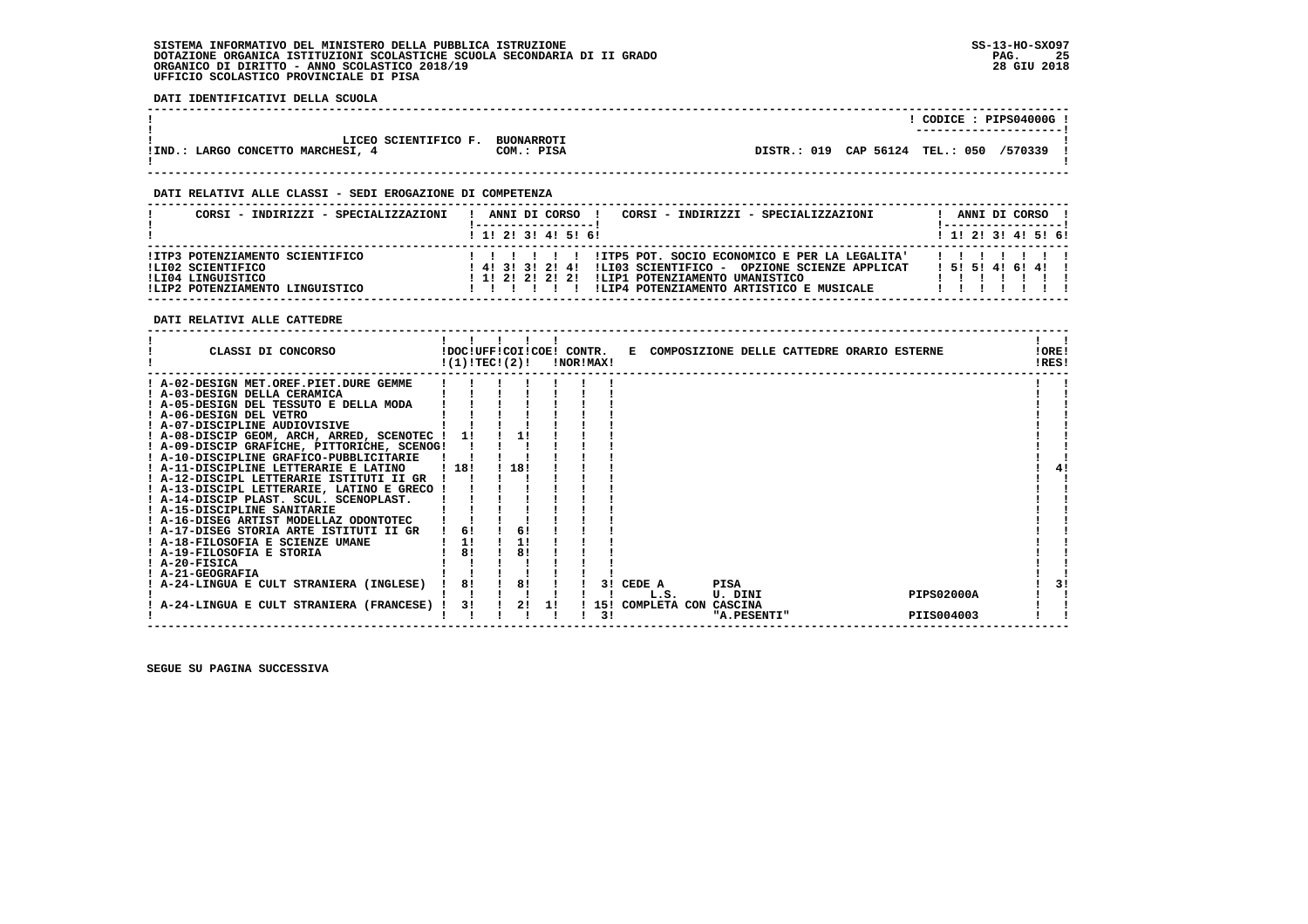SISTEMA INFORMATIVO DEL MINISTERO DELLA PUBBLICA ISTRUZIONE
DOTAZIONE ORGANICA ISTITUZIONI SCOLASTICHE SCUOLA SECONDARIA DI II GRADO
ORGANICO DI DIRITTO - ANNO SCOLASTICO 2018/19
UFFICIO SCOLASTICO PROVINCIALE DI PISA

**DATI IDENTIFICATIVI DELLA SCUOLA**

CODICE : PIPS04000G

LICEO SCIENTIFICO F. BUONARROTI
IND.: LARGO CONCETTO MARCHESI, 4 — COM.: PISA — DISTR.: 019 CAP 56124 TEL.: 050 /570339

**DATI RELATIVI ALLE CLASSI - SEDI EROGAZIONE DI COMPETENZA**

| CORSI - INDIRIZZI - SPECIALIZZAZIONI | 1 | 2 | 3 | 4 | 5 | 6 | CORSI - INDIRIZZI - SPECIALIZZAZIONI | 1 | 2 | 3 | 4 | 5 | 6 |
|---|---|---|---|---|---|---|---|---|---|---|---|---|---|
| ITP3 POTENZIAMENTO SCIENTIFICO | | | | | | | ITP5 POT. SOCIO ECONOMICO E PER LA LEGALITA' | | | | | | |
| LI02 SCIENTIFICO | 4 | 3 | 3 | 2 | 4 | | LI03 SCIENTIFICO - OPZIONE SCIENZE APPLICAT | 5 | 5 | 4 | 6 | 4 | |
| LI04 LINGUISTICO | 1 | 2 | 2 | 2 | 2 | | LIP1 POTENZIAMENTO UMANISTICO | | | | | | |
| LIP2 POTENZIAMENTO LINGUISTICO | | | | | | | LIP4 POTENZIAMENTO ARTISTICO E MUSICALE | | | | | | |

**DATI RELATIVI ALLE CATTEDRE**

| CLASSI DI CONCORSO | DOC (1) | UFF TEC | COI | COE (2) | CONTR. NOR | CONTR. MAX | E COMPOSIZIONE DELLE CATTEDRE ORARIO ESTERNE | ORE RES |
|---|---|---|---|---|---|---|---|---|
| A-02-DESIGN MET.OREF.PIET.DURE GEMME | | | | | | | | |
| A-03-DESIGN DELLA CERAMICA | | | | | | | | |
| A-05-DESIGN DEL TESSUTO E DELLA MODA | | | | | | | | |
| A-06-DESIGN DEL VETRO | | | | | | | | |
| A-07-DISCIPLINE AUDIOVISIVE | | | | | | | | |
| A-08-DISCIP GEOM, ARCH, ARRED, SCENOTEC | 1 | | 1 | | | | | |
| A-09-DISCIP GRAFICHE, PITTORICHE, SCENOG | | | | | | | | |
| A-10-DISCIPLINE GRAFICO-PUBBLICITARIE | | | | | | | | |
| A-11-DISCIPLINE LETTERARIE E LATINO | 18 | | 18 | | | | | 4 |
| A-12-DISCIPL LETTERARIE ISTITUTI II GR | | | | | | | | |
| A-13-DISCIPL LETTERARIE, LATINO E GRECO | | | | | | | | |
| A-14-DISCIP PLAST. SCUL. SCENOPLAST. | | | | | | | | |
| A-15-DISCIPLINE SANITARIE | | | | | | | | |
| A-16-DISEG ARTIST MODELLAZ ODONTOTEC | | | | | | | | |
| A-17-DISEG STORIA ARTE ISTITUTI II GR | 6 | | 6 | | | | | |
| A-18-FILOSOFIA E SCIENZE UMANE | 1 | | 1 | | | | | |
| A-19-FILOSOFIA E STORIA | 8 | | 8 | | | | | |
| A-20-FISICA | | | | | | | | |
| A-21-GEOGRAFIA | | | | | | | | |
| A-24-LINGUA E CULT STRANIERA (INGLESE) | 8 | | 8 | | | 3 | CEDE A PISA L.S. U. DINI PIPS02000A | 3 |
| A-24-LINGUA E CULT STRANIERA (FRANCESE) | 3 | | 2 | 1 | | 15 / 3 | COMPLETA CON CASCINA "A.PESENTI" PIIS004003 | |

SEGUE SU PAGINA SUCCESSIVA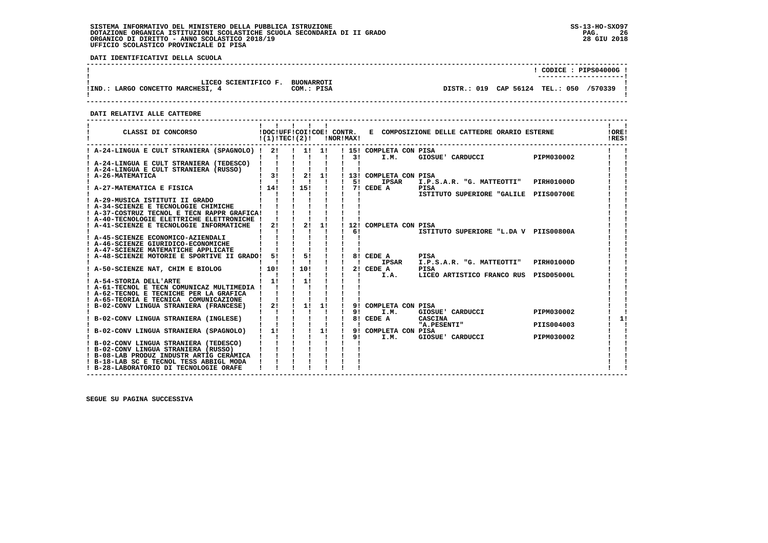SISTEMA INFORMATIVO DEL MINISTERO DELLA PUBBLICA ISTRUZIONE
DOTAZIONE ORGANICA ISTITUZIONI SCOLASTICHE SCUOLA SECONDARIA DI II GRADO
ORGANICO DI DIRITTO - ANNO SCOLASTICO 2018/19
UFFICIO SCOLASTICO PROVINCIALE DI PISA

SS-13-HO-SXO97
28 GIU 2018

**DATI IDENTIFICATIVI DELLA SCUOLA**

CODICE : PIPS04000G

LICEO SCIENTIFICO F. BUONARROTI
IND.: LARGO CONCETTO MARCHESI, 4 — COM.: PISA — DISTR.: 019 CAP 56124 TEL.: 050 /570339

**DATI RELATIVI ALLE CATTEDRE**

| CLASSI DI CONCORSO | DOC (1) | UFF TEC | COI (2) | COE | CONTR. NOR | MAX | E COMPOSIZIONE DELLE CATTEDRE ORARIO ESTERNE | | | ORE RES |
|---|---|---|---|---|---|---|---|---|---|---|
| A-24-LINGUA E CULT STRANIERA (SPAGNOLO) | 2 | | 1 | 1 | | 15 | COMPLETA CON PISA | | | |
| | | | | | | 3 | I.M. | GIOSUE' CARDUCCI | PIPM030002 | |
| A-24-LINGUA E CULT STRANIERA (TEDESCO) | | | | | | | | | | |
| A-24-LINGUA E CULT STRANIERA (RUSSO) | | | | | | | | | | |
| A-26-MATEMATICA | 3 | | 2 | 1 | | 13 | COMPLETA CON PISA | | | |
| | | | | | | 5 | IPSAR | I.P.S.A.R. "G. MATTEOTTI" | PIRH01000D | |
| A-27-MATEMATICA E FISICA | 14 | | 15 | | | 7 | CEDE A | PISA | | |
| | | | | | | | | ISTITUTO SUPERIORE "GALILE | PIIS00700E | |
| A-29-MUSICA ISTITUTI II GRADO | | | | | | | | | | |
| A-34-SCIENZE E TECNOLOGIE CHIMICHE | | | | | | | | | | |
| A-37-COSTRUZ TECNOL E TECN RAPPR GRAFICA | | | | | | | | | | |
| A-40-TECNOLOGIE ELETTRICHE ELETTRONICHE | | | | | | | | | | |
| A-41-SCIENZE E TECNOLOGIE INFORMATICHE | 2 | | 2 | 1 | | 12 | COMPLETA CON PISA | | | |
| | | | | | | 6 | | ISTITUTO SUPERIORE "L.DA V | PIIS00800A | |
| A-45-SCIENZE ECONOMICO-AZIENDALI | | | | | | | | | | |
| A-46-SCIENZE GIURIDICO-ECONOMICHE | | | | | | | | | | |
| A-47-SCIENZE MATEMATICHE APPLICATE | | | | | | | | | | |
| A-48-SCIENZE MOTORIE E SPORTIVE II GRADO | 5 | | 5 | | | 8 | CEDE A | PISA | | |
| | | | | | | | IPSAR | I.P.S.A.R. "G. MATTEOTTI" | PIRH01000D | |
| A-50-SCIENZE NAT, CHIM E BIOLOG | 10 | | 10 | | | 2 | CEDE A | PISA | | |
| | | | | | | | I.A. | LICEO ARTISTICO FRANCO RUS | PISD05000L | |
| A-54-STORIA DELL'ARTE | 1 | | 1 | | | | | | | |
| A-61-TECNOL E TECN COMUNICAZ MULTIMEDIA | | | | | | | | | | |
| A-62-TECNOL E TECNICHE PER LA GRAFICA | | | | | | | | | | |
| A-65-TEORIA E TECNICA COMUNICAZIONE | | | | | | | | | | |
| B-02-CONV LINGUA STRANIERA (FRANCESE) | 2 | | 1 | 1 | | 9 | COMPLETA CON PISA | | | |
| | | | | | | 9 | I.M. | GIOSUE' CARDUCCI | PIPM030002 | |
| B-02-CONV LINGUA STRANIERA (INGLESE) | | | | | | 8 | CEDE A | CASCINA | | 1 |
| | | | | | | | | "A.PESENTI" | PIIS004003 | |
| B-02-CONV LINGUA STRANIERA (SPAGNOLO) | 1 | | | 1 | | 9 | COMPLETA CON PISA | | | |
| | | | | | | 9 | I.M. | GIOSUE' CARDUCCI | PIPM030002 | |
| B-02-CONV LINGUA STRANIERA (TEDESCO) | | | | | | | | | | |
| B-02-CONV LINGUA STRANIERA (RUSSO) | | | | | | | | | | |
| B-08-LAB PRODUZ INDUSTR ARTIG CERAMICA | | | | | | | | | | |
| B-18-LAB SC E TECNOL TESS ABBIGL MODA | | | | | | | | | | |
| B-28-LABORATORIO DI TECNOLOGIE ORAFE | | | | | | | | | | |

SEGUE SU PAGINA SUCCESSIVA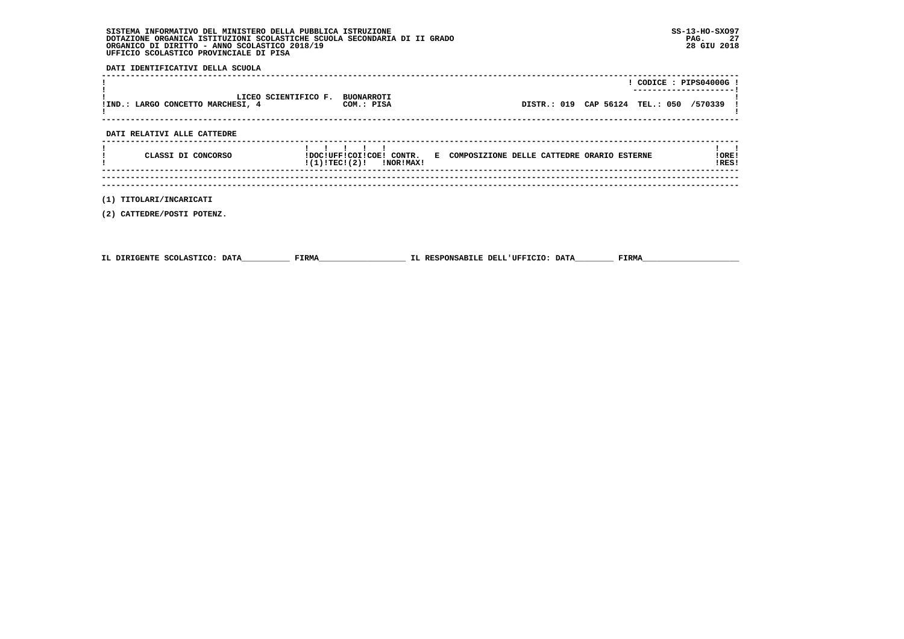SISTEMA INFORMATIVO DEL MINISTERO DELLA PUBBLICA ISTRUZIONE
DOTAZIONE ORGANICA ISTITUZIONI SCOLASTICHE SCUOLA SECONDARIA DI II GRADO
ORGANICO DI DIRITTO - ANNO SCOLASTICO 2018/19
UFFICIO SCOLASTICO PROVINCIALE DI PISA

SS-13-HO-SXO97
28 GIU 2018

**DATI IDENTIFICATIVI DELLA SCUOLA**

| | |
|---|---|
| LICEO SCIENTIFICO F. BUONARROTI | CODICE : PIPS04000G |
| IND.: LARGO CONCETTO MARCHESI, 4 — COM.: PISA | DISTR.: 019 CAP 56124 TEL.: 050 /570339 |

**DATI RELATIVI ALLE CATTEDRE**

| CLASSI DI CONCORSO | DOC (1) | UFF TEC | COI (2) | COE | CONTR. NOR | CONTR. MAX | E COMPOSIZIONE DELLE CATTEDRE ORARIO ESTERNE | ORE RES |
|---|---|---|---|---|---|---|---|---|

(1) TITOLARI/INCARICATI

(2) CATTEDRE/POSTI POTENZ.

IL DIRIGENTE SCOLASTICO: DATA__________ FIRMA__________________ IL RESPONSABILE DELL'UFFICIO: DATA________ FIRMA____________________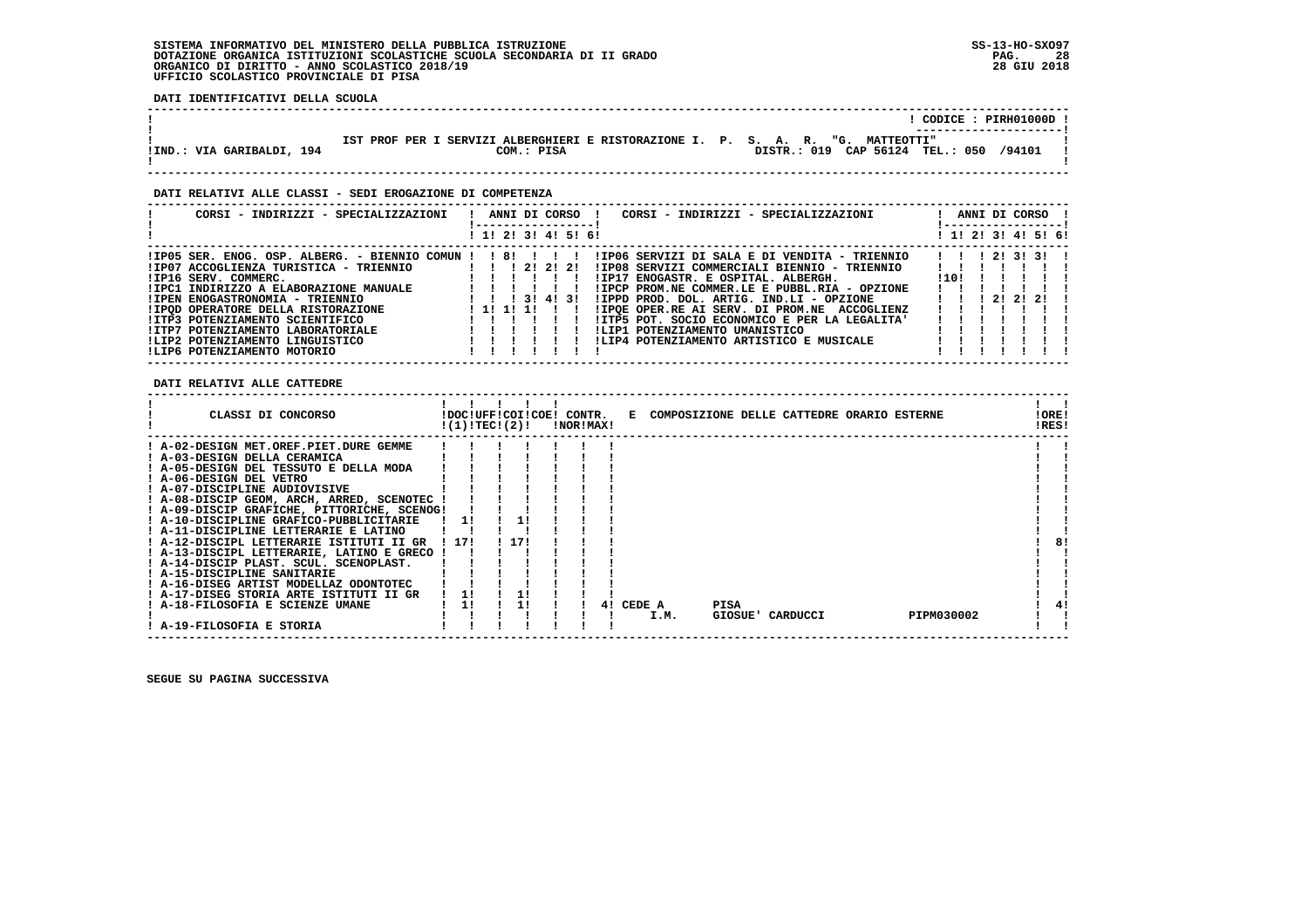SISTEMA INFORMATIVO DEL MINISTERO DELLA PUBBLICA ISTRUZIONE
DOTAZIONE ORGANICA ISTITUZIONI SCOLASTICHE SCUOLA SECONDARIA DI II GRADO
ORGANICO DI DIRITTO - ANNO SCOLASTICO 2018/19
UFFICIO SCOLASTICO PROVINCIALE DI PISA

SS-13-HO-SXO97
28 GIU 2018

**DATI IDENTIFICATIVI DELLA SCUOLA**

CODICE : PIRH01000D

IST PROF PER I SERVIZI ALBERGHIERI E RISTORAZIONE I. P. S. A. R. "G. MATTEOTTI"

IND.: VIA GARIBALDI, 194 — COM.: PISA — DISTR.: 019 CAP 56124 TEL.: 050 /94101

**DATI RELATIVI ALLE CLASSI - SEDI EROGAZIONE DI COMPETENZA**

| CORSI - INDIRIZZI - SPECIALIZZAZIONI | 1 | 2 | 3 | 4 | 5 | 6 | CORSI - INDIRIZZI - SPECIALIZZAZIONI | 1 | 2 | 3 | 4 | 5 | 6 |
|---|---|---|---|---|---|---|---|---|---|---|---|---|---|
| IP05 SER. ENOG. OSP. ALBERG. - BIENNIO COMUN | | 8 | | | | | IP06 SERVIZI DI SALA E DI VENDITA - TRIENNIO | | | 2 | 3 | 3 | |
| IP07 ACCOGLIENZA TURISTICA - TRIENNIO | | | 2 | 2 | 2 | | IP08 SERVIZI COMMERCIALI BIENNIO - TRIENNIO | | | | | | |
| IP16 SERV. COMMERC. | | | | | | | IP17 ENOGASTR. E OSPITAL. ALBERGH. | 10 | | | | | |
| IPC1 INDIRIZZO A ELABORAZIONE MANUALE | | | | | | | IPCP PROM.NE COMMER.LE E PUBBL.RIA - OPZIONE | | | | | | |
| IPEN ENOGASTRONOMIA - TRIENNIO | | | 3 | 4 | 3 | | IPPD PROD. DOL. ARTIG. IND.LI - OPZIONE | | | 2 | 2 | 2 | |
| IPQD OPERATORE DELLA RISTORAZIONE | 1 | 1 | 1 | | | | IPQE OPER.RE AI SERV. DI PROM.NE ACCOGLIENZ | | | | | | |
| ITP3 POTENZIAMENTO SCIENTIFICO | | | | | | | ITP5 POT. SOCIO ECONOMICO E PER LA LEGALITA' | | | | | | |
| ITP7 POTENZIAMENTO LABORATORIALE | | | | | | | LIP1 POTENZIAMENTO UMANISTICO | | | | | | |
| LIP2 POTENZIAMENTO LINGUISTICO | | | | | | | LIP4 POTENZIAMENTO ARTISTICO E MUSICALE | | | | | | |
| LIP6 POTENZIAMENTO MOTORIO | | | | | | | | | | | | | |

**DATI RELATIVI ALLE CATTEDRE**

| CLASSI DI CONCORSO | DOC (1) | UFF TEC | COI (2) | COE | CONTR. NOR | CONTR. MAX | E COMPOSIZIONE DELLE CATTEDRE ORARIO ESTERNE | ORE RES |
|---|---|---|---|---|---|---|---|---|
| A-02-DESIGN MET.OREF.PIET.DURE GEMME | | | | | | | | |
| A-03-DESIGN DELLA CERAMICA | | | | | | | | |
| A-05-DESIGN DEL TESSUTO E DELLA MODA | | | | | | | | |
| A-06-DESIGN DEL VETRO | | | | | | | | |
| A-07-DISCIPLINE AUDIOVISIVE | | | | | | | | |
| A-08-DISCIP GEOM, ARCH, ARRED, SCENOTEC | | | | | | | | |
| A-09-DISCIP GRAFICHE, PITTORICHE, SCENOG | | | | | | | | |
| A-10-DISCIPLINE GRAFICO-PUBBLICITARIE | 1 | | 1 | | | | | |
| A-11-DISCIPLINE LETTERARIE E LATINO | | | | | | | | |
| A-12-DISCIPL LETTERARIE ISTITUTI II GR | 17 | | 17 | | | | | 8 |
| A-13-DISCIPL LETTERARIE, LATINO E GRECO | | | | | | | | |
| A-14-DISCIP PLAST. SCUL. SCENOPLAST. | | | | | | | | |
| A-15-DISCIPLINE SANITARIE | | | | | | | | |
| A-16-DISEG ARTIST MODELLAZ ODONTOTEC | | | | | | | | |
| A-17-DISEG STORIA ARTE ISTITUTI II GR | 1 | | 1 | | | | | |
| A-18-FILOSOFIA E SCIENZE UMANE | 1 | | 1 | | | | 4 CEDE A I.M. PISA GIOSUE' CARDUCCI PIPM030002 | 4 |
| A-19-FILOSOFIA E STORIA | | | | | | | | |

SEGUE SU PAGINA SUCCESSIVA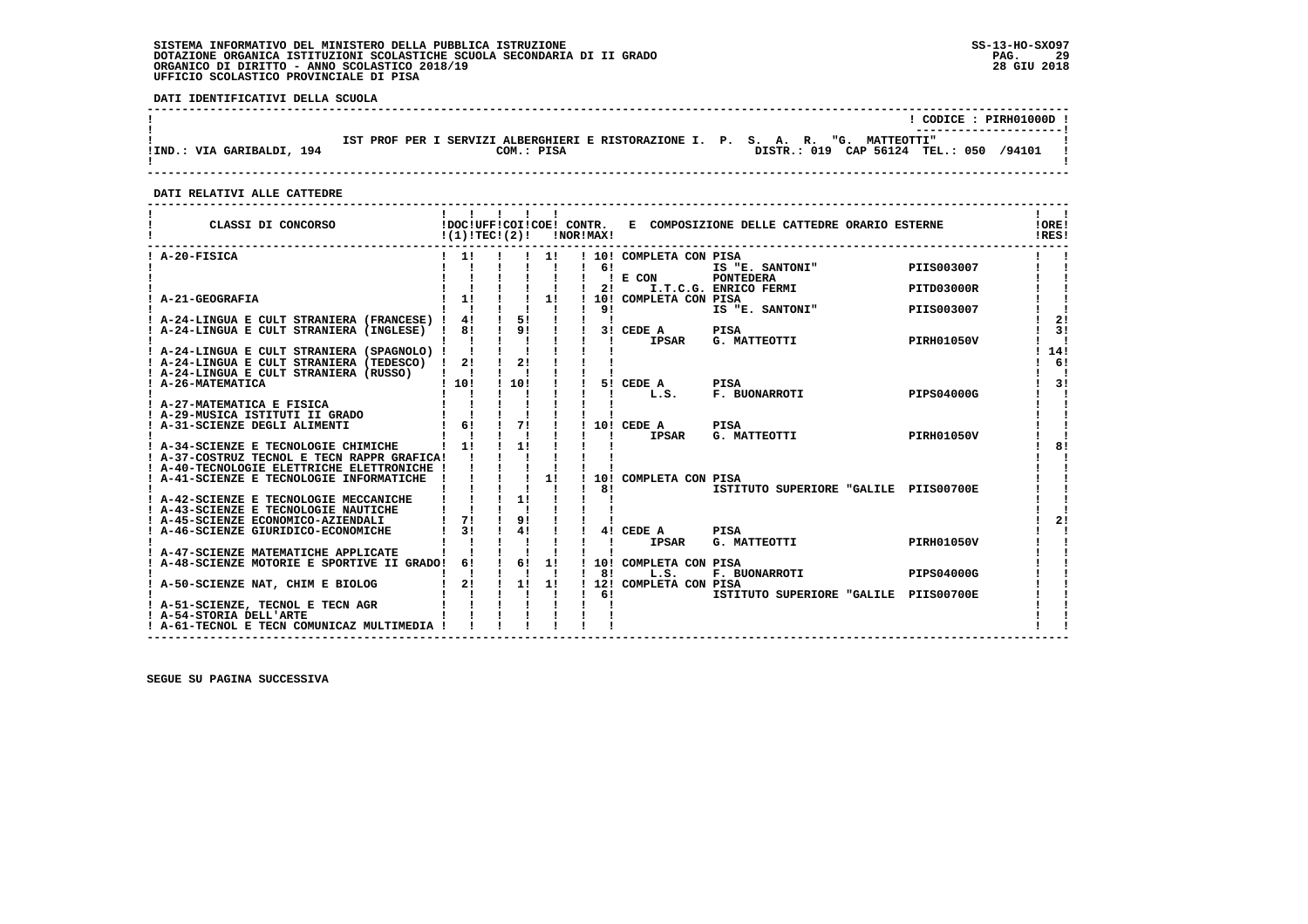SISTEMA INFORMATIVO DEL MINISTERO DELLA PUBBLICA ISTRUZIONE
DOTAZIONE ORGANICA ISTITUZIONI SCOLASTICHE SCUOLA SECONDARIA DI II GRADO
ORGANICO DI DIRITTO - ANNO SCOLASTICO 2018/19
UFFICIO SCOLASTICO PROVINCIALE DI PISA

SS-13-HO-SXO97
28 GIU 2018

**DATI IDENTIFICATIVI DELLA SCUOLA**

CODICE : PIRH01000D

IST PROF PER I SERVIZI ALBERGHIERI E RISTORAZIONE I. P. S. A. R. "G. MATTEOTTI"

IND.: VIA GARIBALDI, 194 — COM.: PISA — DISTR.: 019 CAP 56124 TEL.: 050 /94101

**DATI RELATIVI ALLE CATTEDRE**

| CLASSI DI CONCORSO | DOC (1) | UFF TEC | COI (2) | COE | CONTR. NOR | CONTR. MAX | E COMPOSIZIONE DELLE CATTEDRE ORARIO ESTERNE | | | ORE RES |
|---|---|---|---|---|---|---|---|---|---|---|
| A-20-FISICA | 1 | | | 1 | | 10 | COMPLETA CON PISA | | | |
| | | | | | | 6 | | IS "E. SANTONI" | PIIS003007 | |
| | | | | | | | E CON | PONTEDERA | | |
| | | | | | | 2 | | I.T.C.G. ENRICO FERMI | PITD03000R | |
| A-21-GEOGRAFIA | 1 | | | 1 | | 10 | COMPLETA CON PISA | | | |
| | | | | | | 9 | | IS "E. SANTONI" | PIIS003007 | |
| A-24-LINGUA E CULT STRANIERA (FRANCESE) | 4 | | 5 | | | | | | | 2 |
| A-24-LINGUA E CULT STRANIERA (INGLESE) | 8 | | 9 | | | 3 | CEDE A | PISA | | 3 |
| | | | | | | | IPSAR | G. MATTEOTTI | PIRH01050V | |
| A-24-LINGUA E CULT STRANIERA (SPAGNOLO) | | | | | | | | | | 14 |
| A-24-LINGUA E CULT STRANIERA (TEDESCO) | 2 | | 2 | | | | | | | 6 |
| A-24-LINGUA E CULT STRANIERA (RUSSO) | | | | | | | | | | |
| A-26-MATEMATICA | 10 | | 10 | | | 5 | CEDE A | PISA | | 3 |
| | | | | | | | L.S. | F. BUONARROTI | PIPS04000G | |
| A-27-MATEMATICA E FISICA | | | | | | | | | | |
| A-29-MUSICA ISTITUTI II GRADO | | | | | | | | | | |
| A-31-SCIENZE DEGLI ALIMENTI | 6 | | 7 | | | 10 | CEDE A | PISA | | |
| | | | | | | | IPSAR | G. MATTEOTTI | PIRH01050V | |
| A-34-SCIENZE E TECNOLOGIE CHIMICHE | 1 | | 1 | | | | | | | 8 |
| A-37-COSTRUZ TECNOL E TECN RAPPR GRAFICA | | | | | | | | | | |
| A-40-TECNOLOGIE ELETTRICHE ELETTRONICHE | | | | | | | | | | |
| A-41-SCIENZE E TECNOLOGIE INFORMATICHE | | | | 1 | | 10 | COMPLETA CON PISA | | | |
| | | | | | | 8 | | ISTITUTO SUPERIORE "GALILE | PIIS00700E | |
| A-42-SCIENZE E TECNOLOGIE MECCANICHE | | | 1 | | | | | | | |
| A-43-SCIENZE E TECNOLOGIE NAUTICHE | | | | | | | | | | |
| A-45-SCIENZE ECONOMICO-AZIENDALI | 7 | | 9 | | | | | | | 2 |
| A-46-SCIENZE GIURIDICO-ECONOMICHE | 3 | | 4 | | | 4 | CEDE A | PISA | | |
| | | | | | | | IPSAR | G. MATTEOTTI | PIRH01050V | |
| A-47-SCIENZE MATEMATICHE APPLICATE | | | | | | | | | | |
| A-48-SCIENZE MOTORIE E SPORTIVE II GRADO | 6 | | 6 | 1 | | 10 | COMPLETA CON PISA | | | |
| | | | | | | 8 | L.S. | F. BUONARROTI | PIPS04000G | |
| A-50-SCIENZE NAT, CHIM E BIOLOG | 2 | | 1 | 1 | | 12 | COMPLETA CON PISA | | | |
| | | | | | | 6 | | ISTITUTO SUPERIORE "GALILE | PIIS00700E | |
| A-51-SCIENZE, TECNOL E TECN AGR | | | | | | | | | | |
| A-54-STORIA DELL'ARTE | | | | | | | | | | |
| A-61-TECNOL E TECN COMUNICAZ MULTIMEDIA | | | | | | | | | | |

SEGUE SU PAGINA SUCCESSIVA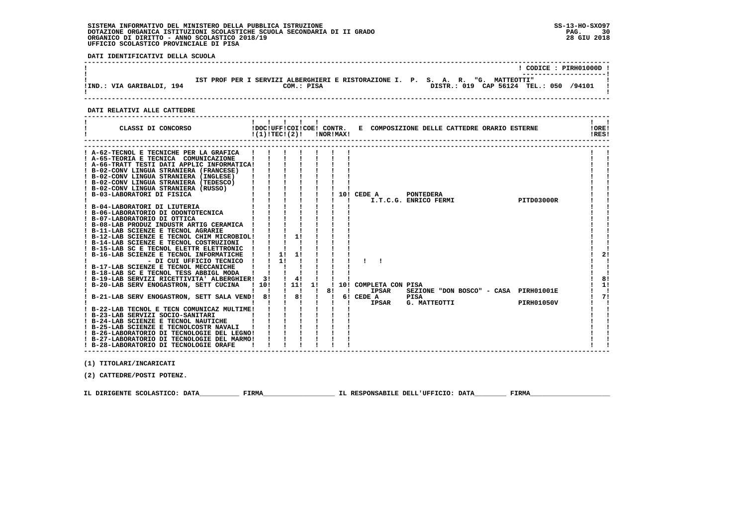SISTEMA INFORMATIVO DEL MINISTERO DELLA PUBBLICA ISTRUZIONE
DOTAZIONE ORGANICA ISTITUZIONI SCOLASTICHE SCUOLA SECONDARIA DI II GRADO
ORGANICO DI DIRITTO - ANNO SCOLASTICO 2018/19
UFFICIO SCOLASTICO PROVINCIALE DI PISA

SS-13-HO-SXO97
28 GIU 2018

**DATI IDENTIFICATIVI DELLA SCUOLA**

CODICE : PIRH01000D

IST PROF PER I SERVIZI ALBERGHIERI E RISTORAZIONE I. P. S. A. R. "G. MATTEOTTI"

IND.: VIA GARIBALDI, 194 — COM.: PISA — DISTR.: 019 CAP 56124 TEL.: 050 /94101

**DATI RELATIVI ALLE CATTEDRE**

| CLASSI DI CONCORSO | DOC (1) | UFF TEC | COI (2) | COE | CONTR. NOR | CONTR. MAX | E COMPOSIZIONE DELLE CATTEDRE ORARIO ESTERNE | ORE RES |
|---|---|---|---|---|---|---|---|---|
| A-62-TECNOL E TECNICHE PER LA GRAFICA | | | | | | | | |
| A-65-TEORIA E TECNICA COMUNICAZIONE | | | | | | | | |
| A-66-TRATT TESTI DATI APPLIC INFORMATICA | | | | | | | | |
| B-02-CONV LINGUA STRANIERA (FRANCESE) | | | | | | | | |
| B-02-CONV LINGUA STRANIERA (INGLESE) | | | | | | | | |
| B-02-CONV LINGUA STRANIERA (TEDESCO) | | | | | | | | |
| B-02-CONV LINGUA STRANIERA (RUSSO) | | | | | | | | |
| B-03-LABORATORI DI FISICA | | | | | | 10 | CEDE A PONTEDERA I.T.C.G. ENRICO FERMI PITD03000R | |
| B-04-LABORATORI DI LIUTERIA | | | | | | | | |
| B-06-LABORATORIO DI ODONTOTECNICA | | | | | | | | |
| B-07-LABORATORIO DI OTTICA | | | | | | | | |
| B-08-LAB PRODUZ INDUSTR ARTIG CERAMICA | | | | | | | | |
| B-11-LAB SCIENZE E TECNOL AGRARIE | | | | | | | | |
| B-12-LAB SCIENZE E TECNOL CHIM MICROBIOL | | | 1 | | | | | |
| B-14-LAB SCIENZE E TECNOL COSTRUZIONI | | | | | | | | |
| B-15-LAB SC E TECNOL ELETTR ELETTRONIC | | | | | | | | |
| B-16-LAB SCIENZE E TECNOL INFORMATICHE | | 1 | 1 | | | | | 2 |
| - DI CUI UFFICIO TECNICO | | 1 | | | | | ! ! | |
| B-17-LAB SCIENZE E TECNOL MECCANICHE | | | | | | | | |
| B-18-LAB SC E TECNOL TESS ABBIGL MODA | | | | | | | | |
| B-19-LAB SERVIZI RICETTIVITA' ALBERGHIER | 3 | | 4 | | | | | 8 |
| B-20-LAB SERV ENOGASTRON, SETT CUCINA | 10 | | 11 | 1 | | 10 | COMPLETA CON PISA | 1 |
| | | | | | 8 | | IPSAR SEZIONE "DON BOSCO" - CASA PIRH01001E | |
| B-21-LAB SERV ENOGASTRON, SETT SALA VEND | 8 | | 8 | | | 6 | CEDE A PISA IPSAR G. MATTEOTTI PIRH01050V | 7 |
| B-22-LAB TECNOL E TECN COMUNICAZ MULTIME | | | | | | | | |
| B-23-LAB SERVIZI SOCIO-SANITARI | | | | | | | | |
| B-24-LAB SCIENZE E TECNOL NAUTICHE | | | | | | | | |
| B-25-LAB SCIENZE E TECNOLCOSTR NAVALI | | | | | | | | |
| B-26-LABORATORIO DI TECNOLOGIE DEL LEGNO | | | | | | | | |
| B-27-LABORATORIO DI TECNOLOGIE DEL MARMO | | | | | | | | |
| B-28-LABORATORIO DI TECNOLOGIE ORAFE | | | | | | | | |

(1) TITOLARI/INCARICATI

(2) CATTEDRE/POSTI POTENZ.

IL DIRIGENTE SCOLASTICO: DATA__________ FIRMA__________________ IL RESPONSABILE DELL'UFFICIO: DATA________ FIRMA____________________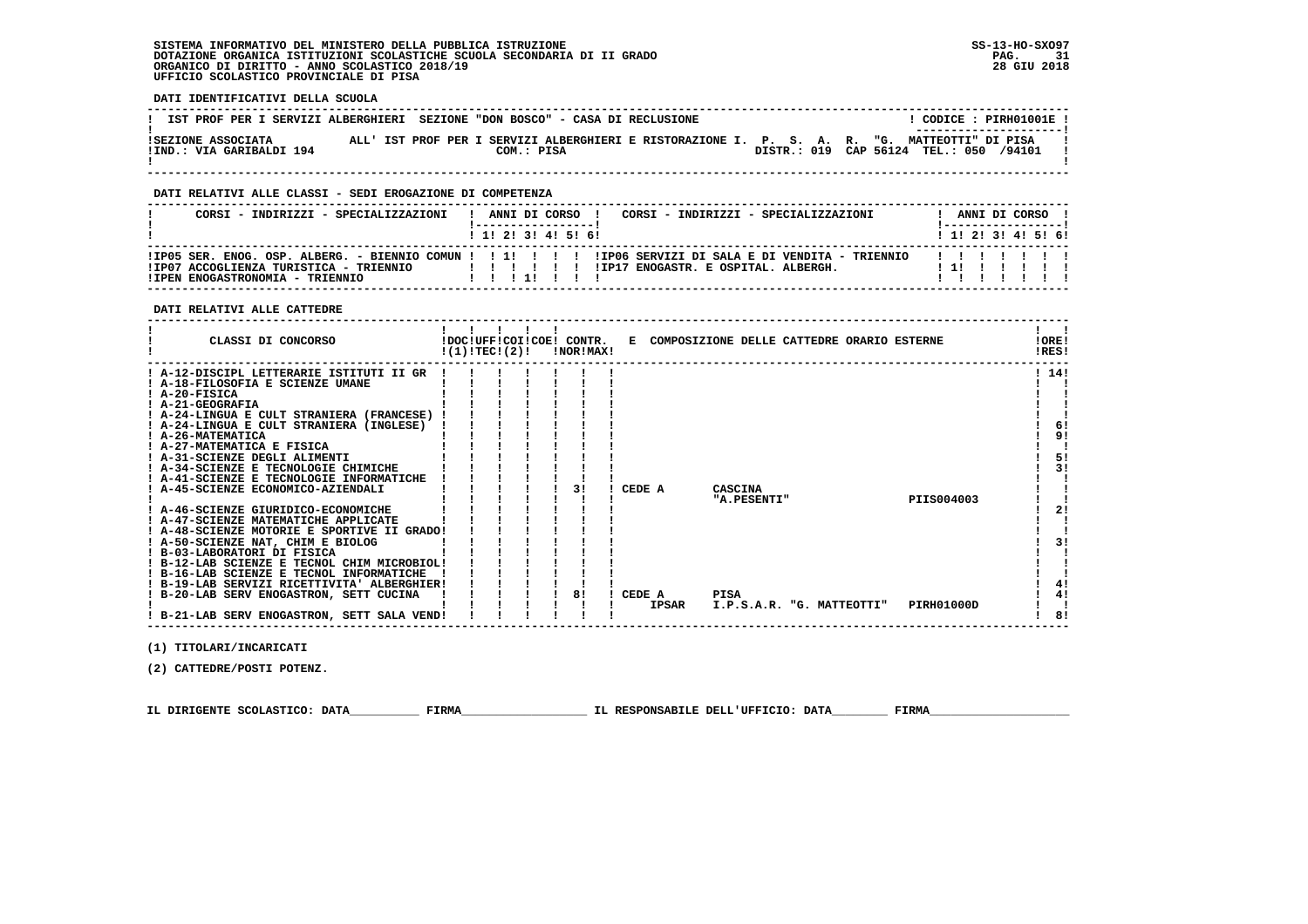SISTEMA INFORMATIVO DEL MINISTERO DELLA PUBBLICA ISTRUZIONE
DOTAZIONE ORGANICA ISTITUZIONI SCOLASTICHE SCUOLA SECONDARIA DI II GRADO
ORGANICO DI DIRITTO - ANNO SCOLASTICO 2018/19
UFFICIO SCOLASTICO PROVINCIALE DI PISA

SS-13-HO-SXO97
28 GIU 2018

**DATI IDENTIFICATIVI DELLA SCUOLA**

IST PROF PER I SERVIZI ALBERGHIERI SEZIONE "DON BOSCO" - CASA DI RECLUSIONE — CODICE : PIRH01001E

SEZIONE ASSOCIATA ALL' IST PROF PER I SERVIZI ALBERGHIERI E RISTORAZIONE I. P. S. A. R. "G. MATTEOTTI" DI PISA
IND.: VIA GARIBALDI 194 — COM.: PISA — DISTR.: 019 CAP 56124 TEL.: 050 /94101

**DATI RELATIVI ALLE CLASSI - SEDI EROGAZIONE DI COMPETENZA**

| CORSI - INDIRIZZI - SPECIALIZZAZIONI | 1 | 2 | 3 | 4 | 5 | 6 | CORSI - INDIRIZZI - SPECIALIZZAZIONI | 1 | 2 | 3 | 4 | 5 | 6 |
|---|---|---|---|---|---|---|---|---|---|---|---|---|---|
| IP05 SER. ENOG. OSP. ALBERG. - BIENNIO COMUN | 1 | | | | | | IP06 SERVIZI DI SALA E DI VENDITA - TRIENNIO | | | | | | |
| IP07 ACCOGLIENZA TURISTICA - TRIENNIO | | | | | | | IP17 ENOGASTR. E OSPITAL. ALBERGH. | 1 | | | | | |
| IPEN ENOGASTRONOMIA - TRIENNIO | | | 1 | | | | | | | | | | |

**DATI RELATIVI ALLE CATTEDRE**

| CLASSI DI CONCORSO | DOC (1) | UFF TEC | COI (2) | COE | CONTR. NOR | CONTR. MAX | E COMPOSIZIONE DELLE CATTEDRE ORARIO ESTERNE | ORE RES |
|---|---|---|---|---|---|---|---|---|
| A-12-DISCIPL LETTERARIE ISTITUTI II GR | | | | | | | | 14 |
| A-18-FILOSOFIA E SCIENZE UMANE | | | | | | | | |
| A-20-FISICA | | | | | | | | |
| A-21-GEOGRAFIA | | | | | | | | |
| A-24-LINGUA E CULT STRANIERA (FRANCESE) | | | | | | | | |
| A-24-LINGUA E CULT STRANIERA (INGLESE) | | | | | | | | 6 |
| A-26-MATEMATICA | | | | | | | | 9 |
| A-27-MATEMATICA E FISICA | | | | | | | | |
| A-31-SCIENZE DEGLI ALIMENTI | | | | | | | | 5 |
| A-34-SCIENZE E TECNOLOGIE CHIMICHE | | | | | | | | 3 |
| A-41-SCIENZE E TECNOLOGIE INFORMATICHE | | | | | | | | |
| A-45-SCIENZE ECONOMICO-AZIENDALI | | | | | | 3 | CEDE A CASCINA "A.PESENTI" PIIS004003 | |
| A-46-SCIENZE GIURIDICO-ECONOMICHE | | | | | | | | 2 |
| A-47-SCIENZE MATEMATICHE APPLICATE | | | | | | | | |
| A-48-SCIENZE MOTORIE E SPORTIVE II GRADO | | | | | | | | |
| A-50-SCIENZE NAT, CHIM E BIOLOG | | | | | | | | 3 |
| B-03-LABORATORI DI FISICA | | | | | | | | |
| B-12-LAB SCIENZE E TECNOL CHIM MICROBIOL | | | | | | | | |
| B-16-LAB SCIENZE E TECNOL INFORMATICHE | | | | | | | | |
| B-19-LAB SERVIZI RICETTIVITA' ALBERGHIER | | | | | | | | 4 |
| B-20-LAB SERV ENOGASTRON, SETT CUCINA | | | | | | 8 | CEDE A PISA IPSAR I.P.S.A.R. "G. MATTEOTTI" PIRH01000D | 4 |
| B-21-LAB SERV ENOGASTRON, SETT SALA VEND | | | | | | | | 8 |

(1) TITOLARI/INCARICATI

(2) CATTEDRE/POSTI POTENZ.

IL DIRIGENTE SCOLASTICO: DATA__________ FIRMA__________________ IL RESPONSABILE DELL'UFFICIO: DATA________ FIRMA____________________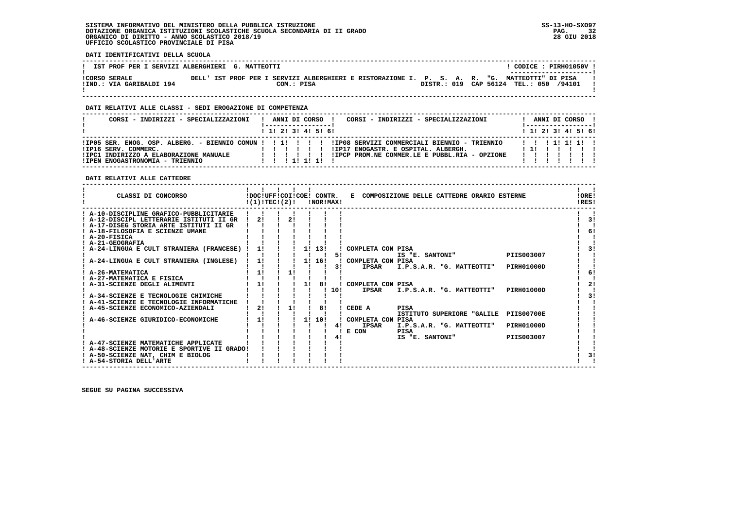SISTEMA INFORMATIVO DEL MINISTERO DELLA PUBBLICA ISTRUZIONE
DOTAZIONE ORGANICA ISTITUZIONI SCOLASTICHE SCUOLA SECONDARIA DI II GRADO
ORGANICO DI DIRITTO - ANNO SCOLASTICO 2018/19
UFFICIO SCOLASTICO PROVINCIALE DI PISA

SS-13-HO-SXO97
28 GIU 2018

**DATI IDENTIFICATIVI DELLA SCUOLA**

| IST PROF PER I SERVIZI ALBERGHIERI G. MATTEOTTI | | CODICE : PIRH01050V |
|---|---|---|
| CORSO SERALE | DELL' IST PROF PER I SERVIZI ALBERGHIERI E RISTORAZIONE I. P. S. A. R. "G. MATTEOTTI" DI PISA | |
| IND.: VIA GARIBALDI 194 | COM.: PISA | DISTR.: 019 CAP 56124 TEL.: 050 /94101 |

**DATI RELATIVI ALLE CLASSI - SEDI EROGAZIONE DI COMPETENZA**

| CORSI - INDIRIZZI - SPECIALIZZAZIONI | 1 | 2 | 3 | 4 | 5 | 6 | CORSI - INDIRIZZI - SPECIALIZZAZIONI | 1 | 2 | 3 | 4 | 5 | 6 |
|---|---|---|---|---|---|---|---|---|---|---|---|---|---|
| IP05 SER. ENOG. OSP. ALBERG. - BIENNIO COMUN | 1 | | | | | | IP08 SERVIZI COMMERCIALI BIENNIO - TRIENNIO | | | 1 | 1 | 1 | |
| IP16 SERV. COMMERC. | | | | | | | IP17 ENOGASTR. E OSPITAL. ALBERGH. | 1 | | | | | |
| IPC1 INDIRIZZO A ELABORAZIONE MANUALE | | | | | | | IPCP PROM.NE COMMER.LE E PUBBL.RIA - OPZIONE | | | | | | |
| IPEN ENOGASTRONOMIA - TRIENNIO | | | 1 | 1 | 1 | | | | | | | | |

**DATI RELATIVI ALLE CATTEDRE**

| CLASSI DI CONCORSO | DOC (1) | UFF TEC | COI (2) | COE | CONTR. NOR | CONTR. MAX | E COMPOSIZIONE DELLE CATTEDRE ORARIO ESTERNE | | | ORE RES |
|---|---|---|---|---|---|---|---|---|---|---|
| A-10-DISCIPLINE GRAFICO-PUBBLICITARIE | | | | | | | | | | |
| A-12-DISCIPL LETTERARIE ISTITUTI II GR | 2 | | 2 | | | | | | | 3 |
| A-17-DISEG STORIA ARTE ISTITUTI II GR | | | | | | | | | | |
| A-18-FILOSOFIA E SCIENZE UMANE | | | | | | | | | | 6 |
| A-20-FISICA | | | | | | | | | | |
| A-21-GEOGRAFIA | | | | | | | | | | |
| A-24-LINGUA E CULT STRANIERA (FRANCESE) | 1 | | | 1 | 13 | | COMPLETA CON PISA | | | 3 |
| | | | | | | 5 | | IS "E. SANTONI" | PIIS003007 | |
| A-24-LINGUA E CULT STRANIERA (INGLESE) | 1 | | | 1 | 16 | | COMPLETA CON PISA | | | |
| | | | | | | 3 | IPSAR | I.P.S.A.R. "G. MATTEOTTI" | PIRH01000D | |
| A-26-MATEMATICA | 1 | | 1 | | | | | | | 6 |
| A-27-MATEMATICA E FISICA | | | | | | | | | | |
| A-31-SCIENZE DEGLI ALIMENTI | 1 | | | 1 | 8 | | COMPLETA CON PISA | | | 2 |
| | | | | | | 10 | IPSAR | I.P.S.A.R. "G. MATTEOTTI" | PIRH01000D | |
| A-34-SCIENZE E TECNOLOGIE CHIMICHE | | | | | | | | | | 3 |
| A-41-SCIENZE E TECNOLOGIE INFORMATICHE | | | | | | | | | | |
| A-45-SCIENZE ECONOMICO-AZIENDALI | 2 | | 1 | | 8 | | CEDE A | PISA | | |
| | | | | | | | | ISTITUTO SUPERIORE "GALILE | PIIS00700E | |
| A-46-SCIENZE GIURIDICO-ECONOMICHE | 1 | | | 1 | 10 | | COMPLETA CON PISA | | | |
| | | | | | | 4 | IPSAR | I.P.S.A.R. "G. MATTEOTTI" | PIRH01000D | |
| | | | | | | | E CON | PISA | | |
| | | | | | | 4 | | IS "E. SANTONI" | PIIS003007 | |
| A-47-SCIENZE MATEMATICHE APPLICATE | | | | | | | | | | |
| A-48-SCIENZE MOTORIE E SPORTIVE II GRADO | | | | | | | | | | |
| A-50-SCIENZE NAT, CHIM E BIOLOG | | | | | | | | | | 3 |
| A-54-STORIA DELL'ARTE | | | | | | | | | | |

SEGUE SU PAGINA SUCCESSIVA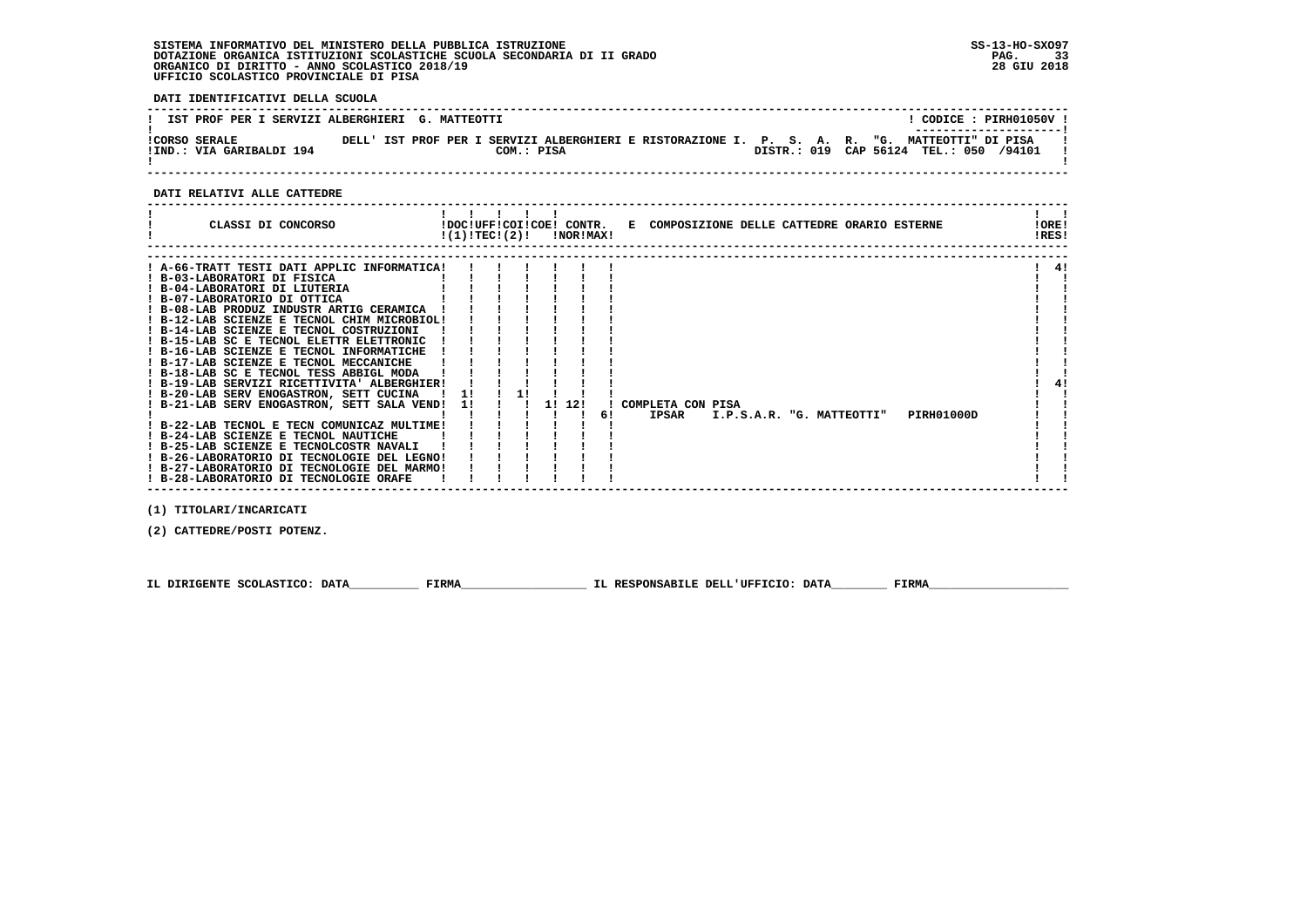SISTEMA INFORMATIVO DEL MINISTERO DELLA PUBBLICA ISTRUZIONE
DOTAZIONE ORGANICA ISTITUZIONI SCOLASTICHE SCUOLA SECONDARIA DI II GRADO
ORGANICO DI DIRITTO - ANNO SCOLASTICO 2018/19
UFFICIO SCOLASTICO PROVINCIALE DI PISA

SS-13-HO-SXO97
28 GIU 2018

**DATI IDENTIFICATIVI DELLA SCUOLA**

IST PROF PER I SERVIZI ALBERGHIERI G. MATTEOTTI — CODICE : PIRH01050V

CORSO SERALE DELL' IST PROF PER I SERVIZI ALBERGHIERI E RISTORAZIONE I. P. S. A. R. "G. MATTEOTTI" DI PISA
IND.: VIA GARIBALDI 194 — COM.: PISA — DISTR.: 019 CAP 56124 TEL.: 050 /94101

**DATI RELATIVI ALLE CATTEDRE**

| CLASSI DI CONCORSO | DOC (1) | UFF TEC | COI (2) | COE | CONTR. NOR | CONTR. MAX | E COMPOSIZIONE DELLE CATTEDRE ORARIO ESTERNE | ORE RES |
|---|---|---|---|---|---|---|---|---|
| A-66-TRATT TESTI DATI APPLIC INFORMATICA | | | | | | | | 4 |
| B-03-LABORATORI DI FISICA | | | | | | | | |
| B-04-LABORATORI DI LIUTERIA | | | | | | | | |
| B-07-LABORATORIO DI OTTICA | | | | | | | | |
| B-08-LAB PRODUZ INDUSTR ARTIG CERAMICA | | | | | | | | |
| B-12-LAB SCIENZE E TECNOL CHIM MICROBIOL | | | | | | | | |
| B-14-LAB SCIENZE E TECNOL COSTRUZIONI | | | | | | | | |
| B-15-LAB SC E TECNOL ELETTR ELETTRONIC | | | | | | | | |
| B-16-LAB SCIENZE E TECNOL INFORMATICHE | | | | | | | | |
| B-17-LAB SCIENZE E TECNOL MECCANICHE | | | | | | | | |
| B-18-LAB SC E TECNOL TESS ABBIGL MODA | | | | | | | | |
| B-19-LAB SERVIZI RICETTIVITA' ALBERGHIER | | | | | | | | 4 |
| B-20-LAB SERV ENOGASTRON, SETT CUCINA | 1 | | 1 | | | | | |
| B-21-LAB SERV ENOGASTRON, SETT SALA VEND | 1 | | | 1 | 12 | | COMPLETA CON PISA | |
| | | | | | | 6 | IPSAR I.P.S.A.R. "G. MATTEOTTI" PIRH01000D | |
| B-22-LAB TECNOL E TECN COMUNICAZ MULTIME | | | | | | | | |
| B-24-LAB SCIENZE E TECNOL NAUTICHE | | | | | | | | |
| B-25-LAB SCIENZE E TECNOLCOSTR NAVALI | | | | | | | | |
| B-26-LABORATORIO DI TECNOLOGIE DEL LEGNO | | | | | | | | |
| B-27-LABORATORIO DI TECNOLOGIE DEL MARMO | | | | | | | | |
| B-28-LABORATORIO DI TECNOLOGIE ORAFE | | | | | | | | |

(1) TITOLARI/INCARICATI

(2) CATTEDRE/POSTI POTENZ.

IL DIRIGENTE SCOLASTICO: DATA__________ FIRMA__________________ IL RESPONSABILE DELL'UFFICIO: DATA________ FIRMA____________________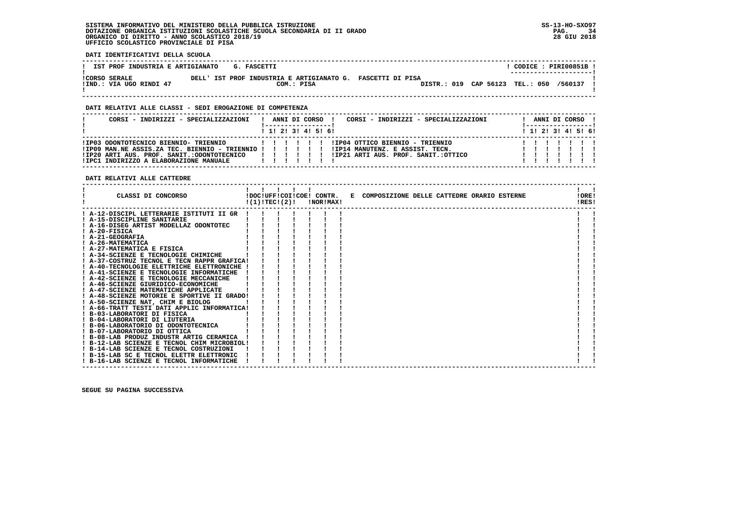SISTEMA INFORMATIVO DEL MINISTERO DELLA PUBBLICA ISTRUZIONE
DOTAZIONE ORGANICA ISTITUZIONI SCOLASTICHE SCUOLA SECONDARIA DI II GRADO
ORGANICO DI DIRITTO - ANNO SCOLASTICO 2018/19
UFFICIO SCOLASTICO PROVINCIALE DI PISA

SS-13-HO-SXO97
28 GIU 2018

**DATI IDENTIFICATIVI DELLA SCUOLA**

| IST PROF INDUSTRIA E ARTIGIANATO G. FASCETTI | CODICE : PIRI00851B |
|---|---|
| CORSO SERALE — DELL' IST PROF INDUSTRIA E ARTIGIANATO G. FASCETTI DI PISA | |
| IND.: VIA UGO RINDI 47 — COM.: PISA | DISTR.: 019 CAP 56123 TEL.: 050 /560137 |

**DATI RELATIVI ALLE CLASSI - SEDI EROGAZIONE DI COMPETENZA**

| CORSI - INDIRIZZI - SPECIALIZZAZIONI | 1 | 2 | 3 | 4 | 5 | 6 | CORSI - INDIRIZZI - SPECIALIZZAZIONI | 1 | 2 | 3 | 4 | 5 | 6 |
|---|---|---|---|---|---|---|---|---|---|---|---|---|---|
| IP03 ODONTOTECNICO BIENNIO- TRIENNIO | | | | | | | IP04 OTTICO BIENNIO - TRIENNIO | | | | | | |
| IP09 MAN.NE ASSIS.ZA TEC. BIENNIO - TRIENNIO | | | | | | | IP14 MANUTENZ. E ASSIST. TECN. | | | | | | |
| IP20 ARTI AUS. PROF. SANIT.:ODONTOTECNICO | | | | | | | IP21 ARTI AUS. PROF. SANIT.:OTTICO | | | | | | |
| IPC1 INDIRIZZO A ELABORAZIONE MANUALE | | | | | | | | | | | | | |

**DATI RELATIVI ALLE CATTEDRE**

| CLASSI DI CONCORSO | DOC (1) | UFF TEC (2) | COI | COE | CONTR. NOR | CONTR. MAX | E COMPOSIZIONE DELLE CATTEDRE ORARIO ESTERNE | ORE RES |
|---|---|---|---|---|---|---|---|---|
| A-12-DISCIPL LETTERARIE ISTITUTI II GR | | | | | | | | |
| A-15-DISCIPLINE SANITARIE | | | | | | | | |
| A-16-DISEG ARTIST MODELLAZ ODONTOTEC | | | | | | | | |
| A-20-FISICA | | | | | | | | |
| A-21-GEOGRAFIA | | | | | | | | |
| A-26-MATEMATICA | | | | | | | | |
| A-27-MATEMATICA E FISICA | | | | | | | | |
| A-34-SCIENZE E TECNOLOGIE CHIMICHE | | | | | | | | |
| A-37-COSTRUZ TECNOL E TECN RAPPR GRAFICA | | | | | | | | |
| A-40-TECNOLOGIE ELETTRICHE ELETTRONICHE | | | | | | | | |
| A-41-SCIENZE E TECNOLOGIE INFORMATICHE | | | | | | | | |
| A-42-SCIENZE E TECNOLOGIE MECCANICHE | | | | | | | | |
| A-46-SCIENZE GIURIDICO-ECONOMICHE | | | | | | | | |
| A-47-SCIENZE MATEMATICHE APPLICATE | | | | | | | | |
| A-48-SCIENZE MOTORIE E SPORTIVE II GRADO | | | | | | | | |
| A-50-SCIENZE NAT, CHIM E BIOLOG | | | | | | | | |
| A-66-TRATT TESTI DATI APPLIC INFORMATICA | | | | | | | | |
| B-03-LABORATORI DI FISICA | | | | | | | | |
| B-04-LABORATORI DI LIUTERIA | | | | | | | | |
| B-06-LABORATORIO DI ODONTOTECNICA | | | | | | | | |
| B-07-LABORATORIO DI OTTICA | | | | | | | | |
| B-08-LAB PRODUZ INDUSTR ARTIG CERAMICA | | | | | | | | |
| B-12-LAB SCIENZE E TECNOL CHIM MICROBIOL | | | | | | | | |
| B-14-LAB SCIENZE E TECNOL COSTRUZIONI | | | | | | | | |
| B-15-LAB SC E TECNOL ELETTR ELETTRONIC | | | | | | | | |
| B-16-LAB SCIENZE E TECNOL INFORMATICHE | | | | | | | | |

SEGUE SU PAGINA SUCCESSIVA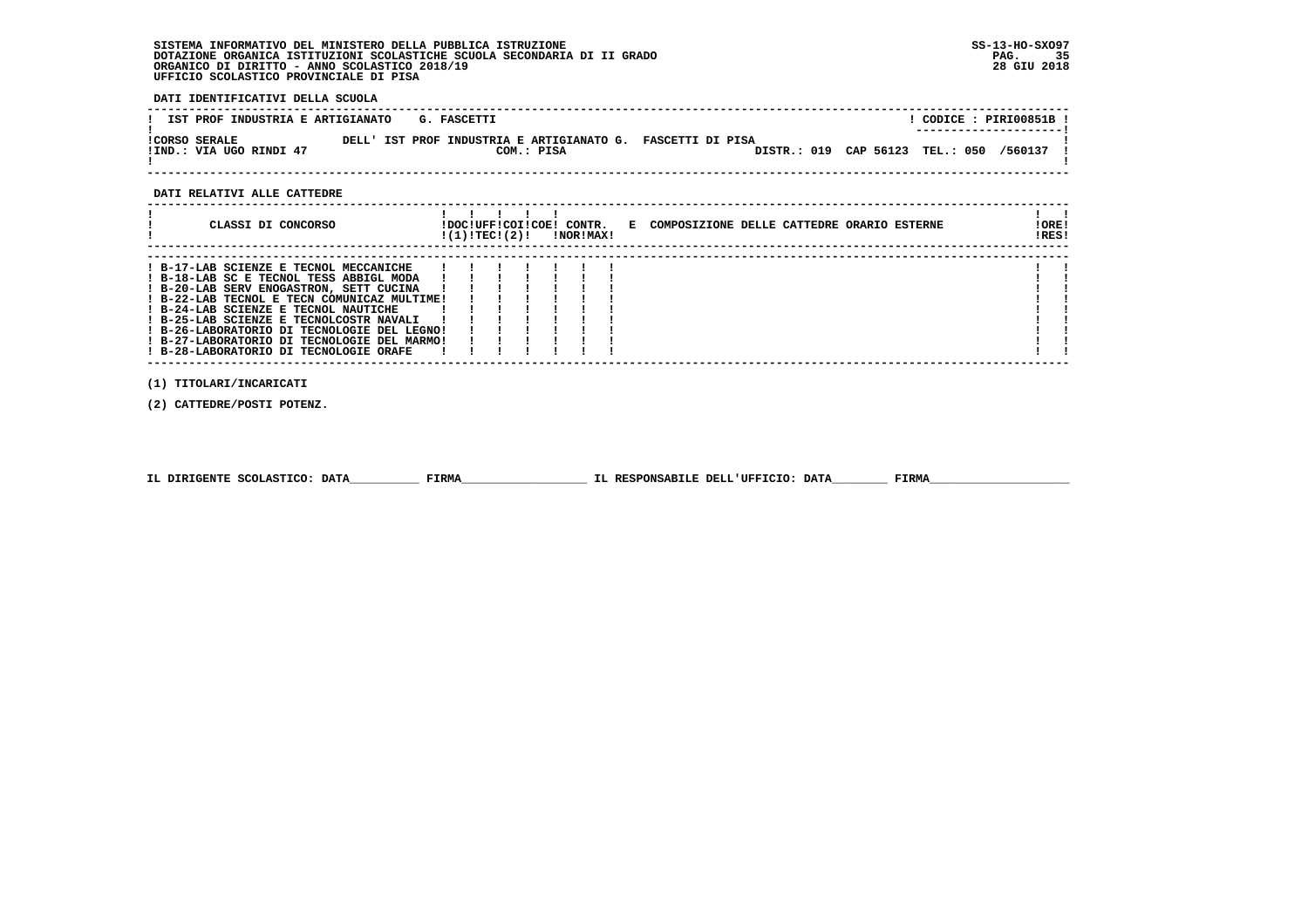SISTEMA INFORMATIVO DEL MINISTERO DELLA PUBBLICA ISTRUZIONE
DOTAZIONE ORGANICA ISTITUZIONI SCOLASTICHE SCUOLA SECONDARIA DI II GRADO
ORGANICO DI DIRITTO - ANNO SCOLASTICO 2018/19
UFFICIO SCOLASTICO PROVINCIALE DI PISA

SS-13-HO-SXO97
28 GIU 2018

**DATI IDENTIFICATIVI DELLA SCUOLA**

IST PROF INDUSTRIA E ARTIGIANATO G. FASCETTI — CODICE : PIRI00851B

CORSO SERALE DELL' IST PROF INDUSTRIA E ARTIGIANATO G. FASCETTI DI PISA
IND.: VIA UGO RINDI 47 — COM.: PISA — DISTR.: 019 CAP 56123 TEL.: 050 /560137

**DATI RELATIVI ALLE CATTEDRE**

| CLASSI DI CONCORSO | DOC (1) | UFF TEC | COI | COE (2) | CONTR. NOR | CONTR. MAX | E COMPOSIZIONE DELLE CATTEDRE ORARIO ESTERNE | ORE RES |
|---|---|---|---|---|---|---|---|---|
| B-17-LAB SCIENZE E TECNOL MECCANICHE | | | | | | | | |
| B-18-LAB SC E TECNOL TESS ABBIGL MODA | | | | | | | | |
| B-20-LAB SERV ENOGASTRON, SETT CUCINA | | | | | | | | |
| B-22-LAB TECNOL E TECN COMUNICAZ MULTIME | | | | | | | | |
| B-24-LAB SCIENZE E TECNOL NAUTICHE | | | | | | | | |
| B-25-LAB SCIENZE E TECNOLCOSTR NAVALI | | | | | | | | |
| B-26-LABORATORIO DI TECNOLOGIE DEL LEGNO | | | | | | | | |
| B-27-LABORATORIO DI TECNOLOGIE DEL MARMO | | | | | | | | |
| B-28-LABORATORIO DI TECNOLOGIE ORAFE | | | | | | | | |

(1) TITOLARI/INCARICATI

(2) CATTEDRE/POSTI POTENZ.

IL DIRIGENTE SCOLASTICO: DATA__________ FIRMA__________________ IL RESPONSABILE DELL'UFFICIO: DATA________ FIRMA____________________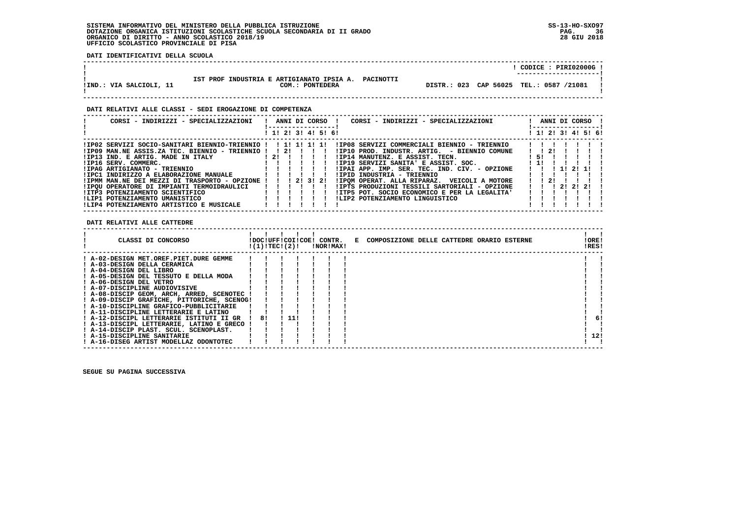SISTEMA INFORMATIVO DEL MINISTERO DELLA PUBBLICA ISTRUZIONE
DOTAZIONE ORGANICA ISTITUZIONI SCOLASTICHE SCUOLA SECONDARIA DI II GRADO
ORGANICO DI DIRITTO - ANNO SCOLASTICO 2018/19
UFFICIO SCOLASTICO PROVINCIALE DI PISA

**DATI IDENTIFICATIVI DELLA SCUOLA**

CODICE : PIRI02000G

IST PROF INDUSTRIA E ARTIGIANATO IPSIA A. PACINOTTI
IND.: VIA SALCIOLI, 11 — COM.: PONTEDERA — DISTR.: 023 CAP 56025 TEL.: 0587 /21081

**DATI RELATIVI ALLE CLASSI - SEDI EROGAZIONE DI COMPETENZA**

| CORSI - INDIRIZZI - SPECIALIZZAZIONI | 1 | 2 | 3 | 4 | 5 | 6 | CORSI - INDIRIZZI - SPECIALIZZAZIONI | 1 | 2 | 3 | 4 | 5 | 6 |
|---|---|---|---|---|---|---|---|---|---|---|---|---|---|
| IP02 SERVIZI SOCIO-SANITARI BIENNIO-TRIENNIO | | 1 | 1 | 1 | 1 | | IP08 SERVIZI COMMERCIALI BIENNIO - TRIENNIO | | | | | | |
| IP09 MAN.NE ASSIS.ZA TEC. BIENNIO - TRIENNIO | | 2 | | | | | IP10 PROD. INDUSTR. ARTIG. - BIENNIO COMUNE | | 2 | | | | |
| IP13 IND. E ARTIG. MADE IN ITALY | 2 | | | | | | IP14 MANUTENZ. E ASSIST. TECN. | 5 | | | | | |
| IP16 SERV. COMMERC. | | | | | | | IP19 SERVIZI SANITA' E ASSIST. SOC. | 1 | | | | | |
| IPAG ARTIGIANATO - TRIENNIO | | | | | | | IPAI APP. IMP. SER. TEC. IND. CIV. - OPZIONE | | | 1 | 2 | 1 | |
| IPC1 INDIRIZZO A ELABORAZIONE MANUALE | | | | | | | IPID INDUSTRIA - TRIENNIO | | | | | | |
| IPMM MAN.NE DEI MEZZI DI TRASPORTO - OPZIONE | | | 2 | 3 | 2 | | IPQM OPERAT. ALLA RIPARAZ. VEICOLI A MOTORE | | 2 | | | | |
| IPQU OPERATORE DI IMPIANTI TERMOIDRAULICI | | | | | | | IPTS PRODUZIONI TESSILI SARTORIALI - OPZIONE | | | 2 | 2 | 2 | |
| ITP3 POTENZIAMENTO SCIENTIFICO | | | | | | | ITP5 POT. SOCIO ECONOMICO E PER LA LEGALITA' | | | | | | |
| LIP1 POTENZIAMENTO UMANISTICO | | | | | | | LIP2 POTENZIAMENTO LINGUISTICO | | | | | | |
| LIP4 POTENZIAMENTO ARTISTICO E MUSICALE | | | | | | | | | | | | | |

**DATI RELATIVI ALLE CATTEDRE**

| CLASSI DI CONCORSO | DOC (1) | UFF TEC (2) | COI | COE | CONTR. NOR | CONTR. MAX | E COMPOSIZIONE DELLE CATTEDRE ORARIO ESTERNE | ORE RES |
|---|---|---|---|---|---|---|---|---|
| A-02-DESIGN MET.OREF.PIET.DURE GEMME | | | | | | | | |
| A-03-DESIGN DELLA CERAMICA | | | | | | | | |
| A-04-DESIGN DEL LIBRO | | | | | | | | |
| A-05-DESIGN DEL TESSUTO E DELLA MODA | | | | | | | | |
| A-06-DESIGN DEL VETRO | | | | | | | | |
| A-07-DISCIPLINE AUDIOVISIVE | | | | | | | | |
| A-08-DISCIP GEOM, ARCH, ARRED, SCENOTEC | | | | | | | | |
| A-09-DISCIP GRAFICHE, PITTORICHE, SCENOG | | | | | | | | |
| A-10-DISCIPLINE GRAFICO-PUBBLICITARIE | | | | | | | | |
| A-11-DISCIPLINE LETTERARIE E LATINO | | | | | | | | |
| A-12-DISCIPL LETTERARIE ISTITUTI II GR | 8 | | 11 | | | | | 6 |
| A-13-DISCIPL LETTERARIE, LATINO E GRECO | | | | | | | | |
| A-14-DISCIP PLAST. SCUL. SCENOPLAST. | | | | | | | | |
| A-15-DISCIPLINE SANITARIE | | | | | | | | 12 |
| A-16-DISEG ARTIST MODELLAZ ODONTOTEC | | | | | | | | |

SEGUE SU PAGINA SUCCESSIVA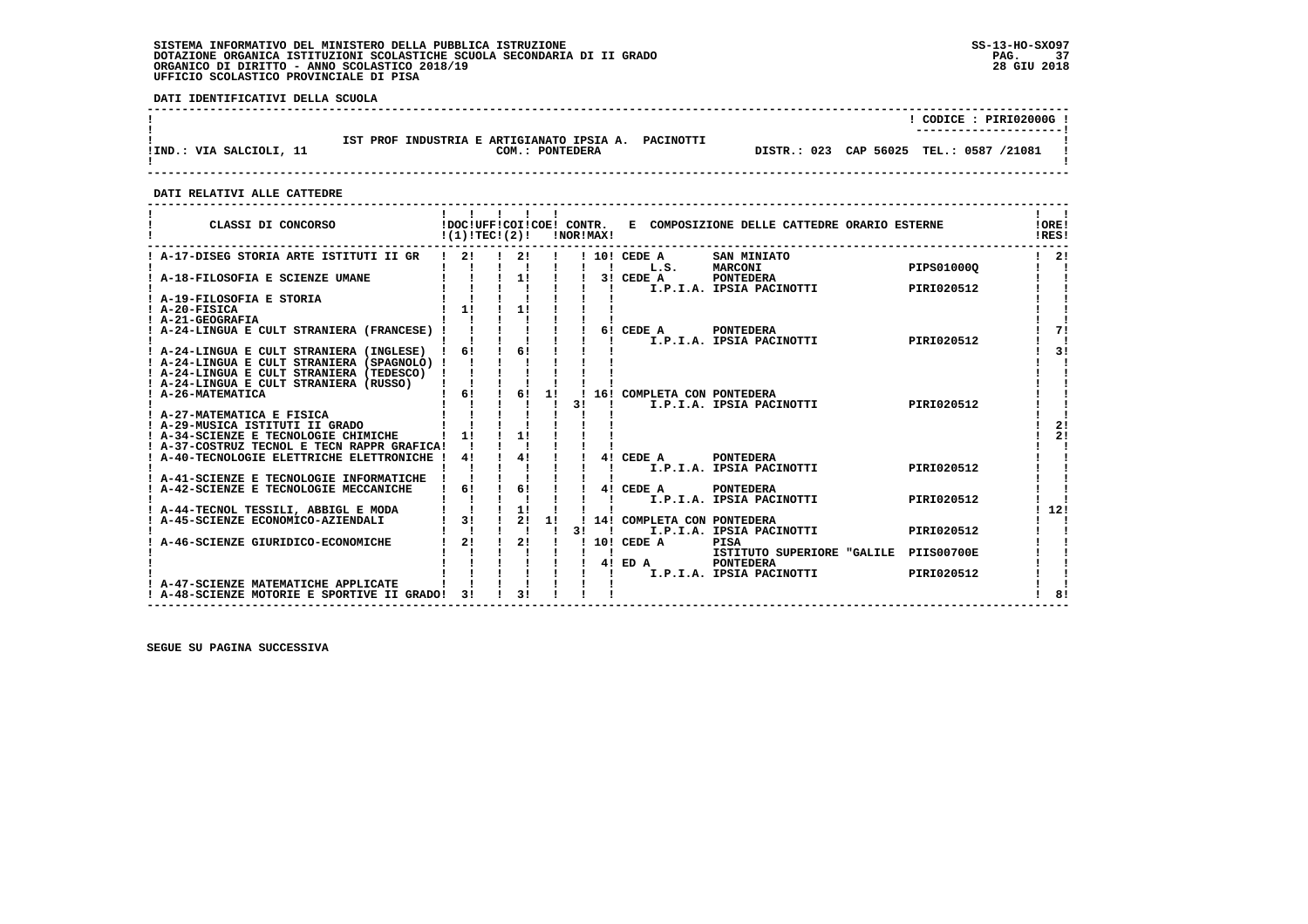SISTEMA INFORMATIVO DEL MINISTERO DELLA PUBBLICA ISTRUZIONE
DOTAZIONE ORGANICA ISTITUZIONI SCOLASTICHE SCUOLA SECONDARIA DI II GRADO
ORGANICO DI DIRITTO - ANNO SCOLASTICO 2018/19
UFFICIO SCOLASTICO PROVINCIALE DI PISA

**DATI IDENTIFICATIVI DELLA SCUOLA**

CODICE : PIRI02000G

IST PROF INDUSTRIA E ARTIGIANATO IPSIA A. PACINOTTI
IND.: VIA SALCIOLI, 11 — COM.: PONTEDERA — DISTR.: 023 CAP 56025 TEL.: 0587 /21081

**DATI RELATIVI ALLE CATTEDRE**

| CLASSI DI CONCORSO | DOC (1) | UFF TEC | COI (2) | COE | CONTR. NOR | CONTR. MAX | E COMPOSIZIONE DELLE CATTEDRE ORARIO ESTERNE | | | ORE RES |
|---|---|---|---|---|---|---|---|---|---|---|
| A-17-DISEG STORIA ARTE ISTITUTI II GR | 2 | | 2 | | | 10 | CEDE A | SAN MINIATO | | 2 |
| | | | | | | | L.S. | MARCONI | PIPS01000Q | |
| A-18-FILOSOFIA E SCIENZE UMANE | | | 1 | | | 3 | CEDE A | PONTEDERA | | |
| | | | | | | | I.P.I.A. | IPSIA PACINOTTI | PIRI020512 | |
| A-19-FILOSOFIA E STORIA | | | | | | | | | | |
| A-20-FISICA | 1 | | 1 | | | | | | | |
| A-21-GEOGRAFIA | | | | | | | | | | |
| A-24-LINGUA E CULT STRANIERA (FRANCESE) | | | | | | 6 | CEDE A | PONTEDERA | | 7 |
| | | | | | | | I.P.I.A. | IPSIA PACINOTTI | PIRI020512 | |
| A-24-LINGUA E CULT STRANIERA (INGLESE) | 6 | | 6 | | | | | | | 3 |
| A-24-LINGUA E CULT STRANIERA (SPAGNOLO) | | | | | | | | | | |
| A-24-LINGUA E CULT STRANIERA (TEDESCO) | | | | | | | | | | |
| A-24-LINGUA E CULT STRANIERA (RUSSO) | | | | | | | | | | |
| A-26-MATEMATICA | 6 | | 6 | 1 | | 16 | COMPLETA CON | PONTEDERA | | |
| | | | | | 3 | | I.P.I.A. | IPSIA PACINOTTI | PIRI020512 | |
| A-27-MATEMATICA E FISICA | | | | | | | | | | |
| A-29-MUSICA ISTITUTI II GRADO | | | | | | | | | | 2 |
| A-34-SCIENZE E TECNOLOGIE CHIMICHE | 1 | | 1 | | | | | | | 2 |
| A-37-COSTRUZ TECNOL E TECN RAPPR GRAFICA | | | | | | | | | | |
| A-40-TECNOLOGIE ELETTRICHE ELETTRONICHE | 4 | | 4 | | | 4 | CEDE A | PONTEDERA | | |
| | | | | | | | I.P.I.A. | IPSIA PACINOTTI | PIRI020512 | |
| A-41-SCIENZE E TECNOLOGIE INFORMATICHE | | | | | | | | | | |
| A-42-SCIENZE E TECNOLOGIE MECCANICHE | 6 | | 6 | | | 4 | CEDE A | PONTEDERA | | |
| | | | | | | | I.P.I.A. | IPSIA PACINOTTI | PIRI020512 | |
| A-44-TECNOL TESSILI, ABBIGL E MODA | | | 1 | | | | | | | 12 |
| A-45-SCIENZE ECONOMICO-AZIENDALI | 3 | | 2 | 1 | | 14 | COMPLETA CON | PONTEDERA | | |
| | | | | | 3 | | I.P.I.A. | IPSIA PACINOTTI | PIRI020512 | |
| A-46-SCIENZE GIURIDICO-ECONOMICHE | 2 | | 2 | | | 10 | CEDE A | PISA | | |
| | | | | | | | | ISTITUTO SUPERIORE "GALILE | PIIS00700E | |
| | | | | | | 4 | ED A | PONTEDERA | | |
| | | | | | | | I.P.I.A. | IPSIA PACINOTTI | PIRI020512 | |
| A-47-SCIENZE MATEMATICHE APPLICATE | | | | | | | | | | |
| A-48-SCIENZE MOTORIE E SPORTIVE II GRADO | 3 | | 3 | | | | | | | 8 |

SEGUE SU PAGINA SUCCESSIVA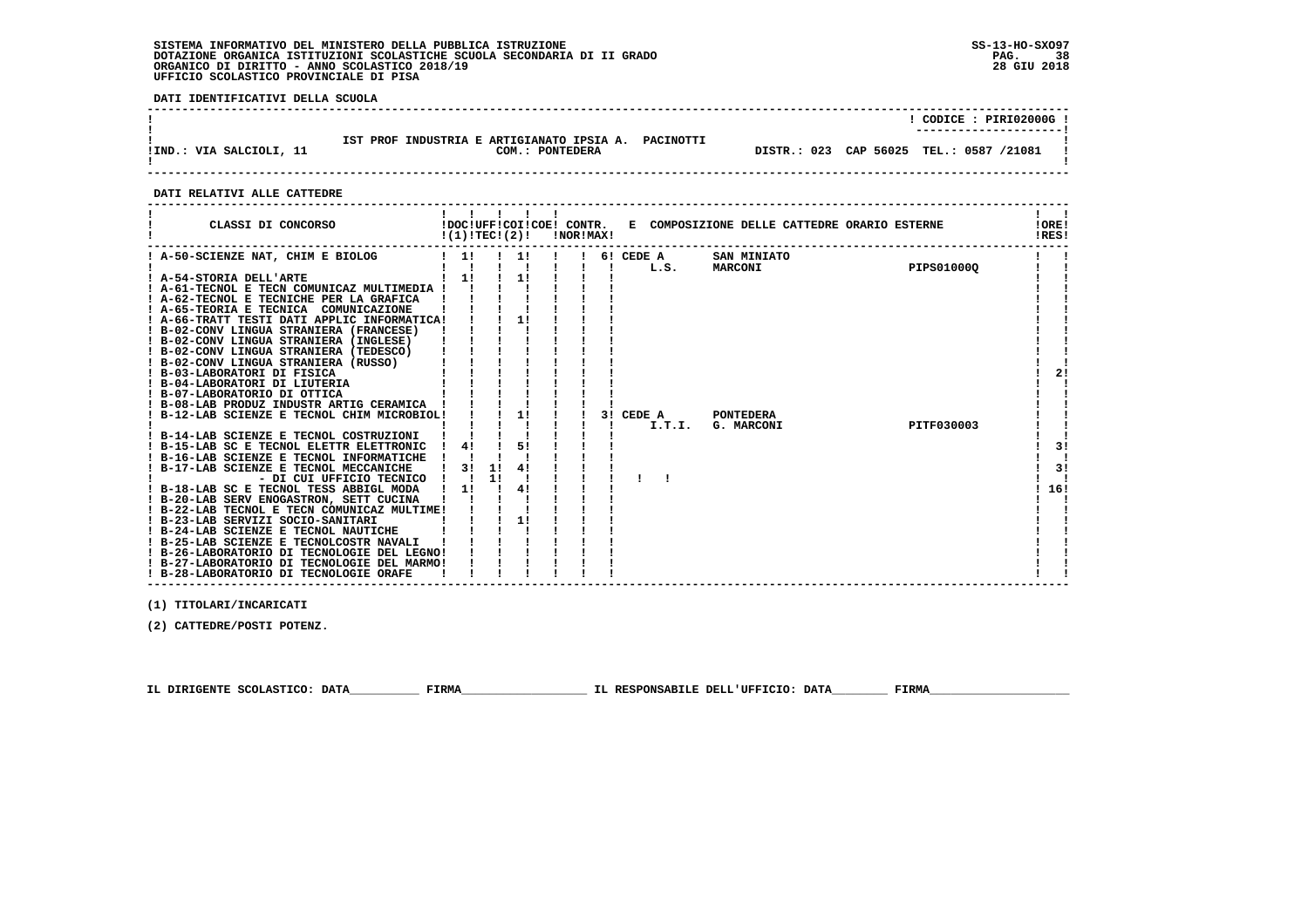SISTEMA INFORMATIVO DEL MINISTERO DELLA PUBBLICA ISTRUZIONE
DOTAZIONE ORGANICA ISTITUZIONI SCOLASTICHE SCUOLA SECONDARIA DI II GRADO
ORGANICO DI DIRITTO - ANNO SCOLASTICO 2018/19
UFFICIO SCOLASTICO PROVINCIALE DI PISA

SS-13-HO-SXO97
28 GIU 2018

**DATI IDENTIFICATIVI DELLA SCUOLA**

! CODICE : PIRI02000G !

IST PROF INDUSTRIA E ARTIGIANATO IPSIA A. PACINOTTI
IND.: VIA SALCIOLI, 11 — COM.: PONTEDERA — DISTR.: 023 CAP 56025 TEL.: 0587 /21081

**DATI RELATIVI ALLE CATTEDRE**

| CLASSI DI CONCORSO | DOC (1) | UFF TEC | COI (2) | COE | CONTR. NOR | CONTR. MAX | E COMPOSIZIONE DELLE CATTEDRE ORARIO ESTERNE | ORE RES |
|---|---|---|---|---|---|---|---|---|
| A-50-SCIENZE NAT, CHIM E BIOLOG | 1 | | 1 | | | 6 | CEDE A L.S. SAN MINIATO MARCONI PIPS01000Q | |
| A-54-STORIA DELL'ARTE | 1 | | 1 | | | | | |
| A-61-TECNOL E TECN COMUNICAZ MULTIMEDIA | | | | | | | | |
| A-62-TECNOL E TECNICHE PER LA GRAFICA | | | | | | | | |
| A-65-TEORIA E TECNICA COMUNICAZIONE | | | | | | | | |
| A-66-TRATT TESTI DATI APPLIC INFORMATICA | | | 1 | | | | | |
| B-02-CONV LINGUA STRANIERA (FRANCESE) | | | | | | | | |
| B-02-CONV LINGUA STRANIERA (INGLESE) | | | | | | | | |
| B-02-CONV LINGUA STRANIERA (TEDESCO) | | | | | | | | |
| B-02-CONV LINGUA STRANIERA (RUSSO) | | | | | | | | |
| B-03-LABORATORI DI FISICA | | | | | | | | 2 |
| B-04-LABORATORI DI LIUTERIA | | | | | | | | |
| B-07-LABORATORIO DI OTTICA | | | | | | | | |
| B-08-LAB PRODUZ INDUSTR ARTIG CERAMICA | | | | | | | | |
| B-12-LAB SCIENZE E TECNOL CHIM MICROBIOL | | | 1 | | | 3 | CEDE A I.T.I. PONTEDERA G. MARCONI PITF030003 | |
| B-14-LAB SCIENZE E TECNOL COSTRUZIONI | | | | | | | | |
| B-15-LAB SC E TECNOL ELETTR ELETTRONIC | 4 | | 5 | | | | | 3 |
| B-16-LAB SCIENZE E TECNOL INFORMATICHE | | | | | | | | |
| B-17-LAB SCIENZE E TECNOL MECCANICHE | 3 | 1 | 4 | | | | | 3 |
| - DI CUI UFFICIO TECNICO | | 1 | | | | | | |
| B-18-LAB SC E TECNOL TESS ABBIGL MODA | 1 | | 4 | | | | | 16 |
| B-20-LAB SERV ENOGASTRON, SETT CUCINA | | | | | | | | |
| B-22-LAB TECNOL E TECN COMUNICAZ MULTIME | | | | | | | | |
| B-23-LAB SERVIZI SOCIO-SANITARI | | | 1 | | | | | |
| B-24-LAB SCIENZE E TECNOL NAUTICHE | | | | | | | | |
| B-25-LAB SCIENZE E TECNOLCOSTR NAVALI | | | | | | | | |
| B-26-LABORATORIO DI TECNOLOGIE DEL LEGNO | | | | | | | | |
| B-27-LABORATORIO DI TECNOLOGIE DEL MARMO | | | | | | | | |
| B-28-LABORATORIO DI TECNOLOGIE ORAFE | | | | | | | | |

(1) TITOLARI/INCARICATI

(2) CATTEDRE/POSTI POTENZ.

IL DIRIGENTE SCOLASTICO: DATA__________ FIRMA__________________ IL RESPONSABILE DELL'UFFICIO: DATA________ FIRMA____________________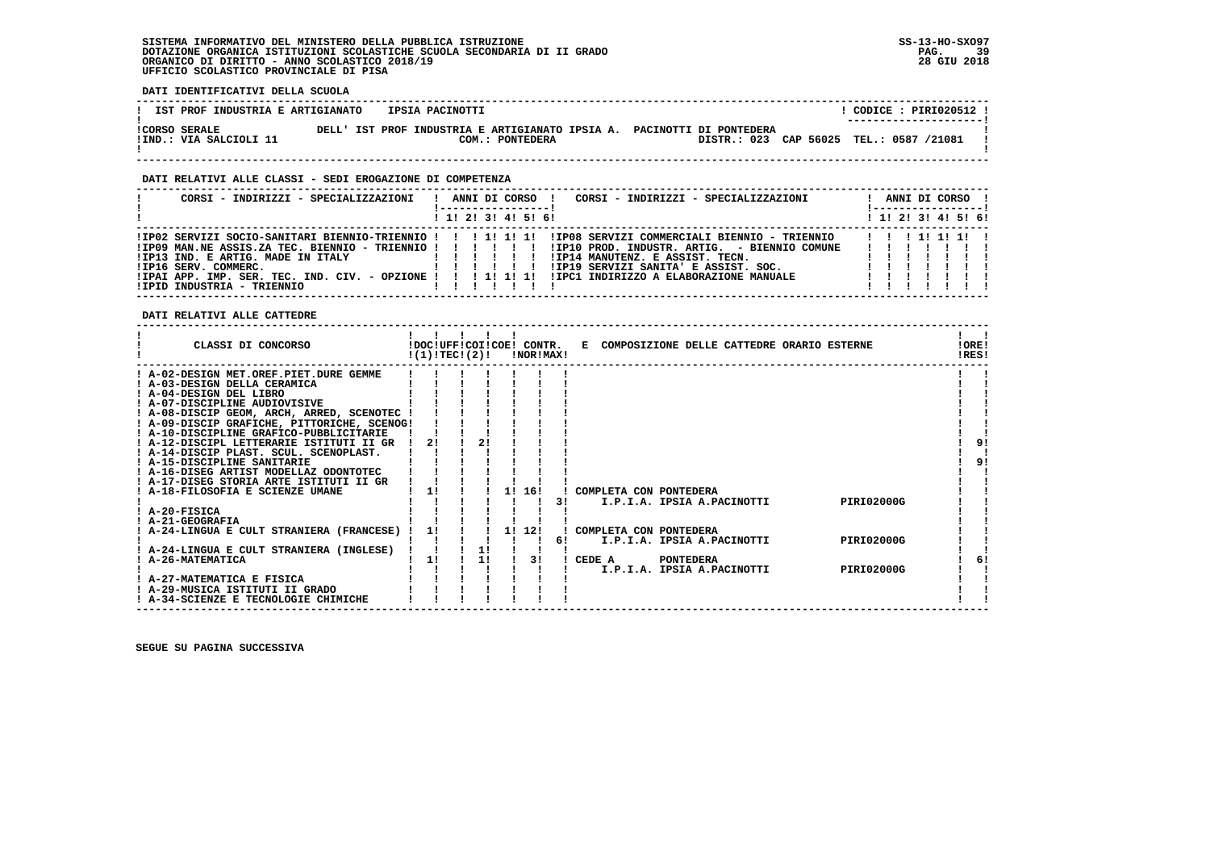SISTEMA INFORMATIVO DEL MINISTERO DELLA PUBBLICA ISTRUZIONE
DOTAZIONE ORGANICA ISTITUZIONI SCOLASTICHE SCUOLA SECONDARIA DI II GRADO
ORGANICO DI DIRITTO - ANNO SCOLASTICO 2018/19
UFFICIO SCOLASTICO PROVINCIALE DI PISA

SS-13-HO-SXO97
28 GIU 2018

**DATI IDENTIFICATIVI DELLA SCUOLA**

| IST PROF INDUSTRIA E ARTIGIANATO | IPSIA PACINOTTI | CODICE : PIRI020512 |
|---|---|---|
| CORSO SERALE | DELL' IST PROF INDUSTRIA E ARTIGIANATO IPSIA A. PACINOTTI DI PONTEDERA | |
| IND.: VIA SALCIOLI 11 | COM.: PONTEDERA | DISTR.: 023 CAP 56025 TEL.: 0587 /21081 |

**DATI RELATIVI ALLE CLASSI - SEDI EROGAZIONE DI COMPETENZA**

| CORSI - INDIRIZZI - SPECIALIZZAZIONI | 1 | 2 | 3 | 4 | 5 | 6 | CORSI - INDIRIZZI - SPECIALIZZAZIONI | 1 | 2 | 3 | 4 | 5 | 6 |
|---|---|---|---|---|---|---|---|---|---|---|---|---|---|
| IP02 SERVIZI SOCIO-SANITARI BIENNIO-TRIENNIO | | | 1 | 1 | 1 | | IP08 SERVIZI COMMERCIALI BIENNIO - TRIENNIO | | | 1 | 1 | 1 | |
| IP09 MAN.NE ASSIS.ZA TEC. BIENNIO - TRIENNIO | | | | | | | IP10 PROD. INDUSTR. ARTIG. - BIENNIO COMUNE | | | | | | |
| IP13 IND. E ARTIG. MADE IN ITALY | | | | | | | IP14 MANUTENZ. E ASSIST. TECN. | | | | | | |
| IP16 SERV. COMMERC. | | | | | | | IP19 SERVIZI SANITA' E ASSIST. SOC. | | | | | | |
| IPAI APP. IMP. SER. TEC. IND. CIV. - OPZIONE | | | 1 | 1 | 1 | | IPC1 INDIRIZZO A ELABORAZIONE MANUALE | | | | | | |
| IPID INDUSTRIA - TRIENNIO | | | | | | | | | | | | | |

**DATI RELATIVI ALLE CATTEDRE**

| CLASSI DI CONCORSO | DOC (1) | UFF TEC | COI (2) | COE | CONTR. NOR | CONTR. MAX | E COMPOSIZIONE DELLE CATTEDRE ORARIO ESTERNE | ORE RES |
|---|---|---|---|---|---|---|---|---|
| A-02-DESIGN MET.OREF.PIET.DURE GEMME | | | | | | | | |
| A-03-DESIGN DELLA CERAMICA | | | | | | | | |
| A-04-DESIGN DEL LIBRO | | | | | | | | |
| A-07-DISCIPLINE AUDIOVISIVE | | | | | | | | |
| A-08-DISCIP GEOM, ARCH, ARRED, SCENOTEC | | | | | | | | |
| A-09-DISCIP GRAFICHE, PITTORICHE, SCENOG | | | | | | | | |
| A-10-DISCIPLINE GRAFICO-PUBBLICITARIE | | | | | | | | |
| A-12-DISCIPL LETTERARIE ISTITUTI II GR | 2 | | 2 | | | | | 9 |
| A-14-DISCIP PLAST. SCUL. SCENOPLAST. | | | | | | | | |
| A-15-DISCIPLINE SANITARIE | | | | | | | | 9 |
| A-16-DISEG ARTIST MODELLAZ ODONTOTEC | | | | | | | | |
| A-17-DISEG STORIA ARTE ISTITUTI II GR | | | | | | | | |
| A-18-FILOSOFIA E SCIENZE UMANE | 1 | | | 1 | 16 | | COMPLETA CON PONTEDERA | |
| | | | | | | 3 | I.P.I.A. IPSIA A.PACINOTTI PIRI02000G | |
| A-20-FISICA | | | | | | | | |
| A-21-GEOGRAFIA | | | | | | | | |
| A-24-LINGUA E CULT STRANIERA (FRANCESE) | 1 | | | 1 | 12 | | COMPLETA CON PONTEDERA | |
| | | | | | | 6 | I.P.I.A. IPSIA A.PACINOTTI PIRI02000G | |
| A-24-LINGUA E CULT STRANIERA (INGLESE) | | | 1 | | | | | |
| A-26-MATEMATICA | 1 | | 1 | | 3 | | CEDE A PONTEDERA | 6 |
| | | | | | | | I.P.I.A. IPSIA A.PACINOTTI PIRI02000G | |
| A-27-MATEMATICA E FISICA | | | | | | | | |
| A-29-MUSICA ISTITUTI II GRADO | | | | | | | | |
| A-34-SCIENZE E TECNOLOGIE CHIMICHE | | | | | | | | |

SEGUE SU PAGINA SUCCESSIVA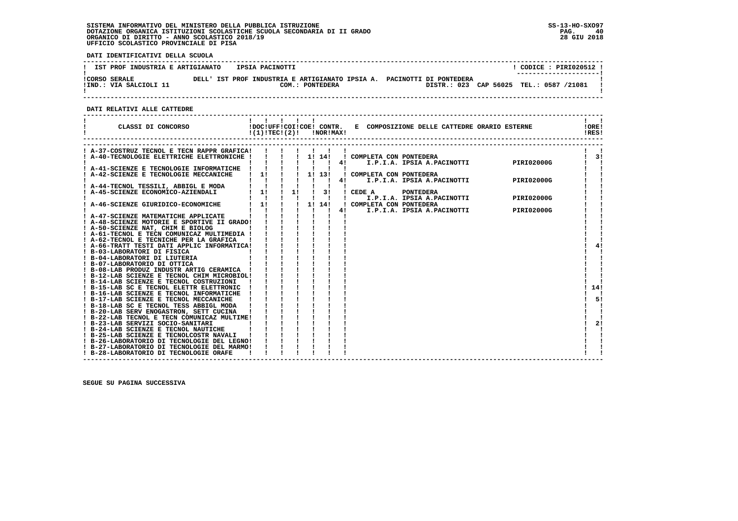SISTEMA INFORMATIVO DEL MINISTERO DELLA PUBBLICA ISTRUZIONE
DOTAZIONE ORGANICA ISTITUZIONI SCOLASTICHE SCUOLA SECONDARIA DI II GRADO
ORGANICO DI DIRITTO - ANNO SCOLASTICO 2018/19
UFFICIO SCOLASTICO PROVINCIALE DI PISA

SS-13-HO-SXO97
28 GIU 2018

**DATI IDENTIFICATIVI DELLA SCUOLA**

| | | |
|---|---|---|
| IST PROF INDUSTRIA E ARTIGIANATO | IPSIA PACINOTTI | CODICE : PIRI020512 |
| CORSO SERALE | DELL' IST PROF INDUSTRIA E ARTIGIANATO IPSIA A. PACINOTTI DI PONTEDERA | |
| IND.: VIA SALCIOLI 11 | COM.: PONTEDERA | DISTR.: 023 CAP 56025 TEL.: 0587 /21081 |

**DATI RELATIVI ALLE CATTEDRE**

| CLASSI DI CONCORSO | DOC (1) | UFF TEC | COI (2) | COE | CONTR. NOR | CONTR. MAX | E COMPOSIZIONE DELLE CATTEDRE ORARIO ESTERNE | | ORE RES |
|---|---|---|---|---|---|---|---|---|---|
| A-37-COSTRUZ TECNOL E TECN RAPPR GRAFICA | | | | | | | | | |
| A-40-TECNOLOGIE ELETTRICHE ELETTRONICHE | | | | 1 | 14 | | COMPLETA CON PONTEDERA | | 3 |
| | | | | | | 4 | I.P.I.A. IPSIA A.PACINOTTI | PIRI02000G | |
| A-41-SCIENZE E TECNOLOGIE INFORMATICHE | | | | | | | | | |
| A-42-SCIENZE E TECNOLOGIE MECCANICHE | 1 | | | 1 | 13 | | COMPLETA CON PONTEDERA | | |
| | | | | | | 4 | I.P.I.A. IPSIA A.PACINOTTI | PIRI02000G | |
| A-44-TECNOL TESSILI, ABBIGL E MODA | | | | | | | | | |
| A-45-SCIENZE ECONOMICO-AZIENDALI | 1 | | 1 | | 3 | | CEDE A PONTEDERA | | |
| | | | | | | | I.P.I.A. IPSIA A.PACINOTTI | PIRI02000G | |
| A-46-SCIENZE GIURIDICO-ECONOMICHE | 1 | | | 1 | 14 | | COMPLETA CON PONTEDERA | | |
| | | | | | | 4 | I.P.I.A. IPSIA A.PACINOTTI | PIRI02000G | |
| A-47-SCIENZE MATEMATICHE APPLICATE | | | | | | | | | |
| A-48-SCIENZE MOTORIE E SPORTIVE II GRADO | | | | | | | | | |
| A-50-SCIENZE NAT, CHIM E BIOLOG | | | | | | | | | |
| A-61-TECNOL E TECN COMUNICAZ MULTIMEDIA | | | | | | | | | |
| A-62-TECNOL E TECNICHE PER LA GRAFICA | | | | | | | | | |
| A-66-TRATT TESTI DATI APPLIC INFORMATICA | | | | | | | | | 4 |
| B-03-LABORATORI DI FISICA | | | | | | | | | |
| B-04-LABORATORI DI LIUTERIA | | | | | | | | | |
| B-07-LABORATORIO DI OTTICA | | | | | | | | | |
| B-08-LAB PRODUZ INDUSTR ARTIG CERAMICA | | | | | | | | | |
| B-12-LAB SCIENZE E TECNOL CHIM MICROBIOL | | | | | | | | | |
| B-14-LAB SCIENZE E TECNOL COSTRUZIONI | | | | | | | | | |
| B-15-LAB SC E TECNOL ELETTR ELETTRONIC | | | | | | | | | 14 |
| B-16-LAB SCIENZE E TECNOL INFORMATICHE | | | | | | | | | |
| B-17-LAB SCIENZE E TECNOL MECCANICHE | | | | | | | | | 5 |
| B-18-LAB SC E TECNOL TESS ABBIGL MODA | | | | | | | | | |
| B-20-LAB SERV ENOGASTRON, SETT CUCINA | | | | | | | | | |
| B-22-LAB TECNOL E TECN COMUNICAZ MULTIME | | | | | | | | | |
| B-23-LAB SERVIZI SOCIO-SANITARI | | | | | | | | | 2 |
| B-24-LAB SCIENZE E TECNOL NAUTICHE | | | | | | | | | |
| B-25-LAB SCIENZE E TECNOLCOSTR NAVALI | | | | | | | | | |
| B-26-LABORATORIO DI TECNOLOGIE DEL LEGNO | | | | | | | | | |
| B-27-LABORATORIO DI TECNOLOGIE DEL MARMO | | | | | | | | | |
| B-28-LABORATORIO DI TECNOLOGIE ORAFE | | | | | | | | | |

SEGUE SU PAGINA SUCCESSIVA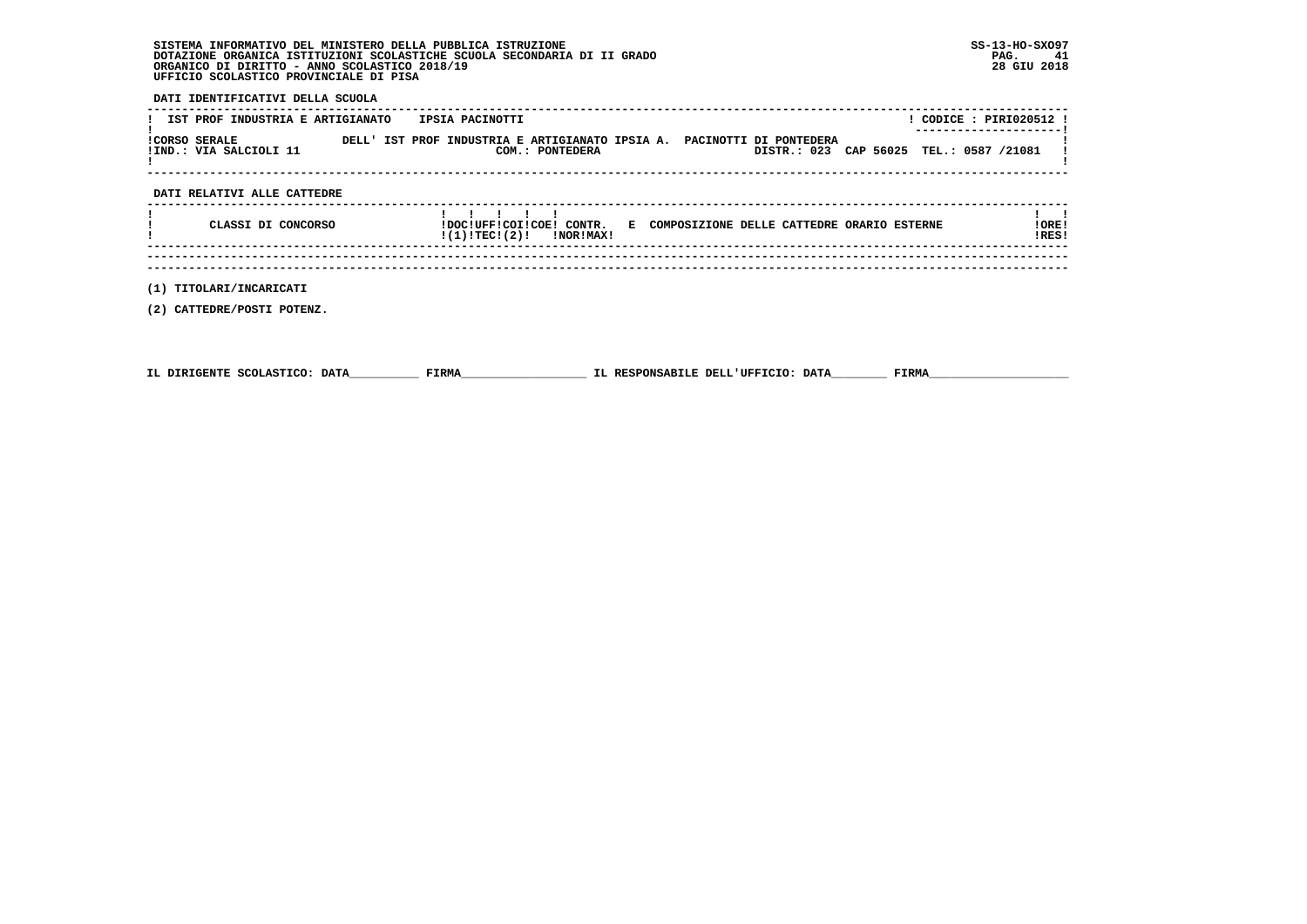SISTEMA INFORMATIVO DEL MINISTERO DELLA PUBBLICA ISTRUZIONE
DOTAZIONE ORGANICA ISTITUZIONI SCOLASTICHE SCUOLA SECONDARIA DI II GRADO
ORGANICO DI DIRITTO - ANNO SCOLASTICO 2018/19
UFFICIO SCOLASTICO PROVINCIALE DI PISA

SS-13-HO-SXO97
28 GIU 2018

**DATI IDENTIFICATIVI DELLA SCUOLA**

| IST PROF INDUSTRIA E ARTIGIANATO | IPSIA PACINOTTI | CODICE : PIRI020512 |
|---|---|---|
| CORSO SERALE | DELL' IST PROF INDUSTRIA E ARTIGIANATO IPSIA A. PACINOTTI DI PONTEDERA | |
| IND.: VIA SALCIOLI 11 | COM.: PONTEDERA | DISTR.: 023 CAP 56025 TEL.: 0587 /21081 |

**DATI RELATIVI ALLE CATTEDRE**

| CLASSI DI CONCORSO | DOC (1) | UFF TEC | COI (2) | COE | CONTR. NOR | CONTR. MAX | E COMPOSIZIONE DELLE CATTEDRE ORARIO ESTERNE | ORE RES |
|---|---|---|---|---|---|---|---|---|

(1) TITOLARI/INCARICATI

(2) CATTEDRE/POSTI POTENZ.

IL DIRIGENTE SCOLASTICO: DATA__________ FIRMA__________________ IL RESPONSABILE DELL'UFFICIO: DATA________ FIRMA____________________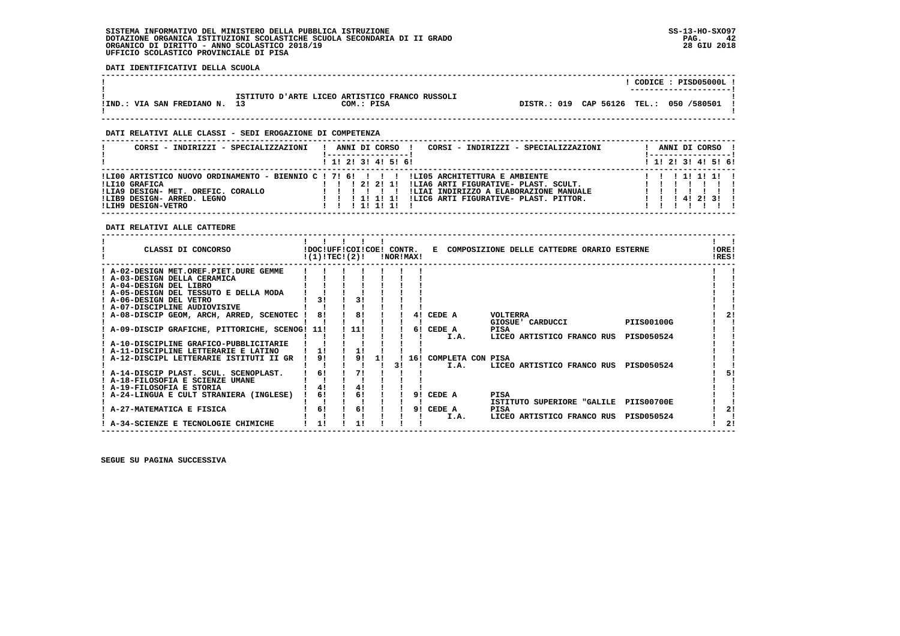SISTEMA INFORMATIVO DEL MINISTERO DELLA PUBBLICA ISTRUZIONE
DOTAZIONE ORGANICA ISTITUZIONI SCOLASTICHE SCUOLA SECONDARIA DI II GRADO
ORGANICO DI DIRITTO - ANNO SCOLASTICO 2018/19
UFFICIO SCOLASTICO PROVINCIALE DI PISA

SS-13-HO-SXO97
28 GIU 2018

**DATI IDENTIFICATIVI DELLA SCUOLA**

CODICE : PISD05000L

ISTITUTO D'ARTE LICEO ARTISTICO FRANCO RUSSOLI
IND.: VIA SAN FREDIANO N. 13 — COM.: PISA — DISTR.: 019 CAP 56126 TEL.: 050 /580501

**DATI RELATIVI ALLE CLASSI - SEDI EROGAZIONE DI COMPETENZA**

| CORSI - INDIRIZZI - SPECIALIZZAZIONI | 1 | 2 | 3 | 4 | 5 | 6 | CORSI - INDIRIZZI - SPECIALIZZAZIONI | 1 | 2 | 3 | 4 | 5 | 6 |
|---|---|---|---|---|---|---|---|---|---|---|---|---|---|
| LI00 ARTISTICO NUOVO ORDINAMENTO - BIENNIO C | 7 | 6 | | | | | LI05 ARCHITETTURA E AMBIENTE | | | 1 | 1 | 1 | |
| LI10 GRAFICA | | | 2 | 2 | 1 | | LIA6 ARTI FIGURATIVE- PLAST. SCULT. | | | | | | |
| LIA9 DESIGN- MET. OREFIC. CORALLO | | | | | | | LIAI INDIRIZZO A ELABORAZIONE MANUALE | | | | | | |
| LIB9 DESIGN- ARRED. LEGNO | | | 1 | 1 | 1 | | LIC6 ARTI FIGURATIVE- PLAST. PITTOR. | | | 4 | 2 | 3 | |
| LIH9 DESIGN-VETRO | | | 1 | 1 | 1 | | | | | | | | |

**DATI RELATIVI ALLE CATTEDRE**

| CLASSI DI CONCORSO | DOC (1) | UFF TEC | COI (2) | COE | CONTR. NOR | CONTR. MAX | E COMPOSIZIONE DELLE CATTEDRE ORARIO ESTERNE | | | ORE RES |
|---|---|---|---|---|---|---|---|---|---|---|
| A-02-DESIGN MET.OREF.PIET.DURE GEMME | | | | | | | | | | |
| A-03-DESIGN DELLA CERAMICA | | | | | | | | | | |
| A-04-DESIGN DEL LIBRO | | | | | | | | | | |
| A-05-DESIGN DEL TESSUTO E DELLA MODA | | | | | | | | | | |
| A-06-DESIGN DEL VETRO | 3 | | 3 | | | | | | | |
| A-07-DISCIPLINE AUDIOVISIVE | | | | | | | | | | |
| A-08-DISCIP GEOM, ARCH, ARRED, SCENOTEC | 8 | | 8 | | | 4 | CEDE A | VOLTERRA | | 2 |
| | | | | | | | | GIOSUE' CARDUCCI | PIIS00100G | |
| A-09-DISCIP GRAFICHE, PITTORICHE, SCENOG | 11 | | 11 | | | 6 | CEDE A | PISA | | |
| | | | | | | | I.A. | LICEO ARTISTICO FRANCO RUS | PISD050524 | |
| A-10-DISCIPLINE GRAFICO-PUBBLICITARIE | | | | | | | | | | |
| A-11-DISCIPLINE LETTERARIE E LATINO | 1 | | 1 | | | | | | | |
| A-12-DISCIPL LETTERARIE ISTITUTI II GR | 9 | | 9 | 1 | | 16 | COMPLETA CON | PISA | | |
| | | | | | 3 | | I.A. | LICEO ARTISTICO FRANCO RUS | PISD050524 | |
| A-14-DISCIP PLAST. SCUL. SCENOPLAST. | 6 | | 7 | | | | | | | 5 |
| A-18-FILOSOFIA E SCIENZE UMANE | | | | | | | | | | |
| A-19-FILOSOFIA E STORIA | 4 | | 4 | | | | | | | |
| A-24-LINGUA E CULT STRANIERA (INGLESE) | 6 | | 6 | | | 9 | CEDE A | PISA | | |
| | | | | | | | | ISTITUTO SUPERIORE "GALILE | PIIS00700E | |
| A-27-MATEMATICA E FISICA | 6 | | 6 | | | 9 | CEDE A | PISA | | 2 |
| | | | | | | | I.A. | LICEO ARTISTICO FRANCO RUS | PISD050524 | |
| A-34-SCIENZE E TECNOLOGIE CHIMICHE | 1 | | 1 | | | | | | | 2 |

SEGUE SU PAGINA SUCCESSIVA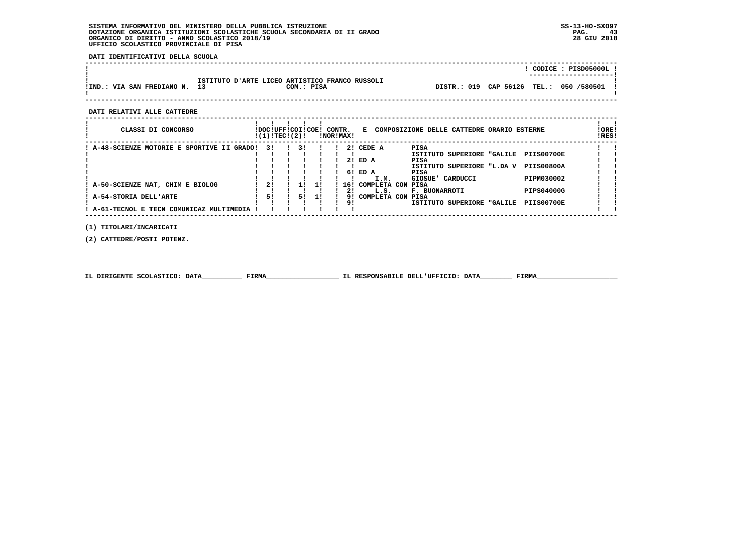SISTEMA INFORMATIVO DEL MINISTERO DELLA PUBBLICA ISTRUZIONE
DOTAZIONE ORGANICA ISTITUZIONI SCOLASTICHE SCUOLA SECONDARIA DI II GRADO
ORGANICO DI DIRITTO - ANNO SCOLASTICO 2018/19
UFFICIO SCOLASTICO PROVINCIALE DI PISA

SS-13-HO-SXO97
28 GIU 2018

**DATI IDENTIFICATIVI DELLA SCUOLA**

| | CODICE : PISD05000L |
|---|---|
| ISTITUTO D'ARTE LICEO ARTISTICO FRANCO RUSSOLI | |
| IND.: VIA SAN FREDIANO N. 13 COM.: PISA | DISTR.: 019 CAP 56126 TEL.: 050 /580501 |

**DATI RELATIVI ALLE CATTEDRE**

| CLASSI DI CONCORSO | DOC (1) | UFF TEC | COI (2) | COE | CONTR. NOR | CONTR. MAX | E COMPOSIZIONE DELLE CATTEDRE ORARIO ESTERNE | | | ORE RES |
|---|---|---|---|---|---|---|---|---|---|---|
| A-48-SCIENZE MOTORIE E SPORTIVE II GRADO | 3 | | 3 | | | 2 | CEDE A | PISA<br>ISTITUTO SUPERIORE "GALILE | PIIS00700E | |
| | | | | | | 2 | ED A | PISA<br>ISTITUTO SUPERIORE "L.DA V | PIIS00800A | |
| | | | | | | 6 | ED A<br>I.M. | PISA<br>GIOSUE' CARDUCCI | PIPM030002 | |
| A-50-SCIENZE NAT, CHIM E BIOLOG | 2 | | 1 | 1 | | 16 | COMPLETA CON | PISA | | |
| | | | | | | 2 | L.S. | F. BUONARROTI | PIPS04000G | |
| A-54-STORIA DELL'ARTE | 5 | | 5 | 1 | | 9 | COMPLETA CON | PISA | | |
| | | | | | | 9 | | ISTITUTO SUPERIORE "GALILE | PIIS00700E | |
| A-61-TECNOL E TECN COMUNICAZ MULTIMEDIA | | | | | | | | | | |

(1) TITOLARI/INCARICATI

(2) CATTEDRE/POSTI POTENZ.

IL DIRIGENTE SCOLASTICO: DATA__________ FIRMA__________________ IL RESPONSABILE DELL'UFFICIO: DATA________ FIRMA____________________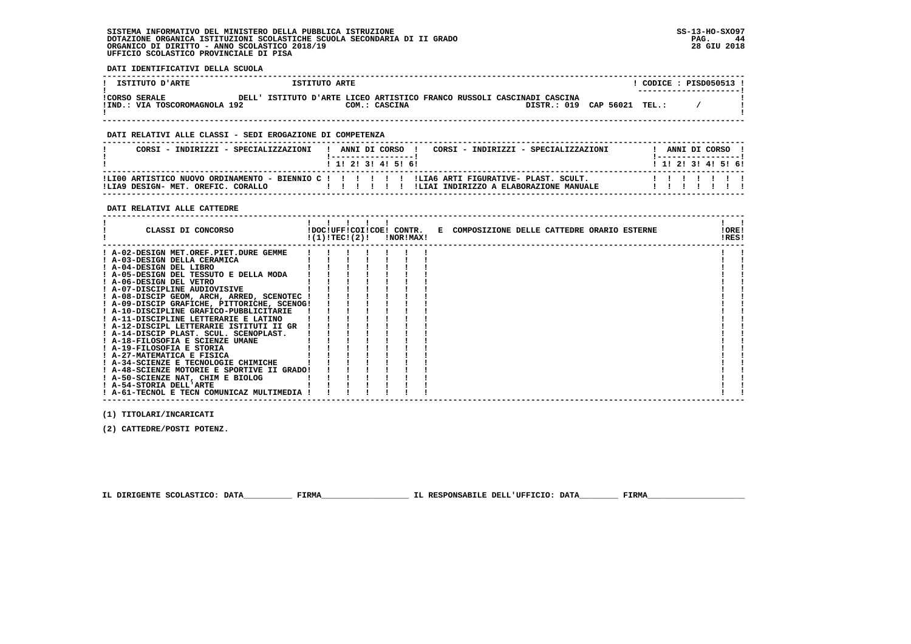SISTEMA INFORMATIVO DEL MINISTERO DELLA PUBBLICA ISTRUZIONE
DOTAZIONE ORGANICA ISTITUZIONI SCOLASTICHE SCUOLA SECONDARIA DI II GRADO
ORGANICO DI DIRITTO - ANNO SCOLASTICO 2018/19
UFFICIO SCOLASTICO PROVINCIALE DI PISA

SS-13-HO-SXO97
28 GIU 2018

**DATI IDENTIFICATIVI DELLA SCUOLA**

| ISTITUTO D'ARTE | ISTITUTO ARTE | ! CODICE : PISD050513 ! |
|---|---|---|
| CORSO SERALE | DELL' ISTITUTO D'ARTE LICEO ARTISTICO FRANCO RUSSOLI CASCINADI CASCINA | |
| IND.: VIA TOSCOROMAGNOLA 192 | COM.: CASCINA | DISTR.: 019 CAP 56021 TEL.: / |

**DATI RELATIVI ALLE CLASSI - SEDI EROGAZIONE DI COMPETENZA**

| CORSI - INDIRIZZI - SPECIALIZZAZIONI | 1 | 2 | 3 | 4 | 5 | 6 | CORSI - INDIRIZZI - SPECIALIZZAZIONI | 1 | 2 | 3 | 4 | 5 | 6 |
|---|---|---|---|---|---|---|---|---|---|---|---|---|---|
| LI00 ARTISTICO NUOVO ORDINAMENTO - BIENNIO C | | | | | | | LIA6 ARTI FIGURATIVE- PLAST. SCULT. | | | | | | |
| LIA9 DESIGN- MET. OREFIC. CORALLO | | | | | | | LIAI INDIRIZZO A ELABORAZIONE MANUALE | | | | | | |

**DATI RELATIVI ALLE CATTEDRE**

| CLASSI DI CONCORSO | DOC (1) | UFF TEC | COI (2) | COE | CONTR. NOR | CONTR. MAX | E COMPOSIZIONE DELLE CATTEDRE ORARIO ESTERNE | ORE RES |
|---|---|---|---|---|---|---|---|---|
| A-02-DESIGN MET.OREF.PIET.DURE GEMME | | | | | | | | |
| A-03-DESIGN DELLA CERAMICA | | | | | | | | |
| A-04-DESIGN DEL LIBRO | | | | | | | | |
| A-05-DESIGN DEL TESSUTO E DELLA MODA | | | | | | | | |
| A-06-DESIGN DEL VETRO | | | | | | | | |
| A-07-DISCIPLINE AUDIOVISIVE | | | | | | | | |
| A-08-DISCIP GEOM, ARCH, ARRED, SCENOTEC | | | | | | | | |
| A-09-DISCIP GRAFICHE, PITTORICHE, SCENOG | | | | | | | | |
| A-10-DISCIPLINE GRAFICO-PUBBLICITARIE | | | | | | | | |
| A-11-DISCIPLINE LETTERARIE E LATINO | | | | | | | | |
| A-12-DISCIPL LETTERARIE ISTITUTI II GR | | | | | | | | |
| A-14-DISCIP PLAST. SCUL. SCENOPLAST. | | | | | | | | |
| A-18-FILOSOFIA E SCIENZE UMANE | | | | | | | | |
| A-19-FILOSOFIA E STORIA | | | | | | | | |
| A-27-MATEMATICA E FISICA | | | | | | | | |
| A-34-SCIENZE E TECNOLOGIE CHIMICHE | | | | | | | | |
| A-48-SCIENZE MOTORIE E SPORTIVE II GRADO | | | | | | | | |
| A-50-SCIENZE NAT, CHIM E BIOLOG | | | | | | | | |
| A-54-STORIA DELL'ARTE | | | | | | | | |
| A-61-TECNOL E TECN COMUNICAZ MULTIMEDIA | | | | | | | | |

(1) TITOLARI/INCARICATI

(2) CATTEDRE/POSTI POTENZ.

IL DIRIGENTE SCOLASTICO: DATA__________ FIRMA__________________ IL RESPONSABILE DELL'UFFICIO: DATA________ FIRMA____________________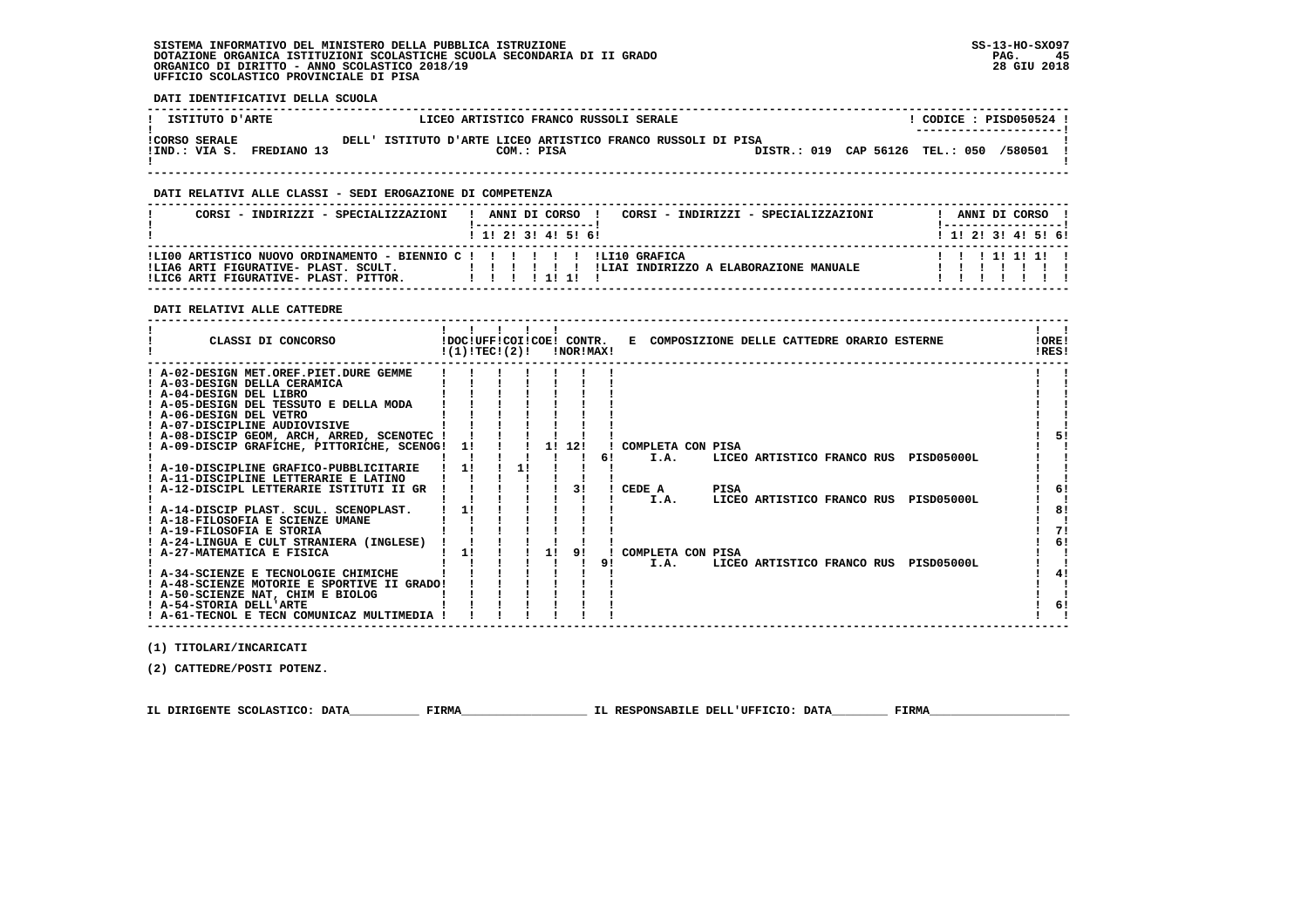SISTEMA INFORMATIVO DEL MINISTERO DELLA PUBBLICA ISTRUZIONE
DOTAZIONE ORGANICA ISTITUZIONI SCOLASTICHE SCUOLA SECONDARIA DI II GRADO
ORGANICO DI DIRITTO - ANNO SCOLASTICO 2018/19
UFFICIO SCOLASTICO PROVINCIALE DI PISA

SS-13-HO-SXO97
28 GIU 2018

**DATI IDENTIFICATIVI DELLA SCUOLA**

| ISTITUTO D'ARTE | LICEO ARTISTICO FRANCO RUSSOLI SERALE | CODICE : PISD050524 |
|---|---|---|
| CORSO SERALE | DELL' ISTITUTO D'ARTE LICEO ARTISTICO FRANCO RUSSOLI DI PISA | |
| IND.: VIA S. FREDIANO 13 | COM.: PISA | DISTR.: 019 CAP 56126 TEL.: 050 /580501 |

**DATI RELATIVI ALLE CLASSI - SEDI EROGAZIONE DI COMPETENZA**

| CORSI - INDIRIZZI - SPECIALIZZAZIONI | 1 | 2 | 3 | 4 | 5 | 6 | CORSI - INDIRIZZI - SPECIALIZZAZIONI | 1 | 2 | 3 | 4 | 5 | 6 |
|---|---|---|---|---|---|---|---|---|---|---|---|---|---|
| LI00 ARTISTICO NUOVO ORDINAMENTO - BIENNIO C | | | | | | | LI10 GRAFICA | | | 1 | 1 | 1 | |
| LIA6 ARTI FIGURATIVE- PLAST. SCULT. | | | | | | | LIAI INDIRIZZO A ELABORAZIONE MANUALE | | | | | | |
| LIC6 ARTI FIGURATIVE- PLAST. PITTOR. | | | | 1 | 1 | | | | | | | | |

**DATI RELATIVI ALLE CATTEDRE**

| CLASSI DI CONCORSO | DOC (1) | UFF TEC | COI (2) | COE | CONTR. NOR | CONTR. MAX | E COMPOSIZIONE DELLE CATTEDRE ORARIO ESTERNE | ORE RES |
|---|---|---|---|---|---|---|---|---|
| A-02-DESIGN MET.OREF.PIET.DURE GEMME | | | | | | | | |
| A-03-DESIGN DELLA CERAMICA | | | | | | | | |
| A-04-DESIGN DEL LIBRO | | | | | | | | |
| A-05-DESIGN DEL TESSUTO E DELLA MODA | | | | | | | | |
| A-06-DESIGN DEL VETRO | | | | | | | | |
| A-07-DISCIPLINE AUDIOVISIVE | | | | | | | | |
| A-08-DISCIP GEOM, ARCH, ARRED, SCENOTEC | | | | | | | | 5 |
| A-09-DISCIP GRAFICHE, PITTORICHE, SCENOG | 1 | | | 1 | 12 | | COMPLETA CON PISA | |
| | | | | | | 6 | I.A. LICEO ARTISTICO FRANCO RUS PISD05000L | |
| A-10-DISCIPLINE GRAFICO-PUBBLICITARIE | 1 | | 1 | | | | | |
| A-11-DISCIPLINE LETTERARIE E LATINO | | | | | | | | |
| A-12-DISCIPL LETTERARIE ISTITUTI II GR | | | | | 3 | | CEDE A PISA | 6 |
| | | | | | | | I.A. LICEO ARTISTICO FRANCO RUS PISD05000L | |
| A-14-DISCIP PLAST. SCUL. SCENOPLAST. | 1 | | | | | | | 8 |
| A-18-FILOSOFIA E SCIENZE UMANE | | | | | | | | |
| A-19-FILOSOFIA E STORIA | | | | | | | | 7 |
| A-24-LINGUA E CULT STRANIERA (INGLESE) | | | | | | | | 6 |
| A-27-MATEMATICA E FISICA | 1 | | | 1 | 9 | | COMPLETA CON PISA | |
| | | | | | | 9 | I.A. LICEO ARTISTICO FRANCO RUS PISD05000L | |
| A-34-SCIENZE E TECNOLOGIE CHIMICHE | | | | | | | | 4 |
| A-48-SCIENZE MOTORIE E SPORTIVE II GRADO | | | | | | | | |
| A-50-SCIENZE NAT, CHIM E BIOLOG | | | | | | | | |
| A-54-STORIA DELL'ARTE | | | | | | | | 6 |
| A-61-TECNOL E TECN COMUNICAZ MULTIMEDIA | | | | | | | | |

(1) TITOLARI/INCARICATI

(2) CATTEDRE/POSTI POTENZ.

IL DIRIGENTE SCOLASTICO: DATA__________ FIRMA__________________ IL RESPONSABILE DELL'UFFICIO: DATA________ FIRMA____________________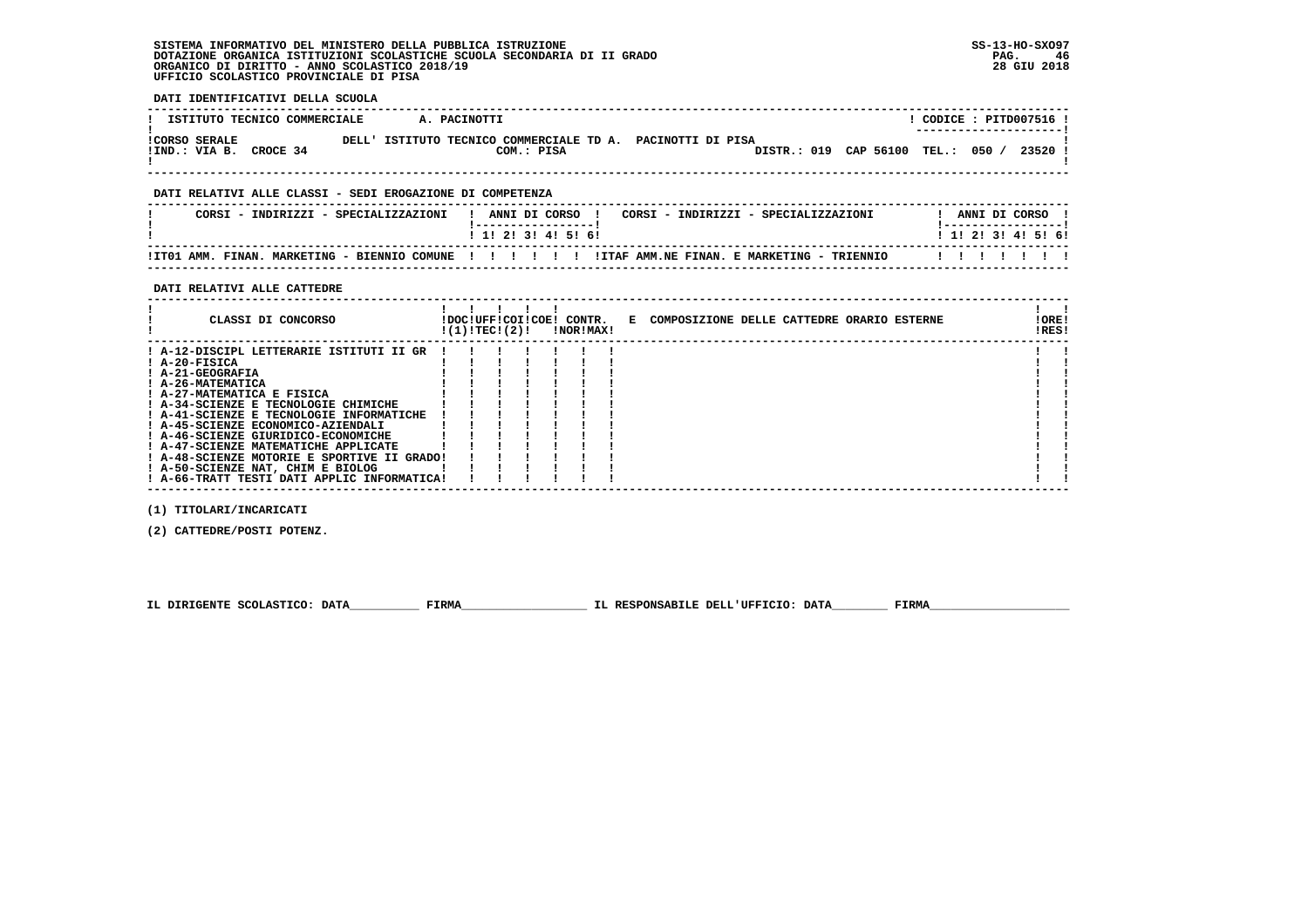SISTEMA INFORMATIVO DEL MINISTERO DELLA PUBBLICA ISTRUZIONE
DOTAZIONE ORGANICA ISTITUZIONI SCOLASTICHE SCUOLA SECONDARIA DI II GRADO
ORGANICO DI DIRITTO - ANNO SCOLASTICO 2018/19
UFFICIO SCOLASTICO PROVINCIALE DI PISA

SS-13-HO-SXO97
28 GIU 2018

**DATI IDENTIFICATIVI DELLA SCUOLA**

| ISTITUTO TECNICO COMMERCIALE | A. PACINOTTI | CODICE : PITD007516 |
|---|---|---|
| CORSO SERALE | DELL' ISTITUTO TECNICO COMMERCIALE TD A. PACINOTTI DI PISA | |
| IND.: VIA B. CROCE 34 | COM.: PISA | DISTR.: 019 CAP 56100 TEL.: 050 / 23520 |

**DATI RELATIVI ALLE CLASSI - SEDI EROGAZIONE DI COMPETENZA**

| CORSI - INDIRIZZI - SPECIALIZZAZIONI | 1 | 2 | 3 | 4 | 5 | 6 | CORSI - INDIRIZZI - SPECIALIZZAZIONI | 1 | 2 | 3 | 4 | 5 | 6 |
|---|---|---|---|---|---|---|---|---|---|---|---|---|---|
| IT01 AMM. FINAN. MARKETING - BIENNIO COMUNE | | | | | | | ITAF AMM.NE FINAN. E MARKETING - TRIENNIO | | | | | | |

**DATI RELATIVI ALLE CATTEDRE**

| CLASSI DI CONCORSO | DOC (1) | UFF TEC | COI (2) | COE | CONTR. NOR | CONTR. MAX | E COMPOSIZIONE DELLE CATTEDRE ORARIO ESTERNE | ORE RES |
|---|---|---|---|---|---|---|---|---|
| A-12-DISCIPL LETTERARIE ISTITUTI II GR | | | | | | | | |
| A-20-FISICA | | | | | | | | |
| A-21-GEOGRAFIA | | | | | | | | |
| A-26-MATEMATICA | | | | | | | | |
| A-27-MATEMATICA E FISICA | | | | | | | | |
| A-34-SCIENZE E TECNOLOGIE CHIMICHE | | | | | | | | |
| A-41-SCIENZE E TECNOLOGIE INFORMATICHE | | | | | | | | |
| A-45-SCIENZE ECONOMICO-AZIENDALI | | | | | | | | |
| A-46-SCIENZE GIURIDICO-ECONOMICHE | | | | | | | | |
| A-47-SCIENZE MATEMATICHE APPLICATE | | | | | | | | |
| A-48-SCIENZE MOTORIE E SPORTIVE II GRADO | | | | | | | | |
| A-50-SCIENZE NAT, CHIM E BIOLOG | | | | | | | | |
| A-66-TRATT TESTI DATI APPLIC INFORMATICA | | | | | | | | |

(1) TITOLARI/INCARICATI

(2) CATTEDRE/POSTI POTENZ.

IL DIRIGENTE SCOLASTICO: DATA__________ FIRMA__________________ IL RESPONSABILE DELL'UFFICIO: DATA________ FIRMA____________________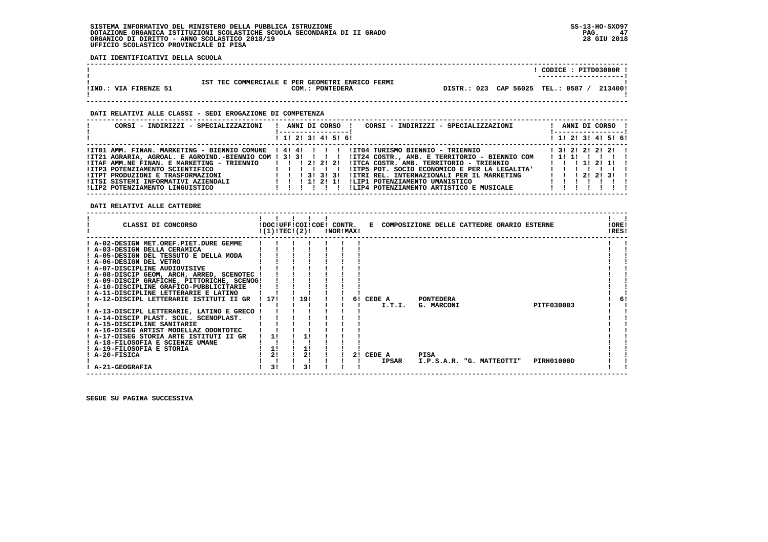SISTEMA INFORMATIVO DEL MINISTERO DELLA PUBBLICA ISTRUZIONE
DOTAZIONE ORGANICA ISTITUZIONI SCOLASTICHE SCUOLA SECONDARIA DI II GRADO
ORGANICO DI DIRITTO - ANNO SCOLASTICO 2018/19
UFFICIO SCOLASTICO PROVINCIALE DI PISA

SS-13-HO-SXO97
28 GIU 2018

**DATI IDENTIFICATIVI DELLA SCUOLA**

CODICE : PITD03000R

IST TEC COMMERCIALE E PER GEOMETRI ENRICO FERMI
IND.: VIA FIRENZE 51 — COM.: PONTEDERA — DISTR.: 023 CAP 56025 TEL.: 0587 / 213400

**DATI RELATIVI ALLE CLASSI - SEDI EROGAZIONE DI COMPETENZA**

| CORSI - INDIRIZZI - SPECIALIZZAZIONI | 1 | 2 | 3 | 4 | 5 | 6 | CORSI - INDIRIZZI - SPECIALIZZAZIONI | 1 | 2 | 3 | 4 | 5 | 6 |
|---|---|---|---|---|---|---|---|---|---|---|---|---|---|
| IT01 AMM. FINAN. MARKETING - BIENNIO COMUNE | 4 | 4 | | | | | IT04 TURISMO BIENNIO - TRIENNIO | 3 | 2 | 2 | 2 | 2 | |
| IT21 AGRARIA, AGROAL. E AGROIND.-BIENNIO COM | 3 | 3 | | | | | IT24 COSTR., AMB. E TERRITORIO - BIENNIO COM | 1 | 1 | | | | |
| ITAF AMM.NE FINAN. E MARKETING - TRIENNIO | | | 2 | 2 | 2 | | ITCA COSTR. AMB. TERRITORIO - TRIENNIO | | | 1 | 2 | 1 | |
| ITP3 POTENZIAMENTO SCIENTIFICO | | | | | | | ITP5 POT. SOCIO ECONOMICO E PER LA LEGALITA' | | | | | | |
| ITPT PRODUZIONI E TRASFORMAZIONI | | | 3 | 3 | 3 | | ITRI REL. INTERNAZIONALI PER IL MARKETING | | | 2 | 2 | 3 | |
| ITSI SISTEMI INFORMATIVI AZIENDALI | | | 1 | 2 | 1 | | LIP1 POTENZIAMENTO UMANISTICO | | | | | | |
| LIP2 POTENZIAMENTO LINGUISTICO | | | | | | | LIP4 POTENZIAMENTO ARTISTICO E MUSICALE | | | | | | |

**DATI RELATIVI ALLE CATTEDRE**

| CLASSI DI CONCORSO | DOC (1) | UFF TEC | COI (2) | COE | CONTR. NOR | CONTR. MAX | E COMPOSIZIONE DELLE CATTEDRE ORARIO ESTERNE | ORE RES |
|---|---|---|---|---|---|---|---|---|
| A-02-DESIGN MET.OREF.PIET.DURE GEMME | | | | | | | | |
| A-03-DESIGN DELLA CERAMICA | | | | | | | | |
| A-05-DESIGN DEL TESSUTO E DELLA MODA | | | | | | | | |
| A-06-DESIGN DEL VETRO | | | | | | | | |
| A-07-DISCIPLINE AUDIOVISIVE | | | | | | | | |
| A-08-DISCIP GEOM, ARCH, ARRED, SCENOTEC | | | | | | | | |
| A-09-DISCIP GRAFICHE, PITTORICHE, SCENOG | | | | | | | | |
| A-10-DISCIPLINE GRAFICO-PUBBLICITARIE | | | | | | | | |
| A-11-DISCIPLINE LETTERARIE E LATINO | | | | | | | | |
| A-12-DISCIPL LETTERARIE ISTITUTI II GR | 17 | | 19 | | | 6 | CEDE A PONTEDERA — I.T.I. G. MARCONI PITF030003 | 6 |
| A-13-DISCIPL LETTERARIE, LATINO E GRECO | | | | | | | | |
| A-14-DISCIP PLAST. SCUL. SCENOPLAST. | | | | | | | | |
| A-15-DISCIPLINE SANITARIE | | | | | | | | |
| A-16-DISEG ARTIST MODELLAZ ODONTOTEC | | | | | | | | |
| A-17-DISEG STORIA ARTE ISTITUTI II GR | 1 | | 1 | | | | | |
| A-18-FILOSOFIA E SCIENZE UMANE | | | | | | | | |
| A-19-FILOSOFIA E STORIA | 1 | | 1 | | | | | |
| A-20-FISICA | 2 | | 2 | | | 2 | CEDE A PISA — IPSAR I.P.S.A.R. "G. MATTEOTTI" PIRH01000D | |
| A-21-GEOGRAFIA | 3 | | 3 | | | | | |

SEGUE SU PAGINA SUCCESSIVA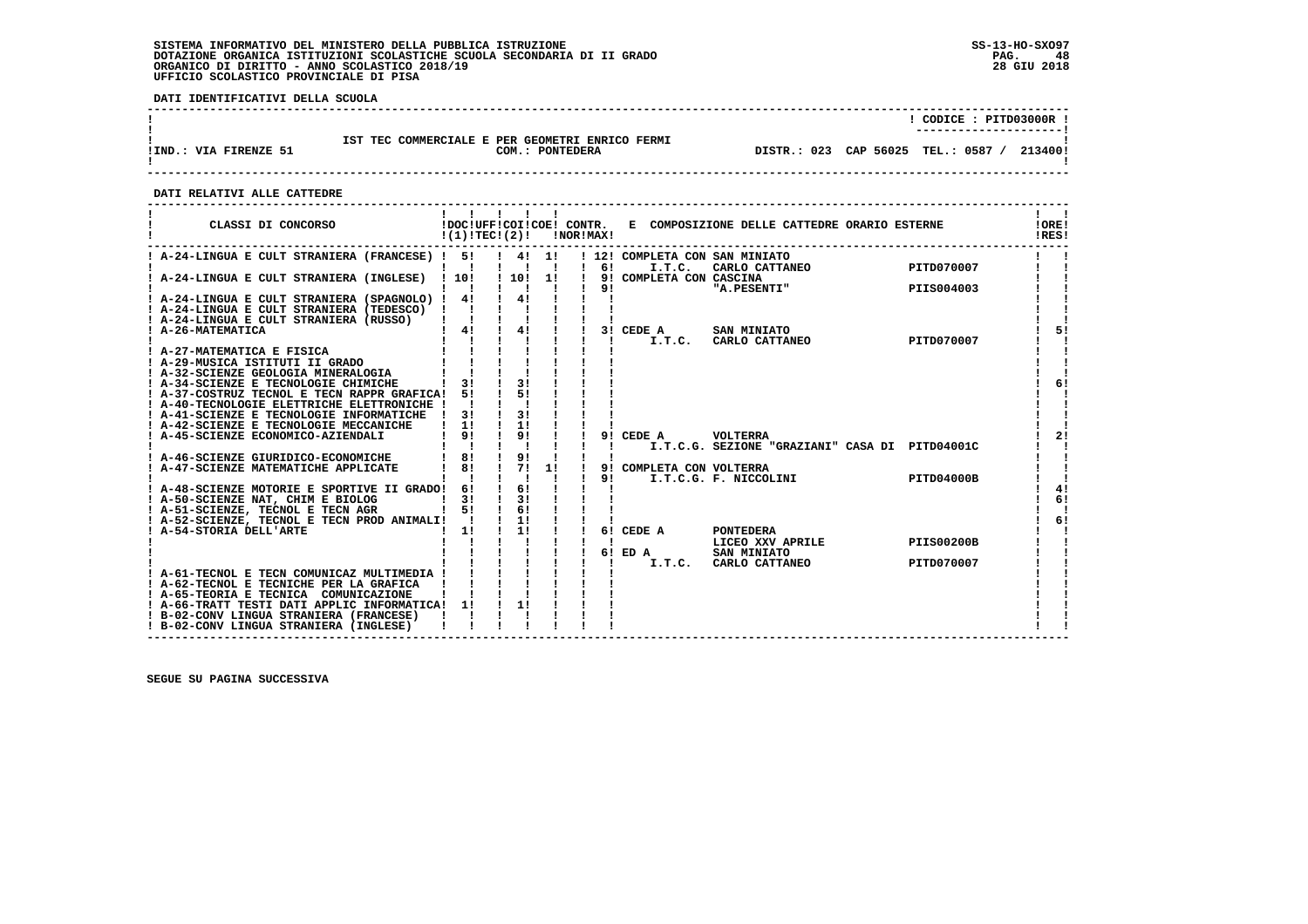SISTEMA INFORMATIVO DEL MINISTERO DELLA PUBBLICA ISTRUZIONE
DOTAZIONE ORGANICA ISTITUZIONI SCOLASTICHE SCUOLA SECONDARIA DI II GRADO
ORGANICO DI DIRITTO - ANNO SCOLASTICO 2018/19
UFFICIO SCOLASTICO PROVINCIALE DI PISA

SS-13-HO-SXO97
28 GIU 2018

**DATI IDENTIFICATIVI DELLA SCUOLA**

CODICE : PITD03000R

IST TEC COMMERCIALE E PER GEOMETRI ENRICO FERMI

IND.: VIA FIRENZE 51 — COM.: PONTEDERA — DISTR.: 023 CAP 56025 TEL.: 0587 / 213400

**DATI RELATIVI ALLE CATTEDRE**

| CLASSI DI CONCORSO | DOC (1) | UFF TEC | COI (2) | COE | CONTR. NOR | CONTR. MAX | E COMPOSIZIONE DELLE CATTEDRE ORARIO ESTERNE | ORE RES |
|---|---|---|---|---|---|---|---|---|
| A-24-LINGUA E CULT STRANIERA (FRANCESE) | 5 | | 4 | 1 | | 12 | COMPLETA CON SAN MINIATO | |
| | | | | | | 6 | I.T.C. CARLO CATTANEO PITD070007 | |
| A-24-LINGUA E CULT STRANIERA (INGLESE) | 10 | | 10 | 1 | | 9 | COMPLETA CON CASCINA | |
| | | | | | | 9 | "A.PESENTI" PIIS004003 | |
| A-24-LINGUA E CULT STRANIERA (SPAGNOLO) | 4 | | 4 | | | | | |
| A-24-LINGUA E CULT STRANIERA (TEDESCO) | | | | | | | | |
| A-24-LINGUA E CULT STRANIERA (RUSSO) | | | | | | | | |
| A-26-MATEMATICA | 4 | | 4 | | | 3 | CEDE A SAN MINIATO | 5 |
| | | | | | | | I.T.C. CARLO CATTANEO PITD070007 | |
| A-27-MATEMATICA E FISICA | | | | | | | | |
| A-29-MUSICA ISTITUTI II GRADO | | | | | | | | |
| A-32-SCIENZE GEOLOGIA MINERALOGIA | | | | | | | | |
| A-34-SCIENZE E TECNOLOGIE CHIMICHE | 3 | | 3 | | | | | 6 |
| A-37-COSTRUZ TECNOL E TECN RAPPR GRAFICA | 5 | | 5 | | | | | |
| A-40-TECNOLOGIE ELETTRICHE ELETTRONICHE | | | | | | | | |
| A-41-SCIENZE E TECNOLOGIE INFORMATICHE | 3 | | 3 | | | | | |
| A-42-SCIENZE E TECNOLOGIE MECCANICHE | 1 | | 1 | | | | | |
| A-45-SCIENZE ECONOMICO-AZIENDALI | 9 | | 9 | | | 9 | CEDE A VOLTERRA | 2 |
| | | | | | | | I.T.C.G. SEZIONE "GRAZIANI" CASA DI PITD04001C | |
| A-46-SCIENZE GIURIDICO-ECONOMICHE | 8 | | 9 | | | | | |
| A-47-SCIENZE MATEMATICHE APPLICATE | 8 | | 7 | 1 | | 9 | COMPLETA CON VOLTERRA | |
| | | | | | | 9 | I.T.C.G. F. NICCOLINI PITD04000B | |
| A-48-SCIENZE MOTORIE E SPORTIVE II GRADO | 6 | | 6 | | | | | 4 |
| A-50-SCIENZE NAT, CHIM E BIOLOG | 3 | | 3 | | | | | 6 |
| A-51-SCIENZE, TECNOL E TECN AGR | 5 | | 6 | | | | | |
| A-52-SCIENZE, TECNOL E TECN PROD ANIMALI | | | 1 | | | | | 6 |
| A-54-STORIA DELL'ARTE | 1 | | 1 | | | 6 | CEDE A PONTEDERA | |
| | | | | | | | LICEO XXV APRILE PIIS00200B | |
| | | | | | | 6 | ED A SAN MINIATO | |
| | | | | | | | I.T.C. CARLO CATTANEO PITD070007 | |
| A-61-TECNOL E TECN COMUNICAZ MULTIMEDIA | | | | | | | | |
| A-62-TECNOL E TECNICHE PER LA GRAFICA | | | | | | | | |
| A-65-TEORIA E TECNICA COMUNICAZIONE | | | | | | | | |
| A-66-TRATT TESTI DATI APPLIC INFORMATICA | 1 | | 1 | | | | | |
| B-02-CONV LINGUA STRANIERA (FRANCESE) | | | | | | | | |
| B-02-CONV LINGUA STRANIERA (INGLESE) | | | | | | | | |

SEGUE SU PAGINA SUCCESSIVA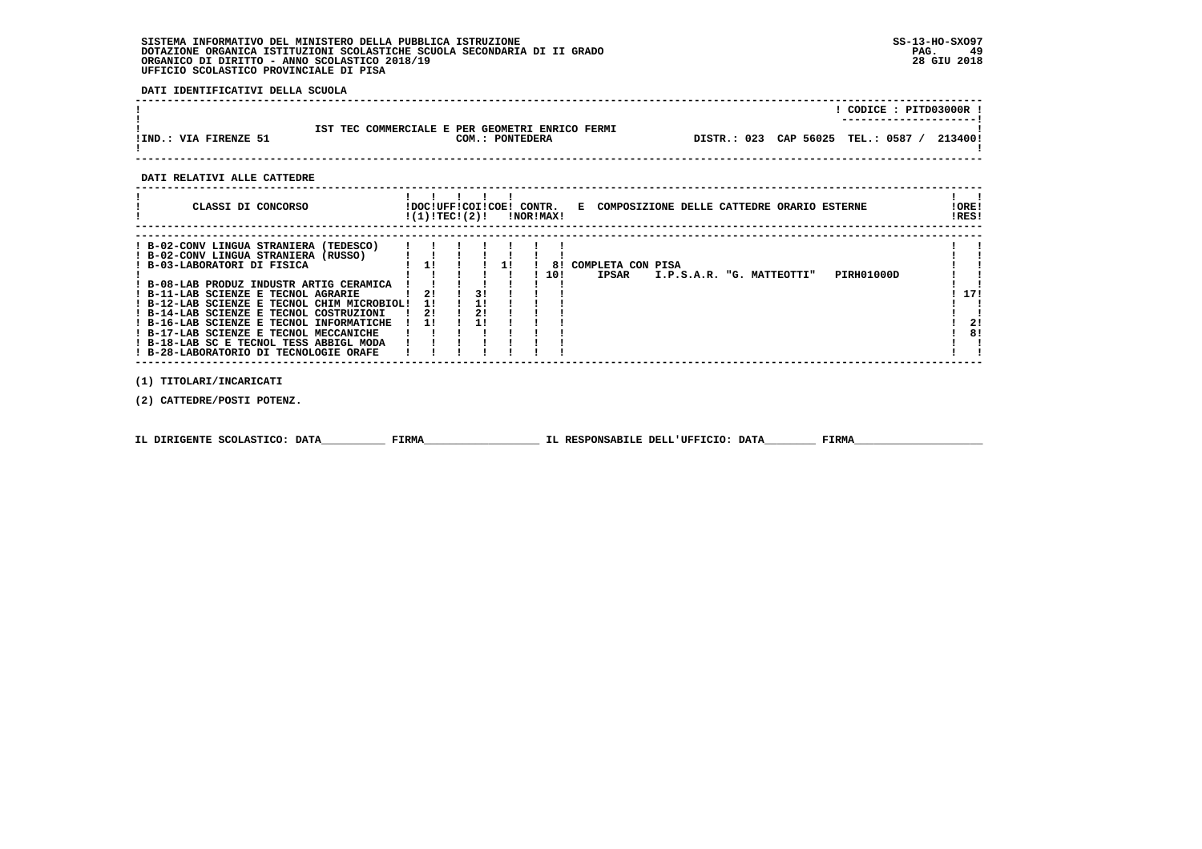SISTEMA INFORMATIVO DEL MINISTERO DELLA PUBBLICA ISTRUZIONE
DOTAZIONE ORGANICA ISTITUZIONI SCOLASTICHE SCUOLA SECONDARIA DI II GRADO
ORGANICO DI DIRITTO - ANNO SCOLASTICO 2018/19
UFFICIO SCOLASTICO PROVINCIALE DI PISA

SS-13-HO-SXO97
28 GIU 2018

**DATI IDENTIFICATIVI DELLA SCUOLA**

| | | CODICE : PITD03000R |
|---|---|---|
| IND.: VIA FIRENZE 51 | IST TEC COMMERCIALE E PER GEOMETRI ENRICO FERMI — COM.: PONTEDERA | DISTR.: 023 CAP 56025 TEL.: 0587 / 213400 |

**DATI RELATIVI ALLE CATTEDRE**

| CLASSI DI CONCORSO | DOC (1) | UFF TEC | COI | COE (2) | CONTR. NOR | CONTR. MAX | E COMPOSIZIONE DELLE CATTEDRE ORARIO ESTERNE | ORE RES |
|---|---|---|---|---|---|---|---|---|
| B-02-CONV LINGUA STRANIERA (TEDESCO) | | | | | | | | |
| B-02-CONV LINGUA STRANIERA (RUSSO) | | | | | | | | |
| B-03-LABORATORI DI FISICA | 1 | | | 1 | | 8 | COMPLETA CON PISA | |
| | | | | | | 10 | IPSAR I.P.S.A.R. "G. MATTEOTTI" PIRH01000D | |
| B-08-LAB PRODUZ INDUSTR ARTIG CERAMICA | | | | | | | | |
| B-11-LAB SCIENZE E TECNOL AGRARIE | 2 | | 3 | | | | | 17 |
| B-12-LAB SCIENZE E TECNOL CHIM MICROBIOL | 1 | | 1 | | | | | |
| B-14-LAB SCIENZE E TECNOL COSTRUZIONI | 2 | | 2 | | | | | |
| B-16-LAB SCIENZE E TECNOL INFORMATICHE | 1 | | 1 | | | | | 2 |
| B-17-LAB SCIENZE E TECNOL MECCANICHE | | | | | | | | 8 |
| B-18-LAB SC E TECNOL TESS ABBIGL MODA | | | | | | | | |
| B-28-LABORATORIO DI TECNOLOGIE ORAFE | | | | | | | | |

(1) TITOLARI/INCARICATI

(2) CATTEDRE/POSTI POTENZ.

IL DIRIGENTE SCOLASTICO: DATA__________ FIRMA__________________ IL RESPONSABILE DELL'UFFICIO: DATA________ FIRMA____________________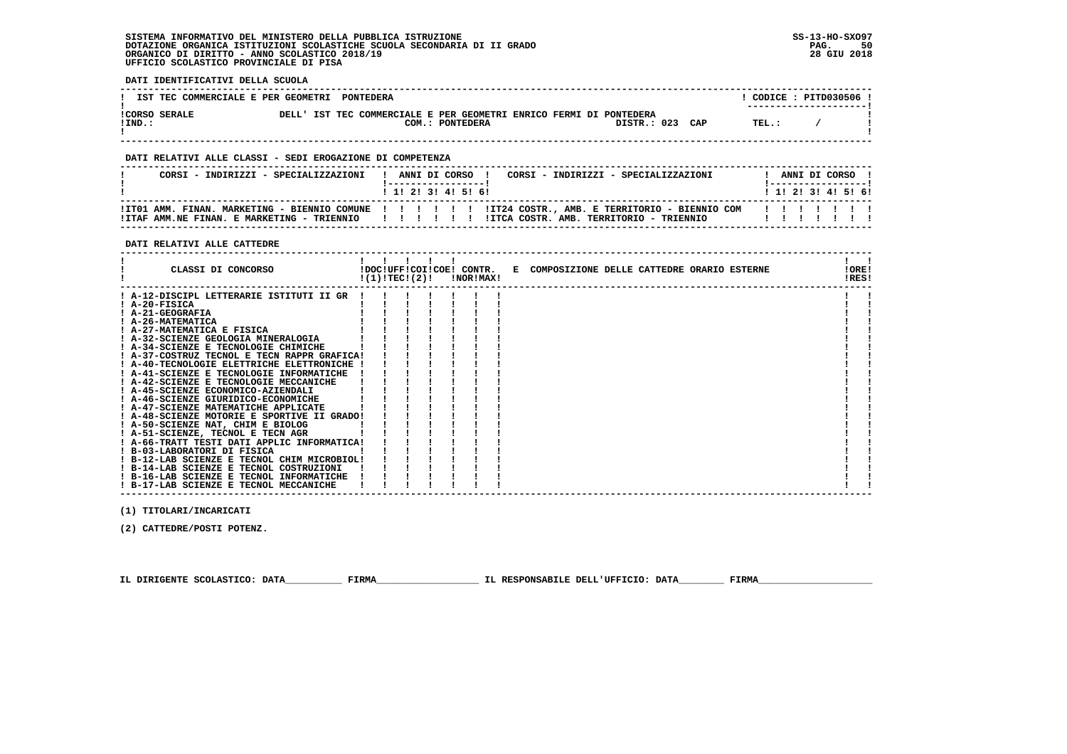SISTEMA INFORMATIVO DEL MINISTERO DELLA PUBBLICA ISTRUZIONE
DOTAZIONE ORGANICA ISTITUZIONI SCOLASTICHE SCUOLA SECONDARIA DI II GRADO
ORGANICO DI DIRITTO - ANNO SCOLASTICO 2018/19
UFFICIO SCOLASTICO PROVINCIALE DI PISA

SS-13-HO-SXO97
28 GIU 2018

**DATI IDENTIFICATIVI DELLA SCUOLA**

| IST TEC COMMERCIALE E PER GEOMETRI PONTEDERA | CODICE : PITD030506 |
|---|---|
| CORSO SERALE DELL' IST TEC COMMERCIALE E PER GEOMETRI ENRICO FERMI DI PONTEDERA | |
| IND.: COM.: PONTEDERA DISTR.: 023 CAP | TEL.: / |

**DATI RELATIVI ALLE CLASSI - SEDI EROGAZIONE DI COMPETENZA**

| CORSI - INDIRIZZI - SPECIALIZZAZIONI | 1 | 2 | 3 | 4 | 5 | 6 | CORSI - INDIRIZZI - SPECIALIZZAZIONI | 1 | 2 | 3 | 4 | 5 | 6 |
|---|---|---|---|---|---|---|---|---|---|---|---|---|---|
| IT01 AMM. FINAN. MARKETING - BIENNIO COMUNE | | | | | | | IT24 COSTR., AMB. E TERRITORIO - BIENNIO COM | | | | | | |
| ITAF AMM.NE FINAN. E MARKETING - TRIENNIO | | | | | | | ITCA COSTR. AMB. TERRITORIO - TRIENNIO | | | | | | |

**DATI RELATIVI ALLE CATTEDRE**

| CLASSI DI CONCORSO | DOC (1) | UFF TEC | COI (2) | COE | CONTR. NOR | CONTR. MAX | E COMPOSIZIONE DELLE CATTEDRE ORARIO ESTERNE | ORE RES |
|---|---|---|---|---|---|---|---|---|
| A-12-DISCIPL LETTERARIE ISTITUTI II GR | | | | | | | | |
| A-20-FISICA | | | | | | | | |
| A-21-GEOGRAFIA | | | | | | | | |
| A-26-MATEMATICA | | | | | | | | |
| A-27-MATEMATICA E FISICA | | | | | | | | |
| A-32-SCIENZE GEOLOGIA MINERALOGIA | | | | | | | | |
| A-34-SCIENZE E TECNOLOGIE CHIMICHE | | | | | | | | |
| A-37-COSTRUZ TECNOL E TECN RAPPR GRAFICA | | | | | | | | |
| A-40-TECNOLOGIE ELETTRICHE ELETTRONICHE | | | | | | | | |
| A-41-SCIENZE E TECNOLOGIE INFORMATICHE | | | | | | | | |
| A-42-SCIENZE E TECNOLOGIE MECCANICHE | | | | | | | | |
| A-45-SCIENZE ECONOMICO-AZIENDALI | | | | | | | | |
| A-46-SCIENZE GIURIDICO-ECONOMICHE | | | | | | | | |
| A-47-SCIENZE MATEMATICHE APPLICATE | | | | | | | | |
| A-48-SCIENZE MOTORIE E SPORTIVE II GRADO | | | | | | | | |
| A-50-SCIENZE NAT, CHIM E BIOLOG | | | | | | | | |
| A-51-SCIENZE, TECNOL E TECN AGR | | | | | | | | |
| A-66-TRATT TESTI DATI APPLIC INFORMATICA | | | | | | | | |
| B-03-LABORATORI DI FISICA | | | | | | | | |
| B-12-LAB SCIENZE E TECNOL CHIM MICROBIOL | | | | | | | | |
| B-14-LAB SCIENZE E TECNOL COSTRUZIONI | | | | | | | | |
| B-16-LAB SCIENZE E TECNOL INFORMATICHE | | | | | | | | |
| B-17-LAB SCIENZE E TECNOL MECCANICHE | | | | | | | | |

(1) TITOLARI/INCARICATI

(2) CATTEDRE/POSTI POTENZ.

IL DIRIGENTE SCOLASTICO: DATA__________ FIRMA__________________ IL RESPONSABILE DELL'UFFICIO: DATA________ FIRMA____________________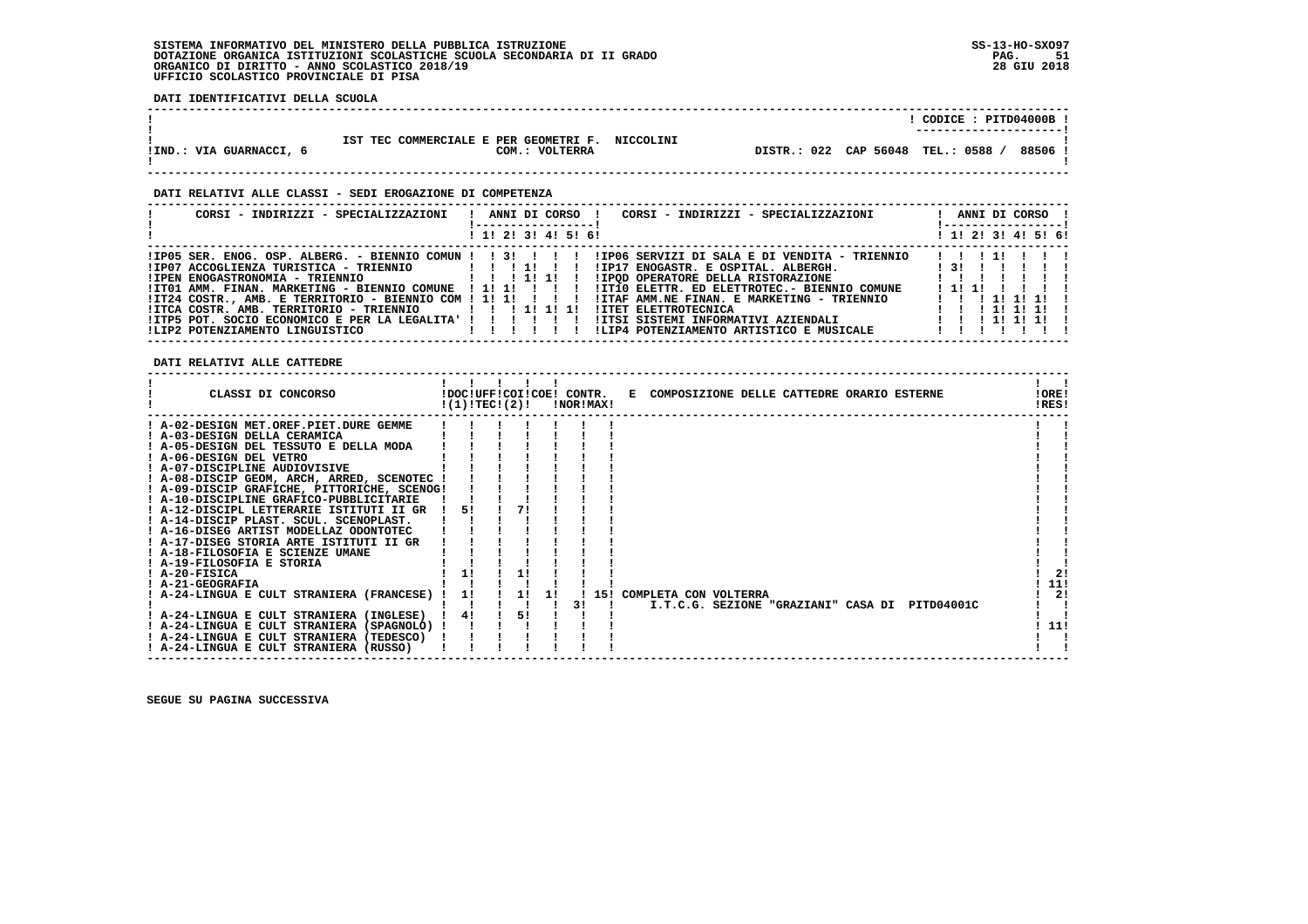SISTEMA INFORMATIVO DEL MINISTERO DELLA PUBBLICA ISTRUZIONE
DOTAZIONE ORGANICA ISTITUZIONI SCOLASTICHE SCUOLA SECONDARIA DI II GRADO
ORGANICO DI DIRITTO - ANNO SCOLASTICO 2018/19
UFFICIO SCOLASTICO PROVINCIALE DI PISA

SS-13-HO-SXO97
28 GIU 2018

**DATI IDENTIFICATIVI DELLA SCUOLA**

| | |
|---|---|
| | CODICE : PITD04000B |
| IST TEC COMMERCIALE E PER GEOMETRI F. NICCOLINI | |
| IND.: VIA GUARNACCI, 6 — COM.: VOLTERRA | DISTR.: 022 CAP 56048 TEL.: 0588 / 88506 |

**DATI RELATIVI ALLE CLASSI - SEDI EROGAZIONE DI COMPETENZA**

| CORSI - INDIRIZZI - SPECIALIZZAZIONI | 1 | 2 | 3 | 4 | 5 | 6 | CORSI - INDIRIZZI - SPECIALIZZAZIONI | 1 | 2 | 3 | 4 | 5 | 6 |
|---|---|---|---|---|---|---|---|---|---|---|---|---|---|
| IP05 SER. ENOG. OSP. ALBERG. - BIENNIO COMUN | | 3 | | | | | IP06 SERVIZI DI SALA E DI VENDITA - TRIENNIO | | | 1 | | | |
| IP07 ACCOGLIENZA TURISTICA - TRIENNIO | | | 1 | | | | IP17 ENOGASTR. E OSPITAL. ALBERGH. | 3 | | | | | |
| IPEN ENOGASTRONOMIA - TRIENNIO | | | 1 | 1 | | | IPQD OPERATORE DELLA RISTORAZIONE | | | | | | |
| IT01 AMM. FINAN. MARKETING - BIENNIO COMUNE | 1 | 1 | | | | | IT10 ELETTR. ED ELETTROTEC.- BIENNIO COMUNE | 1 | 1 | | | | |
| IT24 COSTR., AMB. E TERRITORIO - BIENNIO COM | 1 | 1 | | | | | ITAF AMM.NE FINAN. E MARKETING - TRIENNIO | | | 1 | 1 | 1 | |
| ITCA COSTR. AMB. TERRITORIO - TRIENNIO | | | 1 | 1 | 1 | | ITET ELETTROTECNICA | | | 1 | 1 | 1 | |
| ITP5 POT. SOCIO ECONOMICO E PER LA LEGALITA' | | | | | | | ITSI SISTEMI INFORMATIVI AZIENDALI | | | 1 | 1 | 1 | |
| LIP2 POTENZIAMENTO LINGUISTICO | | | | | | | LIP4 POTENZIAMENTO ARTISTICO E MUSICALE | | | | | | |

**DATI RELATIVI ALLE CATTEDRE**

| CLASSI DI CONCORSO | DOC (1) | UFF TEC | COI (2) | COE | CONTR. NOR | CONTR. MAX | E COMPOSIZIONE DELLE CATTEDRE ORARIO ESTERNE | ORE RES |
|---|---|---|---|---|---|---|---|---|
| A-02-DESIGN MET.OREF.PIET.DURE GEMME | | | | | | | | |
| A-03-DESIGN DELLA CERAMICA | | | | | | | | |
| A-05-DESIGN DEL TESSUTO E DELLA MODA | | | | | | | | |
| A-06-DESIGN DEL VETRO | | | | | | | | |
| A-07-DISCIPLINE AUDIOVISIVE | | | | | | | | |
| A-08-DISCIP GEOM, ARCH, ARRED, SCENOTEC | | | | | | | | |
| A-09-DISCIP GRAFICHE, PITTORICHE, SCENOG | | | | | | | | |
| A-10-DISCIPLINE GRAFICO-PUBBLICITARIE | | | | | | | | |
| A-12-DISCIPL LETTERARIE ISTITUTI II GR | 5 | | 7 | | | | | |
| A-14-DISCIP PLAST. SCUL. SCENOPLAST. | | | | | | | | |
| A-16-DISEG ARTIST MODELLAZ ODONTOTEC | | | | | | | | |
| A-17-DISEG STORIA ARTE ISTITUTI II GR | | | | | | | | |
| A-18-FILOSOFIA E SCIENZE UMANE | | | | | | | | |
| A-19-FILOSOFIA E STORIA | | | | | | | | |
| A-20-FISICA | 1 | | 1 | | | | | 2 |
| A-21-GEOGRAFIA | | | | | | | | 11 |
| A-24-LINGUA E CULT STRANIERA (FRANCESE) | 1 | | 1 | 1 | | 15 | COMPLETA CON VOLTERRA | 2 |
| | | | | | 3 | | I.T.C.G. SEZIONE "GRAZIANI" CASA DI PITD04001C | |
| A-24-LINGUA E CULT STRANIERA (INGLESE) | 4 | | 5 | | | | | |
| A-24-LINGUA E CULT STRANIERA (SPAGNOLO) | | | | | | | | 11 |
| A-24-LINGUA E CULT STRANIERA (TEDESCO) | | | | | | | | |
| A-24-LINGUA E CULT STRANIERA (RUSSO) | | | | | | | | |

SEGUE SU PAGINA SUCCESSIVA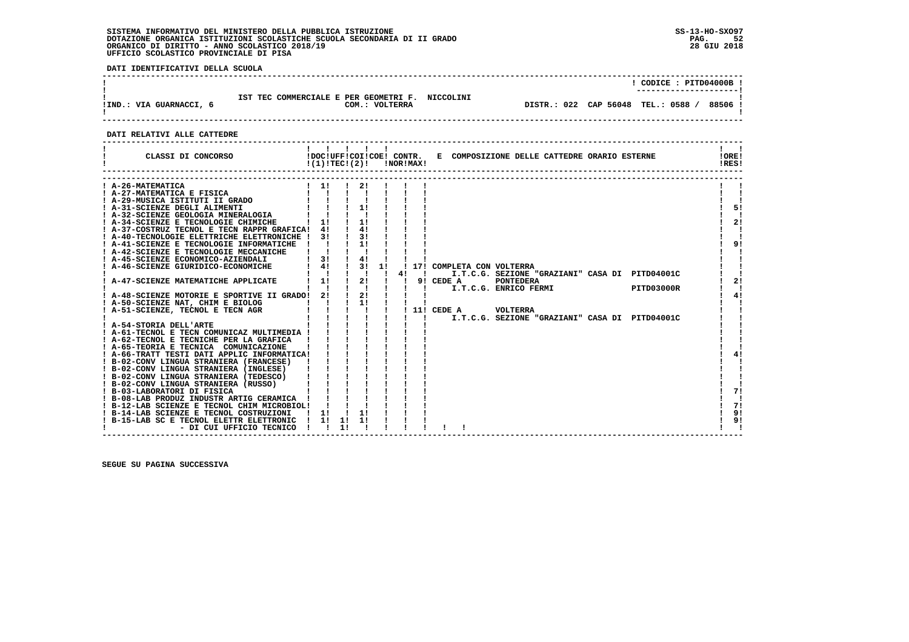SISTEMA INFORMATIVO DEL MINISTERO DELLA PUBBLICA ISTRUZIONE
DOTAZIONE ORGANICA ISTITUZIONI SCOLASTICHE SCUOLA SECONDARIA DI II GRADO
ORGANICO DI DIRITTO - ANNO SCOLASTICO 2018/19
UFFICIO SCOLASTICO PROVINCIALE DI PISA

SS-13-HO-SXO97
28 GIU 2018

**DATI IDENTIFICATIVI DELLA SCUOLA**

| | | |
|---|---|---|
| | | CODICE : PITD04000B |
| IND.: VIA GUARNACCI, 6 | IST TEC COMMERCIALE E PER GEOMETRI F. NICCOLINI<br>COM.: VOLTERRA | DISTR.: 022 CAP 56048 TEL.: 0588 / 88506 |

**DATI RELATIVI ALLE CATTEDRE**

| CLASSI DI CONCORSO | DOC (1) | UFF TEC | COI (2) | COE | CONTR. NOR | CONTR. MAX | E COMPOSIZIONE DELLE CATTEDRE ORARIO ESTERNE | ORE RES |
|---|---|---|---|---|---|---|---|---|
| A-26-MATEMATICA | 1 | | 2 | | | | | |
| A-27-MATEMATICA E FISICA | | | | | | | | |
| A-29-MUSICA ISTITUTI II GRADO | | | | | | | | |
| A-31-SCIENZE DEGLI ALIMENTI | | | 1 | | | | | 5 |
| A-32-SCIENZE GEOLOGIA MINERALOGIA | | | | | | | | |
| A-34-SCIENZE E TECNOLOGIE CHIMICHE | 1 | | 1 | | | | | 2 |
| A-37-COSTRUZ TECNOL E TECN RAPPR GRAFICA | 4 | | 4 | | | | | |
| A-40-TECNOLOGIE ELETTRICHE ELETTRONICHE | 3 | | 3 | | | | | |
| A-41-SCIENZE E TECNOLOGIE INFORMATICHE | | | 1 | | | | | 9 |
| A-42-SCIENZE E TECNOLOGIE MECCANICHE | | | | | | | | |
| A-45-SCIENZE ECONOMICO-AZIENDALI | 3 | | 4 | | | | | |
| A-46-SCIENZE GIURIDICO-ECONOMICHE | 4 | | 3 | 1 | | 17 | COMPLETA CON VOLTERRA | |
| | | | | | 4 | | I.T.C.G. SEZIONE "GRAZIANI" CASA DI PITD04001C | |
| A-47-SCIENZE MATEMATICHE APPLICATE | 1 | | 2 | | | 9 | CEDE A PONTEDERA | 2 |
| | | | | | | | I.T.C.G. ENRICO FERMI PITD03000R | |
| A-48-SCIENZE MOTORIE E SPORTIVE II GRADO | 2 | | 2 | | | | | 4 |
| A-50-SCIENZE NAT, CHIM E BIOLOG | | | 1 | | | | | |
| A-51-SCIENZE, TECNOL E TECN AGR | | | | | | 11 | CEDE A VOLTERRA | |
| | | | | | | | I.T.C.G. SEZIONE "GRAZIANI" CASA DI PITD04001C | |
| A-54-STORIA DELL'ARTE | | | | | | | | |
| A-61-TECNOL E TECN COMUNICAZ MULTIMEDIA | | | | | | | | |
| A-62-TECNOL E TECNICHE PER LA GRAFICA | | | | | | | | |
| A-65-TEORIA E TECNICA COMUNICAZIONE | | | | | | | | |
| A-66-TRATT TESTI DATI APPLIC INFORMATICA | | | | | | | | 4 |
| B-02-CONV LINGUA STRANIERA (FRANCESE) | | | | | | | | |
| B-02-CONV LINGUA STRANIERA (INGLESE) | | | | | | | | |
| B-02-CONV LINGUA STRANIERA (TEDESCO) | | | | | | | | |
| B-02-CONV LINGUA STRANIERA (RUSSO) | | | | | | | | |
| B-03-LABORATORI DI FISICA | | | | | | | | 7 |
| B-08-LAB PRODUZ INDUSTR ARTIG CERAMICA | | | | | | | | |
| B-12-LAB SCIENZE E TECNOL CHIM MICROBIOL | | | | | | | | 7 |
| B-14-LAB SCIENZE E TECNOL COSTRUZIONI | 1 | | 1 | | | | | 9 |
| B-15-LAB SC E TECNOL ELETTR ELETTRONIC | 1 | 1 | 1 | | | | | 9 |
| - DI CUI UFFICIO TECNICO | | 1 | | | | | | |

SEGUE SU PAGINA SUCCESSIVA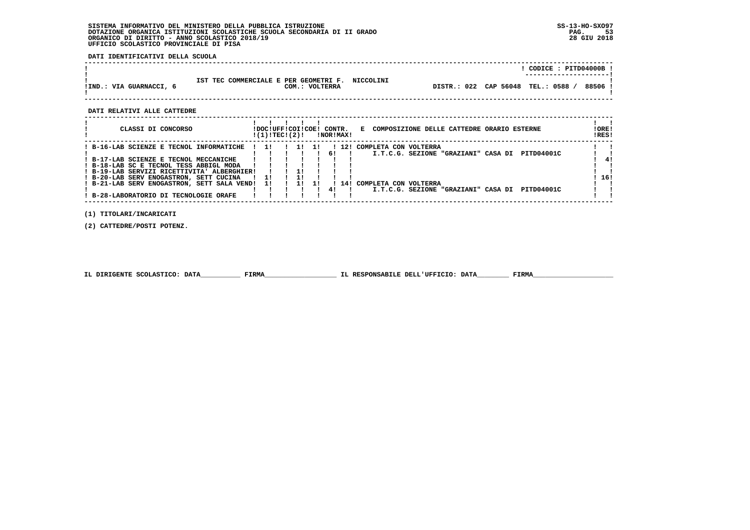SISTEMA INFORMATIVO DEL MINISTERO DELLA PUBBLICA ISTRUZIONE
DOTAZIONE ORGANICA ISTITUZIONI SCOLASTICHE SCUOLA SECONDARIA DI II GRADO
ORGANICO DI DIRITTO - ANNO SCOLASTICO 2018/19
UFFICIO SCOLASTICO PROVINCIALE DI PISA

SS-13-HO-SXO97
28 GIU 2018

**DATI IDENTIFICATIVI DELLA SCUOLA**

CODICE : PITD04000B

IST TEC COMMERCIALE E PER GEOMETRI F. NICCOLINI

IND.: VIA GUARNACCI, 6 — COM.: VOLTERRA — DISTR.: 022 CAP 56048 TEL.: 0588 / 88506

**DATI RELATIVI ALLE CATTEDRE**

| CLASSI DI CONCORSO | DOC (1) | UFF TEC | COI (2) | COE | CONTR. NOR | CONTR. MAX | E COMPOSIZIONE DELLE CATTEDRE ORARIO ESTERNE | ORE RES |
|---|---|---|---|---|---|---|---|---|
| B-16-LAB SCIENZE E TECNOL INFORMATICHE | 1 | | 1 | 1 | | 12 | COMPLETA CON VOLTERRA | |
| | | | | | 6 | | I.T.C.G. SEZIONE "GRAZIANI" CASA DI PITD04001C | |
| B-17-LAB SCIENZE E TECNOL MECCANICHE | | | | | | | | 4 |
| B-18-LAB SC E TECNOL TESS ABBIGL MODA | | | | | | | | |
| B-19-LAB SERVIZI RICETTIVITA' ALBERGHIER | | | 1 | | | | | |
| B-20-LAB SERV ENOGASTRON, SETT CUCINA | 1 | | 1 | | | | | 16 |
| B-21-LAB SERV ENOGASTRON, SETT SALA VEND | 1 | | 1 | 1 | | 14 | COMPLETA CON VOLTERRA | |
| | | | | | 4 | | I.T.C.G. SEZIONE "GRAZIANI" CASA DI PITD04001C | |
| B-28-LABORATORIO DI TECNOLOGIE ORAFE | | | | | | | | |

(1) TITOLARI/INCARICATI

(2) CATTEDRE/POSTI POTENZ.

IL DIRIGENTE SCOLASTICO: DATA__________ FIRMA__________________ IL RESPONSABILE DELL'UFFICIO: DATA________ FIRMA____________________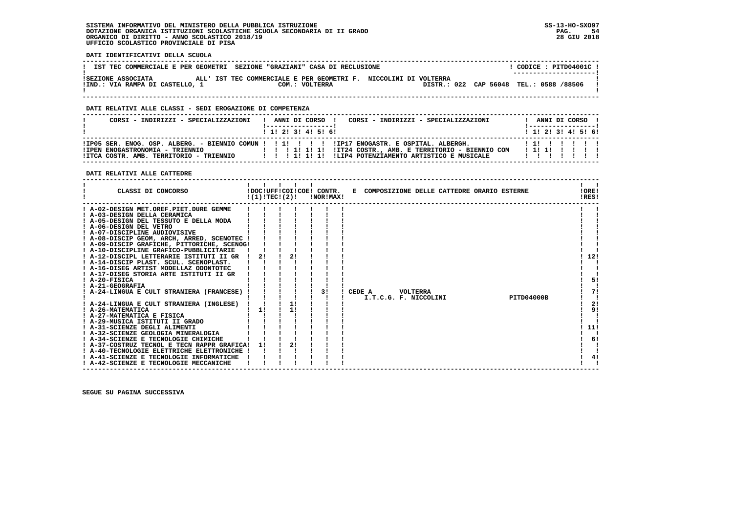SISTEMA INFORMATIVO DEL MINISTERO DELLA PUBBLICA ISTRUZIONE
DOTAZIONE ORGANICA ISTITUZIONI SCOLASTICHE SCUOLA SECONDARIA DI II GRADO
ORGANICO DI DIRITTO - ANNO SCOLASTICO 2018/19
UFFICIO SCOLASTICO PROVINCIALE DI PISA

SS-13-HO-SXO97
28 GIU 2018

**DATI IDENTIFICATIVI DELLA SCUOLA**

IST TEC COMMERCIALE E PER GEOMETRI SEZIONE "GRAZIANI" CASA DI RECLUSIONE — CODICE : PITD04001C

SEZIONE ASSOCIATA ALL' IST TEC COMMERCIALE E PER GEOMETRI F. NICCOLINI DI VOLTERRA
IND.: VIA RAMPA DI CASTELLO, 1 — COM.: VOLTERRA — DISTR.: 022 CAP 56048 TEL.: 0588 /88506

**DATI RELATIVI ALLE CLASSI - SEDI EROGAZIONE DI COMPETENZA**

| CORSI - INDIRIZZI - SPECIALIZZAZIONI | 1 | 2 | 3 | 4 | 5 | 6 | CORSI - INDIRIZZI - SPECIALIZZAZIONI | 1 | 2 | 3 | 4 | 5 | 6 |
|---|---|---|---|---|---|---|---|---|---|---|---|---|---|
| IP05 SER. ENOG. OSP. ALBERG. - BIENNIO COMUN | 1 | | | | | | IP17 ENOGASTR. E OSPITAL. ALBERGH. | 1 | | | | | |
| IPEN ENOGASTRONOMIA - TRIENNIO | | | 1 | 1 | 1 | | IT24 COSTR., AMB. E TERRITORIO - BIENNIO COM | 1 | 1 | | | | |
| ITCA COSTR. AMB. TERRITORIO - TRIENNIO | | | 1 | 1 | 1 | | LIP4 POTENZIAMENTO ARTISTICO E MUSICALE | | | | | | |

**DATI RELATIVI ALLE CATTEDRE**

| CLASSI DI CONCORSO | DOC (1) | UFF TEC | COI (2) | COE | CONTR. NOR | CONTR. MAX | E COMPOSIZIONE DELLE CATTEDRE ORARIO ESTERNE | ORE RES |
|---|---|---|---|---|---|---|---|---|
| A-02-DESIGN MET.OREF.PIET.DURE GEMME | | | | | | | | |
| A-03-DESIGN DELLA CERAMICA | | | | | | | | |
| A-05-DESIGN DEL TESSUTO E DELLA MODA | | | | | | | | |
| A-06-DESIGN DEL VETRO | | | | | | | | |
| A-07-DISCIPLINE AUDIOVISIVE | | | | | | | | |
| A-08-DISCIP GEOM, ARCH, ARRED, SCENOTEC | | | | | | | | |
| A-09-DISCIP GRAFICHE, PITTORICHE, SCENOG | | | | | | | | |
| A-10-DISCIPLINE GRAFICO-PUBBLICITARIE | | | | | | | | |
| A-12-DISCIPL LETTERARIE ISTITUTI II GR | 2 | | 2 | | | | | 12 |
| A-14-DISCIP PLAST. SCUL. SCENOPLAST. | | | | | | | | |
| A-16-DISEG ARTIST MODELLAZ ODONTOTEC | | | | | | | | |
| A-17-DISEG STORIA ARTE ISTITUTI II GR | | | | | | | | |
| A-20-FISICA | | | | | | | | 5 |
| A-21-GEOGRAFIA | | | | | | | | |
| A-24-LINGUA E CULT STRANIERA (FRANCESE) | | | | | | 3 | CEDE A VOLTERRA I.T.C.G. F. NICCOLINI PITD04000B | 7 |
| A-24-LINGUA E CULT STRANIERA (INGLESE) | | | 1 | | | | | 2 |
| A-26-MATEMATICA | 1 | | 1 | | | | | 9 |
| A-27-MATEMATICA E FISICA | | | | | | | | |
| A-29-MUSICA ISTITUTI II GRADO | | | | | | | | |
| A-31-SCIENZE DEGLI ALIMENTI | | | | | | | | 11 |
| A-32-SCIENZE GEOLOGIA MINERALOGIA | | | | | | | | |
| A-34-SCIENZE E TECNOLOGIE CHIMICHE | | | | | | | | 6 |
| A-37-COSTRUZ TECNOL E TECN RAPPR GRAFICA | 1 | | 2 | | | | | |
| A-40-TECNOLOGIE ELETTRICHE ELETTRONICHE | | | | | | | | |
| A-41-SCIENZE E TECNOLOGIE INFORMATICHE | | | | | | | | 4 |
| A-42-SCIENZE E TECNOLOGIE MECCANICHE | | | | | | | | |

SEGUE SU PAGINA SUCCESSIVA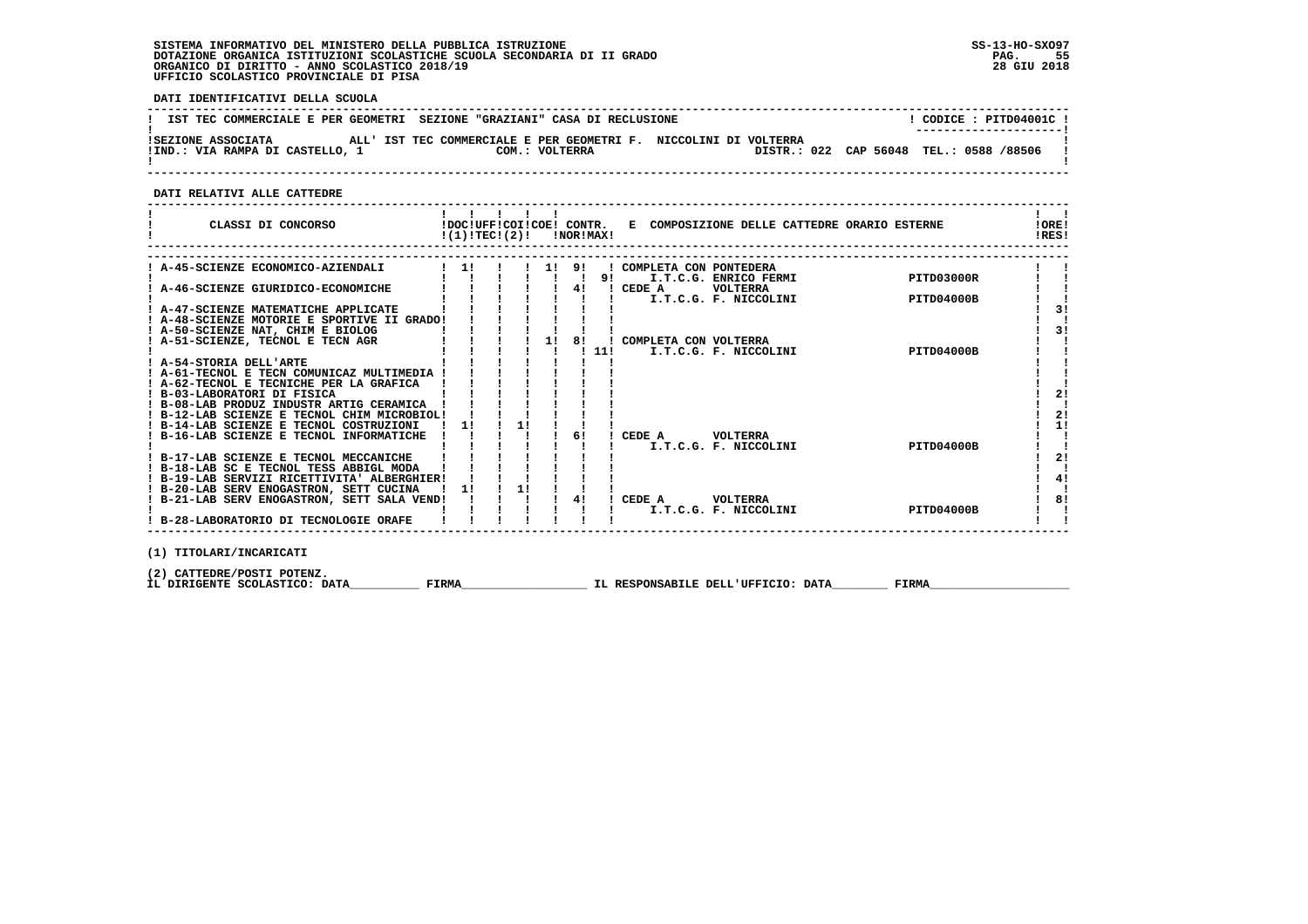SISTEMA INFORMATIVO DEL MINISTERO DELLA PUBBLICA ISTRUZIONE
DOTAZIONE ORGANICA ISTITUZIONI SCOLASTICHE SCUOLA SECONDARIA DI II GRADO
ORGANICO DI DIRITTO - ANNO SCOLASTICO 2018/19
UFFICIO SCOLASTICO PROVINCIALE DI PISA

SS-13-HO-SXO97
28 GIU 2018

**DATI IDENTIFICATIVI DELLA SCUOLA**

IST TEC COMMERCIALE E PER GEOMETRI SEZIONE "GRAZIANI" CASA DI RECLUSIONE — CODICE : PITD04001C

SEZIONE ASSOCIATA ALL' IST TEC COMMERCIALE E PER GEOMETRI F. NICCOLINI DI VOLTERRA
IND.: VIA RAMPA DI CASTELLO, 1 — COM.: VOLTERRA — DISTR.: 022 CAP 56048 TEL.: 0588 /88506

**DATI RELATIVI ALLE CATTEDRE**

| CLASSI DI CONCORSO | DOC (1) | UFF TEC | COI (2) | COE | CONTR. NOR | CONTR. MAX | E COMPOSIZIONE DELLE CATTEDRE ORARIO ESTERNE | | ORE RES |
|---|---|---|---|---|---|---|---|---|---|
| A-45-SCIENZE ECONOMICO-AZIENDALI | 1 | | | 1 | 9 | | COMPLETA CON PONTEDERA | | |
| | | | | | | 9 | I.T.C.G. ENRICO FERMI | PITD03000R | |
| A-46-SCIENZE GIURIDICO-ECONOMICHE | | | | | 4 | | CEDE A VOLTERRA | | |
| | | | | | | | I.T.C.G. F. NICCOLINI | PITD04000B | |
| A-47-SCIENZE MATEMATICHE APPLICATE | | | | | | | | | 3 |
| A-48-SCIENZE MOTORIE E SPORTIVE II GRADO | | | | | | | | | |
| A-50-SCIENZE NAT, CHIM E BIOLOG | | | | | | | | | 3 |
| A-51-SCIENZE, TECNOL E TECN AGR | | | | 1 | 8 | | COMPLETA CON VOLTERRA | | |
| | | | | | | 11 | I.T.C.G. F. NICCOLINI | PITD04000B | |
| A-54-STORIA DELL'ARTE | | | | | | | | | |
| A-61-TECNOL E TECN COMUNICAZ MULTIMEDIA | | | | | | | | | |
| A-62-TECNOL E TECNICHE PER LA GRAFICA | | | | | | | | | |
| B-03-LABORATORI DI FISICA | | | | | | | | | 2 |
| B-08-LAB PRODUZ INDUSTR ARTIG CERAMICA | | | | | | | | | |
| B-12-LAB SCIENZE E TECNOL CHIM MICROBIOL | | | | | | | | | 2 |
| B-14-LAB SCIENZE E TECNOL COSTRUZIONI | 1 | | 1 | | | | | | 1 |
| B-16-LAB SCIENZE E TECNOL INFORMATICHE | | | | | 6 | | CEDE A VOLTERRA | | |
| | | | | | | | I.T.C.G. F. NICCOLINI | PITD04000B | |
| B-17-LAB SCIENZE E TECNOL MECCANICHE | | | | | | | | | 2 |
| B-18-LAB SC E TECNOL TESS ABBIGL MODA | | | | | | | | | |
| B-19-LAB SERVIZI RICETTIVITA' ALBERGHIER | | | | | | | | | 4 |
| B-20-LAB SERV ENOGASTRON, SETT CUCINA | 1 | | 1 | | | | | | |
| B-21-LAB SERV ENOGASTRON, SETT SALA VEND | | | | | 4 | | CEDE A VOLTERRA | | 8 |
| | | | | | | | I.T.C.G. F. NICCOLINI | PITD04000B | |
| B-28-LABORATORIO DI TECNOLOGIE ORAFE | | | | | | | | | |

(1) TITOLARI/INCARICATI

(2) CATTEDRE/POSTI POTENZ.

IL DIRIGENTE SCOLASTICO: DATA__________ FIRMA__________________ IL RESPONSABILE DELL'UFFICIO: DATA________ FIRMA____________________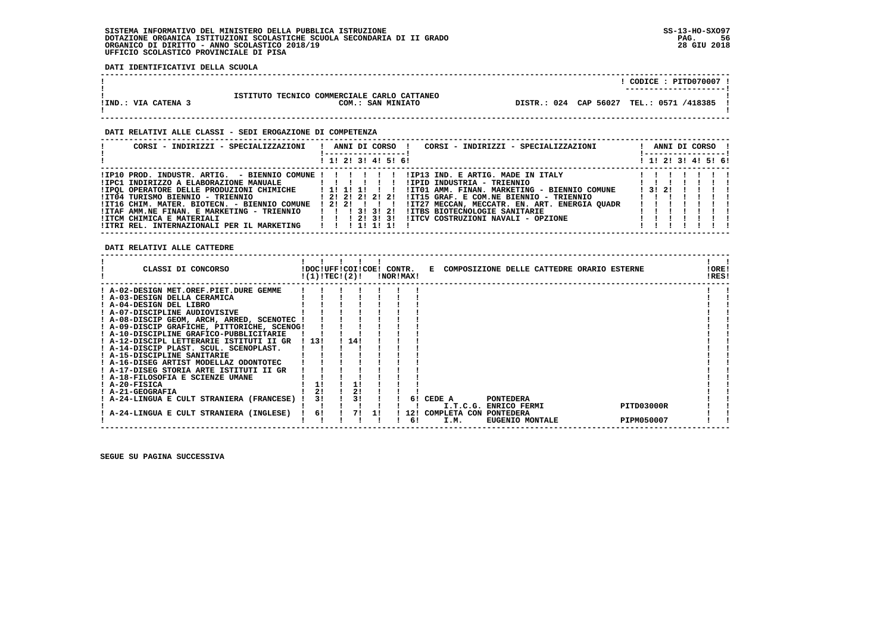SISTEMA INFORMATIVO DEL MINISTERO DELLA PUBBLICA ISTRUZIONE
DOTAZIONE ORGANICA ISTITUZIONI SCOLASTICHE SCUOLA SECONDARIA DI II GRADO
ORGANICO DI DIRITTO - ANNO SCOLASTICO 2018/19
UFFICIO SCOLASTICO PROVINCIALE DI PISA

SS-13-HO-SXO97
28 GIU 2018

**DATI IDENTIFICATIVI DELLA SCUOLA**

CODICE : PITD070007

ISTITUTO TECNICO COMMERCIALE CARLO CATTANEO
IND.: VIA CATENA 3 — COM.: SAN MINIATO — DISTR.: 024 CAP 56027 TEL.: 0571 /418385

**DATI RELATIVI ALLE CLASSI - SEDI EROGAZIONE DI COMPETENZA**

| CORSI - INDIRIZZI - SPECIALIZZAZIONI | 1 | 2 | 3 | 4 | 5 | 6 | CORSI - INDIRIZZI - SPECIALIZZAZIONI | 1 | 2 | 3 | 4 | 5 | 6 |
|---|---|---|---|---|---|---|---|---|---|---|---|---|---|
| IP10 PROD. INDUSTR. ARTIG. - BIENNIO COMUNE | | | | | | | IP13 IND. E ARTIG. MADE IN ITALY | | | | | | |
| IPC1 INDIRIZZO A ELABORAZIONE MANUALE | | | | | | | IPID INDUSTRIA - TRIENNIO | | | | | | |
| IPQL OPERATORE DELLE PRODUZIONI CHIMICHE | 1 | 1 | 1 | | | | IT01 AMM. FINAN. MARKETING - BIENNIO COMUNE | 3 | 2 | | | | |
| IT04 TURISMO BIENNIO - TRIENNIO | 2 | 2 | 2 | 2 | 2 | | IT15 GRAF. E COM.NE BIENNIO - TRIENNIO | | | | | | |
| IT16 CHIM. MATER. BIOTECN. - BIENNIO COMUNE | 2 | 2 | | | | | IT27 MECCAN, MECCATR. EN. ART. ENERGIA QUADR | | | | | | |
| ITAF AMM.NE FINAN. E MARKETING - TRIENNIO | | | 3 | 3 | 2 | | ITBS BIOTECNOLOGIE SANITARIE | | | | | | |
| ITCM CHIMICA E MATERIALI | | | 2 | 3 | 3 | | ITCV COSTRUZIONI NAVALI - OPZIONE | | | | | | |
| ITRI REL. INTERNAZIONALI PER IL MARKETING | | | 1 | 1 | 1 | | | | | | | | |

**DATI RELATIVI ALLE CATTEDRE**

| CLASSI DI CONCORSO | DOC (1) | UFF TEC | COI (2) | COE | CONTR. NOR | CONTR. MAX | COMPOSIZIONE DELLE CATTEDRE ORARIO ESTERNE | ORE RES |
|---|---|---|---|---|---|---|---|---|
| A-02-DESIGN MET.OREF.PIET.DURE GEMME | | | | | | | | |
| A-03-DESIGN DELLA CERAMICA | | | | | | | | |
| A-04-DESIGN DEL LIBRO | | | | | | | | |
| A-07-DISCIPLINE AUDIOVISIVE | | | | | | | | |
| A-08-DISCIP GEOM, ARCH, ARRED, SCENOTEC | | | | | | | | |
| A-09-DISCIP GRAFICHE, PITTORICHE, SCENOG | | | | | | | | |
| A-10-DISCIPLINE GRAFICO-PUBBLICITARIE | | | | | | | | |
| A-12-DISCIPL LETTERARIE ISTITUTI II GR | 13 | | 14 | | | | | |
| A-14-DISCIP PLAST. SCUL. SCENOPLAST. | | | | | | | | |
| A-15-DISCIPLINE SANITARIE | | | | | | | | |
| A-16-DISEG ARTIST MODELLAZ ODONTOTEC | | | | | | | | |
| A-17-DISEG STORIA ARTE ISTITUTI II GR | | | | | | | | |
| A-18-FILOSOFIA E SCIENZE UMANE | | | | | | | | |
| A-20-FISICA | 1 | | 1 | | | | | |
| A-21-GEOGRAFIA | 2 | | 2 | | | | | |
| A-24-LINGUA E CULT STRANIERA (FRANCESE) | 3 | | 3 | | | 6 | CEDE A PONTEDERA I.T.C.G. ENRICO FERMI PITD03000R | |
| A-24-LINGUA E CULT STRANIERA (INGLESE) | 6 | | 7 | 1 | | 12 / 6 | COMPLETA CON PONTEDERA I.M. EUGENIO MONTALE PIPM050007 | |

SEGUE SU PAGINA SUCCESSIVA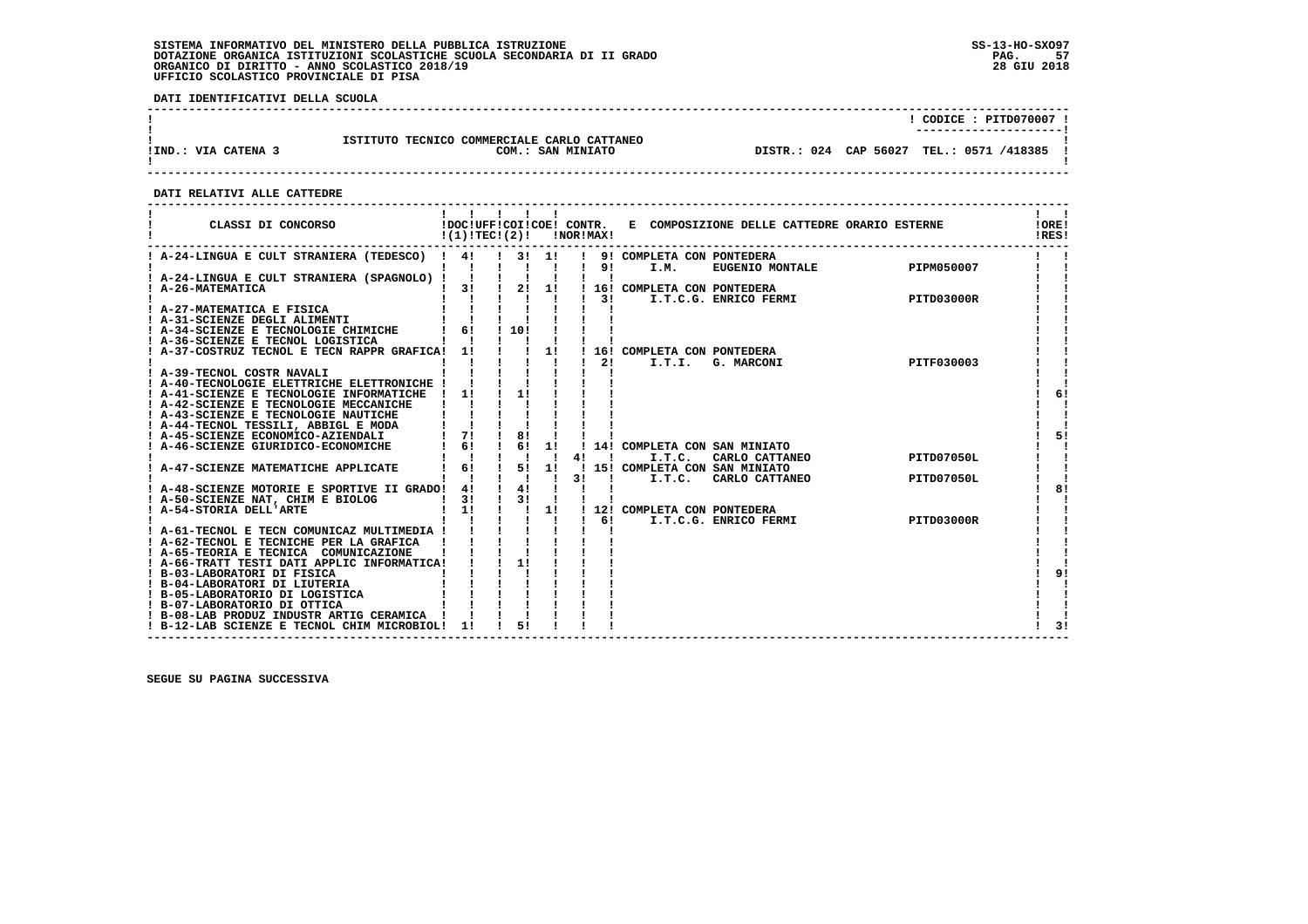SISTEMA INFORMATIVO DEL MINISTERO DELLA PUBBLICA ISTRUZIONE
DOTAZIONE ORGANICA ISTITUZIONI SCOLASTICHE SCUOLA SECONDARIA DI II GRADO
ORGANICO DI DIRITTO - ANNO SCOLASTICO 2018/19
UFFICIO SCOLASTICO PROVINCIALE DI PISA

SS-13-HO-SXO97
28 GIU 2018

**DATI IDENTIFICATIVI DELLA SCUOLA**

| | | |
|---|---|---|
| | | CODICE : PITD070007 |
| IND.: VIA CATENA 3 | ISTITUTO TECNICO COMMERCIALE CARLO CATTANEO<br>COM.: SAN MINIATO | DISTR.: 024 CAP 56027 TEL.: 0571 /418385 |

**DATI RELATIVI ALLE CATTEDRE**

| CLASSI DI CONCORSO | DOC (1) | UFF TEC | COI (2) | COE | CONTR. NOR | CONTR. MAX | E COMPOSIZIONE DELLE CATTEDRE ORARIO ESTERNE | | ORE RES |
|---|---|---|---|---|---|---|---|---|---|
| A-24-LINGUA E CULT STRANIERA (TEDESCO) | 4 | | 3 | 1 | | 9 | COMPLETA CON PONTEDERA | | |
| | | | | | | 9 | I.M. EUGENIO MONTALE | PIPM050007 | |
| A-24-LINGUA E CULT STRANIERA (SPAGNOLO) | | | | | | | | | |
| A-26-MATEMATICA | 3 | | 2 | 1 | | 16 | COMPLETA CON PONTEDERA | | |
| | | | | | | 3 | I.T.C.G. ENRICO FERMI | PITD03000R | |
| A-27-MATEMATICA E FISICA | | | | | | | | | |
| A-31-SCIENZE DEGLI ALIMENTI | | | | | | | | | |
| A-34-SCIENZE E TECNOLOGIE CHIMICHE | 6 | | 10 | | | | | | |
| A-36-SCIENZE E TECNOL LOGISTICA | | | | | | | | | |
| A-37-COSTRUZ TECNOL E TECN RAPPR GRAFICA | 1 | | | 1 | | 16 | COMPLETA CON PONTEDERA | | |
| | | | | | | 2 | I.T.I. G. MARCONI | PITF030003 | |
| A-39-TECNOL COSTR NAVALI | | | | | | | | | |
| A-40-TECNOLOGIE ELETTRICHE ELETTRONICHE | | | | | | | | | |
| A-41-SCIENZE E TECNOLOGIE INFORMATICHE | 1 | | 1 | | | | | | 6 |
| A-42-SCIENZE E TECNOLOGIE MECCANICHE | | | | | | | | | |
| A-43-SCIENZE E TECNOLOGIE NAUTICHE | | | | | | | | | |
| A-44-TECNOL TESSILI, ABBIGL E MODA | | | | | | | | | |
| A-45-SCIENZE ECONOMICO-AZIENDALI | 7 | | 8 | | | | | | 5 |
| A-46-SCIENZE GIURIDICO-ECONOMICHE | 6 | | 6 | 1 | | 14 | COMPLETA CON SAN MINIATO | | |
| | | | | | 4 | | I.T.C. CARLO CATTANEO | PITD07050L | |
| A-47-SCIENZE MATEMATICHE APPLICATE | 6 | | 5 | 1 | | 15 | COMPLETA CON SAN MINIATO | | |
| | | | | | 3 | | I.T.C. CARLO CATTANEO | PITD07050L | |
| A-48-SCIENZE MOTORIE E SPORTIVE II GRADO | 4 | | 4 | | | | | | 8 |
| A-50-SCIENZE NAT, CHIM E BIOLOG | 3 | | 3 | | | | | | |
| A-54-STORIA DELL'ARTE | 1 | | | 1 | | 12 | COMPLETA CON PONTEDERA | | |
| | | | | | | 6 | I.T.C.G. ENRICO FERMI | PITD03000R | |
| A-61-TECNOL E TECN COMUNICAZ MULTIMEDIA | | | | | | | | | |
| A-62-TECNOL E TECNICHE PER LA GRAFICA | | | | | | | | | |
| A-65-TEORIA E TECNICA COMUNICAZIONE | | | | | | | | | |
| A-66-TRATT TESTI DATI APPLIC INFORMATICA | | | 1 | | | | | | |
| B-03-LABORATORI DI FISICA | | | | | | | | | 9 |
| B-04-LABORATORI DI LIUTERIA | | | | | | | | | |
| B-05-LABORATORIO DI LOGISTICA | | | | | | | | | |
| B-07-LABORATORIO DI OTTICA | | | | | | | | | |
| B-08-LAB PRODUZ INDUSTR ARTIG CERAMICA | | | | | | | | | |
| B-12-LAB SCIENZE E TECNOL CHIM MICROBIOL | 1 | | 5 | | | | | | 3 |

SEGUE SU PAGINA SUCCESSIVA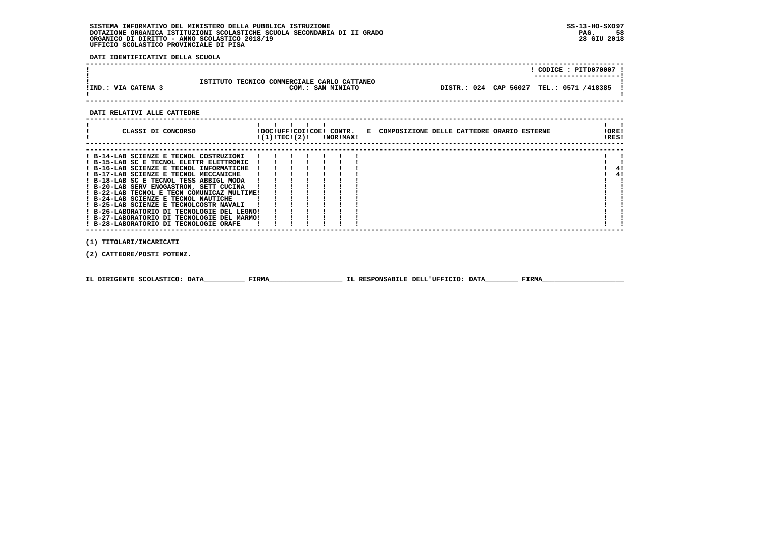SISTEMA INFORMATIVO DEL MINISTERO DELLA PUBBLICA ISTRUZIONE
DOTAZIONE ORGANICA ISTITUZIONI SCOLASTICHE SCUOLA SECONDARIA DI II GRADO
ORGANICO DI DIRITTO - ANNO SCOLASTICO 2018/19
UFFICIO SCOLASTICO PROVINCIALE DI PISA

SS-13-HO-SXO97
PAG. 58
28 GIU 2018

**DATI IDENTIFICATIVI DELLA SCUOLA**

| | | | |
|---|---|---|---|
| | | | CODICE : PITD070007 |
| IND.: VIA CATENA 3 | ISTITUTO TECNICO COMMERCIALE CARLO CATTANEO COM.: SAN MINIATO | DISTR.: 024 CAP 56027 | TEL.: 0571 /418385 |

**DATI RELATIVI ALLE CATTEDRE**

| CLASSI DI CONCORSO | DOC (1) | UFF TEC | COI (2) | COE | CONTR. NOR | CONTR. MAX | E COMPOSIZIONE DELLE CATTEDRE ORARIO ESTERNE | ORE RES |
|---|---|---|---|---|---|---|---|---|
| B-14-LAB SCIENZE E TECNOL COSTRUZIONI | | | | | | | | |
| B-15-LAB SC E TECNOL ELETTR ELETTRONIC | | | | | | | | |
| B-16-LAB SCIENZE E TECNOL INFORMATICHE | | | | | | | | 4 |
| B-17-LAB SCIENZE E TECNOL MECCANICHE | | | | | | | | 4 |
| B-18-LAB SC E TECNOL TESS ABBIGL MODA | | | | | | | | |
| B-20-LAB SERV ENOGASTRON, SETT CUCINA | | | | | | | | |
| B-22-LAB TECNOL E TECN COMUNICAZ MULTIME | | | | | | | | |
| B-24-LAB SCIENZE E TECNOL NAUTICHE | | | | | | | | |
| B-25-LAB SCIENZE E TECNOLCOSTR NAVALI | | | | | | | | |
| B-26-LABORATORIO DI TECNOLOGIE DEL LEGNO | | | | | | | | |
| B-27-LABORATORIO DI TECNOLOGIE DEL MARMO | | | | | | | | |
| B-28-LABORATORIO DI TECNOLOGIE ORAFE | | | | | | | | |

(1) TITOLARI/INCARICATI

(2) CATTEDRE/POSTI POTENZ.

IL DIRIGENTE SCOLASTICO: DATA__________ FIRMA__________________ IL RESPONSABILE DELL'UFFICIO: DATA________ FIRMA____________________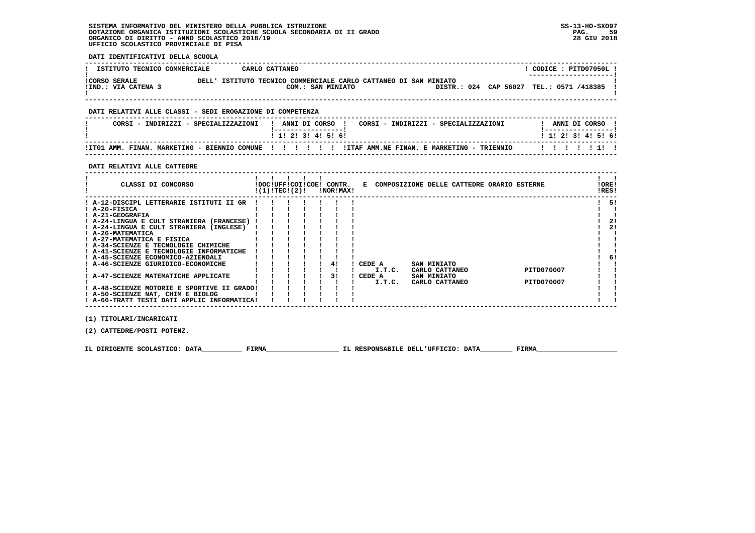SISTEMA INFORMATIVO DEL MINISTERO DELLA PUBBLICA ISTRUZIONE
DOTAZIONE ORGANICA ISTITUZIONI SCOLASTICHE SCUOLA SECONDARIA DI II GRADO
ORGANICO DI DIRITTO - ANNO SCOLASTICO 2018/19
UFFICIO SCOLASTICO PROVINCIALE DI PISA

SS-13-HO-SXO97
28 GIU 2018

**DATI IDENTIFICATIVI DELLA SCUOLA**

| ISTITUTO TECNICO COMMERCIALE | CARLO CATTANEO | CODICE : PITD07050L |
|---|---|---|
| CORSO SERALE | DELL' ISTITUTO TECNICO COMMERCIALE CARLO CATTANEO DI SAN MINIATO | |
| IND.: VIA CATENA 3 | COM.: SAN MINIATO | DISTR.: 024 CAP 56027 TEL.: 0571 /418385 |

**DATI RELATIVI ALLE CLASSI - SEDI EROGAZIONE DI COMPETENZA**

| CORSI - INDIRIZZI - SPECIALIZZAZIONI | 1 | 2 | 3 | 4 | 5 | 6 | CORSI - INDIRIZZI - SPECIALIZZAZIONI | 1 | 2 | 3 | 4 | 5 | 6 |
|---|---|---|---|---|---|---|---|---|---|---|---|---|---|
| IT01 AMM. FINAN. MARKETING - BIENNIO COMUNE | | | | | | | ITAF AMM.NE FINAN. E MARKETING - TRIENNIO | | | | | 1 | |

**DATI RELATIVI ALLE CATTEDRE**

| CLASSI DI CONCORSO | DOC (1) | UFF TEC | COI (2) | COE | CONTR. NOR | CONTR. MAX | E COMPOSIZIONE DELLE CATTEDRE ORARIO ESTERNE | ORE RES |
|---|---|---|---|---|---|---|---|---|
| A-12-DISCIPL LETTERARIE ISTITUTI II GR | | | | | | | | 5 |
| A-20-FISICA | | | | | | | | |
| A-21-GEOGRAFIA | | | | | | | | |
| A-24-LINGUA E CULT STRANIERA (FRANCESE) | | | | | | | | 2 |
| A-24-LINGUA E CULT STRANIERA (INGLESE) | | | | | | | | 2 |
| A-26-MATEMATICA | | | | | | | | |
| A-27-MATEMATICA E FISICA | | | | | | | | |
| A-34-SCIENZE E TECNOLOGIE CHIMICHE | | | | | | | | |
| A-41-SCIENZE E TECNOLOGIE INFORMATICHE | | | | | | | | |
| A-45-SCIENZE ECONOMICO-AZIENDALI | | | | | | | | 6 |
| A-46-SCIENZE GIURIDICO-ECONOMICHE | | | | | 4 | | CEDE A SAN MINIATO I.T.C. CARLO CATTANEO PITD070007 | |
| A-47-SCIENZE MATEMATICHE APPLICATE | | | | | 3 | | CEDE A SAN MINIATO I.T.C. CARLO CATTANEO PITD070007 | |
| A-48-SCIENZE MOTORIE E SPORTIVE II GRADO | | | | | | | | |
| A-50-SCIENZE NAT, CHIM E BIOLOG | | | | | | | | |
| A-66-TRATT TESTI DATI APPLIC INFORMATICA | | | | | | | | |

(1) TITOLARI/INCARICATI

(2) CATTEDRE/POSTI POTENZ.

IL DIRIGENTE SCOLASTICO: DATA__________ FIRMA__________________ IL RESPONSABILE DELL'UFFICIO: DATA________ FIRMA____________________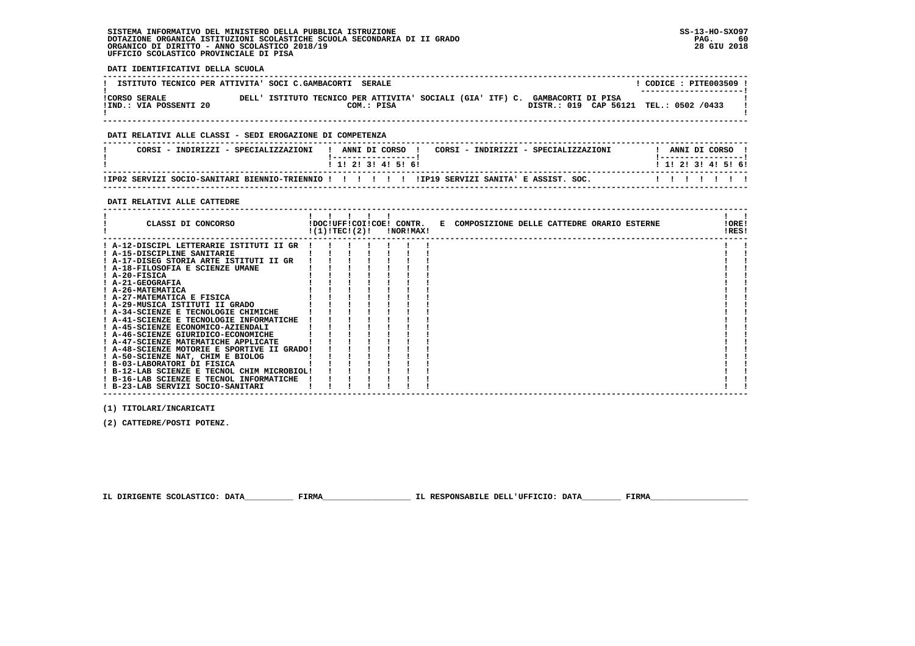SISTEMA INFORMATIVO DEL MINISTERO DELLA PUBBLICA ISTRUZIONE
DOTAZIONE ORGANICA ISTITUZIONI SCOLASTICHE SCUOLA SECONDARIA DI II GRADO
ORGANICO DI DIRITTO - ANNO SCOLASTICO 2018/19
UFFICIO SCOLASTICO PROVINCIALE DI PISA

SS-13-HO-SXO97
28 GIU 2018

**DATI IDENTIFICATIVI DELLA SCUOLA**

| ISTITUTO TECNICO PER ATTIVITA' SOCI C.GAMBACORTI SERALE | | CODICE : PITE003509 |
|---|---|---|
| CORSO SERALE<br>IND.: VIA POSSENTI 20 | DELL' ISTITUTO TECNICO PER ATTIVITA' SOCIALI (GIA' ITF) C. GAMBACORTI DI PISA<br>COM.: PISA | DISTR.: 019 CAP 56121 TEL.: 0502 /0433 |

**DATI RELATIVI ALLE CLASSI - SEDI EROGAZIONE DI COMPETENZA**

| CORSI - INDIRIZZI - SPECIALIZZAZIONI | 1 | 2 | 3 | 4 | 5 | 6 | CORSI - INDIRIZZI - SPECIALIZZAZIONI | 1 | 2 | 3 | 4 | 5 | 6 |
|---|---|---|---|---|---|---|---|---|---|---|---|---|---|
| IP02 SERVIZI SOCIO-SANITARI BIENNIO-TRIENNIO | | | | | | | IP19 SERVIZI SANITA' E ASSIST. SOC. | | | | | | |

**DATI RELATIVI ALLE CATTEDRE**

| CLASSI DI CONCORSO | DOC (1) | UFF TEC | COI (2) | COE | CONTR. NOR | CONTR. MAX | E COMPOSIZIONE DELLE CATTEDRE ORARIO ESTERNE | ORE RES |
|---|---|---|---|---|---|---|---|---|
| A-12-DISCIPL LETTERARIE ISTITUTI II GR | | | | | | | | |
| A-15-DISCIPLINE SANITARIE | | | | | | | | |
| A-17-DISEG STORIA ARTE ISTITUTI II GR | | | | | | | | |
| A-18-FILOSOFIA E SCIENZE UMANE | | | | | | | | |
| A-20-FISICA | | | | | | | | |
| A-21-GEOGRAFIA | | | | | | | | |
| A-26-MATEMATICA | | | | | | | | |
| A-27-MATEMATICA E FISICA | | | | | | | | |
| A-29-MUSICA ISTITUTI II GRADO | | | | | | | | |
| A-34-SCIENZE E TECNOLOGIE CHIMICHE | | | | | | | | |
| A-41-SCIENZE E TECNOLOGIE INFORMATICHE | | | | | | | | |
| A-45-SCIENZE ECONOMICO-AZIENDALI | | | | | | | | |
| A-46-SCIENZE GIURIDICO-ECONOMICHE | | | | | | | | |
| A-47-SCIENZE MATEMATICHE APPLICATE | | | | | | | | |
| A-48-SCIENZE MOTORIE E SPORTIVE II GRADO | | | | | | | | |
| A-50-SCIENZE NAT, CHIM E BIOLOG | | | | | | | | |
| B-03-LABORATORI DI FISICA | | | | | | | | |
| B-12-LAB SCIENZE E TECNOL CHIM MICROBIOL | | | | | | | | |
| B-16-LAB SCIENZE E TECNOL INFORMATICHE | | | | | | | | |
| B-23-LAB SERVIZI SOCIO-SANITARI | | | | | | | | |

(1) TITOLARI/INCARICATI

(2) CATTEDRE/POSTI POTENZ.

IL DIRIGENTE SCOLASTICO: DATA__________ FIRMA__________________ IL RESPONSABILE DELL'UFFICIO: DATA________ FIRMA____________________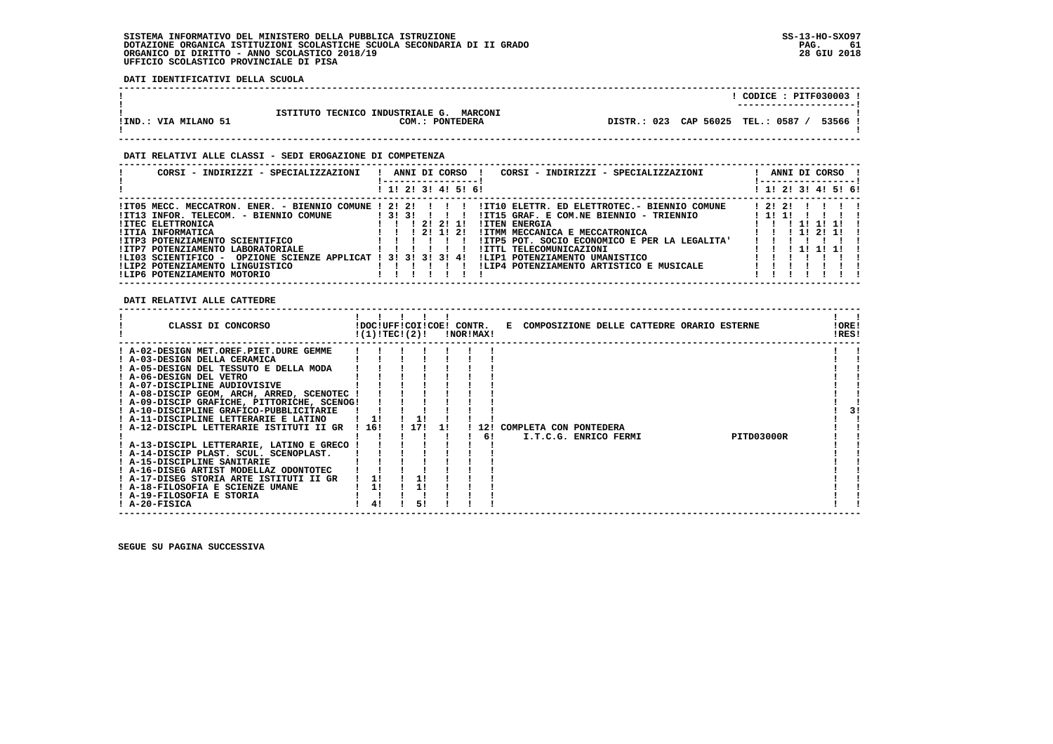**DATI IDENTIFICATIVI DELLA SCUOLA**

| | | |
|---|---|---|
| | | CODICE : PITF030003 |
| IND.: VIA MILANO 51 | ISTITUTO TECNICO INDUSTRIALE G. MARCONI<br>COM.: PONTEDERA | DISTR.: 023 CAP 56025 TEL.: 0587 / 53566 |

**DATI RELATIVI ALLE CLASSI - SEDI EROGAZIONE DI COMPETENZA**

| CORSI - INDIRIZZI - SPECIALIZZAZIONI | 1 | 2 | 3 | 4 | 5 | 6 | CORSI - INDIRIZZI - SPECIALIZZAZIONI | 1 | 2 | 3 | 4 | 5 | 6 |
|---|---|---|---|---|---|---|---|---|---|---|---|---|---|
| IT05 MECC. MECCATRON. ENER. - BIENNIO COMUNE | 2 | 2 | | | | | IT10 ELETTR. ED ELETTROTEC.- BIENNIO COMUNE | 2 | 2 | | | | |
| IT13 INFOR. TELECOM. - BIENNIO COMUNE | 3 | 3 | | | | | IT15 GRAF. E COM.NE BIENNIO - TRIENNIO | 1 | 1 | | | | |
| ITEC ELETTRONICA | | | 2 | 2 | 1 | | ITEN ENERGIA | | | 1 | 1 | 1 | |
| ITIA INFORMATICA | | | 2 | 1 | 2 | | ITMM MECCANICA E MECCATRONICA | | | 1 | 2 | 1 | |
| ITP3 POTENZIAMENTO SCIENTIFICO | | | | | | | ITP5 POT. SOCIO ECONOMICO E PER LA LEGALITA' | | | | | | |
| ITP7 POTENZIAMENTO LABORATORIALE | | | | | | | ITTL TELECOMUNICAZIONI | | | 1 | 1 | 1 | |
| LI03 SCIENTIFICO - OPZIONE SCIENZE APPLICAT | 3 | 3 | 3 | 3 | 4 | | LIP1 POTENZIAMENTO UMANISTICO | | | | | | |
| LIP2 POTENZIAMENTO LINGUISTICO | | | | | | | LIP4 POTENZIAMENTO ARTISTICO E MUSICALE | | | | | | |
| LIP6 POTENZIAMENTO MOTORIO | | | | | | | | | | | | | |

**DATI RELATIVI ALLE CATTEDRE**

| CLASSI DI CONCORSO | DOC (1) | UFF TEC | COI (2) | COE | CONTR. NOR | CONTR. MAX | E COMPOSIZIONE DELLE CATTEDRE ORARIO ESTERNE | ORE RES |
|---|---|---|---|---|---|---|---|---|
| A-02-DESIGN MET.OREF.PIET.DURE GEMME | | | | | | | | |
| A-03-DESIGN DELLA CERAMICA | | | | | | | | |
| A-05-DESIGN DEL TESSUTO E DELLA MODA | | | | | | | | |
| A-06-DESIGN DEL VETRO | | | | | | | | |
| A-07-DISCIPLINE AUDIOVISIVE | | | | | | | | |
| A-08-DISCIP GEOM, ARCH, ARRED, SCENOTEC | | | | | | | | |
| A-09-DISCIP GRAFICHE, PITTORICHE, SCENOG | | | | | | | | |
| A-10-DISCIPLINE GRAFICO-PUBBLICITARIE | | | | | | | | 3 |
| A-11-DISCIPLINE LETTERARIE E LATINO | 1 | | 1 | | | | | |
| A-12-DISCIPL LETTERARIE ISTITUTI II GR | 16 | | 17 | 1 | | 12 | COMPLETA CON PONTEDERA | |
| | | | | | | 6 | I.T.C.G. ENRICO FERMI PITD03000R | |
| A-13-DISCIPL LETTERARIE, LATINO E GRECO | | | | | | | | |
| A-14-DISCIP PLAST. SCUL. SCENOPLAST. | | | | | | | | |
| A-15-DISCIPLINE SANITARIE | | | | | | | | |
| A-16-DISEG ARTIST MODELLAZ ODONTOTEC | | | | | | | | |
| A-17-DISEG STORIA ARTE ISTITUTI II GR | 1 | | 1 | | | | | |
| A-18-FILOSOFIA E SCIENZE UMANE | 1 | | 1 | | | | | |
| A-19-FILOSOFIA E STORIA | | | | | | | | |
| A-20-FISICA | 4 | | 5 | | | | | |

SEGUE SU PAGINA SUCCESSIVA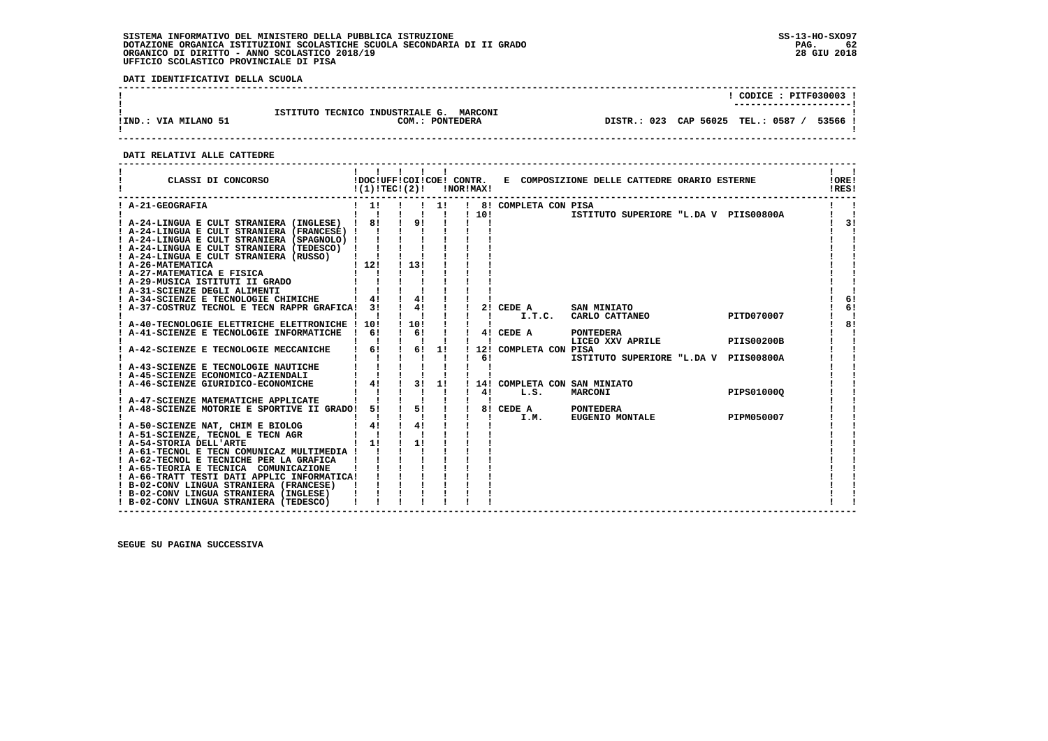SISTEMA INFORMATIVO DEL MINISTERO DELLA PUBBLICA ISTRUZIONE
DOTAZIONE ORGANICA ISTITUZIONI SCOLASTICHE SCUOLA SECONDARIA DI II GRADO
ORGANICO DI DIRITTO - ANNO SCOLASTICO 2018/19
UFFICIO SCOLASTICO PROVINCIALE DI PISA

SS-13-HO-SXO97
28 GIU 2018

**DATI IDENTIFICATIVI DELLA SCUOLA**

| | | |
|---|---|---|
| | | CODICE : PITF030003 |
| IND.: VIA MILANO 51 | ISTITUTO TECNICO INDUSTRIALE G. MARCONI COM.: PONTEDERA | DISTR.: 023 CAP 56025 TEL.: 0587 / 53566 |

**DATI RELATIVI ALLE CATTEDRE**

| CLASSI DI CONCORSO | DOC (1) | UFF TEC | COI (2) | COE | CONTR. NOR | CONTR. MAX | E COMPOSIZIONE DELLE CATTEDRE ORARIO ESTERNE | | | ORE RES |
|---|---|---|---|---|---|---|---|---|---|---|
| A-21-GEOGRAFIA | 1 | | | 1 | 8 | 10 | COMPLETA CON PISA | ISTITUTO SUPERIORE "L.DA V | PIIS00800A | |
| A-24-LINGUA E CULT STRANIERA (INGLESE) | 8 | | 9 | | | | | | | 3 |
| A-24-LINGUA E CULT STRANIERA (FRANCESE) | | | | | | | | | | |
| A-24-LINGUA E CULT STRANIERA (SPAGNOLO) | | | | | | | | | | |
| A-24-LINGUA E CULT STRANIERA (TEDESCO) | | | | | | | | | | |
| A-24-LINGUA E CULT STRANIERA (RUSSO) | | | | | | | | | | |
| A-26-MATEMATICA | 12 | | 13 | | | | | | | |
| A-27-MATEMATICA E FISICA | | | | | | | | | | |
| A-29-MUSICA ISTITUTI II GRADO | | | | | | | | | | |
| A-31-SCIENZE DEGLI ALIMENTI | | | | | | | | | | |
| A-34-SCIENZE E TECNOLOGIE CHIMICHE | 4 | | 4 | | | | | | | 6 |
| A-37-COSTRUZ TECNOL E TECN RAPPR GRAFICA | 3 | | 4 | | 2 | | CEDE A I.T.C. | SAN MINIATO CARLO CATTANEO | PITD070007 | 6 |
| A-40-TECNOLOGIE ELETTRICHE ELETTRONICHE | 10 | | 10 | | | | | | | 8 |
| A-41-SCIENZE E TECNOLOGIE INFORMATICHE | 6 | | 6 | | 4 | | CEDE A | PONTEDERA LICEO XXV APRILE | PIIS00200B | |
| A-42-SCIENZE E TECNOLOGIE MECCANICHE | 6 | | 6 | 1 | 12 | 6 | COMPLETA CON PISA | ISTITUTO SUPERIORE "L.DA V | PIIS00800A | |
| A-43-SCIENZE E TECNOLOGIE NAUTICHE | | | | | | | | | | |
| A-45-SCIENZE ECONOMICO-AZIENDALI | | | | | | | | | | |
| A-46-SCIENZE GIURIDICO-ECONOMICHE | 4 | | 3 | 1 | 14 | 4 | COMPLETA CON SAN MINIATO L.S. | MARCONI | PIPS01000Q | |
| A-47-SCIENZE MATEMATICHE APPLICATE | | | | | | | | | | |
| A-48-SCIENZE MOTORIE E SPORTIVE II GRADO | 5 | | 5 | | 8 | | CEDE A I.M. | PONTEDERA EUGENIO MONTALE | PIPM050007 | |
| A-50-SCIENZE NAT, CHIM E BIOLOG | 4 | | 4 | | | | | | | |
| A-51-SCIENZE, TECNOL E TECN AGR | | | | | | | | | | |
| A-54-STORIA DELL'ARTE | 1 | | 1 | | | | | | | |
| A-61-TECNOL E TECN COMUNICAZ MULTIMEDIA | | | | | | | | | | |
| A-62-TECNOL E TECNICHE PER LA GRAFICA | | | | | | | | | | |
| A-65-TEORIA E TECNICA COMUNICAZIONE | | | | | | | | | | |
| A-66-TRATT TESTI DATI APPLIC INFORMATICA | | | | | | | | | | |
| B-02-CONV LINGUA STRANIERA (FRANCESE) | | | | | | | | | | |
| B-02-CONV LINGUA STRANIERA (INGLESE) | | | | | | | | | | |
| B-02-CONV LINGUA STRANIERA (TEDESCO) | | | | | | | | | | |

SEGUE SU PAGINA SUCCESSIVA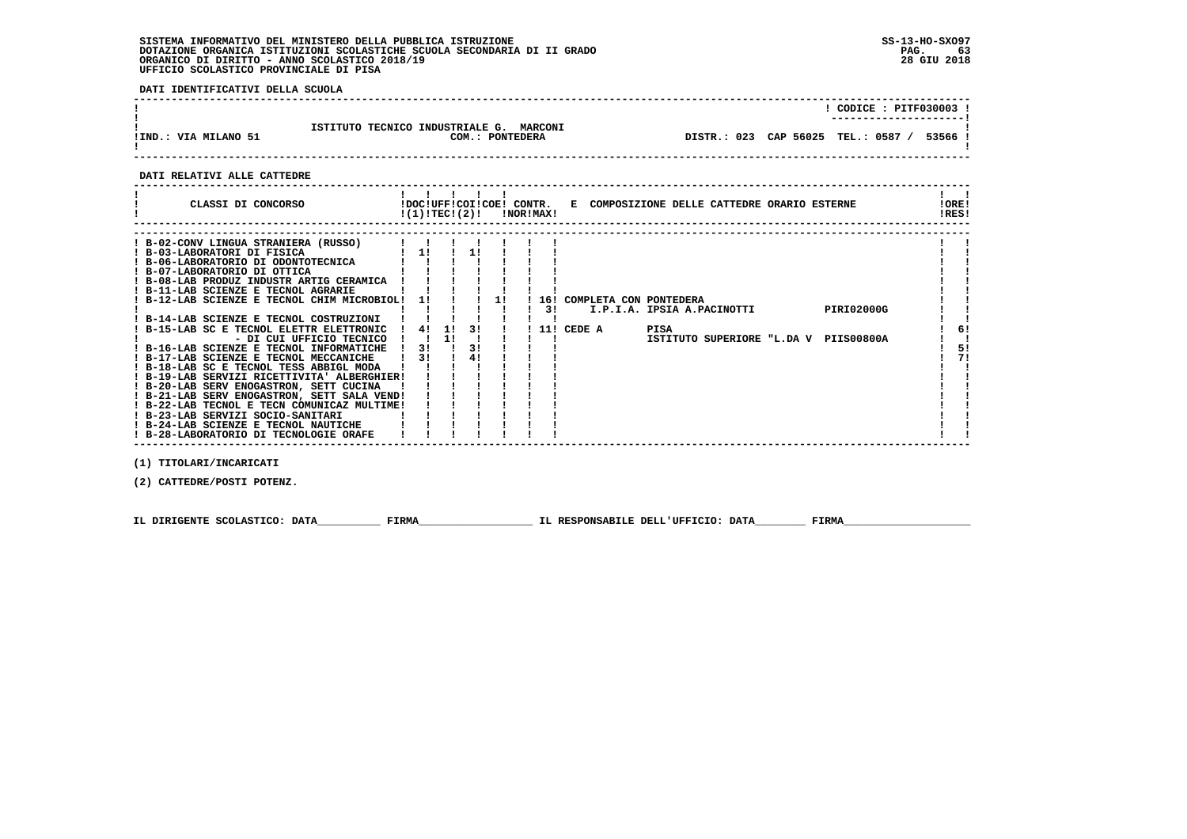SISTEMA INFORMATIVO DEL MINISTERO DELLA PUBBLICA ISTRUZIONE
DOTAZIONE ORGANICA ISTITUZIONI SCOLASTICHE SCUOLA SECONDARIA DI II GRADO
ORGANICO DI DIRITTO - ANNO SCOLASTICO 2018/19
UFFICIO SCOLASTICO PROVINCIALE DI PISA

SS-13-HO-SXO97
28 GIU 2018

**DATI IDENTIFICATIVI DELLA SCUOLA**

| | | |
|---|---|---|
| | | CODICE : PITF030003 |
| IND.: VIA MILANO 51 | ISTITUTO TECNICO INDUSTRIALE G. MARCONI COM.: PONTEDERA | DISTR.: 023 CAP 56025 TEL.: 0587 / 53566 |

**DATI RELATIVI ALLE CATTEDRE**

| CLASSI DI CONCORSO | DOC (1) | UFF TEC | COI (2) | COE | CONTR. NOR | CONTR. MAX | E COMPOSIZIONE DELLE CATTEDRE ORARIO ESTERNE | | | ORE RES |
|---|---|---|---|---|---|---|---|---|---|---|
| B-02-CONV LINGUA STRANIERA (RUSSO) | | | | | | | | | | |
| B-03-LABORATORI DI FISICA | 1 | | 1 | | | | | | | |
| B-06-LABORATORIO DI ODONTOTECNICA | | | | | | | | | | |
| B-07-LABORATORIO DI OTTICA | | | | | | | | | | |
| B-08-LAB PRODUZ INDUSTR ARTIG CERAMICA | | | | | | | | | | |
| B-11-LAB SCIENZE E TECNOL AGRARIE | | | | | | | | | | |
| B-12-LAB SCIENZE E TECNOL CHIM MICROBIOL | 1 | | | 1 | | 16 | COMPLETA CON PONTEDERA | | | |
| | | | | | | 3 | I.P.I.A. IPSIA A.PACINOTTI | | PIRI02000G | |
| B-14-LAB SCIENZE E TECNOL COSTRUZIONI | | | | | | | | | | |
| B-15-LAB SC E TECNOL ELETTR ELETTRONIC | 4 | 1 | 3 | | | 11 | CEDE A | PISA | | 6 |
| - DI CUI UFFICIO TECNICO | | 1 | | | | | | ISTITUTO SUPERIORE "L.DA V | PIIS00800A | |
| B-16-LAB SCIENZE E TECNOL INFORMATICHE | 3 | | 3 | | | | | | | 5 |
| B-17-LAB SCIENZE E TECNOL MECCANICHE | 3 | | 4 | | | | | | | 7 |
| B-18-LAB SC E TECNOL TESS ABBIGL MODA | | | | | | | | | | |
| B-19-LAB SERVIZI RICETTIVITA' ALBERGHIER | | | | | | | | | | |
| B-20-LAB SERV ENOGASTRON, SETT CUCINA | | | | | | | | | | |
| B-21-LAB SERV ENOGASTRON, SETT SALA VEND | | | | | | | | | | |
| B-22-LAB TECNOL E TECN COMUNICAZ MULTIME | | | | | | | | | | |
| B-23-LAB SERVIZI SOCIO-SANITARI | | | | | | | | | | |
| B-24-LAB SCIENZE E TECNOL NAUTICHE | | | | | | | | | | |
| B-28-LABORATORIO DI TECNOLOGIE ORAFE | | | | | | | | | | |

(1) TITOLARI/INCARICATI

(2) CATTEDRE/POSTI POTENZ.

IL DIRIGENTE SCOLASTICO: DATA_________ FIRMA_________________ IL RESPONSABILE DELL'UFFICIO: DATA________ FIRMA____________________